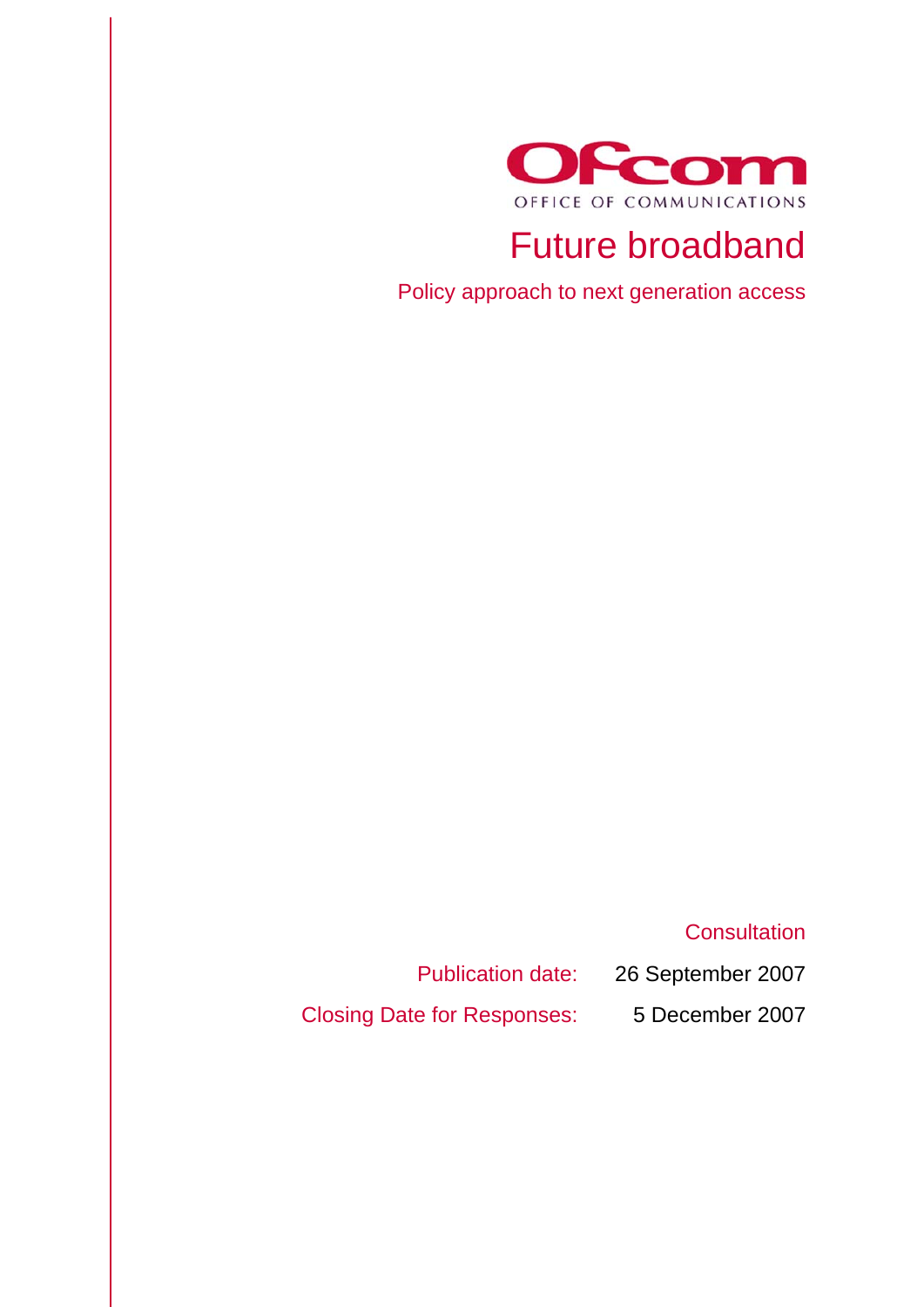Ofcom

OFFICE OF COMMUNICATIONS

# Future broadband

## Policy approach to next generation access

Consultation

| | |
|---|---|
| Publication date: | 26 September 2007 |
| Closing Date for Responses: | 5 December 2007 |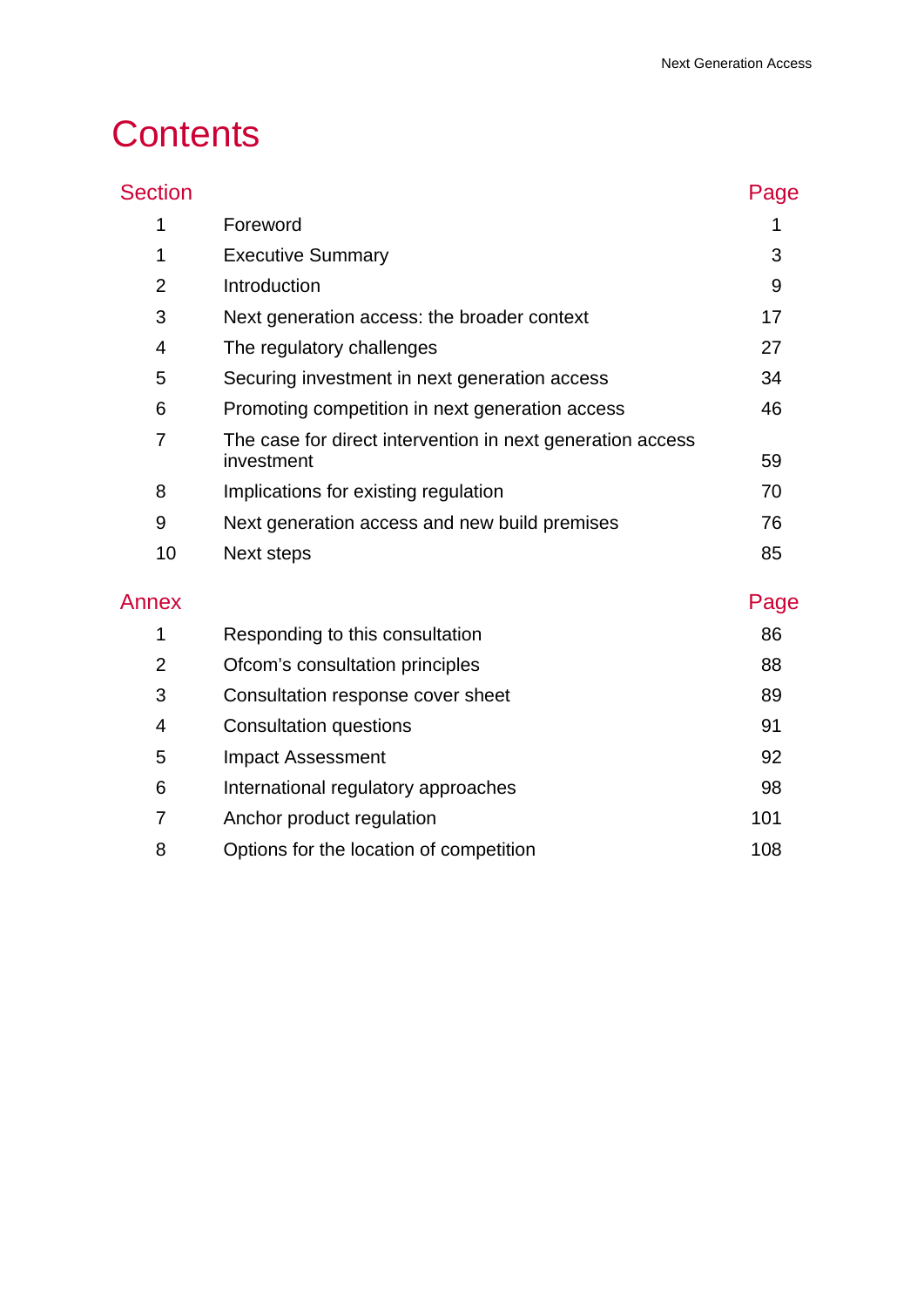# Contents

| Section | | Page |
|---|---|---|
| 1 | Foreword | 1 |
| 1 | Executive Summary | 3 |
| 2 | Introduction | 9 |
| 3 | Next generation access: the broader context | 17 |
| 4 | The regulatory challenges | 27 |
| 5 | Securing investment in next generation access | 34 |
| 6 | Promoting competition in next generation access | 46 |
| 7 | The case for direct intervention in next generation access investment | 59 |
| 8 | Implications for existing regulation | 70 |
| 9 | Next generation access and new build premises | 76 |
| 10 | Next steps | 85 |

| Annex | | Page |
|---|---|---|
| 1 | Responding to this consultation | 86 |
| 2 | Ofcom's consultation principles | 88 |
| 3 | Consultation response cover sheet | 89 |
| 4 | Consultation questions | 91 |
| 5 | Impact Assessment | 92 |
| 6 | International regulatory approaches | 98 |
| 7 | Anchor product regulation | 101 |
| 8 | Options for the location of competition | 108 |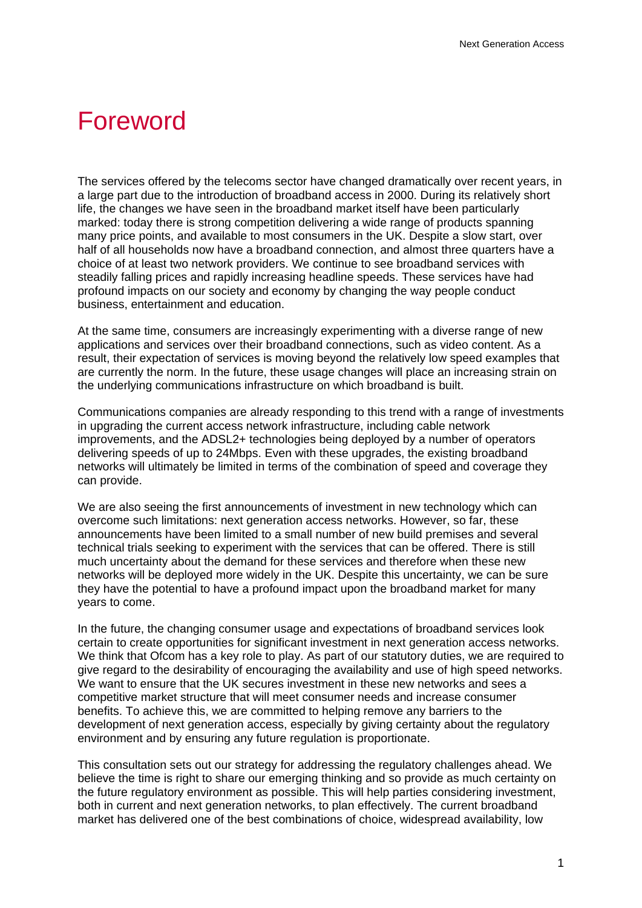# Foreword

The services offered by the telecoms sector have changed dramatically over recent years, in a large part due to the introduction of broadband access in 2000. During its relatively short life, the changes we have seen in the broadband market itself have been particularly marked: today there is strong competition delivering a wide range of products spanning many price points, and available to most consumers in the UK. Despite a slow start, over half of all households now have a broadband connection, and almost three quarters have a choice of at least two network providers. We continue to see broadband services with steadily falling prices and rapidly increasing headline speeds. These services have had profound impacts on our society and economy by changing the way people conduct business, entertainment and education.

At the same time, consumers are increasingly experimenting with a diverse range of new applications and services over their broadband connections, such as video content. As a result, their expectation of services is moving beyond the relatively low speed examples that are currently the norm. In the future, these usage changes will place an increasing strain on the underlying communications infrastructure on which broadband is built.

Communications companies are already responding to this trend with a range of investments in upgrading the current access network infrastructure, including cable network improvements, and the ADSL2+ technologies being deployed by a number of operators delivering speeds of up to 24Mbps. Even with these upgrades, the existing broadband networks will ultimately be limited in terms of the combination of speed and coverage they can provide.

We are also seeing the first announcements of investment in new technology which can overcome such limitations: next generation access networks. However, so far, these announcements have been limited to a small number of new build premises and several technical trials seeking to experiment with the services that can be offered. There is still much uncertainty about the demand for these services and therefore when these new networks will be deployed more widely in the UK. Despite this uncertainty, we can be sure they have the potential to have a profound impact upon the broadband market for many years to come.

In the future, the changing consumer usage and expectations of broadband services look certain to create opportunities for significant investment in next generation access networks. We think that Ofcom has a key role to play. As part of our statutory duties, we are required to give regard to the desirability of encouraging the availability and use of high speed networks. We want to ensure that the UK secures investment in these new networks and sees a competitive market structure that will meet consumer needs and increase consumer benefits. To achieve this, we are committed to helping remove any barriers to the development of next generation access, especially by giving certainty about the regulatory environment and by ensuring any future regulation is proportionate.

This consultation sets out our strategy for addressing the regulatory challenges ahead. We believe the time is right to share our emerging thinking and so provide as much certainty on the future regulatory environment as possible. This will help parties considering investment, both in current and next generation networks, to plan effectively. The current broadband market has delivered one of the best combinations of choice, widespread availability, low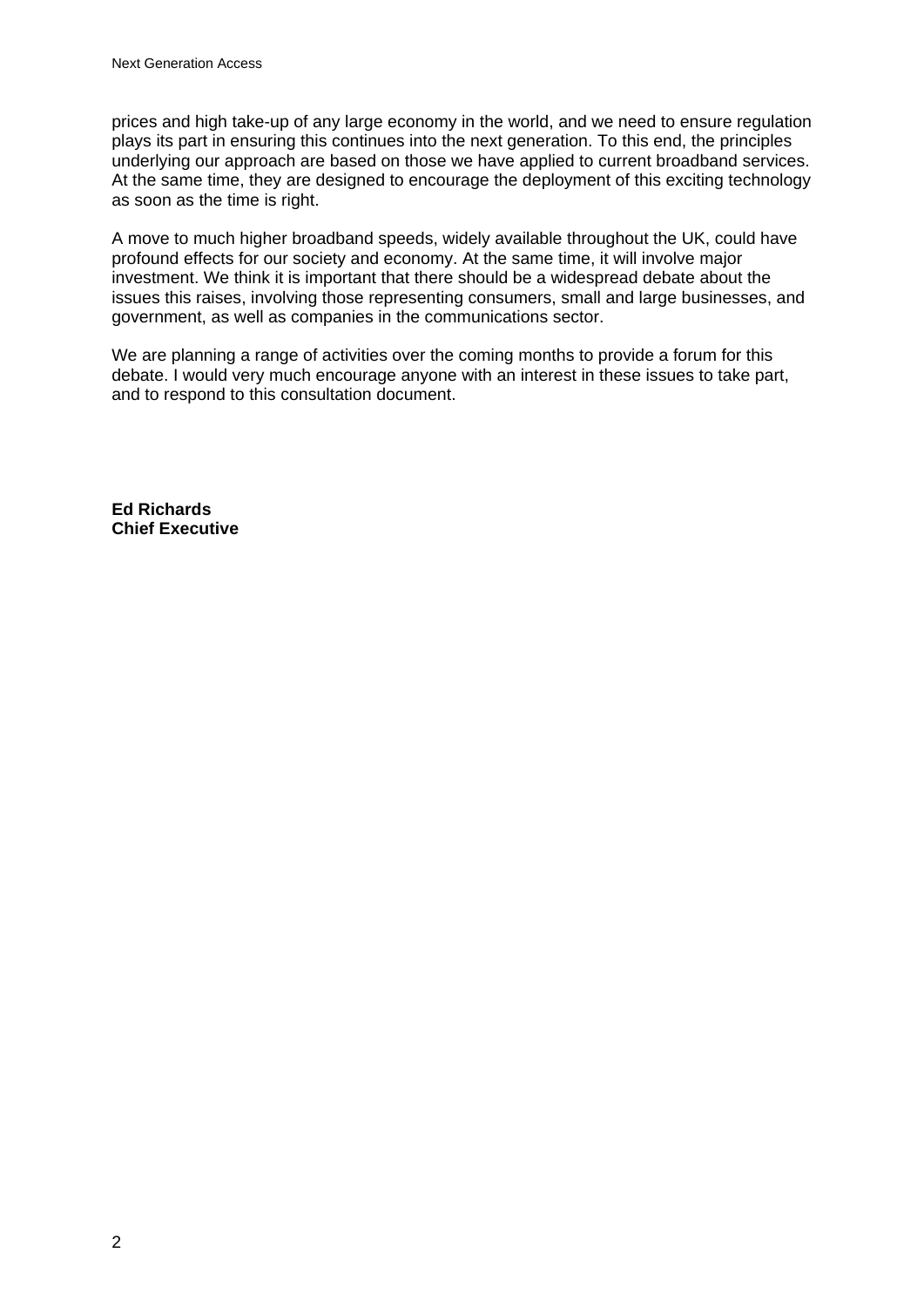prices and high take-up of any large economy in the world, and we need to ensure regulation plays its part in ensuring this continues into the next generation. To this end, the principles underlying our approach are based on those we have applied to current broadband services. At the same time, they are designed to encourage the deployment of this exciting technology as soon as the time is right.

A move to much higher broadband speeds, widely available throughout the UK, could have profound effects for our society and economy. At the same time, it will involve major investment. We think it is important that there should be a widespread debate about the issues this raises, involving those representing consumers, small and large businesses, and government, as well as companies in the communications sector.

We are planning a range of activities over the coming months to provide a forum for this debate. I would very much encourage anyone with an interest in these issues to take part, and to respond to this consultation document.

**Ed Richards**
**Chief Executive**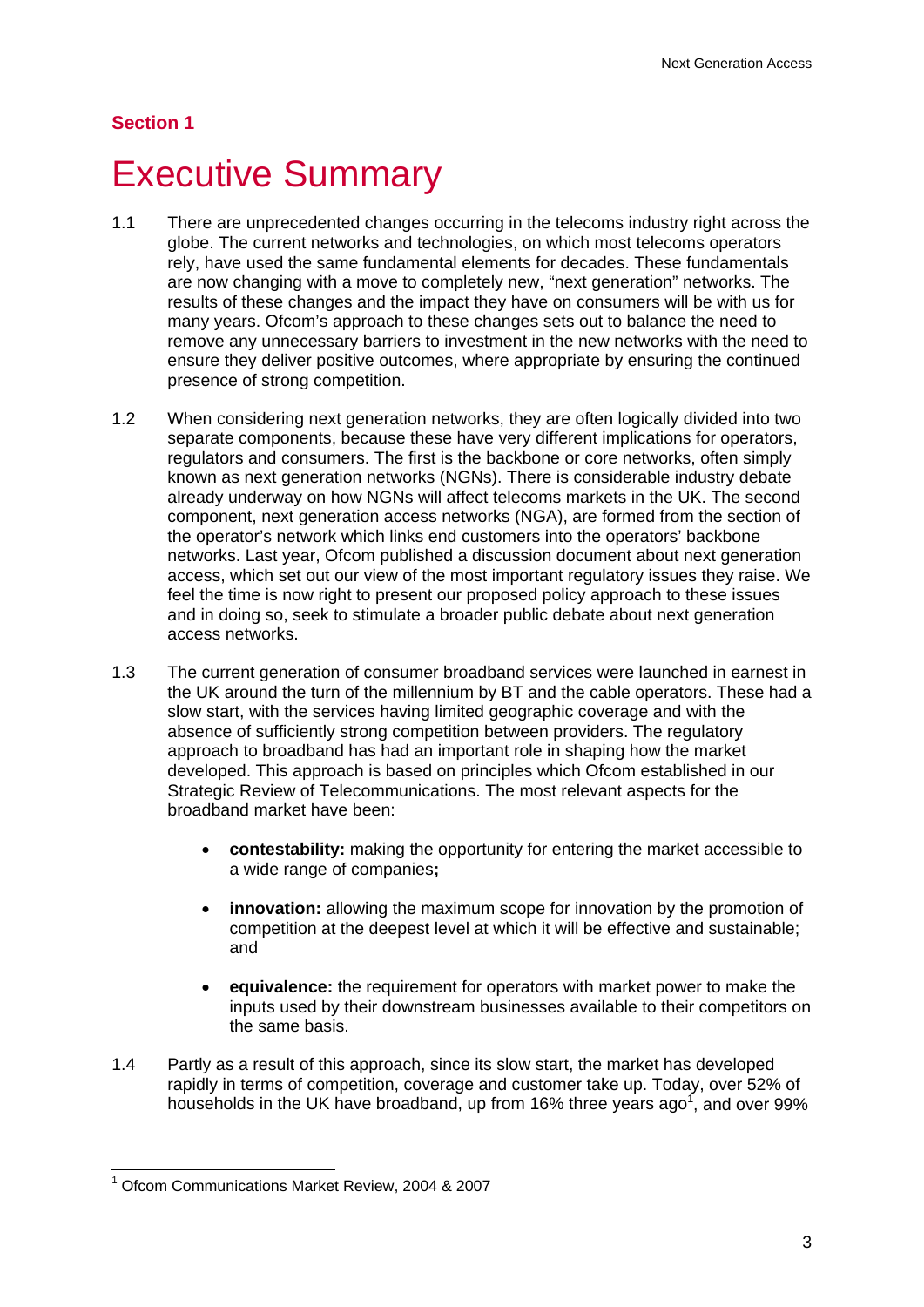## Section 1

# Executive Summary

1.1 There are unprecedented changes occurring in the telecoms industry right across the globe. The current networks and technologies, on which most telecoms operators rely, have used the same fundamental elements for decades. These fundamentals are now changing with a move to completely new, "next generation" networks. The results of these changes and the impact they have on consumers will be with us for many years. Ofcom's approach to these changes sets out to balance the need to remove any unnecessary barriers to investment in the new networks with the need to ensure they deliver positive outcomes, where appropriate by ensuring the continued presence of strong competition.

1.2 When considering next generation networks, they are often logically divided into two separate components, because these have very different implications for operators, regulators and consumers. The first is the backbone or core networks, often simply known as next generation networks (NGNs). There is considerable industry debate already underway on how NGNs will affect telecoms markets in the UK. The second component, next generation access networks (NGA), are formed from the section of the operator's network which links end customers into the operators' backbone networks. Last year, Ofcom published a discussion document about next generation access, which set out our view of the most important regulatory issues they raise. We feel the time is now right to present our proposed policy approach to these issues and in doing so, seek to stimulate a broader public debate about next generation access networks.

1.3 The current generation of consumer broadband services were launched in earnest in the UK around the turn of the millennium by BT and the cable operators. These had a slow start, with the services having limited geographic coverage and with the absence of sufficiently strong competition between providers. The regulatory approach to broadband has had an important role in shaping how the market developed. This approach is based on principles which Ofcom established in our Strategic Review of Telecommunications. The most relevant aspects for the broadband market have been:

- **contestability:** making the opportunity for entering the market accessible to a wide range of companies**;**
- **innovation:** allowing the maximum scope for innovation by the promotion of competition at the deepest level at which it will be effective and sustainable; and
- **equivalence:** the requirement for operators with market power to make the inputs used by their downstream businesses available to their competitors on the same basis.

1.4 Partly as a result of this approach, since its slow start, the market has developed rapidly in terms of competition, coverage and customer take up. Today, over 52% of households in the UK have broadband, up from 16% three years ago[1], and over 99%

[1] Ofcom Communications Market Review, 2004 & 2007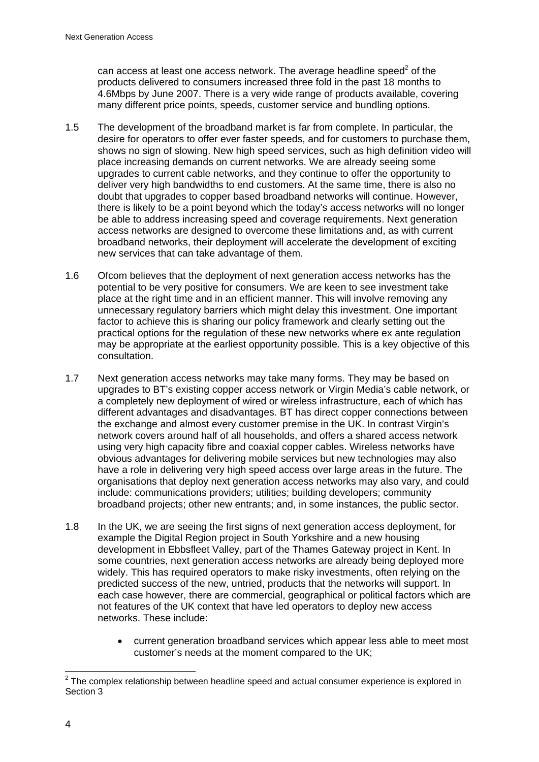can access at least one access network. The average headline speed[2] of the products delivered to consumers increased three fold in the past 18 months to 4.6Mbps by June 2007. There is a very wide range of products available, covering many different price points, speeds, customer service and bundling options.

1.5 The development of the broadband market is far from complete. In particular, the desire for operators to offer ever faster speeds, and for customers to purchase them, shows no sign of slowing. New high speed services, such as high definition video will place increasing demands on current networks. We are already seeing some upgrades to current cable networks, and they continue to offer the opportunity to deliver very high bandwidths to end customers. At the same time, there is also no doubt that upgrades to copper based broadband networks will continue. However, there is likely to be a point beyond which the today's access networks will no longer be able to address increasing speed and coverage requirements. Next generation access networks are designed to overcome these limitations and, as with current broadband networks, their deployment will accelerate the development of exciting new services that can take advantage of them.

1.6 Ofcom believes that the deployment of next generation access networks has the potential to be very positive for consumers. We are keen to see investment take place at the right time and in an efficient manner. This will involve removing any unnecessary regulatory barriers which might delay this investment. One important factor to achieve this is sharing our policy framework and clearly setting out the practical options for the regulation of these new networks where ex ante regulation may be appropriate at the earliest opportunity possible. This is a key objective of this consultation.

1.7 Next generation access networks may take many forms. They may be based on upgrades to BT's existing copper access network or Virgin Media's cable network, or a completely new deployment of wired or wireless infrastructure, each of which has different advantages and disadvantages. BT has direct copper connections between the exchange and almost every customer premise in the UK. In contrast Virgin's network covers around half of all households, and offers a shared access network using very high capacity fibre and coaxial copper cables. Wireless networks have obvious advantages for delivering mobile services but new technologies may also have a role in delivering very high speed access over large areas in the future. The organisations that deploy next generation access networks may also vary, and could include: communications providers; utilities; building developers; community broadband projects; other new entrants; and, in some instances, the public sector.

1.8 In the UK, we are seeing the first signs of next generation access deployment, for example the Digital Region project in South Yorkshire and a new housing development in Ebbsfleet Valley, part of the Thames Gateway project in Kent. In some countries, next generation access networks are already being deployed more widely. This has required operators to make risky investments, often relying on the predicted success of the new, untried, products that the networks will support. In each case however, there are commercial, geographical or political factors which are not features of the UK context that have led operators to deploy new access networks. These include:

- current generation broadband services which appear less able to meet most customer's needs at the moment compared to the UK;

[2] The complex relationship between headline speed and actual consumer experience is explored in Section 3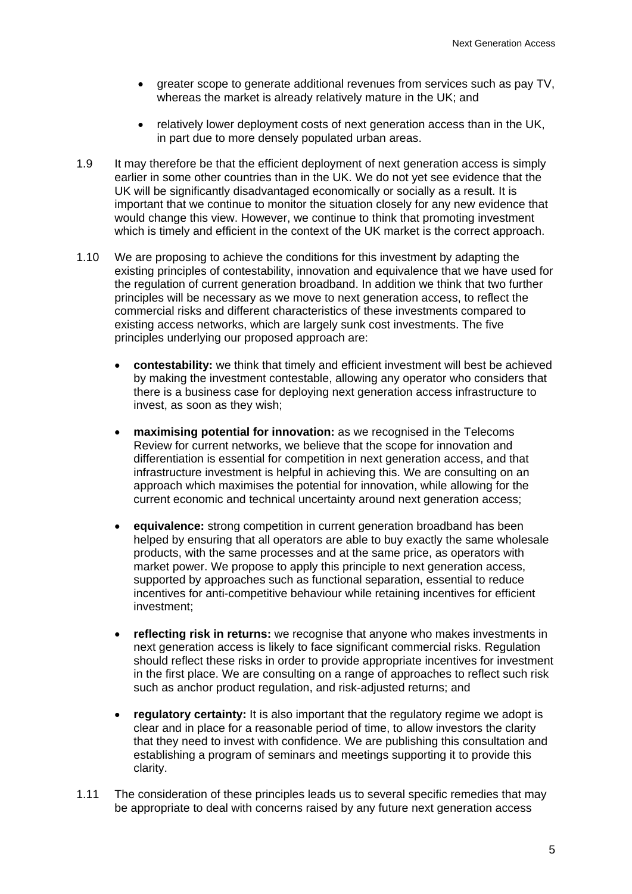- greater scope to generate additional revenues from services such as pay TV, whereas the market is already relatively mature in the UK; and

- relatively lower deployment costs of next generation access than in the UK, in part due to more densely populated urban areas.

1.9 It may therefore be that the efficient deployment of next generation access is simply earlier in some other countries than in the UK. We do not yet see evidence that the UK will be significantly disadvantaged economically or socially as a result. It is important that we continue to monitor the situation closely for any new evidence that would change this view. However, we continue to think that promoting investment which is timely and efficient in the context of the UK market is the correct approach.

1.10 We are proposing to achieve the conditions for this investment by adapting the existing principles of contestability, innovation and equivalence that we have used for the regulation of current generation broadband. In addition we think that two further principles will be necessary as we move to next generation access, to reflect the commercial risks and different characteristics of these investments compared to existing access networks, which are largely sunk cost investments. The five principles underlying our proposed approach are:

- **contestability:** we think that timely and efficient investment will best be achieved by making the investment contestable, allowing any operator who considers that there is a business case for deploying next generation access infrastructure to invest, as soon as they wish;

- **maximising potential for innovation:** as we recognised in the Telecoms Review for current networks, we believe that the scope for innovation and differentiation is essential for competition in next generation access, and that infrastructure investment is helpful in achieving this. We are consulting on an approach which maximises the potential for innovation, while allowing for the current economic and technical uncertainty around next generation access;

- **equivalence:** strong competition in current generation broadband has been helped by ensuring that all operators are able to buy exactly the same wholesale products, with the same processes and at the same price, as operators with market power. We propose to apply this principle to next generation access, supported by approaches such as functional separation, essential to reduce incentives for anti-competitive behaviour while retaining incentives for efficient investment;

- **reflecting risk in returns:** we recognise that anyone who makes investments in next generation access is likely to face significant commercial risks. Regulation should reflect these risks in order to provide appropriate incentives for investment in the first place. We are consulting on a range of approaches to reflect such risk such as anchor product regulation, and risk-adjusted returns; and

- **regulatory certainty:** It is also important that the regulatory regime we adopt is clear and in place for a reasonable period of time, to allow investors the clarity that they need to invest with confidence. We are publishing this consultation and establishing a program of seminars and meetings supporting it to provide this clarity.

1.11 The consideration of these principles leads us to several specific remedies that may be appropriate to deal with concerns raised by any future next generation access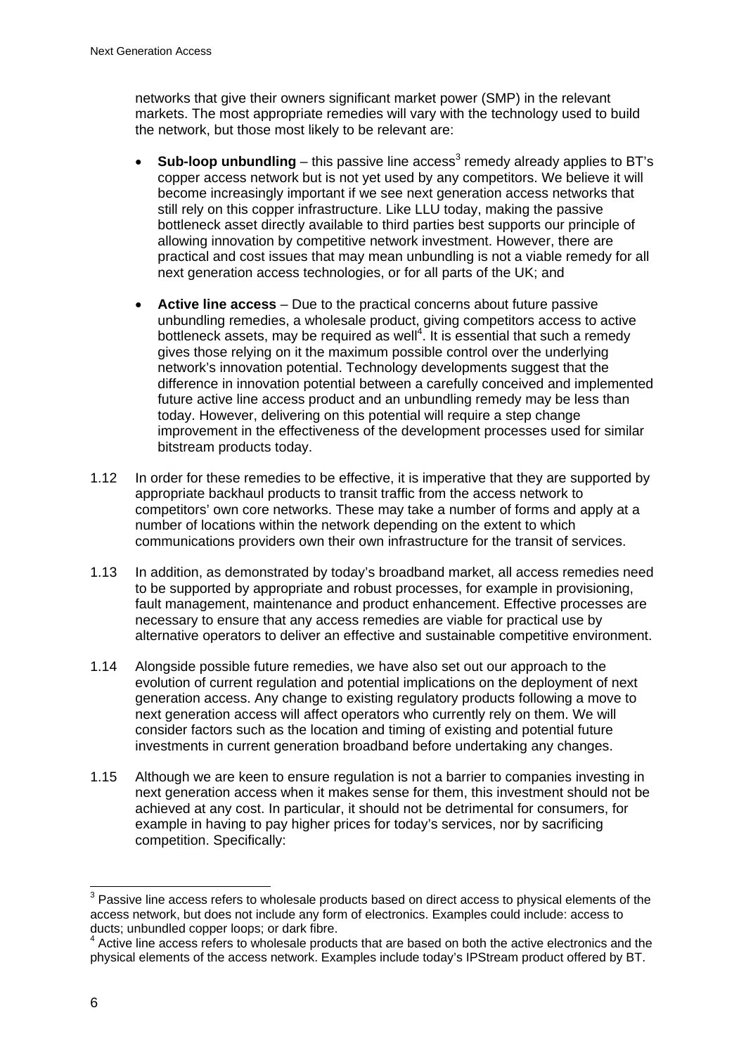networks that give their owners significant market power (SMP) in the relevant markets. The most appropriate remedies will vary with the technology used to build the network, but those most likely to be relevant are:

- **Sub-loop unbundling** – this passive line access[3] remedy already applies to BT's copper access network but is not yet used by any competitors. We believe it will become increasingly important if we see next generation access networks that still rely on this copper infrastructure. Like LLU today, making the passive bottleneck asset directly available to third parties best supports our principle of allowing innovation by competitive network investment. However, there are practical and cost issues that may mean unbundling is not a viable remedy for all next generation access technologies, or for all parts of the UK; and

- **Active line access** – Due to the practical concerns about future passive unbundling remedies, a wholesale product, giving competitors access to active bottleneck assets, may be required as well[4]. It is essential that such a remedy gives those relying on it the maximum possible control over the underlying network's innovation potential. Technology developments suggest that the difference in innovation potential between a carefully conceived and implemented future active line access product and an unbundling remedy may be less than today. However, delivering on this potential will require a step change improvement in the effectiveness of the development processes used for similar bitstream products today.

1.12 In order for these remedies to be effective, it is imperative that they are supported by appropriate backhaul products to transit traffic from the access network to competitors' own core networks. These may take a number of forms and apply at a number of locations within the network depending on the extent to which communications providers own their own infrastructure for the transit of services.

1.13 In addition, as demonstrated by today's broadband market, all access remedies need to be supported by appropriate and robust processes, for example in provisioning, fault management, maintenance and product enhancement. Effective processes are necessary to ensure that any access remedies are viable for practical use by alternative operators to deliver an effective and sustainable competitive environment.

1.14 Alongside possible future remedies, we have also set out our approach to the evolution of current regulation and potential implications on the deployment of next generation access. Any change to existing regulatory products following a move to next generation access will affect operators who currently rely on them. We will consider factors such as the location and timing of existing and potential future investments in current generation broadband before undertaking any changes.

1.15 Although we are keen to ensure regulation is not a barrier to companies investing in next generation access when it makes sense for them, this investment should not be achieved at any cost. In particular, it should not be detrimental for consumers, for example in having to pay higher prices for today's services, nor by sacrificing competition. Specifically:

---

[3] Passive line access refers to wholesale products based on direct access to physical elements of the access network, but does not include any form of electronics. Examples could include: access to ducts; unbundled copper loops; or dark fibre.

[4] Active line access refers to wholesale products that are based on both the active electronics and the physical elements of the access network. Examples include today's IPStream product offered by BT.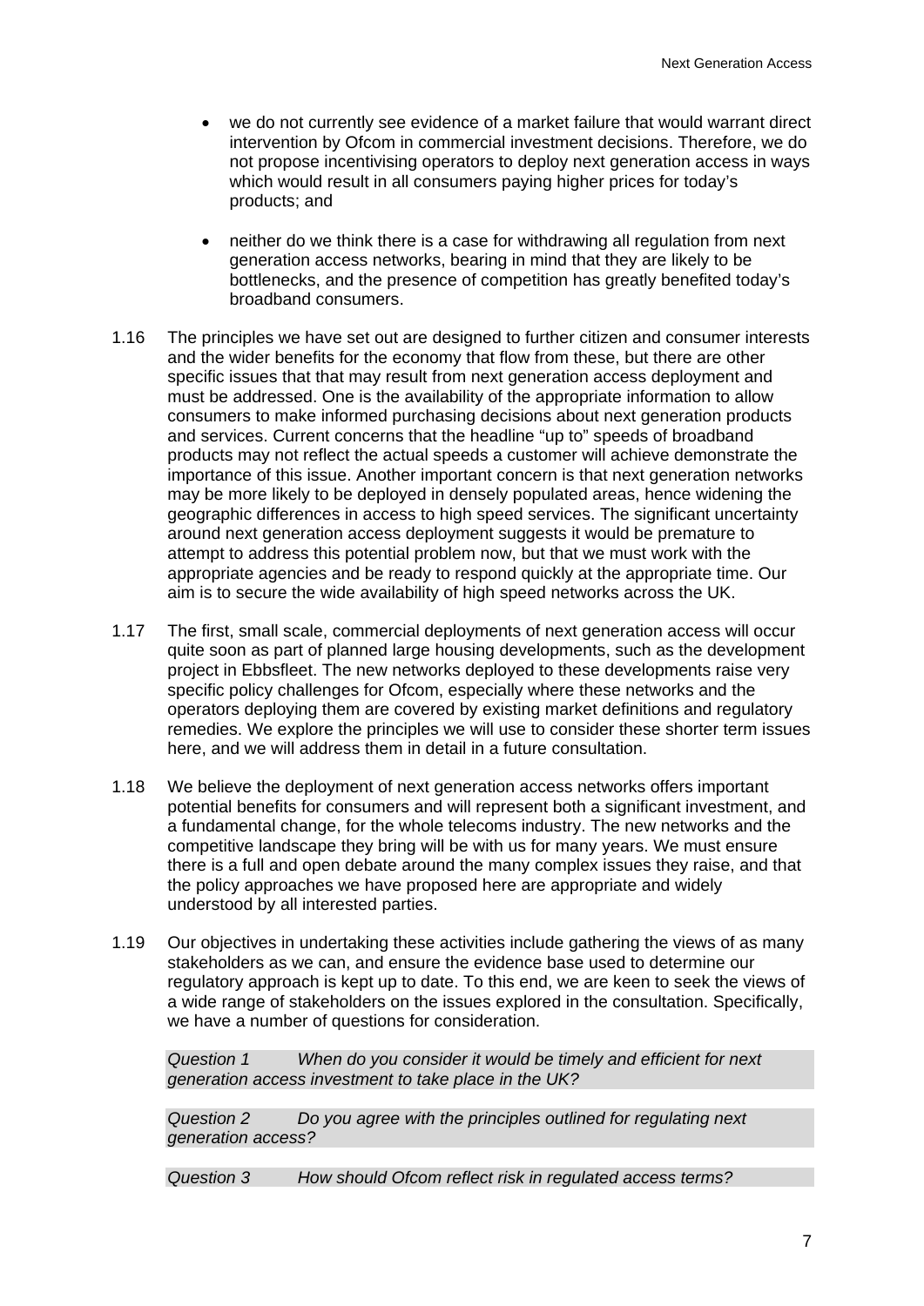- we do not currently see evidence of a market failure that would warrant direct intervention by Ofcom in commercial investment decisions. Therefore, we do not propose incentivising operators to deploy next generation access in ways which would result in all consumers paying higher prices for today's products; and

- neither do we think there is a case for withdrawing all regulation from next generation access networks, bearing in mind that they are likely to be bottlenecks, and the presence of competition has greatly benefited today's broadband consumers.

1.16 The principles we have set out are designed to further citizen and consumer interests and the wider benefits for the economy that flow from these, but there are other specific issues that that may result from next generation access deployment and must be addressed. One is the availability of the appropriate information to allow consumers to make informed purchasing decisions about next generation products and services. Current concerns that the headline "up to" speeds of broadband products may not reflect the actual speeds a customer will achieve demonstrate the importance of this issue. Another important concern is that next generation networks may be more likely to be deployed in densely populated areas, hence widening the geographic differences in access to high speed services. The significant uncertainty around next generation access deployment suggests it would be premature to attempt to address this potential problem now, but that we must work with the appropriate agencies and be ready to respond quickly at the appropriate time. Our aim is to secure the wide availability of high speed networks across the UK.

1.17 The first, small scale, commercial deployments of next generation access will occur quite soon as part of planned large housing developments, such as the development project in Ebbsfleet. The new networks deployed to these developments raise very specific policy challenges for Ofcom, especially where these networks and the operators deploying them are covered by existing market definitions and regulatory remedies. We explore the principles we will use to consider these shorter term issues here, and we will address them in detail in a future consultation.

1.18 We believe the deployment of next generation access networks offers important potential benefits for consumers and will represent both a significant investment, and a fundamental change, for the whole telecoms industry. The new networks and the competitive landscape they bring will be with us for many years. We must ensure there is a full and open debate around the many complex issues they raise, and that the policy approaches we have proposed here are appropriate and widely understood by all interested parties.

1.19 Our objectives in undertaking these activities include gathering the views of as many stakeholders as we can, and ensure the evidence base used to determine our regulatory approach is kept up to date. To this end, we are keen to seek the views of a wide range of stakeholders on the issues explored in the consultation. Specifically, we have a number of questions for consideration.

*Question 1 When do you consider it would be timely and efficient for next generation access investment to take place in the UK?*

*Question 2 Do you agree with the principles outlined for regulating next generation access?*

*Question 3 How should Ofcom reflect risk in regulated access terms?*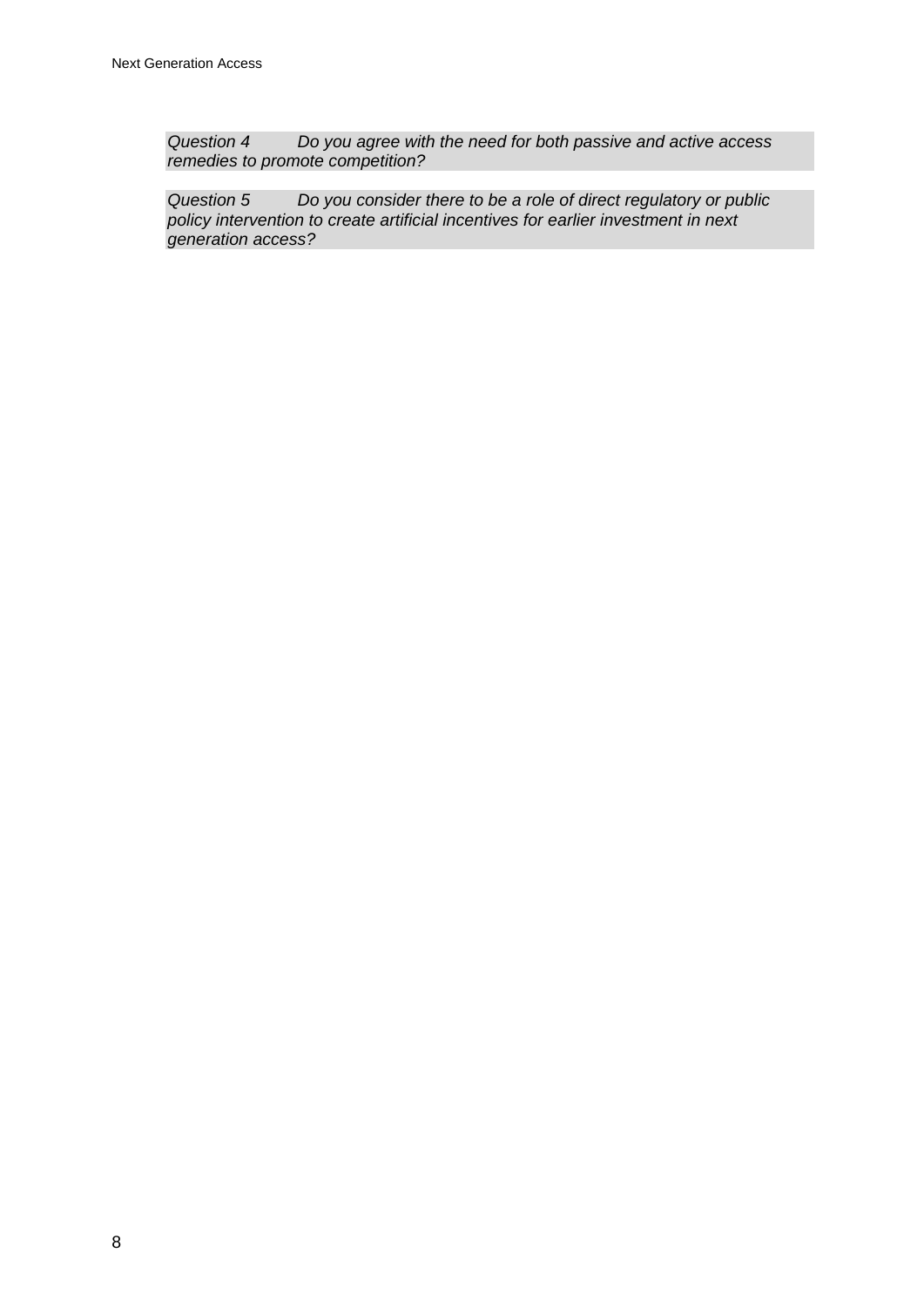*Question 4 Do you agree with the need for both passive and active access remedies to promote competition?*

*Question 5 Do you consider there to be a role of direct regulatory or public policy intervention to create artificial incentives for earlier investment in next generation access?*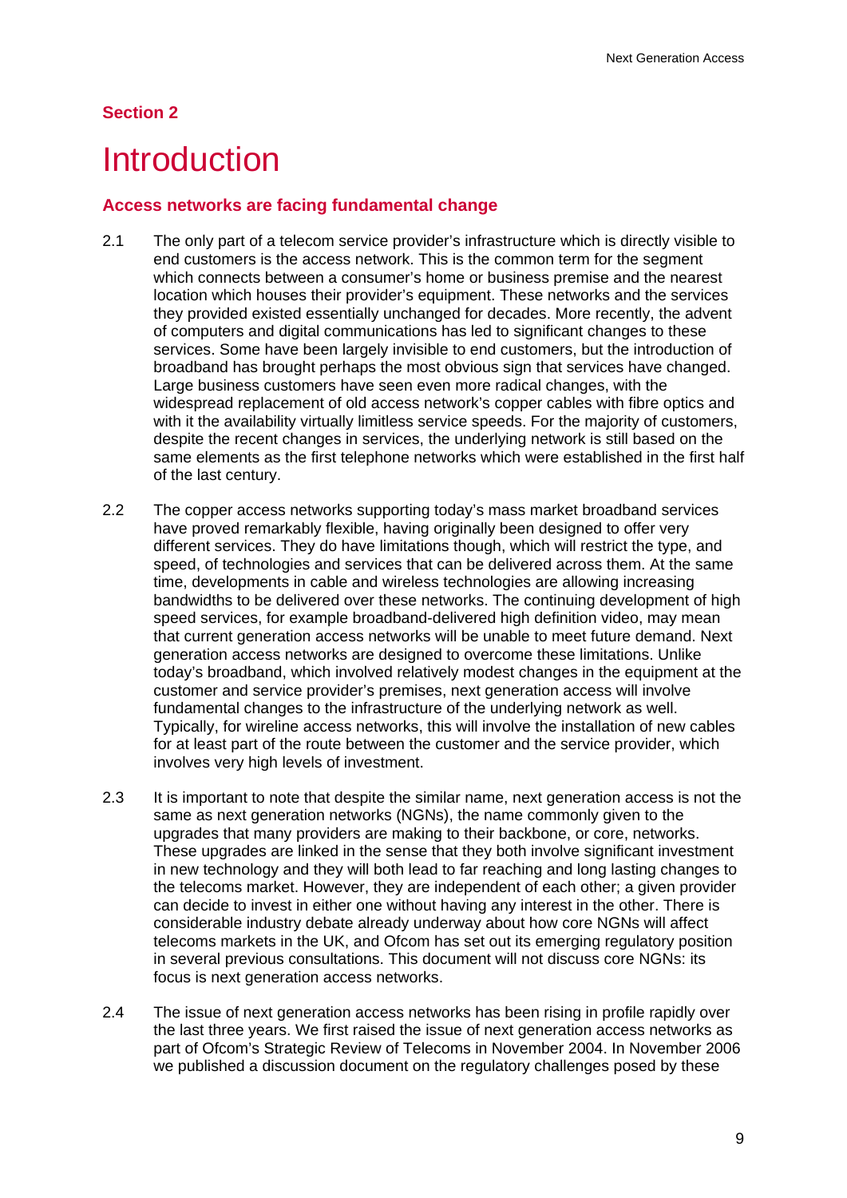## Section 2

# Introduction

### Access networks are facing fundamental change

2.1 The only part of a telecom service provider's infrastructure which is directly visible to end customers is the access network. This is the common term for the segment which connects between a consumer's home or business premise and the nearest location which houses their provider's equipment. These networks and the services they provided existed essentially unchanged for decades. More recently, the advent of computers and digital communications has led to significant changes to these services. Some have been largely invisible to end customers, but the introduction of broadband has brought perhaps the most obvious sign that services have changed. Large business customers have seen even more radical changes, with the widespread replacement of old access network's copper cables with fibre optics and with it the availability virtually limitless service speeds. For the majority of customers, despite the recent changes in services, the underlying network is still based on the same elements as the first telephone networks which were established in the first half of the last century.

2.2 The copper access networks supporting today's mass market broadband services have proved remarkably flexible, having originally been designed to offer very different services. They do have limitations though, which will restrict the type, and speed, of technologies and services that can be delivered across them. At the same time, developments in cable and wireless technologies are allowing increasing bandwidths to be delivered over these networks. The continuing development of high speed services, for example broadband-delivered high definition video, may mean that current generation access networks will be unable to meet future demand. Next generation access networks are designed to overcome these limitations. Unlike today's broadband, which involved relatively modest changes in the equipment at the customer and service provider's premises, next generation access will involve fundamental changes to the infrastructure of the underlying network as well. Typically, for wireline access networks, this will involve the installation of new cables for at least part of the route between the customer and the service provider, which involves very high levels of investment.

2.3 It is important to note that despite the similar name, next generation access is not the same as next generation networks (NGNs), the name commonly given to the upgrades that many providers are making to their backbone, or core, networks. These upgrades are linked in the sense that they both involve significant investment in new technology and they will both lead to far reaching and long lasting changes to the telecoms market. However, they are independent of each other; a given provider can decide to invest in either one without having any interest in the other. There is considerable industry debate already underway about how core NGNs will affect telecoms markets in the UK, and Ofcom has set out its emerging regulatory position in several previous consultations. This document will not discuss core NGNs: its focus is next generation access networks.

2.4 The issue of next generation access networks has been rising in profile rapidly over the last three years. We first raised the issue of next generation access networks as part of Ofcom's Strategic Review of Telecoms in November 2004. In November 2006 we published a discussion document on the regulatory challenges posed by these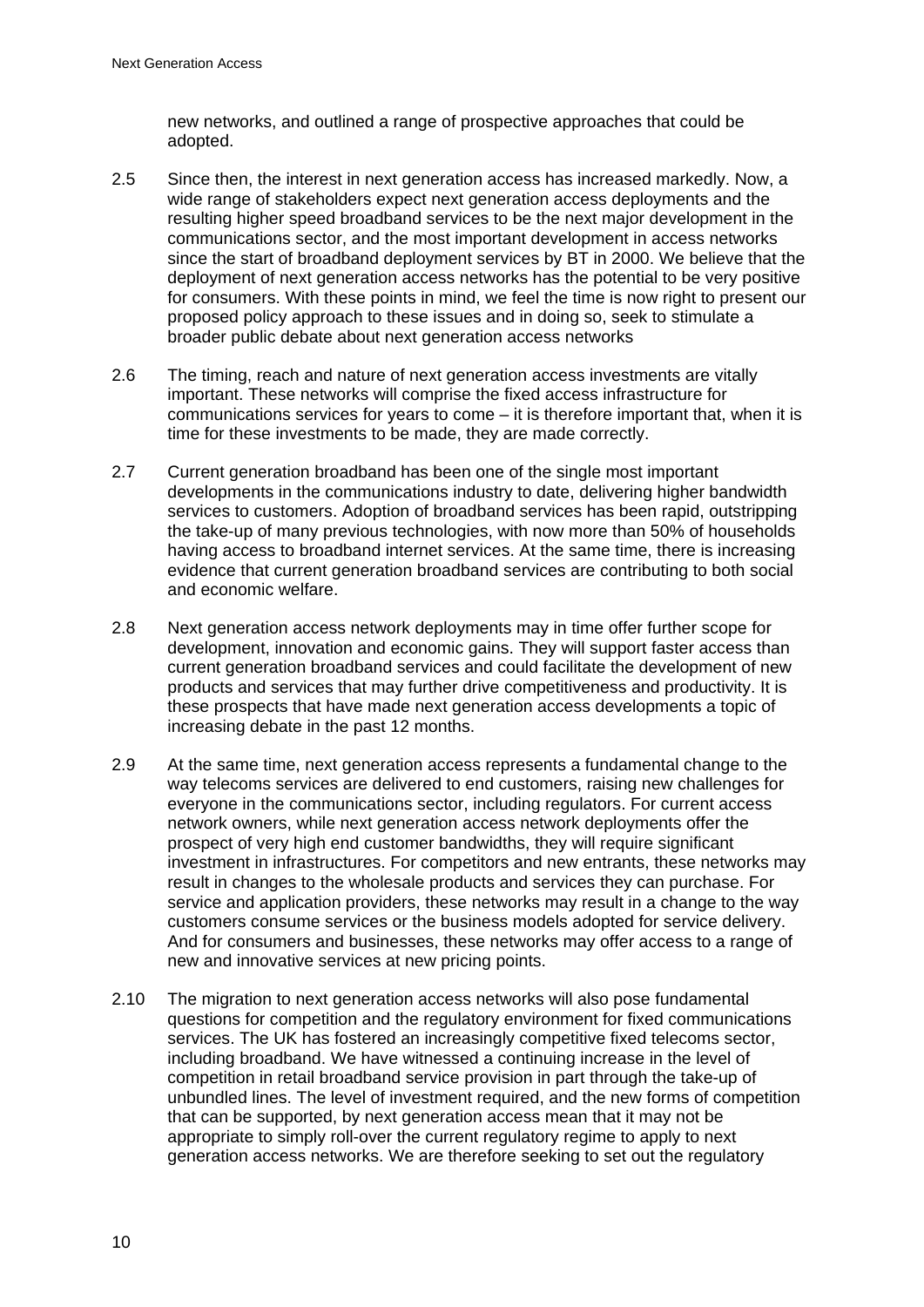new networks, and outlined a range of prospective approaches that could be adopted.

2.5 Since then, the interest in next generation access has increased markedly. Now, a wide range of stakeholders expect next generation access deployments and the resulting higher speed broadband services to be the next major development in the communications sector, and the most important development in access networks since the start of broadband deployment services by BT in 2000. We believe that the deployment of next generation access networks has the potential to be very positive for consumers. With these points in mind, we feel the time is now right to present our proposed policy approach to these issues and in doing so, seek to stimulate a broader public debate about next generation access networks

2.6 The timing, reach and nature of next generation access investments are vitally important. These networks will comprise the fixed access infrastructure for communications services for years to come – it is therefore important that, when it is time for these investments to be made, they are made correctly.

2.7 Current generation broadband has been one of the single most important developments in the communications industry to date, delivering higher bandwidth services to customers. Adoption of broadband services has been rapid, outstripping the take-up of many previous technologies, with now more than 50% of households having access to broadband internet services. At the same time, there is increasing evidence that current generation broadband services are contributing to both social and economic welfare.

2.8 Next generation access network deployments may in time offer further scope for development, innovation and economic gains. They will support faster access than current generation broadband services and could facilitate the development of new products and services that may further drive competitiveness and productivity. It is these prospects that have made next generation access developments a topic of increasing debate in the past 12 months.

2.9 At the same time, next generation access represents a fundamental change to the way telecoms services are delivered to end customers, raising new challenges for everyone in the communications sector, including regulators. For current access network owners, while next generation access network deployments offer the prospect of very high end customer bandwidths, they will require significant investment in infrastructures. For competitors and new entrants, these networks may result in changes to the wholesale products and services they can purchase. For service and application providers, these networks may result in a change to the way customers consume services or the business models adopted for service delivery. And for consumers and businesses, these networks may offer access to a range of new and innovative services at new pricing points.

2.10 The migration to next generation access networks will also pose fundamental questions for competition and the regulatory environment for fixed communications services. The UK has fostered an increasingly competitive fixed telecoms sector, including broadband. We have witnessed a continuing increase in the level of competition in retail broadband service provision in part through the take-up of unbundled lines. The level of investment required, and the new forms of competition that can be supported, by next generation access mean that it may not be appropriate to simply roll-over the current regulatory regime to apply to next generation access networks. We are therefore seeking to set out the regulatory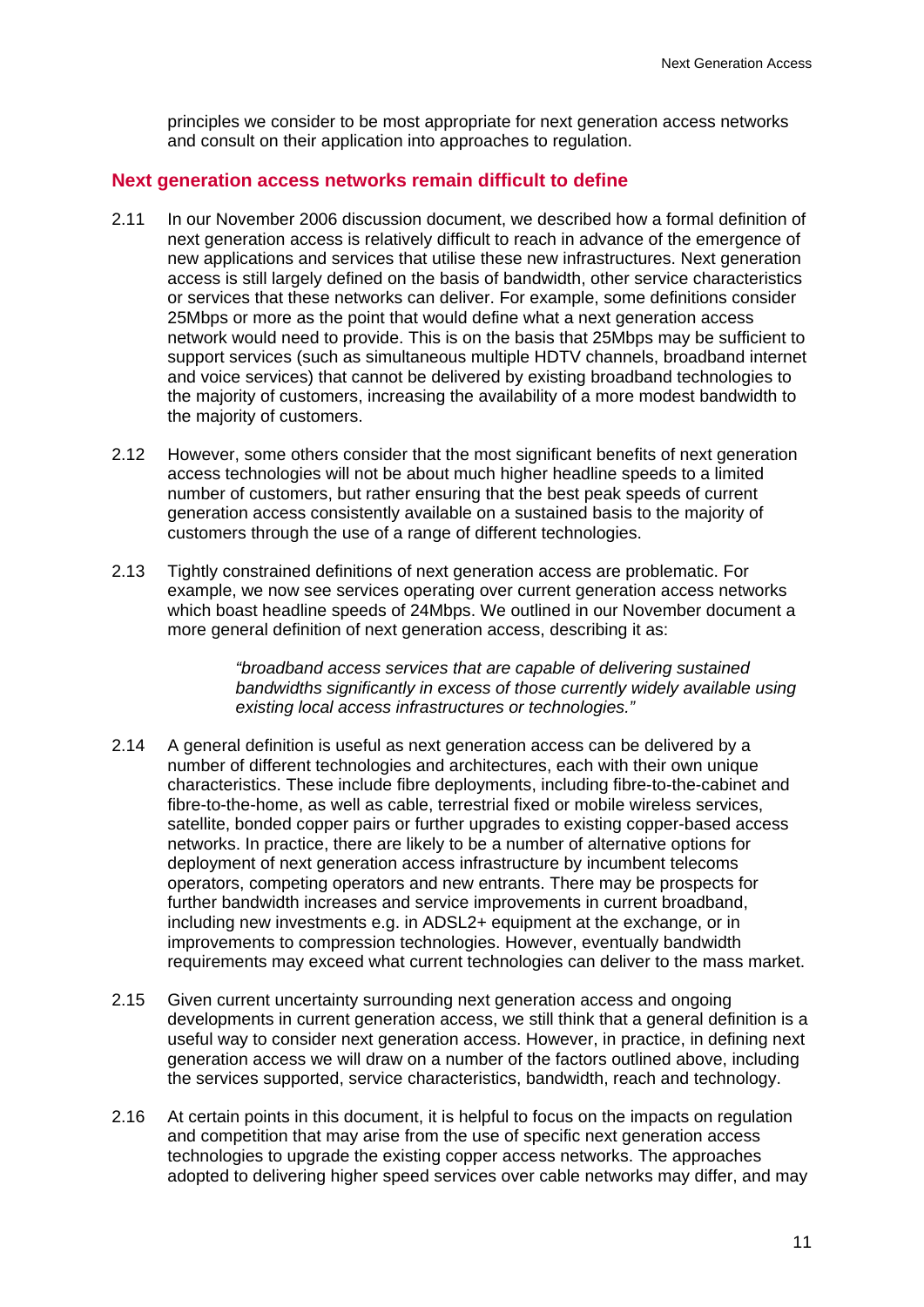principles we consider to be most appropriate for next generation access networks and consult on their application into approaches to regulation.

## Next generation access networks remain difficult to define

2.11 In our November 2006 discussion document, we described how a formal definition of next generation access is relatively difficult to reach in advance of the emergence of new applications and services that utilise these new infrastructures. Next generation access is still largely defined on the basis of bandwidth, other service characteristics or services that these networks can deliver. For example, some definitions consider 25Mbps or more as the point that would define what a next generation access network would need to provide. This is on the basis that 25Mbps may be sufficient to support services (such as simultaneous multiple HDTV channels, broadband internet and voice services) that cannot be delivered by existing broadband technologies to the majority of customers, increasing the availability of a more modest bandwidth to the majority of customers.

2.12 However, some others consider that the most significant benefits of next generation access technologies will not be about much higher headline speeds to a limited number of customers, but rather ensuring that the best peak speeds of current generation access consistently available on a sustained basis to the majority of customers through the use of a range of different technologies.

2.13 Tightly constrained definitions of next generation access are problematic. For example, we now see services operating over current generation access networks which boast headline speeds of 24Mbps. We outlined in our November document a more general definition of next generation access, describing it as:

> *"broadband access services that are capable of delivering sustained bandwidths significantly in excess of those currently widely available using existing local access infrastructures or technologies."*

2.14 A general definition is useful as next generation access can be delivered by a number of different technologies and architectures, each with their own unique characteristics. These include fibre deployments, including fibre-to-the-cabinet and fibre-to-the-home, as well as cable, terrestrial fixed or mobile wireless services, satellite, bonded copper pairs or further upgrades to existing copper-based access networks. In practice, there are likely to be a number of alternative options for deployment of next generation access infrastructure by incumbent telecoms operators, competing operators and new entrants. There may be prospects for further bandwidth increases and service improvements in current broadband, including new investments e.g. in ADSL2+ equipment at the exchange, or in improvements to compression technologies. However, eventually bandwidth requirements may exceed what current technologies can deliver to the mass market.

2.15 Given current uncertainty surrounding next generation access and ongoing developments in current generation access, we still think that a general definition is a useful way to consider next generation access. However, in practice, in defining next generation access we will draw on a number of the factors outlined above, including the services supported, service characteristics, bandwidth, reach and technology.

2.16 At certain points in this document, it is helpful to focus on the impacts on regulation and competition that may arise from the use of specific next generation access technologies to upgrade the existing copper access networks. The approaches adopted to delivering higher speed services over cable networks may differ, and may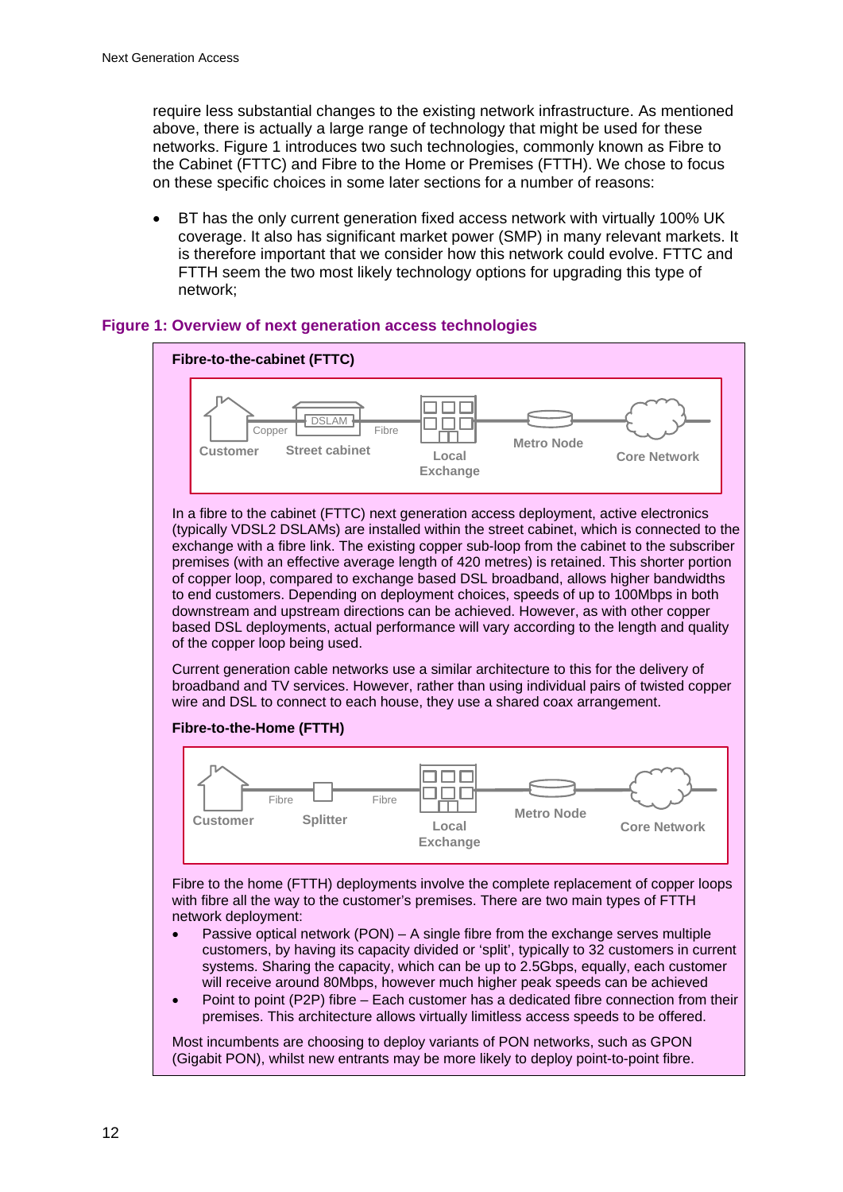require less substantial changes to the existing network infrastructure. As mentioned above, there is actually a large range of technology that might be used for these networks. Figure 1 introduces two such technologies, commonly known as Fibre to the Cabinet (FTTC) and Fibre to the Home or Premises (FTTH). We chose to focus on these specific choices in some later sections for a number of reasons:

- BT has the only current generation fixed access network with virtually 100% UK coverage. It also has significant market power (SMP) in many relevant markets. It is therefore important that we consider how this network could evolve. FTTC and FTTH seem the two most likely technology options for upgrading this type of network;

**Figure 1: Overview of next generation access technologies**

**Fibre-to-the-cabinet (FTTC)**

Customer — Copper — Street cabinet (DSLAM) — Fibre — Local Exchange — Metro Node — Core Network

In a fibre to the cabinet (FTTC) next generation access deployment, active electronics (typically VDSL2 DSLAMs) are installed within the street cabinet, which is connected to the exchange with a fibre link. The existing copper sub-loop from the cabinet to the subscriber premises (with an effective average length of 420 metres) is retained. This shorter portion of copper loop, compared to exchange based DSL broadband, allows higher bandwidths to end customers. Depending on deployment choices, speeds of up to 100Mbps in both downstream and upstream directions can be achieved. However, as with other copper based DSL deployments, actual performance will vary according to the length and quality of the copper loop being used.

Current generation cable networks use a similar architecture to this for the delivery of broadband and TV services. However, rather than using individual pairs of twisted copper wire and DSL to connect to each house, they use a shared coax arrangement.

**Fibre-to-the-Home (FTTH)**

Customer — Fibre — Splitter — Fibre — Local Exchange — Metro Node — Core Network

Fibre to the home (FTTH) deployments involve the complete replacement of copper loops with fibre all the way to the customer's premises. There are two main types of FTTH network deployment:

- Passive optical network (PON) – A single fibre from the exchange serves multiple customers, by having its capacity divided or 'split', typically to 32 customers in current systems. Sharing the capacity, which can be up to 2.5Gbps, equally, each customer will receive around 80Mbps, however much higher peak speeds can be achieved
- Point to point (P2P) fibre – Each customer has a dedicated fibre connection from their premises. This architecture allows virtually limitless access speeds to be offered.

Most incumbents are choosing to deploy variants of PON networks, such as GPON (Gigabit PON), whilst new entrants may be more likely to deploy point-to-point fibre.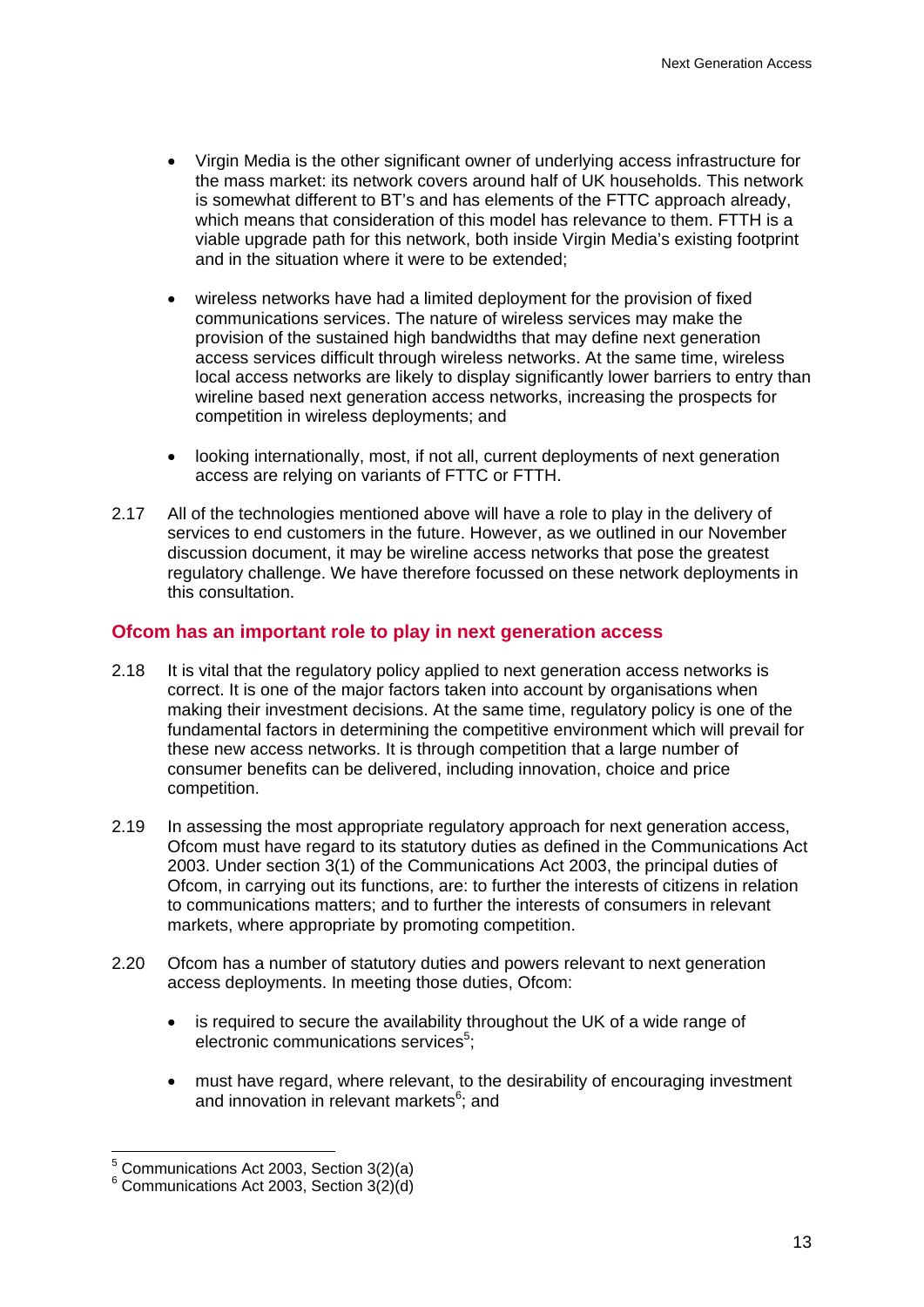- Virgin Media is the other significant owner of underlying access infrastructure for the mass market: its network covers around half of UK households. This network is somewhat different to BT's and has elements of the FTTC approach already, which means that consideration of this model has relevance to them. FTTH is a viable upgrade path for this network, both inside Virgin Media's existing footprint and in the situation where it were to be extended;

- wireless networks have had a limited deployment for the provision of fixed communications services. The nature of wireless services may make the provision of the sustained high bandwidths that may define next generation access services difficult through wireless networks. At the same time, wireless local access networks are likely to display significantly lower barriers to entry than wireline based next generation access networks, increasing the prospects for competition in wireless deployments; and

- looking internationally, most, if not all, current deployments of next generation access are relying on variants of FTTC or FTTH.

2.17 All of the technologies mentioned above will have a role to play in the delivery of services to end customers in the future. However, as we outlined in our November discussion document, it may be wireline access networks that pose the greatest regulatory challenge. We have therefore focussed on these network deployments in this consultation.

## Ofcom has an important role to play in next generation access

2.18 It is vital that the regulatory policy applied to next generation access networks is correct. It is one of the major factors taken into account by organisations when making their investment decisions. At the same time, regulatory policy is one of the fundamental factors in determining the competitive environment which will prevail for these new access networks. It is through competition that a large number of consumer benefits can be delivered, including innovation, choice and price competition.

2.19 In assessing the most appropriate regulatory approach for next generation access, Ofcom must have regard to its statutory duties as defined in the Communications Act 2003. Under section 3(1) of the Communications Act 2003, the principal duties of Ofcom, in carrying out its functions, are: to further the interests of citizens in relation to communications matters; and to further the interests of consumers in relevant markets, where appropriate by promoting competition.

2.20 Ofcom has a number of statutory duties and powers relevant to next generation access deployments. In meeting those duties, Ofcom:

- is required to secure the availability throughout the UK of a wide range of electronic communications services[5];

- must have regard, where relevant, to the desirability of encouraging investment and innovation in relevant markets[6]; and

---

[5] Communications Act 2003, Section 3(2)(a)

[6] Communications Act 2003, Section 3(2)(d)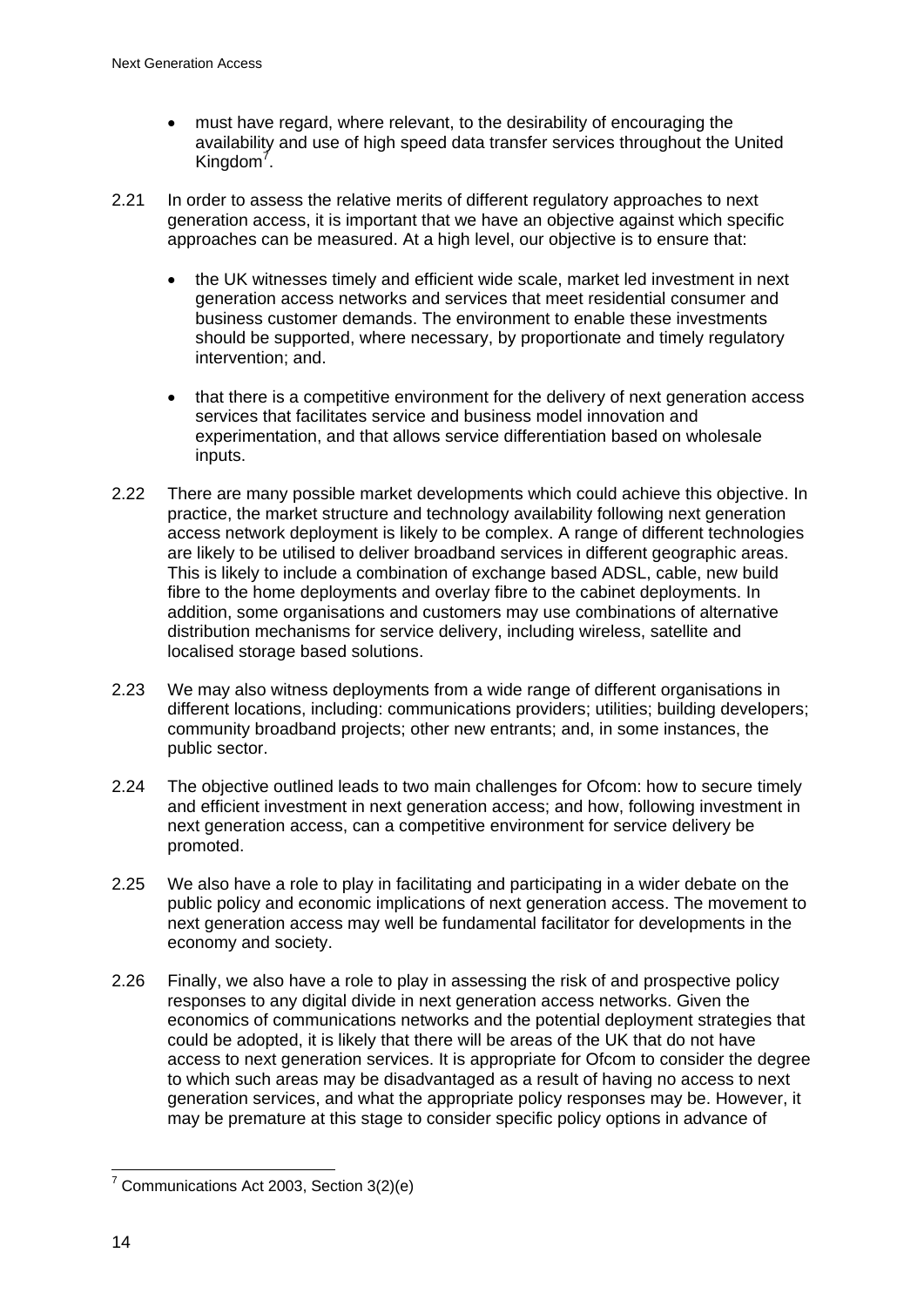- must have regard, where relevant, to the desirability of encouraging the availability and use of high speed data transfer services throughout the United Kingdom[7].

2.21 In order to assess the relative merits of different regulatory approaches to next generation access, it is important that we have an objective against which specific approaches can be measured. At a high level, our objective is to ensure that:

- the UK witnesses timely and efficient wide scale, market led investment in next generation access networks and services that meet residential consumer and business customer demands. The environment to enable these investments should be supported, where necessary, by proportionate and timely regulatory intervention; and.
- that there is a competitive environment for the delivery of next generation access services that facilitates service and business model innovation and experimentation, and that allows service differentiation based on wholesale inputs.

2.22 There are many possible market developments which could achieve this objective. In practice, the market structure and technology availability following next generation access network deployment is likely to be complex. A range of different technologies are likely to be utilised to deliver broadband services in different geographic areas. This is likely to include a combination of exchange based ADSL, cable, new build fibre to the home deployments and overlay fibre to the cabinet deployments. In addition, some organisations and customers may use combinations of alternative distribution mechanisms for service delivery, including wireless, satellite and localised storage based solutions.

2.23 We may also witness deployments from a wide range of different organisations in different locations, including: communications providers; utilities; building developers; community broadband projects; other new entrants; and, in some instances, the public sector.

2.24 The objective outlined leads to two main challenges for Ofcom: how to secure timely and efficient investment in next generation access; and how, following investment in next generation access, can a competitive environment for service delivery be promoted.

2.25 We also have a role to play in facilitating and participating in a wider debate on the public policy and economic implications of next generation access. The movement to next generation access may well be fundamental facilitator for developments in the economy and society.

2.26 Finally, we also have a role to play in assessing the risk of and prospective policy responses to any digital divide in next generation access networks. Given the economics of communications networks and the potential deployment strategies that could be adopted, it is likely that there will be areas of the UK that do not have access to next generation services. It is appropriate for Ofcom to consider the degree to which such areas may be disadvantaged as a result of having no access to next generation services, and what the appropriate policy responses may be. However, it may be premature at this stage to consider specific policy options in advance of

[7] Communications Act 2003, Section 3(2)(e)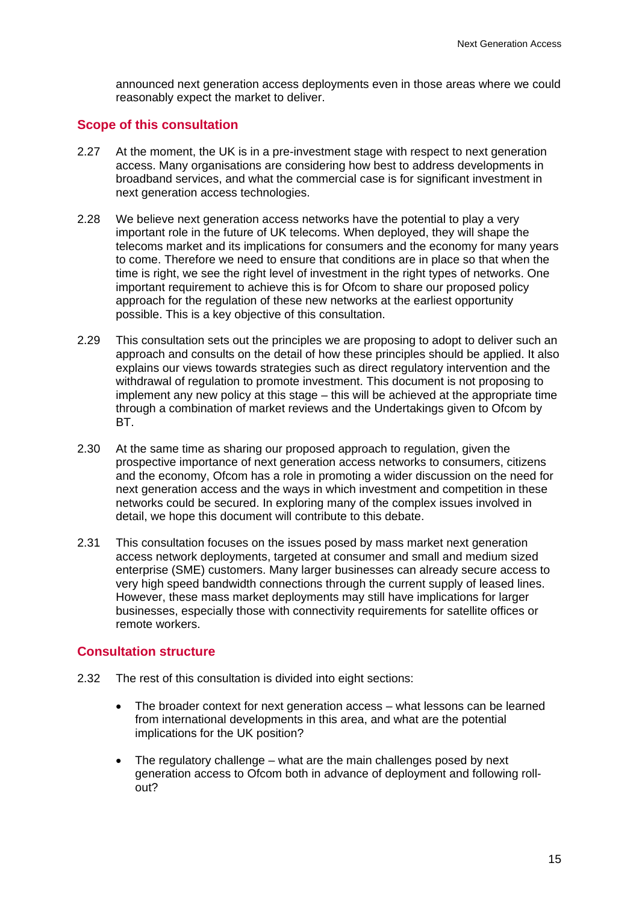announced next generation access deployments even in those areas where we could reasonably expect the market to deliver.

## Scope of this consultation

2.27 At the moment, the UK is in a pre-investment stage with respect to next generation access. Many organisations are considering how best to address developments in broadband services, and what the commercial case is for significant investment in next generation access technologies.

2.28 We believe next generation access networks have the potential to play a very important role in the future of UK telecoms. When deployed, they will shape the telecoms market and its implications for consumers and the economy for many years to come. Therefore we need to ensure that conditions are in place so that when the time is right, we see the right level of investment in the right types of networks. One important requirement to achieve this is for Ofcom to share our proposed policy approach for the regulation of these new networks at the earliest opportunity possible. This is a key objective of this consultation.

2.29 This consultation sets out the principles we are proposing to adopt to deliver such an approach and consults on the detail of how these principles should be applied. It also explains our views towards strategies such as direct regulatory intervention and the withdrawal of regulation to promote investment. This document is not proposing to implement any new policy at this stage – this will be achieved at the appropriate time through a combination of market reviews and the Undertakings given to Ofcom by BT.

2.30 At the same time as sharing our proposed approach to regulation, given the prospective importance of next generation access networks to consumers, citizens and the economy, Ofcom has a role in promoting a wider discussion on the need for next generation access and the ways in which investment and competition in these networks could be secured. In exploring many of the complex issues involved in detail, we hope this document will contribute to this debate.

2.31 This consultation focuses on the issues posed by mass market next generation access network deployments, targeted at consumer and small and medium sized enterprise (SME) customers. Many larger businesses can already secure access to very high speed bandwidth connections through the current supply of leased lines. However, these mass market deployments may still have implications for larger businesses, especially those with connectivity requirements for satellite offices or remote workers.

## Consultation structure

2.32 The rest of this consultation is divided into eight sections:

- The broader context for next generation access – what lessons can be learned from international developments in this area, and what are the potential implications for the UK position?

- The regulatory challenge – what are the main challenges posed by next generation access to Ofcom both in advance of deployment and following roll-out?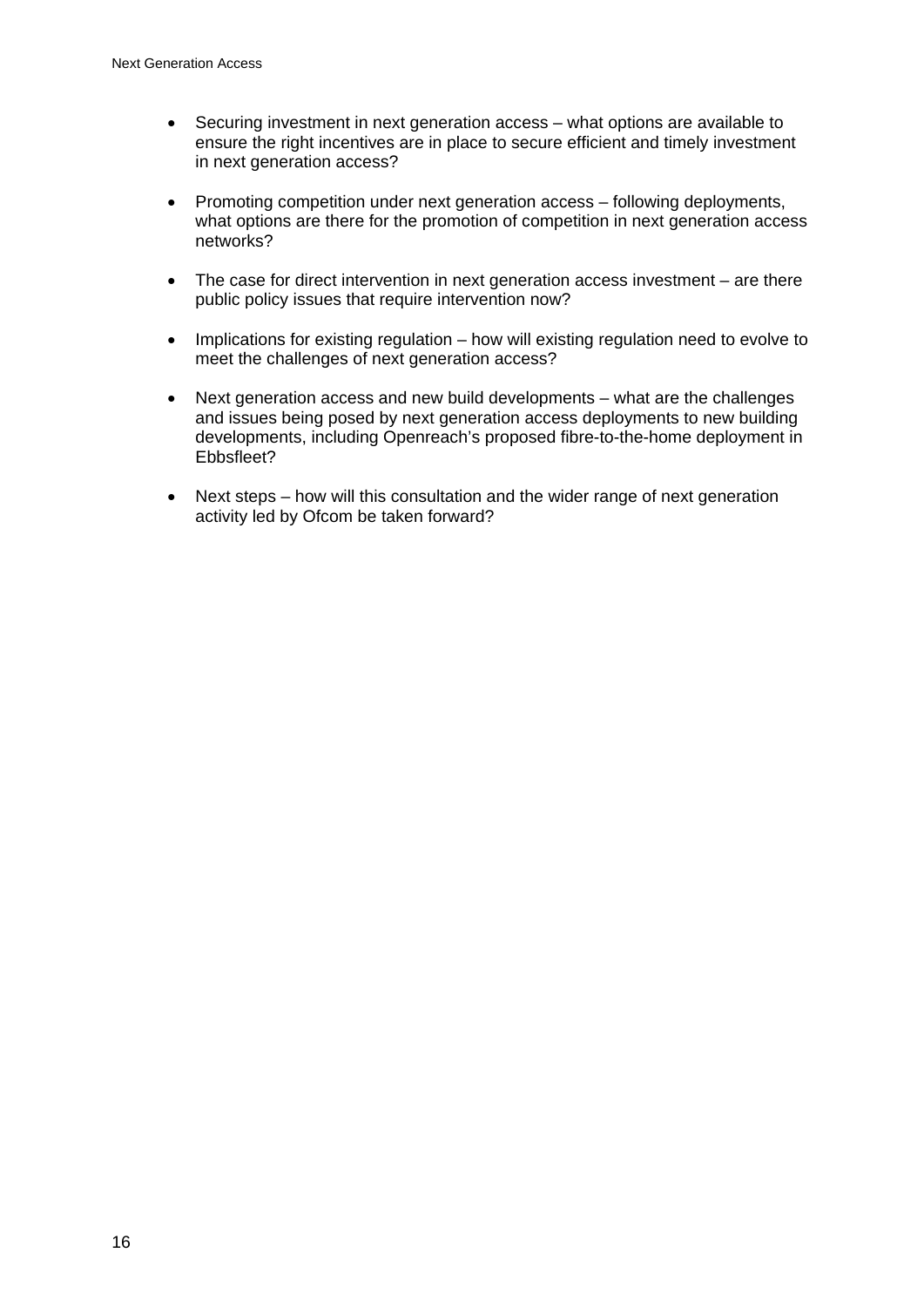- Securing investment in next generation access – what options are available to ensure the right incentives are in place to secure efficient and timely investment in next generation access?

- Promoting competition under next generation access – following deployments, what options are there for the promotion of competition in next generation access networks?

- The case for direct intervention in next generation access investment – are there public policy issues that require intervention now?

- Implications for existing regulation – how will existing regulation need to evolve to meet the challenges of next generation access?

- Next generation access and new build developments – what are the challenges and issues being posed by next generation access deployments to new building developments, including Openreach's proposed fibre-to-the-home deployment in Ebbsfleet?

- Next steps – how will this consultation and the wider range of next generation activity led by Ofcom be taken forward?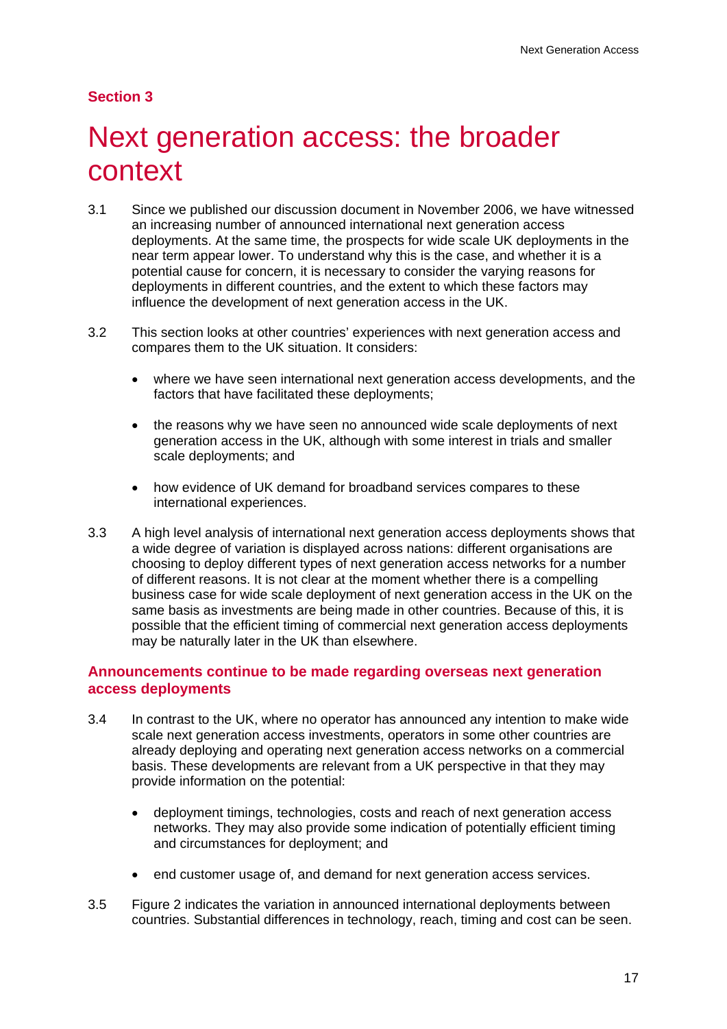**Section 3**

# Next generation access: the broader context

3.1 Since we published our discussion document in November 2006, we have witnessed an increasing number of announced international next generation access deployments. At the same time, the prospects for wide scale UK deployments in the near term appear lower. To understand why this is the case, and whether it is a potential cause for concern, it is necessary to consider the varying reasons for deployments in different countries, and the extent to which these factors may influence the development of next generation access in the UK.

3.2 This section looks at other countries' experiences with next generation access and compares them to the UK situation. It considers:

- where we have seen international next generation access developments, and the factors that have facilitated these deployments;
- the reasons why we have seen no announced wide scale deployments of next generation access in the UK, although with some interest in trials and smaller scale deployments; and
- how evidence of UK demand for broadband services compares to these international experiences.

3.3 A high level analysis of international next generation access deployments shows that a wide degree of variation is displayed across nations: different organisations are choosing to deploy different types of next generation access networks for a number of different reasons. It is not clear at the moment whether there is a compelling business case for wide scale deployment of next generation access in the UK on the same basis as investments are being made in other countries. Because of this, it is possible that the efficient timing of commercial next generation access deployments may be naturally later in the UK than elsewhere.

## Announcements continue to be made regarding overseas next generation access deployments

3.4 In contrast to the UK, where no operator has announced any intention to make wide scale next generation access investments, operators in some other countries are already deploying and operating next generation access networks on a commercial basis. These developments are relevant from a UK perspective in that they may provide information on the potential:

- deployment timings, technologies, costs and reach of next generation access networks. They may also provide some indication of potentially efficient timing and circumstances for deployment; and
- end customer usage of, and demand for next generation access services.

3.5 Figure 2 indicates the variation in announced international deployments between countries. Substantial differences in technology, reach, timing and cost can be seen.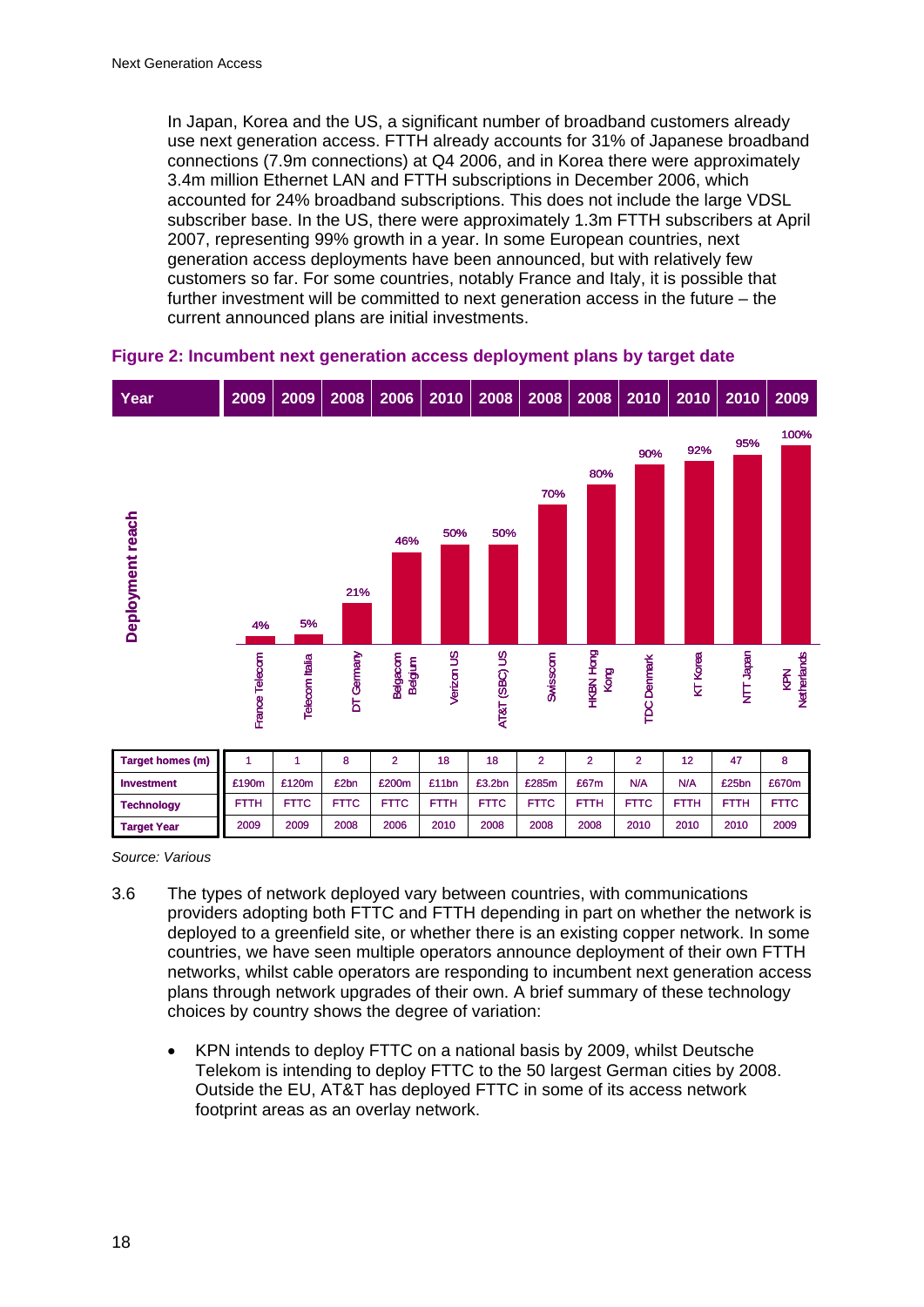In Japan, Korea and the US, a significant number of broadband customers already use next generation access. FTTH already accounts for 31% of Japanese broadband connections (7.9m connections) at Q4 2006, and in Korea there were approximately 3.4m million Ethernet LAN and FTTH subscriptions in December 2006, which accounted for 24% broadband subscriptions. This does not include the large VDSL subscriber base. In the US, there were approximately 1.3m FTTH subscribers at April 2007, representing 99% growth in a year. In some European countries, next generation access deployments have been announced, but with relatively few customers so far. For some countries, notably France and Italy, it is possible that further investment will be committed to next generation access in the future – the current announced plans are initial investments.

**Figure 2: Incumbent next generation access deployment plans by target date**

| Year | France Telecom | Telecom Italia | DT Germany | Belgacom Belgium | Verizon US | AT&T (SBC) US | Swisscom | HKBN Hong Kong | TDC Denmark | KT Korea | NTT Japan | KPN Netherlands |
|---|---|---|---|---|---|---|---|---|---|---|---|---|
| Year | 2009 | 2009 | 2008 | 2006 | 2010 | 2008 | 2008 | 2008 | 2010 | 2010 | 2010 | 2009 |
| Deployment reach | 4% | 5% | 21% | 46% | 50% | 50% | 70% | 80% | 90% | 92% | 95% | 100% |
| Target homes (m) | 1 | 1 | 8 | 2 | 18 | 18 | 2 | 2 | 2 | 12 | 47 | 8 |
| Investment | £190m | £120m | £2bn | £200m | £11bn | £3.2bn | £285m | £67m | N/A | N/A | £25bn | £670m |
| Technology | FTTH | FTTC | FTTC | FTTC | FTTH | FTTC | FTTC | FTTH | FTTC | FTTH | FTTH | FTTC |
| Target Year | 2009 | 2009 | 2008 | 2006 | 2010 | 2008 | 2008 | 2008 | 2010 | 2010 | 2010 | 2009 |

*Source: Various*

3.6 The types of network deployed vary between countries, with communications providers adopting both FTTC and FTTH depending in part on whether the network is deployed to a greenfield site, or whether there is an existing copper network. In some countries, we have seen multiple operators announce deployment of their own FTTH networks, whilst cable operators are responding to incumbent next generation access plans through network upgrades of their own. A brief summary of these technology choices by country shows the degree of variation:

- KPN intends to deploy FTTC on a national basis by 2009, whilst Deutsche Telekom is intending to deploy FTTC to the 50 largest German cities by 2008. Outside the EU, AT&T has deployed FTTC in some of its access network footprint areas as an overlay network.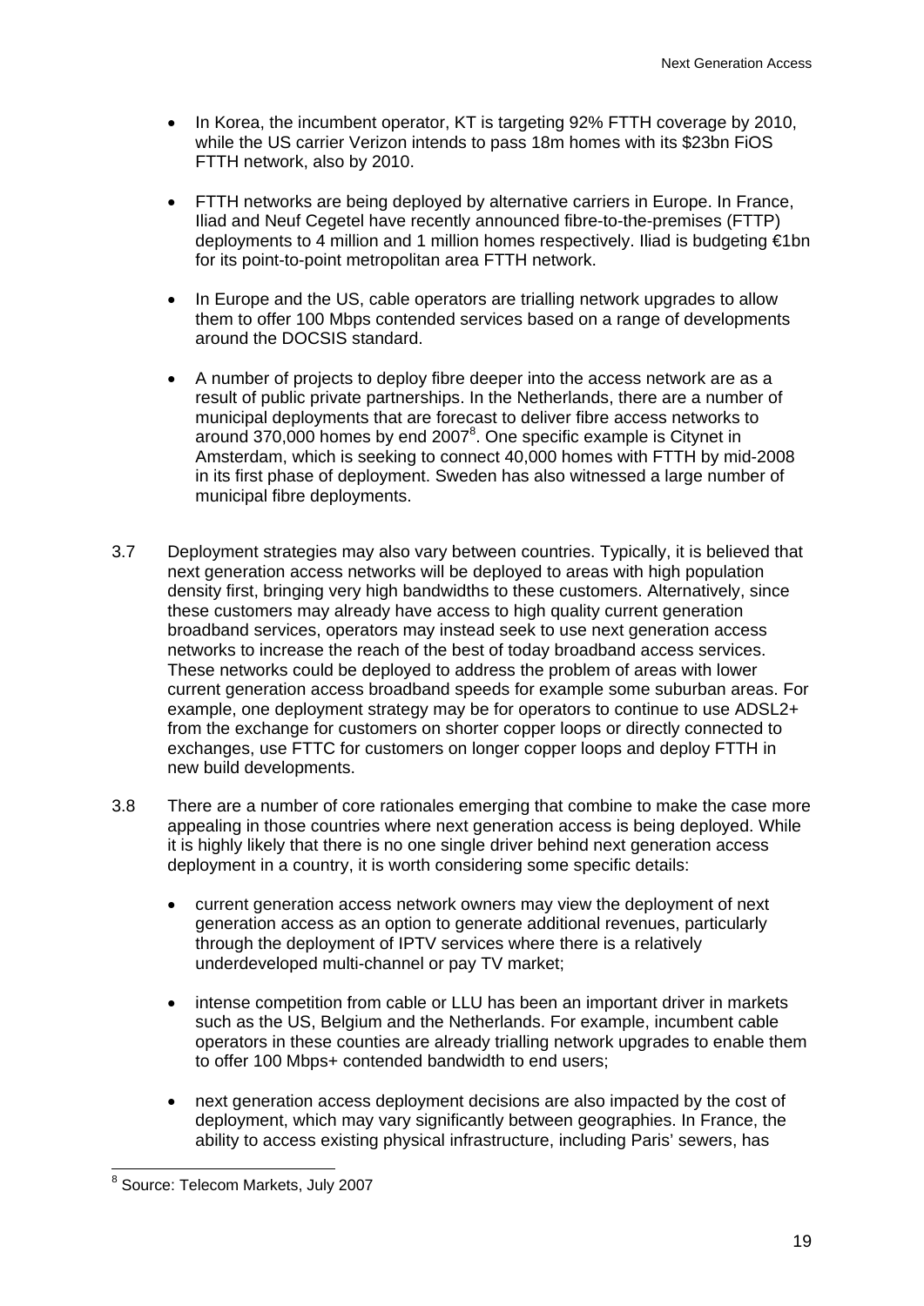- In Korea, the incumbent operator, KT is targeting 92% FTTH coverage by 2010, while the US carrier Verizon intends to pass 18m homes with its $23bn FiOS FTTH network, also by 2010.

- FTTH networks are being deployed by alternative carriers in Europe. In France, Iliad and Neuf Cegetel have recently announced fibre-to-the-premises (FTTP) deployments to 4 million and 1 million homes respectively. Iliad is budgeting €1bn for its point-to-point metropolitan area FTTH network.

- In Europe and the US, cable operators are trialling network upgrades to allow them to offer 100 Mbps contended services based on a range of developments around the DOCSIS standard.

- A number of projects to deploy fibre deeper into the access network are as a result of public private partnerships. In the Netherlands, there are a number of municipal deployments that are forecast to deliver fibre access networks to around 370,000 homes by end 2007[8]. One specific example is Citynet in Amsterdam, which is seeking to connect 40,000 homes with FTTH by mid-2008 in its first phase of deployment. Sweden has also witnessed a large number of municipal fibre deployments.

3.7 Deployment strategies may also vary between countries. Typically, it is believed that next generation access networks will be deployed to areas with high population density first, bringing very high bandwidths to these customers. Alternatively, since these customers may already have access to high quality current generation broadband services, operators may instead seek to use next generation access networks to increase the reach of the best of today broadband access services. These networks could be deployed to address the problem of areas with lower current generation access broadband speeds for example some suburban areas. For example, one deployment strategy may be for operators to continue to use ADSL2+ from the exchange for customers on shorter copper loops or directly connected to exchanges, use FTTC for customers on longer copper loops and deploy FTTH in new build developments.

3.8 There are a number of core rationales emerging that combine to make the case more appealing in those countries where next generation access is being deployed. While it is highly likely that there is no one single driver behind next generation access deployment in a country, it is worth considering some specific details:

- current generation access network owners may view the deployment of next generation access as an option to generate additional revenues, particularly through the deployment of IPTV services where there is a relatively underdeveloped multi-channel or pay TV market;

- intense competition from cable or LLU has been an important driver in markets such as the US, Belgium and the Netherlands. For example, incumbent cable operators in these counties are already trialling network upgrades to enable them to offer 100 Mbps+ contended bandwidth to end users;

- next generation access deployment decisions are also impacted by the cost of deployment, which may vary significantly between geographies. In France, the ability to access existing physical infrastructure, including Paris' sewers, has

[8] Source: Telecom Markets, July 2007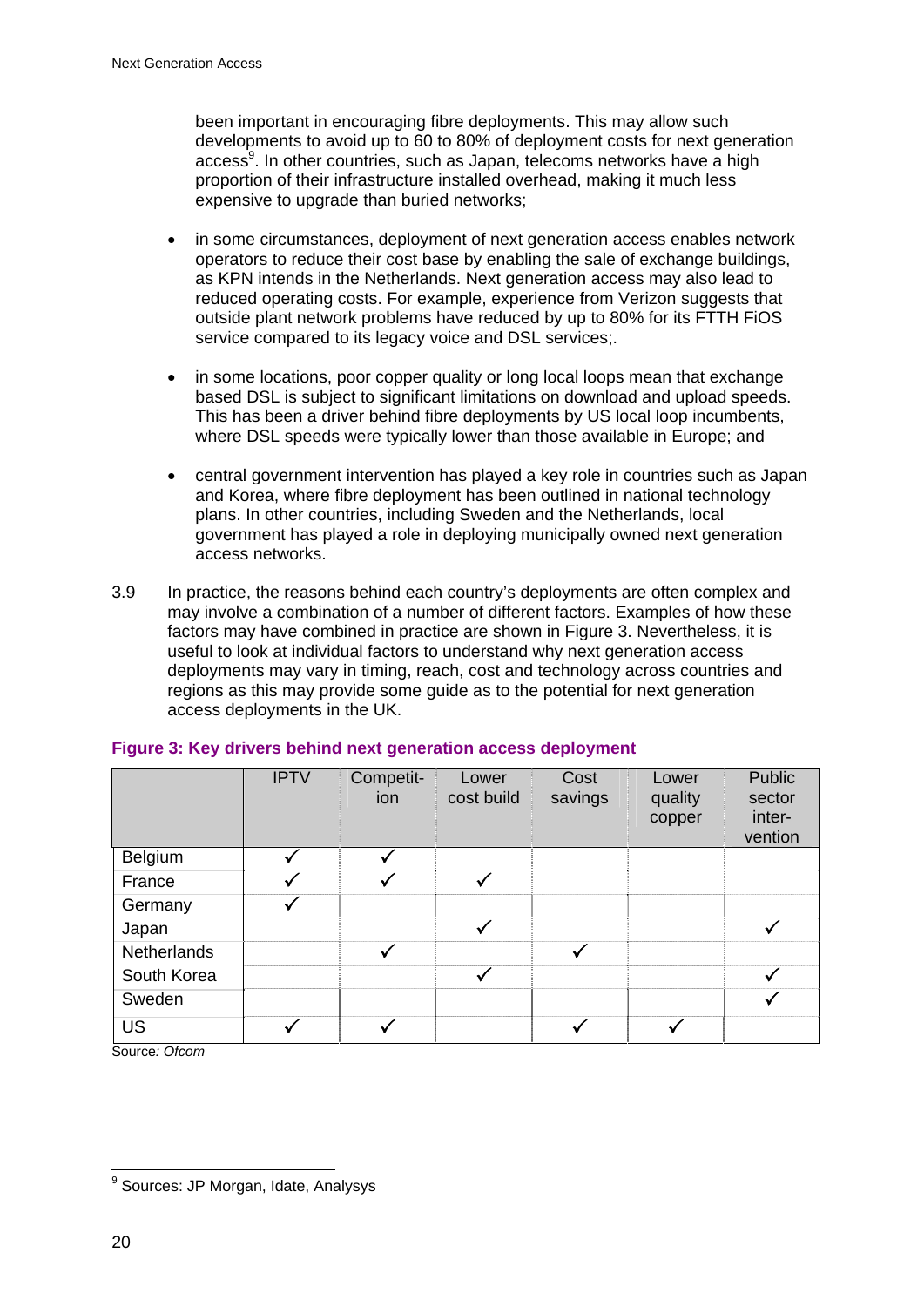been important in encouraging fibre deployments. This may allow such developments to avoid up to 60 to 80% of deployment costs for next generation access[9]. In other countries, such as Japan, telecoms networks have a high proportion of their infrastructure installed overhead, making it much less expensive to upgrade than buried networks;

- in some circumstances, deployment of next generation access enables network operators to reduce their cost base by enabling the sale of exchange buildings, as KPN intends in the Netherlands. Next generation access may also lead to reduced operating costs. For example, experience from Verizon suggests that outside plant network problems have reduced by up to 80% for its FTTH FiOS service compared to its legacy voice and DSL services;.

- in some locations, poor copper quality or long local loops mean that exchange based DSL is subject to significant limitations on download and upload speeds. This has been a driver behind fibre deployments by US local loop incumbents, where DSL speeds were typically lower than those available in Europe; and

- central government intervention has played a key role in countries such as Japan and Korea, where fibre deployment has been outlined in national technology plans. In other countries, including Sweden and the Netherlands, local government has played a role in deploying municipally owned next generation access networks.

3.9 In practice, the reasons behind each country's deployments are often complex and may involve a combination of a number of different factors. Examples of how these factors may have combined in practice are shown in Figure 3. Nevertheless, it is useful to look at individual factors to understand why next generation access deployments may vary in timing, reach, cost and technology across countries and regions as this may provide some guide as to the potential for next generation access deployments in the UK.

**Figure 3: Key drivers behind next generation access deployment**

| | IPTV | Competition | Lower cost build | Cost savings | Lower quality copper | Public sector intervention |
|---|---|---|---|---|---|---|
| Belgium | ✓ | ✓ | | | | |
| France | ✓ | ✓ | ✓ | | | |
| Germany | ✓ | | | | | |
| Japan | | | ✓ | | | ✓ |
| Netherlands | | ✓ | | ✓ | | |
| South Korea | | | ✓ | | | ✓ |
| Sweden | | | | | | ✓ |
| US | ✓ | ✓ | | ✓ | ✓ | |

Source*: Ofcom*

[9] Sources: JP Morgan, Idate, Analysys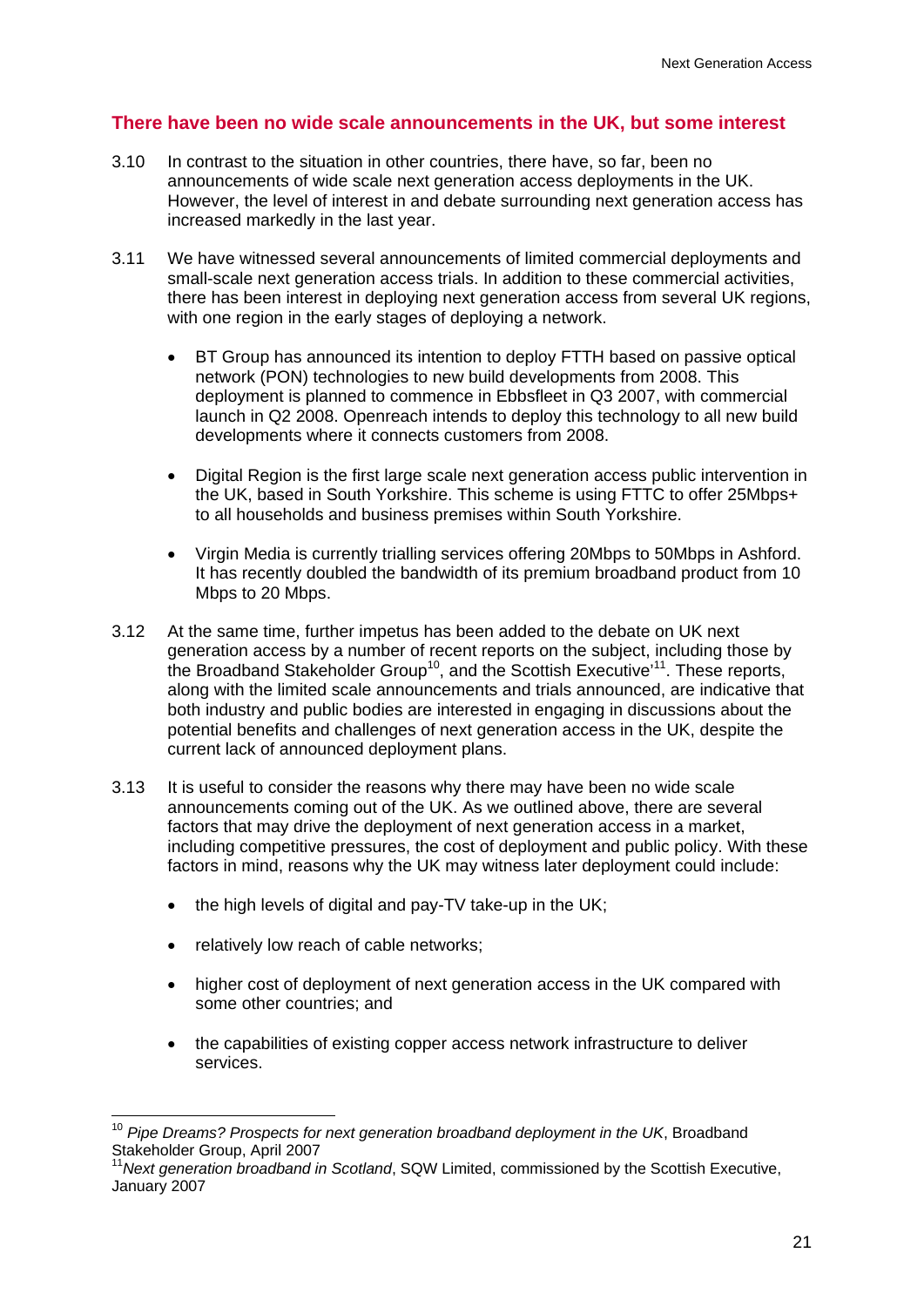## There have been no wide scale announcements in the UK, but some interest

3.10 In contrast to the situation in other countries, there have, so far, been no announcements of wide scale next generation access deployments in the UK. However, the level of interest in and debate surrounding next generation access has increased markedly in the last year.

3.11 We have witnessed several announcements of limited commercial deployments and small-scale next generation access trials. In addition to these commercial activities, there has been interest in deploying next generation access from several UK regions, with one region in the early stages of deploying a network.

- BT Group has announced its intention to deploy FTTH based on passive optical network (PON) technologies to new build developments from 2008. This deployment is planned to commence in Ebbsfleet in Q3 2007, with commercial launch in Q2 2008. Openreach intends to deploy this technology to all new build developments where it connects customers from 2008.

- Digital Region is the first large scale next generation access public intervention in the UK, based in South Yorkshire. This scheme is using FTTC to offer 25Mbps+ to all households and business premises within South Yorkshire.

- Virgin Media is currently trialling services offering 20Mbps to 50Mbps in Ashford. It has recently doubled the bandwidth of its premium broadband product from 10 Mbps to 20 Mbps.

3.12 At the same time, further impetus has been added to the debate on UK next generation access by a number of recent reports on the subject, including those by the Broadband Stakeholder Group[10], and the Scottish Executive'[11]. These reports, along with the limited scale announcements and trials announced, are indicative that both industry and public bodies are interested in engaging in discussions about the potential benefits and challenges of next generation access in the UK, despite the current lack of announced deployment plans.

3.13 It is useful to consider the reasons why there may have been no wide scale announcements coming out of the UK. As we outlined above, there are several factors that may drive the deployment of next generation access in a market, including competitive pressures, the cost of deployment and public policy. With these factors in mind, reasons why the UK may witness later deployment could include:

- the high levels of digital and pay-TV take-up in the UK;

- relatively low reach of cable networks;

- higher cost of deployment of next generation access in the UK compared with some other countries; and

- the capabilities of existing copper access network infrastructure to deliver services.

---

[10] *Pipe Dreams? Prospects for next generation broadband deployment in the UK*, Broadband Stakeholder Group, April 2007

[11] *Next generation broadband in Scotland*, SQW Limited, commissioned by the Scottish Executive, January 2007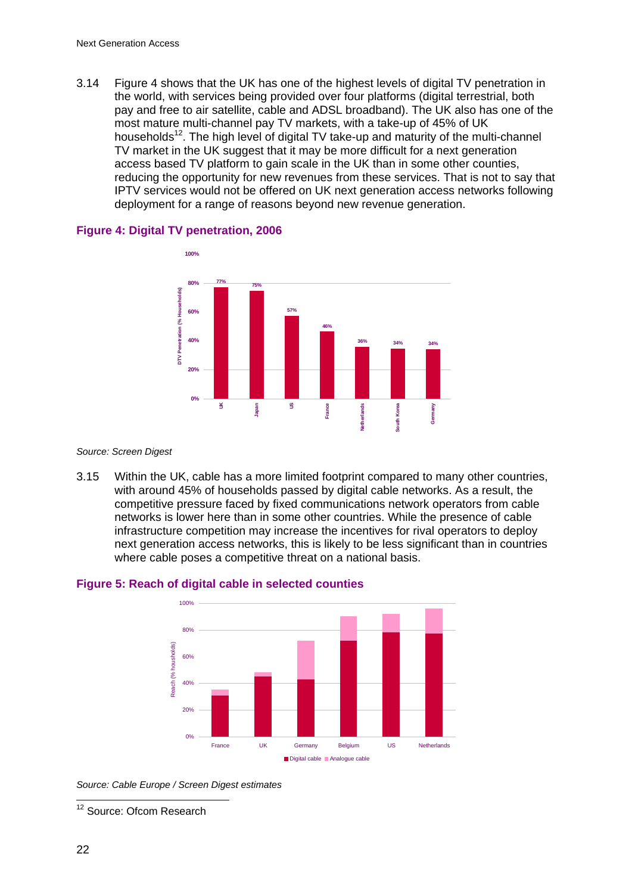3.14 Figure 4 shows that the UK has one of the highest levels of digital TV penetration in the world, with services being provided over four platforms (digital terrestrial, both pay and free to air satellite, cable and ADSL broadband). The UK also has one of the most mature multi-channel pay TV markets, with a take-up of 45% of UK households[12]. The high level of digital TV take-up and maturity of the multi-channel TV market in the UK suggest that it may be more difficult for a next generation access based TV platform to gain scale in the UK than in some other counties, reducing the opportunity for new revenues from these services. That is not to say that IPTV services would not be offered on UK next generation access networks following deployment for a range of reasons beyond new revenue generation.

### Figure 4: Digital TV penetration, 2006

| Country | DTV Penetration (% Households) |
|---|---|
| UK | 77% |
| Japan | 75% |
| US | 57% |
| France | 46% |
| Netherlands | 36% |
| South Korea | 34% |
| Germany | 34% |

*Source: Screen Digest*

3.15 Within the UK, cable has a more limited footprint compared to many other countries, with around 45% of households passed by digital cable networks. As a result, the competitive pressure faced by fixed communications network operators from cable networks is lower here than in some other countries. While the presence of cable infrastructure competition may increase the incentives for rival operators to deploy next generation access networks, this is likely to be less significant than in countries where cable poses a competitive threat on a national basis.

### Figure 5: Reach of digital cable in selected counties

Reach (% housholds) — France, UK, Germany, Belgium, US, Netherlands

Digital cable | Analogue cable

*Source: Cable Europe / Screen Digest estimates*

---

[12] Source: Ofcom Research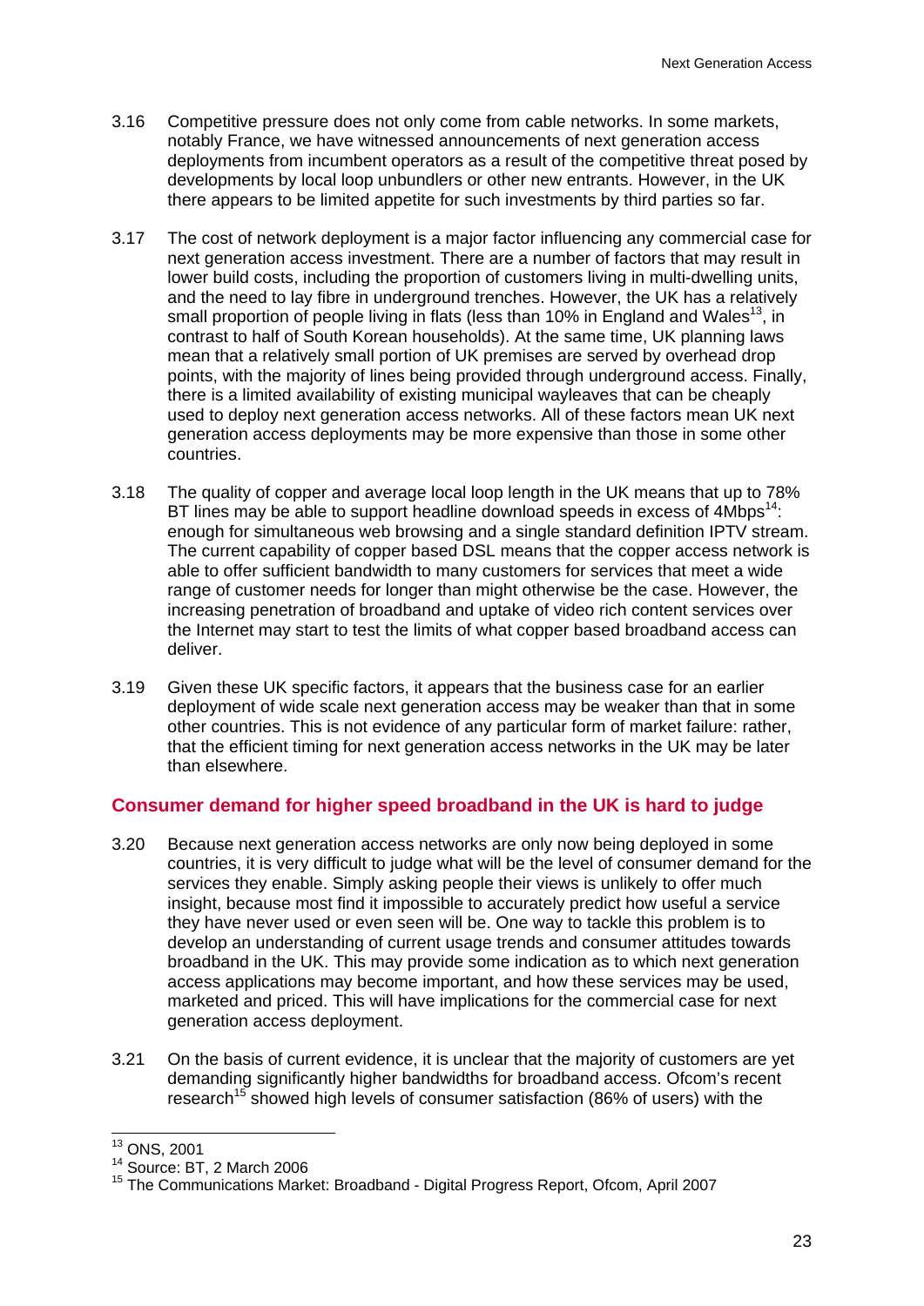3.16 Competitive pressure does not only come from cable networks. In some markets, notably France, we have witnessed announcements of next generation access deployments from incumbent operators as a result of the competitive threat posed by developments by local loop unbundlers or other new entrants. However, in the UK there appears to be limited appetite for such investments by third parties so far.

3.17 The cost of network deployment is a major factor influencing any commercial case for next generation access investment. There are a number of factors that may result in lower build costs, including the proportion of customers living in multi-dwelling units, and the need to lay fibre in underground trenches. However, the UK has a relatively small proportion of people living in flats (less than 10% in England and Wales[13], in contrast to half of South Korean households). At the same time, UK planning laws mean that a relatively small portion of UK premises are served by overhead drop points, with the majority of lines being provided through underground access. Finally, there is a limited availability of existing municipal wayleaves that can be cheaply used to deploy next generation access networks. All of these factors mean UK next generation access deployments may be more expensive than those in some other countries.

3.18 The quality of copper and average local loop length in the UK means that up to 78% BT lines may be able to support headline download speeds in excess of 4Mbps[14]: enough for simultaneous web browsing and a single standard definition IPTV stream. The current capability of copper based DSL means that the copper access network is able to offer sufficient bandwidth to many customers for services that meet a wide range of customer needs for longer than might otherwise be the case. However, the increasing penetration of broadband and uptake of video rich content services over the Internet may start to test the limits of what copper based broadband access can deliver.

3.19 Given these UK specific factors, it appears that the business case for an earlier deployment of wide scale next generation access may be weaker than that in some other countries. This is not evidence of any particular form of market failure: rather, that the efficient timing for next generation access networks in the UK may be later than elsewhere.

### Consumer demand for higher speed broadband in the UK is hard to judge

3.20 Because next generation access networks are only now being deployed in some countries, it is very difficult to judge what will be the level of consumer demand for the services they enable. Simply asking people their views is unlikely to offer much insight, because most find it impossible to accurately predict how useful a service they have never used or even seen will be. One way to tackle this problem is to develop an understanding of current usage trends and consumer attitudes towards broadband in the UK. This may provide some indication as to which next generation access applications may become important, and how these services may be used, marketed and priced. This will have implications for the commercial case for next generation access deployment.

3.21 On the basis of current evidence, it is unclear that the majority of customers are yet demanding significantly higher bandwidths for broadband access. Ofcom's recent research[15] showed high levels of consumer satisfaction (86% of users) with the

---

[13] ONS, 2001

[14] Source: BT, 2 March 2006

[15] The Communications Market: Broadband - Digital Progress Report, Ofcom, April 2007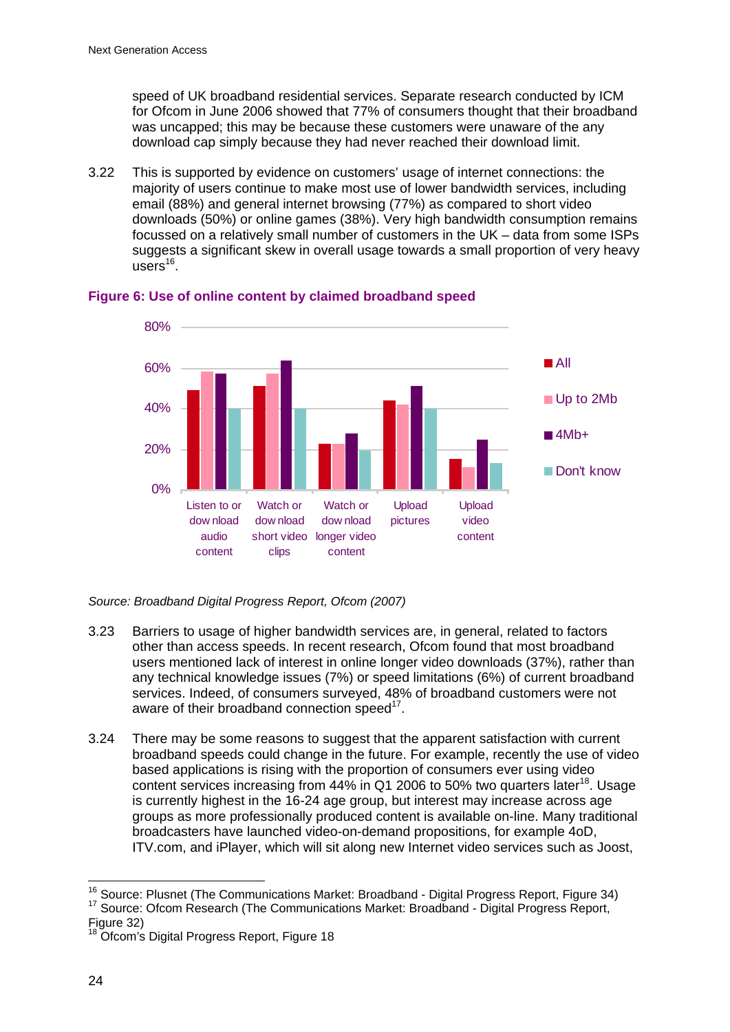speed of UK broadband residential services. Separate research conducted by ICM for Ofcom in June 2006 showed that 77% of consumers thought that their broadband was uncapped; this may be because these customers were unaware of the any download cap simply because they had never reached their download limit.

3.22 This is supported by evidence on customers' usage of internet connections: the majority of users continue to make most use of lower bandwidth services, including email (88%) and general internet browsing (77%) as compared to short video downloads (50%) or online games (38%). Very high bandwidth consumption remains focussed on a relatively small number of customers in the UK – data from some ISPs suggests a significant skew in overall usage towards a small proportion of very heavy users[16].

**Figure 6: Use of online content by claimed broadband speed**

*Source: Broadband Digital Progress Report, Ofcom (2007)*

3.23 Barriers to usage of higher bandwidth services are, in general, related to factors other than access speeds. In recent research, Ofcom found that most broadband users mentioned lack of interest in online longer video downloads (37%), rather than any technical knowledge issues (7%) or speed limitations (6%) of current broadband services. Indeed, of consumers surveyed, 48% of broadband customers were not aware of their broadband connection speed[17].

3.24 There may be some reasons to suggest that the apparent satisfaction with current broadband speeds could change in the future. For example, recently the use of video based applications is rising with the proportion of consumers ever using video content services increasing from 44% in Q1 2006 to 50% two quarters later[18]. Usage is currently highest in the 16-24 age group, but interest may increase across age groups as more professionally produced content is available on-line. Many traditional broadcasters have launched video-on-demand propositions, for example 4oD, ITV.com, and iPlayer, which will sit along new Internet video services such as Joost,

---

[16] Source: Plusnet (The Communications Market: Broadband - Digital Progress Report, Figure 34)

[17] Source: Ofcom Research (The Communications Market: Broadband - Digital Progress Report, Figure 32)

[18] Ofcom's Digital Progress Report, Figure 18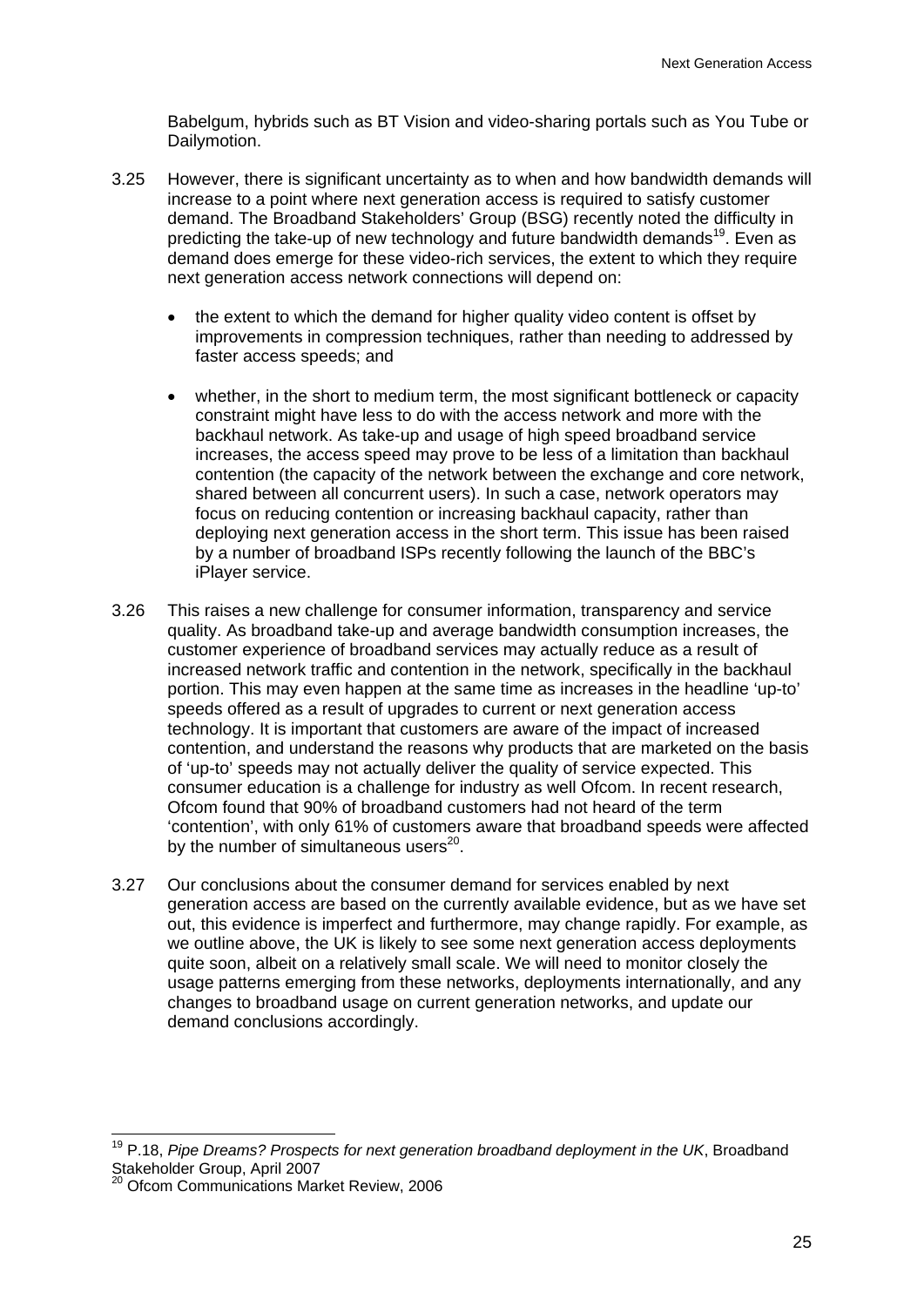Babelgum, hybrids such as BT Vision and video-sharing portals such as You Tube or Dailymotion.

3.25 However, there is significant uncertainty as to when and how bandwidth demands will increase to a point where next generation access is required to satisfy customer demand. The Broadband Stakeholders' Group (BSG) recently noted the difficulty in predicting the take-up of new technology and future bandwidth demands[19]. Even as demand does emerge for these video-rich services, the extent to which they require next generation access network connections will depend on:

- the extent to which the demand for higher quality video content is offset by improvements in compression techniques, rather than needing to addressed by faster access speeds; and
- whether, in the short to medium term, the most significant bottleneck or capacity constraint might have less to do with the access network and more with the backhaul network. As take-up and usage of high speed broadband service increases, the access speed may prove to be less of a limitation than backhaul contention (the capacity of the network between the exchange and core network, shared between all concurrent users). In such a case, network operators may focus on reducing contention or increasing backhaul capacity, rather than deploying next generation access in the short term. This issue has been raised by a number of broadband ISPs recently following the launch of the BBC's iPlayer service.

3.26 This raises a new challenge for consumer information, transparency and service quality. As broadband take-up and average bandwidth consumption increases, the customer experience of broadband services may actually reduce as a result of increased network traffic and contention in the network, specifically in the backhaul portion. This may even happen at the same time as increases in the headline 'up-to' speeds offered as a result of upgrades to current or next generation access technology. It is important that customers are aware of the impact of increased contention, and understand the reasons why products that are marketed on the basis of 'up-to' speeds may not actually deliver the quality of service expected. This consumer education is a challenge for industry as well Ofcom. In recent research, Ofcom found that 90% of broadband customers had not heard of the term 'contention', with only 61% of customers aware that broadband speeds were affected by the number of simultaneous users[20].

3.27 Our conclusions about the consumer demand for services enabled by next generation access are based on the currently available evidence, but as we have set out, this evidence is imperfect and furthermore, may change rapidly. For example, as we outline above, the UK is likely to see some next generation access deployments quite soon, albeit on a relatively small scale. We will need to monitor closely the usage patterns emerging from these networks, deployments internationally, and any changes to broadband usage on current generation networks, and update our demand conclusions accordingly.

---

[19] P.18, *Pipe Dreams? Prospects for next generation broadband deployment in the UK*, Broadband Stakeholder Group, April 2007

[20] Ofcom Communications Market Review, 2006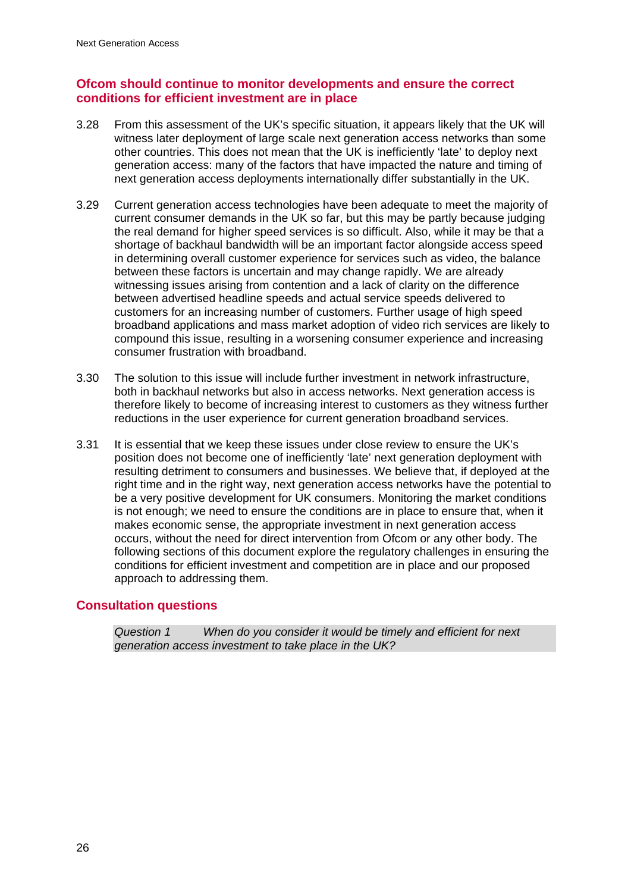## Ofcom should continue to monitor developments and ensure the correct conditions for efficient investment are in place

3.28 From this assessment of the UK's specific situation, it appears likely that the UK will witness later deployment of large scale next generation access networks than some other countries. This does not mean that the UK is inefficiently 'late' to deploy next generation access: many of the factors that have impacted the nature and timing of next generation access deployments internationally differ substantially in the UK.

3.29 Current generation access technologies have been adequate to meet the majority of current consumer demands in the UK so far, but this may be partly because judging the real demand for higher speed services is so difficult. Also, while it may be that a shortage of backhaul bandwidth will be an important factor alongside access speed in determining overall customer experience for services such as video, the balance between these factors is uncertain and may change rapidly. We are already witnessing issues arising from contention and a lack of clarity on the difference between advertised headline speeds and actual service speeds delivered to customers for an increasing number of customers. Further usage of high speed broadband applications and mass market adoption of video rich services are likely to compound this issue, resulting in a worsening consumer experience and increasing consumer frustration with broadband.

3.30 The solution to this issue will include further investment in network infrastructure, both in backhaul networks but also in access networks. Next generation access is therefore likely to become of increasing interest to customers as they witness further reductions in the user experience for current generation broadband services.

3.31 It is essential that we keep these issues under close review to ensure the UK's position does not become one of inefficiently 'late' next generation deployment with resulting detriment to consumers and businesses. We believe that, if deployed at the right time and in the right way, next generation access networks have the potential to be a very positive development for UK consumers. Monitoring the market conditions is not enough; we need to ensure the conditions are in place to ensure that, when it makes economic sense, the appropriate investment in next generation access occurs, without the need for direct intervention from Ofcom or any other body. The following sections of this document explore the regulatory challenges in ensuring the conditions for efficient investment and competition are in place and our proposed approach to addressing them.

## Consultation questions

*Question 1 When do you consider it would be timely and efficient for next generation access investment to take place in the UK?*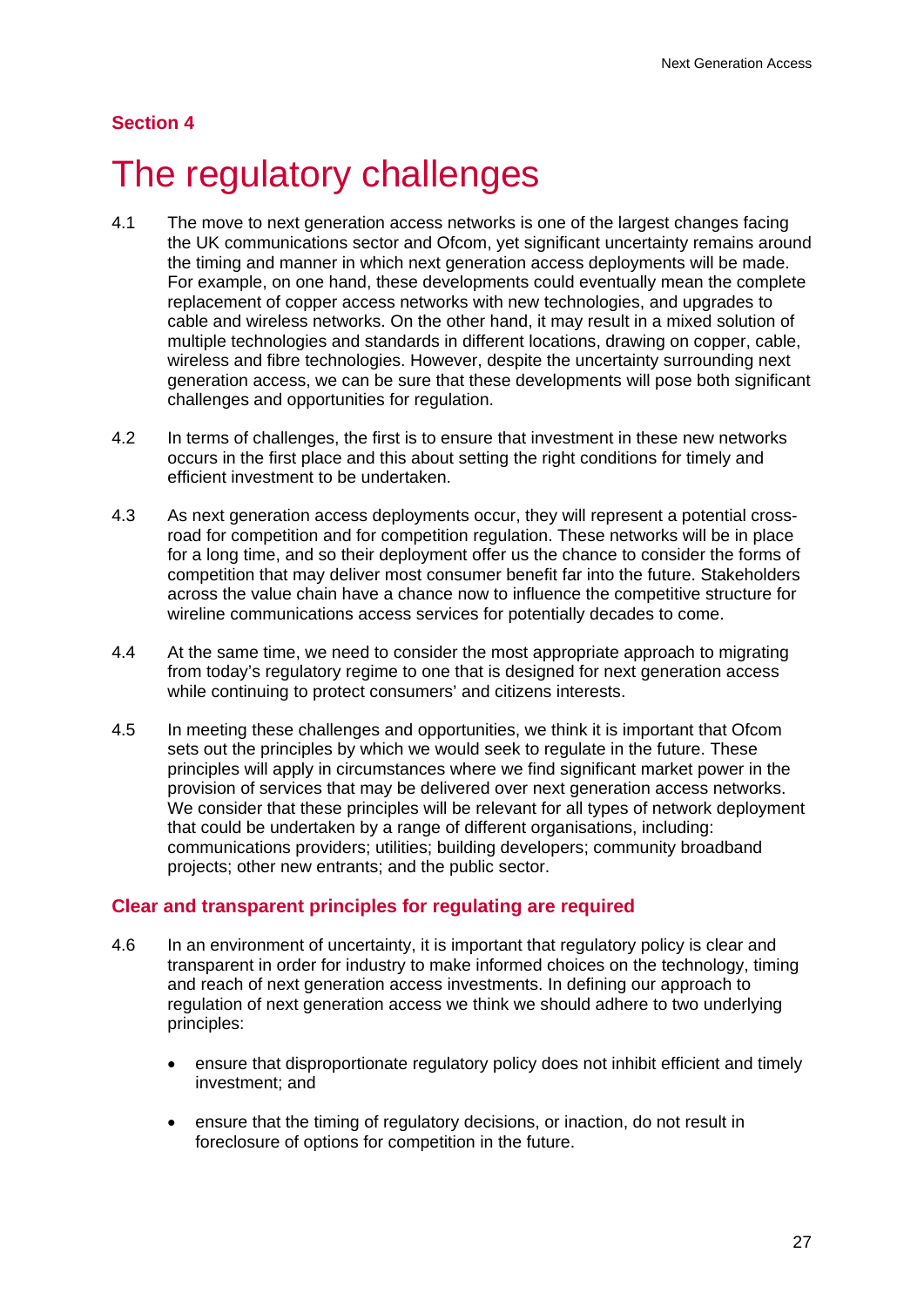**Section 4**

# The regulatory challenges

4.1 The move to next generation access networks is one of the largest changes facing the UK communications sector and Ofcom, yet significant uncertainty remains around the timing and manner in which next generation access deployments will be made. For example, on one hand, these developments could eventually mean the complete replacement of copper access networks with new technologies, and upgrades to cable and wireless networks. On the other hand, it may result in a mixed solution of multiple technologies and standards in different locations, drawing on copper, cable, wireless and fibre technologies. However, despite the uncertainty surrounding next generation access, we can be sure that these developments will pose both significant challenges and opportunities for regulation.

4.2 In terms of challenges, the first is to ensure that investment in these new networks occurs in the first place and this about setting the right conditions for timely and efficient investment to be undertaken.

4.3 As next generation access deployments occur, they will represent a potential cross-road for competition and for competition regulation. These networks will be in place for a long time, and so their deployment offer us the chance to consider the forms of competition that may deliver most consumer benefit far into the future. Stakeholders across the value chain have a chance now to influence the competitive structure for wireline communications access services for potentially decades to come.

4.4 At the same time, we need to consider the most appropriate approach to migrating from today's regulatory regime to one that is designed for next generation access while continuing to protect consumers' and citizens interests.

4.5 In meeting these challenges and opportunities, we think it is important that Ofcom sets out the principles by which we would seek to regulate in the future. These principles will apply in circumstances where we find significant market power in the provision of services that may be delivered over next generation access networks. We consider that these principles will be relevant for all types of network deployment that could be undertaken by a range of different organisations, including: communications providers; utilities; building developers; community broadband projects; other new entrants; and the public sector.

## Clear and transparent principles for regulating are required

4.6 In an environment of uncertainty, it is important that regulatory policy is clear and transparent in order for industry to make informed choices on the technology, timing and reach of next generation access investments. In defining our approach to regulation of next generation access we think we should adhere to two underlying principles:

- ensure that disproportionate regulatory policy does not inhibit efficient and timely investment; and
- ensure that the timing of regulatory decisions, or inaction, do not result in foreclosure of options for competition in the future.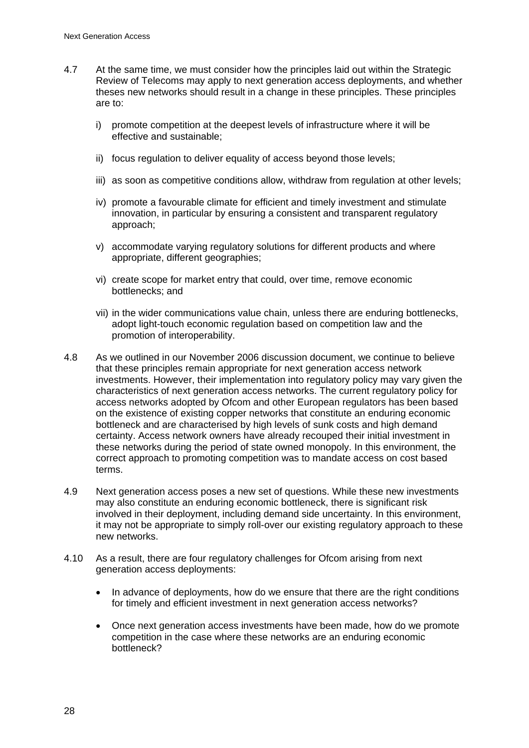4.7 At the same time, we must consider how the principles laid out within the Strategic Review of Telecoms may apply to next generation access deployments, and whether theses new networks should result in a change in these principles. These principles are to:

   i) promote competition at the deepest levels of infrastructure where it will be effective and sustainable;

   ii) focus regulation to deliver equality of access beyond those levels;

   iii) as soon as competitive conditions allow, withdraw from regulation at other levels;

   iv) promote a favourable climate for efficient and timely investment and stimulate innovation, in particular by ensuring a consistent and transparent regulatory approach;

   v) accommodate varying regulatory solutions for different products and where appropriate, different geographies;

   vi) create scope for market entry that could, over time, remove economic bottlenecks; and

   vii) in the wider communications value chain, unless there are enduring bottlenecks, adopt light-touch economic regulation based on competition law and the promotion of interoperability.

4.8 As we outlined in our November 2006 discussion document, we continue to believe that these principles remain appropriate for next generation access network investments. However, their implementation into regulatory policy may vary given the characteristics of next generation access networks. The current regulatory policy for access networks adopted by Ofcom and other European regulators has been based on the existence of existing copper networks that constitute an enduring economic bottleneck and are characterised by high levels of sunk costs and high demand certainty. Access network owners have already recouped their initial investment in these networks during the period of state owned monopoly. In this environment, the correct approach to promoting competition was to mandate access on cost based terms.

4.9 Next generation access poses a new set of questions. While these new investments may also constitute an enduring economic bottleneck, there is significant risk involved in their deployment, including demand side uncertainty. In this environment, it may not be appropriate to simply roll-over our existing regulatory approach to these new networks.

4.10 As a result, there are four regulatory challenges for Ofcom arising from next generation access deployments:

- In advance of deployments, how do we ensure that there are the right conditions for timely and efficient investment in next generation access networks?

- Once next generation access investments have been made, how do we promote competition in the case where these networks are an enduring economic bottleneck?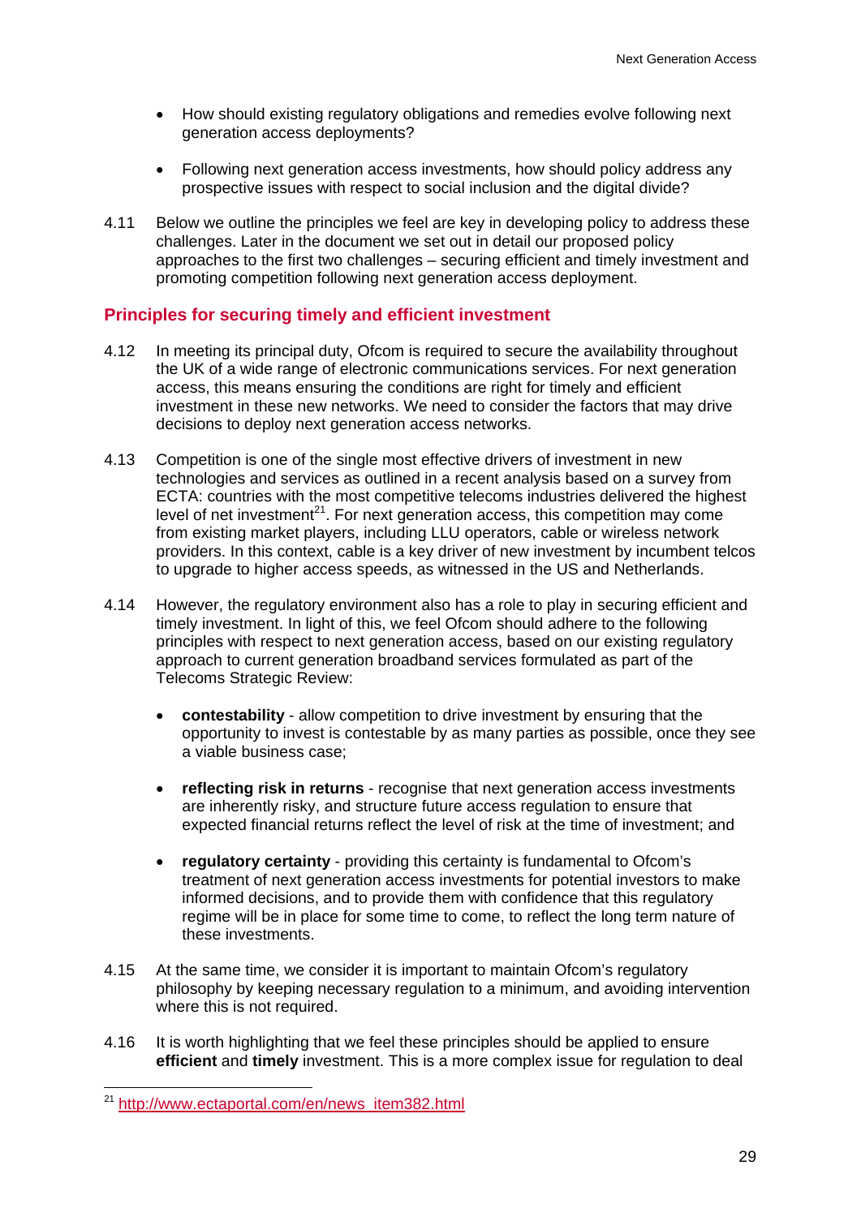- How should existing regulatory obligations and remedies evolve following next generation access deployments?

- Following next generation access investments, how should policy address any prospective issues with respect to social inclusion and the digital divide?

4.11 Below we outline the principles we feel are key in developing policy to address these challenges. Later in the document we set out in detail our proposed policy approaches to the first two challenges – securing efficient and timely investment and promoting competition following next generation access deployment.

## Principles for securing timely and efficient investment

4.12 In meeting its principal duty, Ofcom is required to secure the availability throughout the UK of a wide range of electronic communications services. For next generation access, this means ensuring the conditions are right for timely and efficient investment in these new networks. We need to consider the factors that may drive decisions to deploy next generation access networks.

4.13 Competition is one of the single most effective drivers of investment in new technologies and services as outlined in a recent analysis based on a survey from ECTA: countries with the most competitive telecoms industries delivered the highest level of net investment[21]. For next generation access, this competition may come from existing market players, including LLU operators, cable or wireless network providers. In this context, cable is a key driver of new investment by incumbent telcos to upgrade to higher access speeds, as witnessed in the US and Netherlands.

4.14 However, the regulatory environment also has a role to play in securing efficient and timely investment. In light of this, we feel Ofcom should adhere to the following principles with respect to next generation access, based on our existing regulatory approach to current generation broadband services formulated as part of the Telecoms Strategic Review:

- **contestability** - allow competition to drive investment by ensuring that the opportunity to invest is contestable by as many parties as possible, once they see a viable business case;

- **reflecting risk in returns** - recognise that next generation access investments are inherently risky, and structure future access regulation to ensure that expected financial returns reflect the level of risk at the time of investment; and

- **regulatory certainty** - providing this certainty is fundamental to Ofcom's treatment of next generation access investments for potential investors to make informed decisions, and to provide them with confidence that this regulatory regime will be in place for some time to come, to reflect the long term nature of these investments.

4.15 At the same time, we consider it is important to maintain Ofcom's regulatory philosophy by keeping necessary regulation to a minimum, and avoiding intervention where this is not required.

4.16 It is worth highlighting that we feel these principles should be applied to ensure **efficient** and **timely** investment. This is a more complex issue for regulation to deal

[21] http://www.ectaportal.com/en/news_item382.html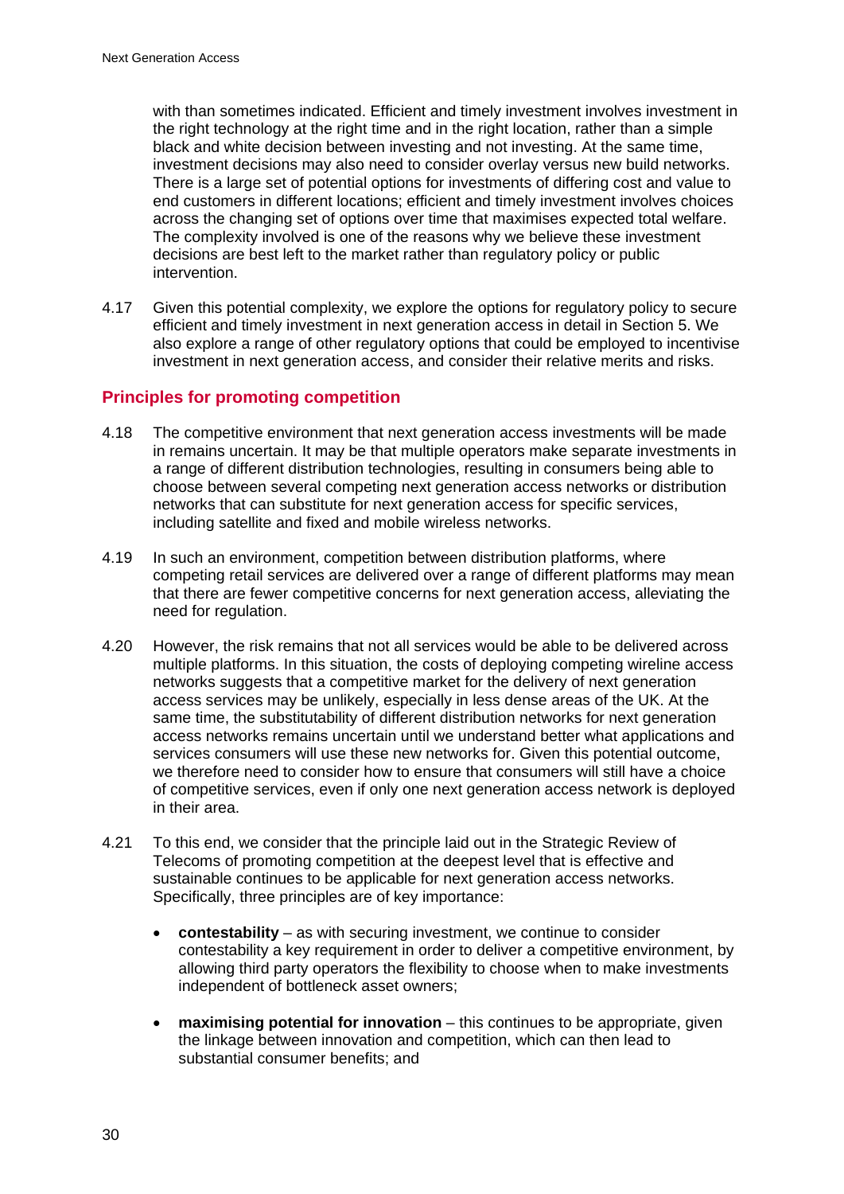with than sometimes indicated. Efficient and timely investment involves investment in the right technology at the right time and in the right location, rather than a simple black and white decision between investing and not investing. At the same time, investment decisions may also need to consider overlay versus new build networks. There is a large set of potential options for investments of differing cost and value to end customers in different locations; efficient and timely investment involves choices across the changing set of options over time that maximises expected total welfare. The complexity involved is one of the reasons why we believe these investment decisions are best left to the market rather than regulatory policy or public intervention.

4.17 Given this potential complexity, we explore the options for regulatory policy to secure efficient and timely investment in next generation access in detail in Section 5. We also explore a range of other regulatory options that could be employed to incentivise investment in next generation access, and consider their relative merits and risks.

## Principles for promoting competition

4.18 The competitive environment that next generation access investments will be made in remains uncertain. It may be that multiple operators make separate investments in a range of different distribution technologies, resulting in consumers being able to choose between several competing next generation access networks or distribution networks that can substitute for next generation access for specific services, including satellite and fixed and mobile wireless networks.

4.19 In such an environment, competition between distribution platforms, where competing retail services are delivered over a range of different platforms may mean that there are fewer competitive concerns for next generation access, alleviating the need for regulation.

4.20 However, the risk remains that not all services would be able to be delivered across multiple platforms. In this situation, the costs of deploying competing wireline access networks suggests that a competitive market for the delivery of next generation access services may be unlikely, especially in less dense areas of the UK. At the same time, the substitutability of different distribution networks for next generation access networks remains uncertain until we understand better what applications and services consumers will use these new networks for. Given this potential outcome, we therefore need to consider how to ensure that consumers will still have a choice of competitive services, even if only one next generation access network is deployed in their area.

4.21 To this end, we consider that the principle laid out in the Strategic Review of Telecoms of promoting competition at the deepest level that is effective and sustainable continues to be applicable for next generation access networks. Specifically, three principles are of key importance:

- **contestability** – as with securing investment, we continue to consider contestability a key requirement in order to deliver a competitive environment, by allowing third party operators the flexibility to choose when to make investments independent of bottleneck asset owners;

- **maximising potential for innovation** – this continues to be appropriate, given the linkage between innovation and competition, which can then lead to substantial consumer benefits; and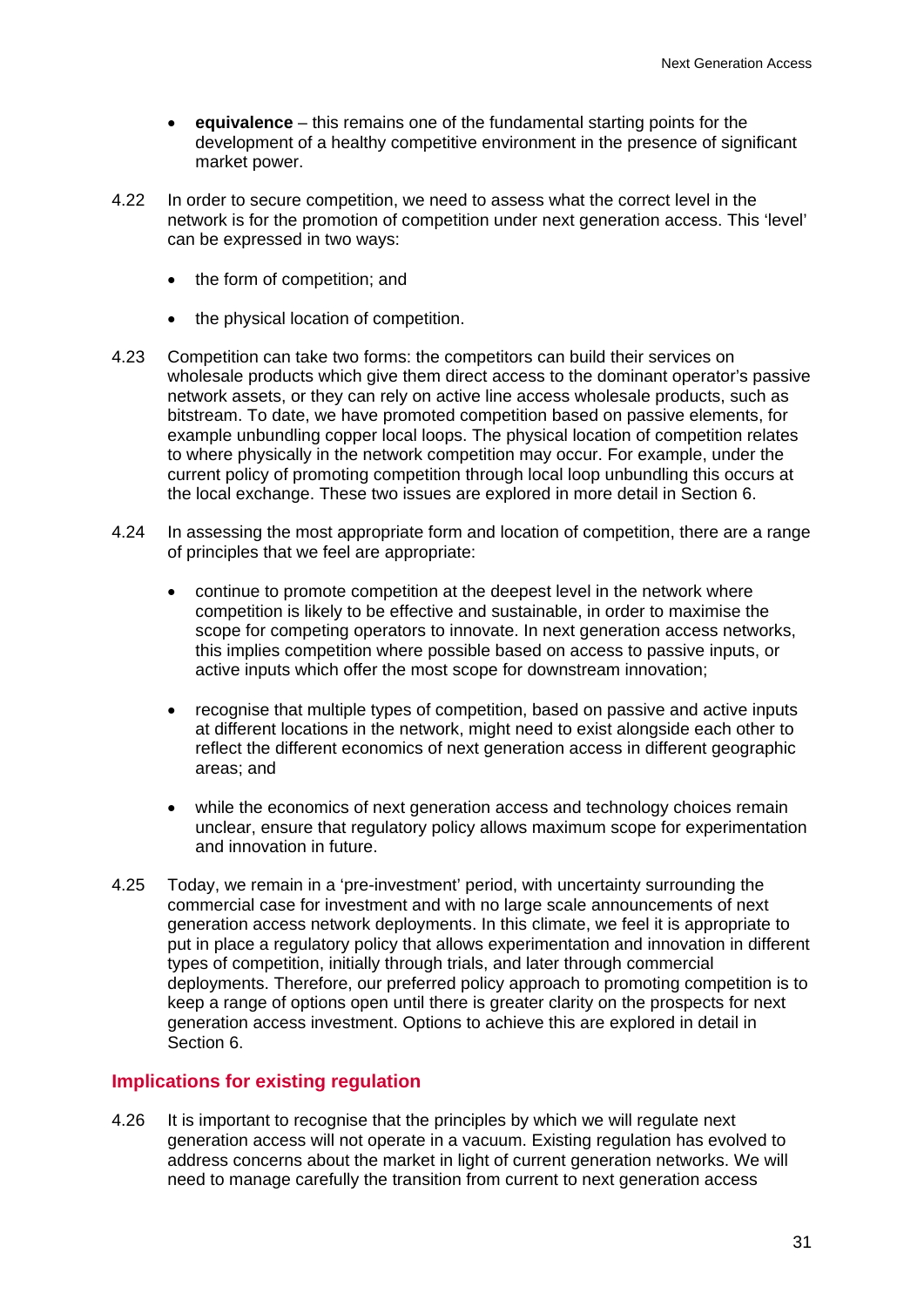- **equivalence** – this remains one of the fundamental starting points for the development of a healthy competitive environment in the presence of significant market power.

4.22 In order to secure competition, we need to assess what the correct level in the network is for the promotion of competition under next generation access. This 'level' can be expressed in two ways:

- the form of competition; and
- the physical location of competition.

4.23 Competition can take two forms: the competitors can build their services on wholesale products which give them direct access to the dominant operator's passive network assets, or they can rely on active line access wholesale products, such as bitstream. To date, we have promoted competition based on passive elements, for example unbundling copper local loops. The physical location of competition relates to where physically in the network competition may occur. For example, under the current policy of promoting competition through local loop unbundling this occurs at the local exchange. These two issues are explored in more detail in Section 6.

4.24 In assessing the most appropriate form and location of competition, there are a range of principles that we feel are appropriate:

- continue to promote competition at the deepest level in the network where competition is likely to be effective and sustainable, in order to maximise the scope for competing operators to innovate. In next generation access networks, this implies competition where possible based on access to passive inputs, or active inputs which offer the most scope for downstream innovation;
- recognise that multiple types of competition, based on passive and active inputs at different locations in the network, might need to exist alongside each other to reflect the different economics of next generation access in different geographic areas; and
- while the economics of next generation access and technology choices remain unclear, ensure that regulatory policy allows maximum scope for experimentation and innovation in future.

4.25 Today, we remain in a 'pre-investment' period, with uncertainty surrounding the commercial case for investment and with no large scale announcements of next generation access network deployments. In this climate, we feel it is appropriate to put in place a regulatory policy that allows experimentation and innovation in different types of competition, initially through trials, and later through commercial deployments. Therefore, our preferred policy approach to promoting competition is to keep a range of options open until there is greater clarity on the prospects for next generation access investment. Options to achieve this are explored in detail in Section 6.

## Implications for existing regulation

4.26 It is important to recognise that the principles by which we will regulate next generation access will not operate in a vacuum. Existing regulation has evolved to address concerns about the market in light of current generation networks. We will need to manage carefully the transition from current to next generation access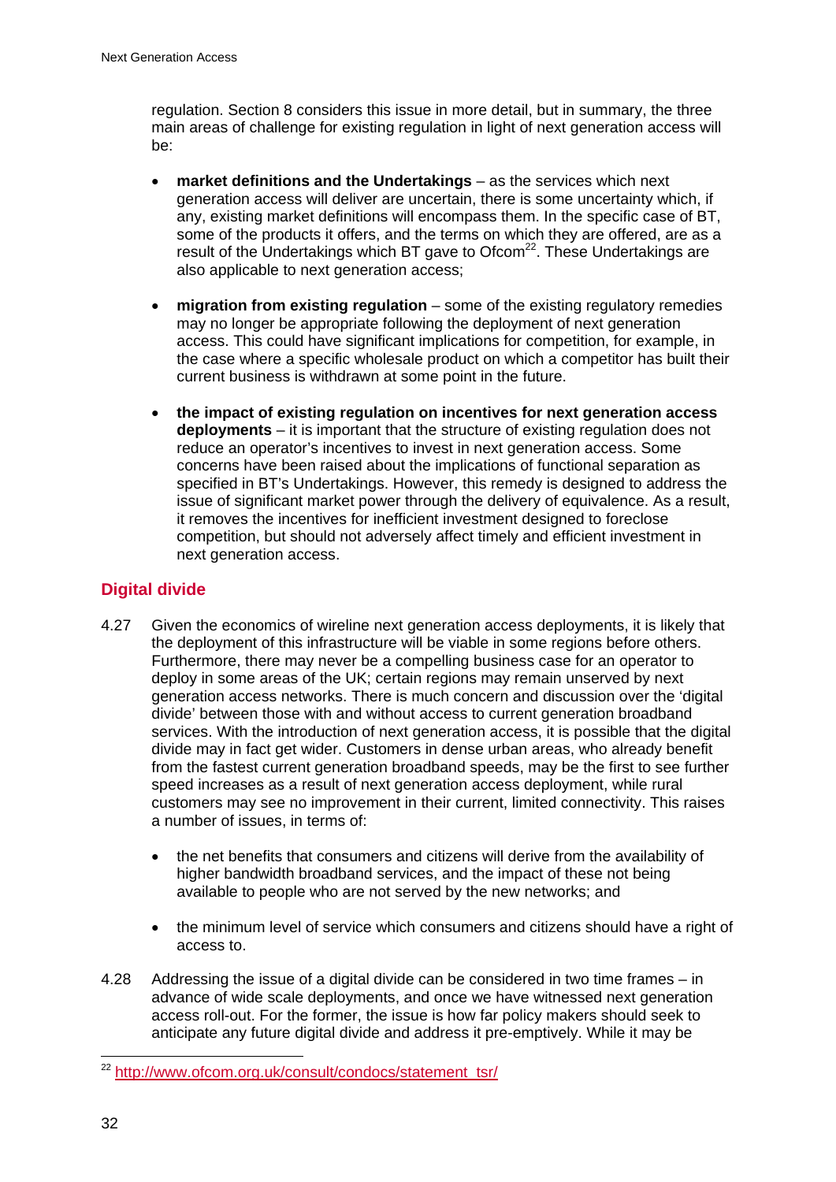regulation. Section 8 considers this issue in more detail, but in summary, the three main areas of challenge for existing regulation in light of next generation access will be:

- **market definitions and the Undertakings** – as the services which next generation access will deliver are uncertain, there is some uncertainty which, if any, existing market definitions will encompass them. In the specific case of BT, some of the products it offers, and the terms on which they are offered, are as a result of the Undertakings which BT gave to Ofcom[22]. These Undertakings are also applicable to next generation access;

- **migration from existing regulation** – some of the existing regulatory remedies may no longer be appropriate following the deployment of next generation access. This could have significant implications for competition, for example, in the case where a specific wholesale product on which a competitor has built their current business is withdrawn at some point in the future.

- **the impact of existing regulation on incentives for next generation access deployments** – it is important that the structure of existing regulation does not reduce an operator's incentives to invest in next generation access. Some concerns have been raised about the implications of functional separation as specified in BT's Undertakings. However, this remedy is designed to address the issue of significant market power through the delivery of equivalence. As a result, it removes the incentives for inefficient investment designed to foreclose competition, but should not adversely affect timely and efficient investment in next generation access.

## Digital divide

4.27 Given the economics of wireline next generation access deployments, it is likely that the deployment of this infrastructure will be viable in some regions before others. Furthermore, there may never be a compelling business case for an operator to deploy in some areas of the UK; certain regions may remain unserved by next generation access networks. There is much concern and discussion over the 'digital divide' between those with and without access to current generation broadband services. With the introduction of next generation access, it is possible that the digital divide may in fact get wider. Customers in dense urban areas, who already benefit from the fastest current generation broadband speeds, may be the first to see further speed increases as a result of next generation access deployment, while rural customers may see no improvement in their current, limited connectivity. This raises a number of issues, in terms of:

- the net benefits that consumers and citizens will derive from the availability of higher bandwidth broadband services, and the impact of these not being available to people who are not served by the new networks; and

- the minimum level of service which consumers and citizens should have a right of access to.

4.28 Addressing the issue of a digital divide can be considered in two time frames – in advance of wide scale deployments, and once we have witnessed next generation access roll-out. For the former, the issue is how far policy makers should seek to anticipate any future digital divide and address it pre-emptively. While it may be

[22] http://www.ofcom.org.uk/consult/condocs/statement_tsr/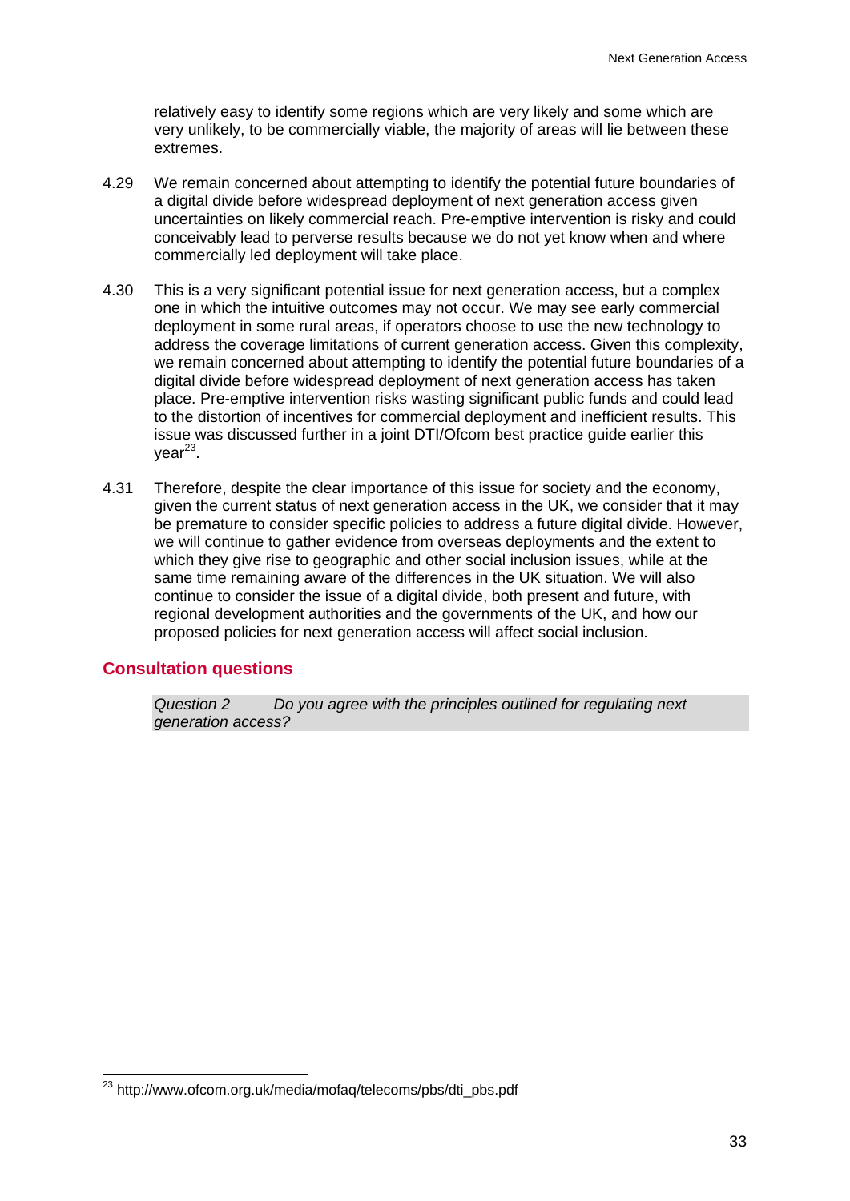relatively easy to identify some regions which are very likely and some which are very unlikely, to be commercially viable, the majority of areas will lie between these extremes.

4.29 We remain concerned about attempting to identify the potential future boundaries of a digital divide before widespread deployment of next generation access given uncertainties on likely commercial reach. Pre-emptive intervention is risky and could conceivably lead to perverse results because we do not yet know when and where commercially led deployment will take place.

4.30 This is a very significant potential issue for next generation access, but a complex one in which the intuitive outcomes may not occur. We may see early commercial deployment in some rural areas, if operators choose to use the new technology to address the coverage limitations of current generation access. Given this complexity, we remain concerned about attempting to identify the potential future boundaries of a digital divide before widespread deployment of next generation access has taken place. Pre-emptive intervention risks wasting significant public funds and could lead to the distortion of incentives for commercial deployment and inefficient results. This issue was discussed further in a joint DTI/Ofcom best practice guide earlier this year[23].

4.31 Therefore, despite the clear importance of this issue for society and the economy, given the current status of next generation access in the UK, we consider that it may be premature to consider specific policies to address a future digital divide. However, we will continue to gather evidence from overseas deployments and the extent to which they give rise to geographic and other social inclusion issues, while at the same time remaining aware of the differences in the UK situation. We will also continue to consider the issue of a digital divide, both present and future, with regional development authorities and the governments of the UK, and how our proposed policies for next generation access will affect social inclusion.

## Consultation questions

*Question 2 Do you agree with the principles outlined for regulating next generation access?*

[23] http://www.ofcom.org.uk/media/mofaq/telecoms/pbs/dti_pbs.pdf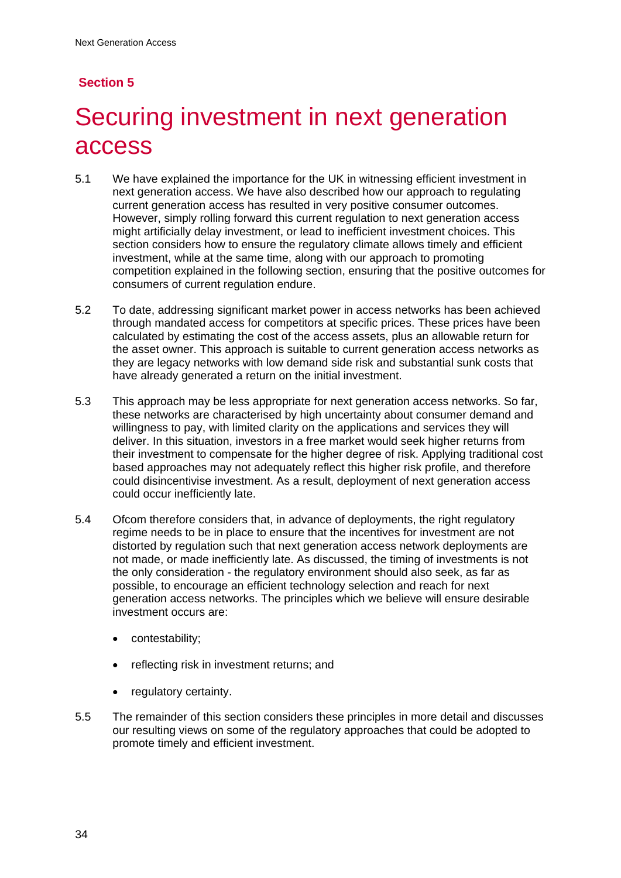## Section 5

# Securing investment in next generation access

5.1 We have explained the importance for the UK in witnessing efficient investment in next generation access. We have also described how our approach to regulating current generation access has resulted in very positive consumer outcomes. However, simply rolling forward this current regulation to next generation access might artificially delay investment, or lead to inefficient investment choices. This section considers how to ensure the regulatory climate allows timely and efficient investment, while at the same time, along with our approach to promoting competition explained in the following section, ensuring that the positive outcomes for consumers of current regulation endure.

5.2 To date, addressing significant market power in access networks has been achieved through mandated access for competitors at specific prices. These prices have been calculated by estimating the cost of the access assets, plus an allowable return for the asset owner. This approach is suitable to current generation access networks as they are legacy networks with low demand side risk and substantial sunk costs that have already generated a return on the initial investment.

5.3 This approach may be less appropriate for next generation access networks. So far, these networks are characterised by high uncertainty about consumer demand and willingness to pay, with limited clarity on the applications and services they will deliver. In this situation, investors in a free market would seek higher returns from their investment to compensate for the higher degree of risk. Applying traditional cost based approaches may not adequately reflect this higher risk profile, and therefore could disincentivise investment. As a result, deployment of next generation access could occur inefficiently late.

5.4 Ofcom therefore considers that, in advance of deployments, the right regulatory regime needs to be in place to ensure that the incentives for investment are not distorted by regulation such that next generation access network deployments are not made, or made inefficiently late. As discussed, the timing of investments is not the only consideration - the regulatory environment should also seek, as far as possible, to encourage an efficient technology selection and reach for next generation access networks. The principles which we believe will ensure desirable investment occurs are:

- contestability;
- reflecting risk in investment returns; and
- regulatory certainty.

5.5 The remainder of this section considers these principles in more detail and discusses our resulting views on some of the regulatory approaches that could be adopted to promote timely and efficient investment.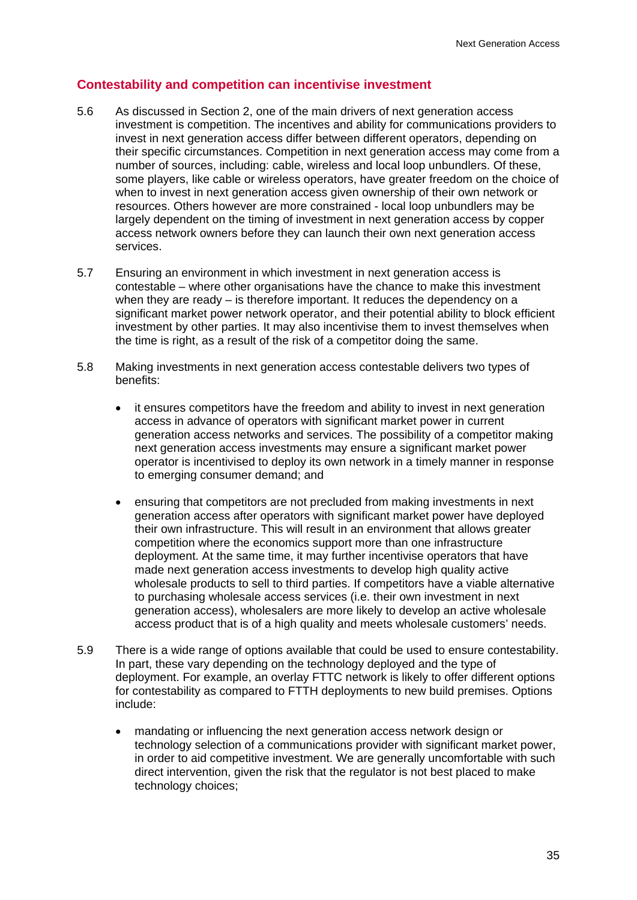## Contestability and competition can incentivise investment

5.6 As discussed in Section 2, one of the main drivers of next generation access investment is competition. The incentives and ability for communications providers to invest in next generation access differ between different operators, depending on their specific circumstances. Competition in next generation access may come from a number of sources, including: cable, wireless and local loop unbundlers. Of these, some players, like cable or wireless operators, have greater freedom on the choice of when to invest in next generation access given ownership of their own network or resources. Others however are more constrained - local loop unbundlers may be largely dependent on the timing of investment in next generation access by copper access network owners before they can launch their own next generation access services.

5.7 Ensuring an environment in which investment in next generation access is contestable – where other organisations have the chance to make this investment when they are ready – is therefore important. It reduces the dependency on a significant market power network operator, and their potential ability to block efficient investment by other parties. It may also incentivise them to invest themselves when the time is right, as a result of the risk of a competitor doing the same.

5.8 Making investments in next generation access contestable delivers two types of benefits:

- it ensures competitors have the freedom and ability to invest in next generation access in advance of operators with significant market power in current generation access networks and services. The possibility of a competitor making next generation access investments may ensure a significant market power operator is incentivised to deploy its own network in a timely manner in response to emerging consumer demand; and

- ensuring that competitors are not precluded from making investments in next generation access after operators with significant market power have deployed their own infrastructure. This will result in an environment that allows greater competition where the economics support more than one infrastructure deployment. At the same time, it may further incentivise operators that have made next generation access investments to develop high quality active wholesale products to sell to third parties. If competitors have a viable alternative to purchasing wholesale access services (i.e. their own investment in next generation access), wholesalers are more likely to develop an active wholesale access product that is of a high quality and meets wholesale customers' needs.

5.9 There is a wide range of options available that could be used to ensure contestability. In part, these vary depending on the technology deployed and the type of deployment. For example, an overlay FTTC network is likely to offer different options for contestability as compared to FTTH deployments to new build premises. Options include:

- mandating or influencing the next generation access network design or technology selection of a communications provider with significant market power, in order to aid competitive investment. We are generally uncomfortable with such direct intervention, given the risk that the regulator is not best placed to make technology choices;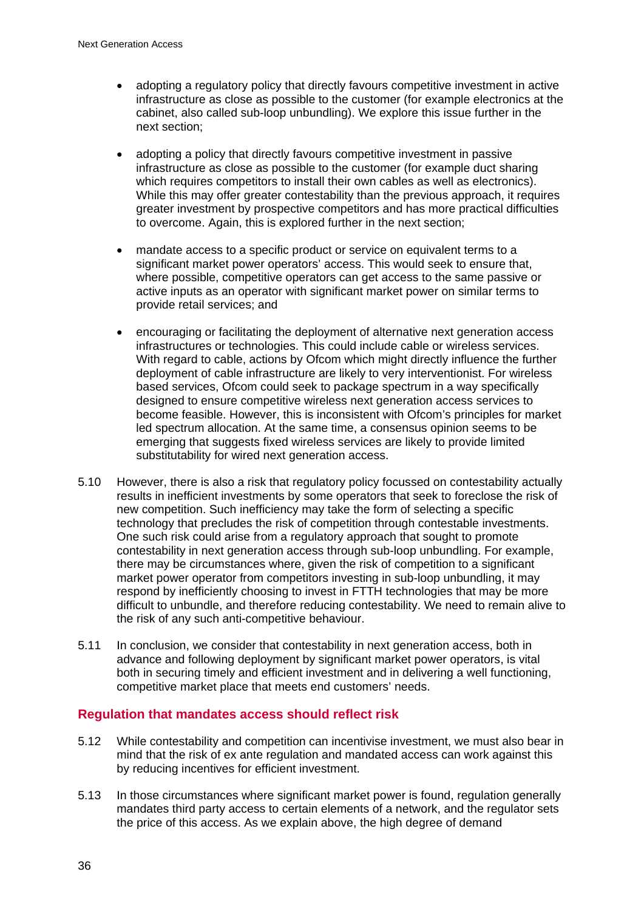- adopting a regulatory policy that directly favours competitive investment in active infrastructure as close as possible to the customer (for example electronics at the cabinet, also called sub-loop unbundling). We explore this issue further in the next section;

- adopting a policy that directly favours competitive investment in passive infrastructure as close as possible to the customer (for example duct sharing which requires competitors to install their own cables as well as electronics). While this may offer greater contestability than the previous approach, it requires greater investment by prospective competitors and has more practical difficulties to overcome. Again, this is explored further in the next section;

- mandate access to a specific product or service on equivalent terms to a significant market power operators' access. This would seek to ensure that, where possible, competitive operators can get access to the same passive or active inputs as an operator with significant market power on similar terms to provide retail services; and

- encouraging or facilitating the deployment of alternative next generation access infrastructures or technologies. This could include cable or wireless services. With regard to cable, actions by Ofcom which might directly influence the further deployment of cable infrastructure are likely to very interventionist. For wireless based services, Ofcom could seek to package spectrum in a way specifically designed to ensure competitive wireless next generation access services to become feasible. However, this is inconsistent with Ofcom's principles for market led spectrum allocation. At the same time, a consensus opinion seems to be emerging that suggests fixed wireless services are likely to provide limited substitutability for wired next generation access.

5.10 However, there is also a risk that regulatory policy focussed on contestability actually results in inefficient investments by some operators that seek to foreclose the risk of new competition. Such inefficiency may take the form of selecting a specific technology that precludes the risk of competition through contestable investments. One such risk could arise from a regulatory approach that sought to promote contestability in next generation access through sub-loop unbundling. For example, there may be circumstances where, given the risk of competition to a significant market power operator from competitors investing in sub-loop unbundling, it may respond by inefficiently choosing to invest in FTTH technologies that may be more difficult to unbundle, and therefore reducing contestability. We need to remain alive to the risk of any such anti-competitive behaviour.

5.11 In conclusion, we consider that contestability in next generation access, both in advance and following deployment by significant market power operators, is vital both in securing timely and efficient investment and in delivering a well functioning, competitive market place that meets end customers' needs.

## Regulation that mandates access should reflect risk

5.12 While contestability and competition can incentivise investment, we must also bear in mind that the risk of ex ante regulation and mandated access can work against this by reducing incentives for efficient investment.

5.13 In those circumstances where significant market power is found, regulation generally mandates third party access to certain elements of a network, and the regulator sets the price of this access. As we explain above, the high degree of demand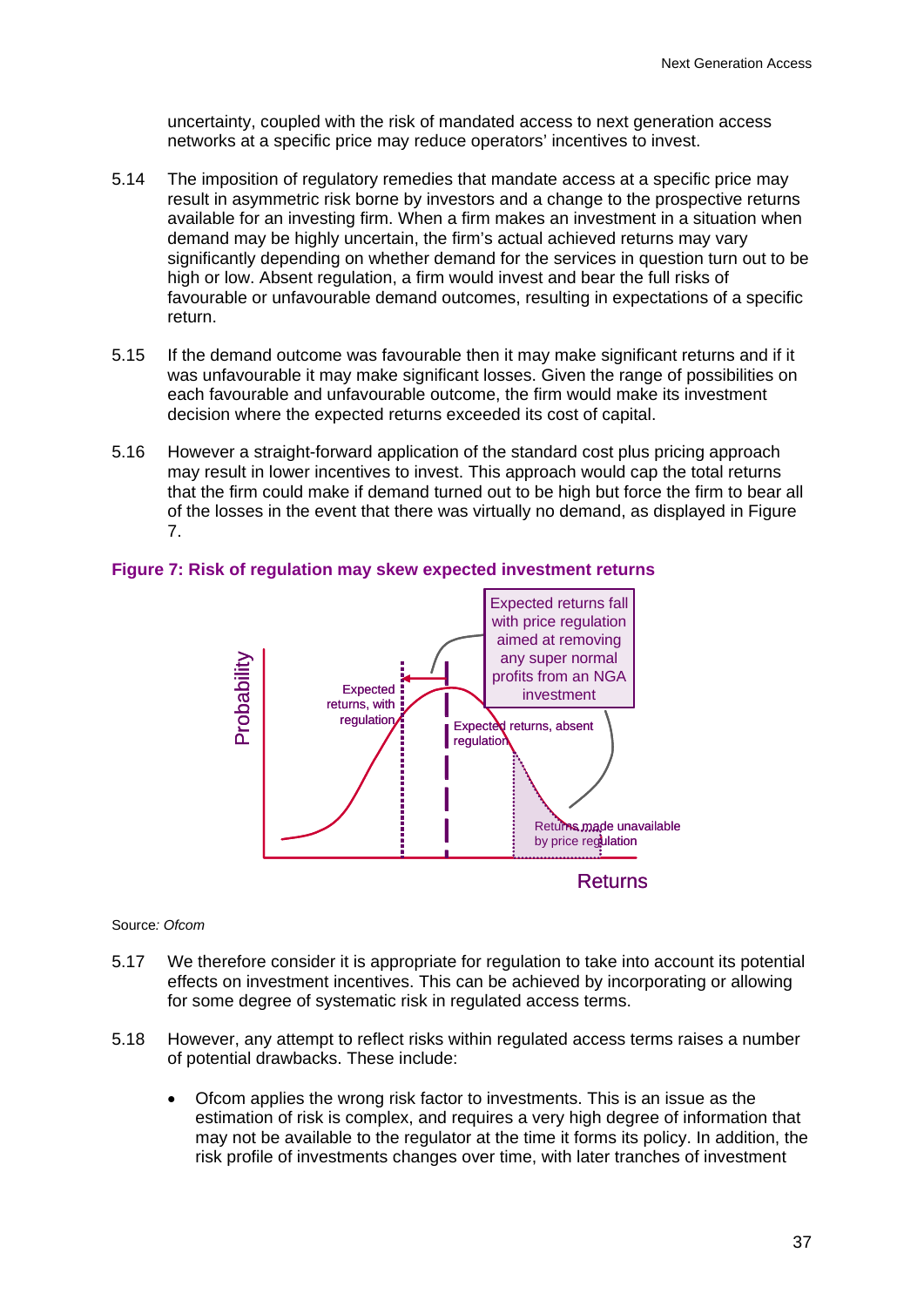uncertainty, coupled with the risk of mandated access to next generation access networks at a specific price may reduce operators' incentives to invest.

5.14 The imposition of regulatory remedies that mandate access at a specific price may result in asymmetric risk borne by investors and a change to the prospective returns available for an investing firm. When a firm makes an investment in a situation when demand may be highly uncertain, the firm's actual achieved returns may vary significantly depending on whether demand for the services in question turn out to be high or low. Absent regulation, a firm would invest and bear the full risks of favourable or unfavourable demand outcomes, resulting in expectations of a specific return.

5.15 If the demand outcome was favourable then it may make significant returns and if it was unfavourable it may make significant losses. Given the range of possibilities on each favourable and unfavourable outcome, the firm would make its investment decision where the expected returns exceeded its cost of capital.

5.16 However a straight-forward application of the standard cost plus pricing approach may result in lower incentives to invest. This approach would cap the total returns that the firm could make if demand turned out to be high but force the firm to bear all of the losses in the event that there was virtually no demand, as displayed in Figure 7.

**Figure 7: Risk of regulation may skew expected investment returns**

Source*: Ofcom*

5.17 We therefore consider it is appropriate for regulation to take into account its potential effects on investment incentives. This can be achieved by incorporating or allowing for some degree of systematic risk in regulated access terms.

5.18 However, any attempt to reflect risks within regulated access terms raises a number of potential drawbacks. These include:

- Ofcom applies the wrong risk factor to investments. This is an issue as the estimation of risk is complex, and requires a very high degree of information that may not be available to the regulator at the time it forms its policy. In addition, the risk profile of investments changes over time, with later tranches of investment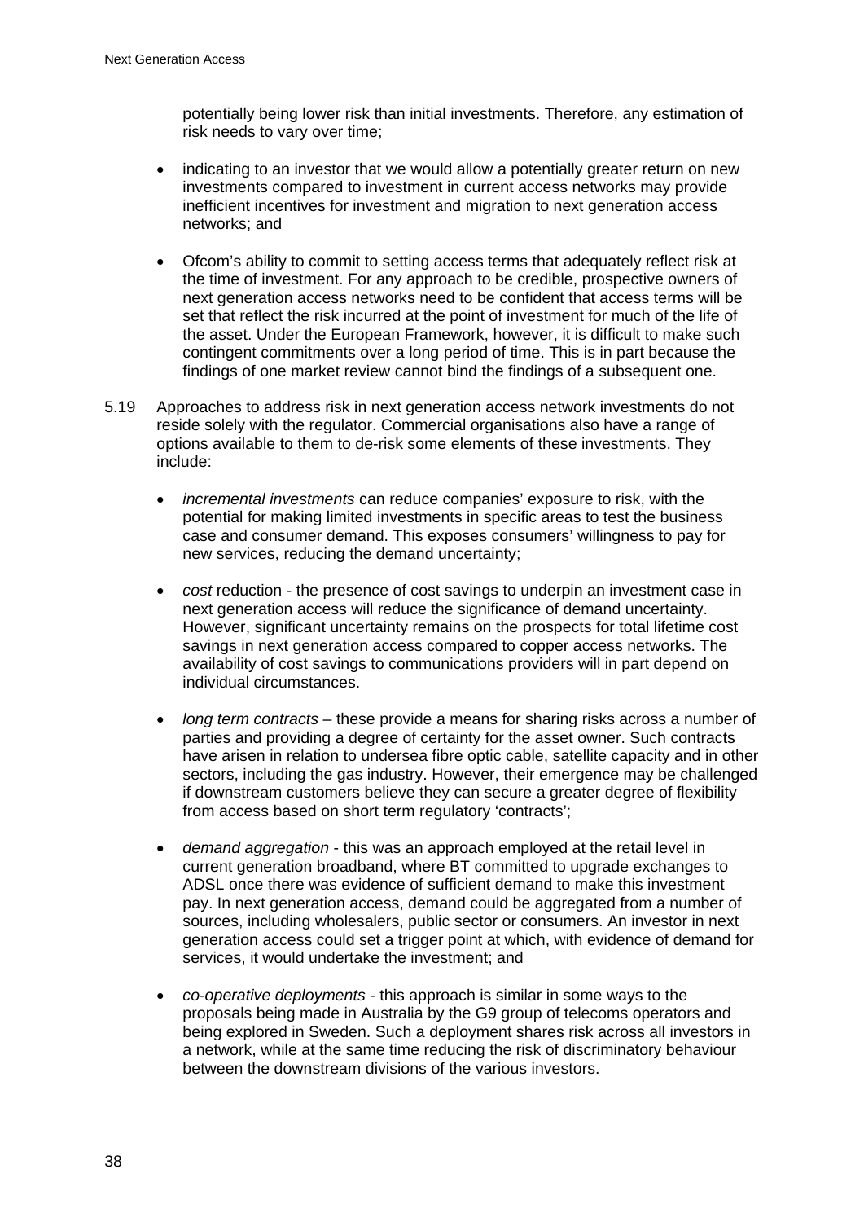potentially being lower risk than initial investments. Therefore, any estimation of risk needs to vary over time;

- indicating to an investor that we would allow a potentially greater return on new investments compared to investment in current access networks may provide inefficient incentives for investment and migration to next generation access networks; and
- Ofcom's ability to commit to setting access terms that adequately reflect risk at the time of investment. For any approach to be credible, prospective owners of next generation access networks need to be confident that access terms will be set that reflect the risk incurred at the point of investment for much of the life of the asset. Under the European Framework, however, it is difficult to make such contingent commitments over a long period of time. This is in part because the findings of one market review cannot bind the findings of a subsequent one.

5.19 Approaches to address risk in next generation access network investments do not reside solely with the regulator. Commercial organisations also have a range of options available to them to de-risk some elements of these investments. They include:

- *incremental investments* can reduce companies' exposure to risk, with the potential for making limited investments in specific areas to test the business case and consumer demand. This exposes consumers' willingness to pay for new services, reducing the demand uncertainty;
- *cost* reduction - the presence of cost savings to underpin an investment case in next generation access will reduce the significance of demand uncertainty. However, significant uncertainty remains on the prospects for total lifetime cost savings in next generation access compared to copper access networks. The availability of cost savings to communications providers will in part depend on individual circumstances.
- *long term contracts* – these provide a means for sharing risks across a number of parties and providing a degree of certainty for the asset owner. Such contracts have arisen in relation to undersea fibre optic cable, satellite capacity and in other sectors, including the gas industry. However, their emergence may be challenged if downstream customers believe they can secure a greater degree of flexibility from access based on short term regulatory 'contracts';
- *demand aggregation* - this was an approach employed at the retail level in current generation broadband, where BT committed to upgrade exchanges to ADSL once there was evidence of sufficient demand to make this investment pay. In next generation access, demand could be aggregated from a number of sources, including wholesalers, public sector or consumers. An investor in next generation access could set a trigger point at which, with evidence of demand for services, it would undertake the investment; and
- *co-operative deployments* - this approach is similar in some ways to the proposals being made in Australia by the G9 group of telecoms operators and being explored in Sweden. Such a deployment shares risk across all investors in a network, while at the same time reducing the risk of discriminatory behaviour between the downstream divisions of the various investors.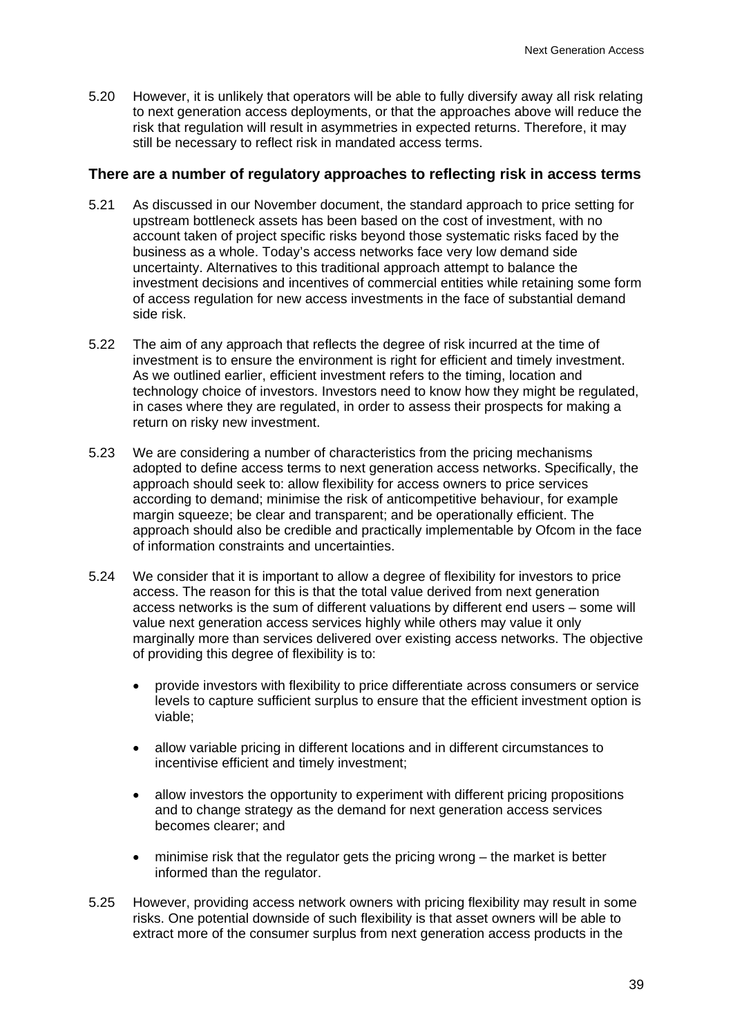5.20 However, it is unlikely that operators will be able to fully diversify away all risk relating to next generation access deployments, or that the approaches above will reduce the risk that regulation will result in asymmetries in expected returns. Therefore, it may still be necessary to reflect risk in mandated access terms.

### There are a number of regulatory approaches to reflecting risk in access terms

5.21 As discussed in our November document, the standard approach to price setting for upstream bottleneck assets has been based on the cost of investment, with no account taken of project specific risks beyond those systematic risks faced by the business as a whole. Today's access networks face very low demand side uncertainty. Alternatives to this traditional approach attempt to balance the investment decisions and incentives of commercial entities while retaining some form of access regulation for new access investments in the face of substantial demand side risk.

5.22 The aim of any approach that reflects the degree of risk incurred at the time of investment is to ensure the environment is right for efficient and timely investment. As we outlined earlier, efficient investment refers to the timing, location and technology choice of investors. Investors need to know how they might be regulated, in cases where they are regulated, in order to assess their prospects for making a return on risky new investment.

5.23 We are considering a number of characteristics from the pricing mechanisms adopted to define access terms to next generation access networks. Specifically, the approach should seek to: allow flexibility for access owners to price services according to demand; minimise the risk of anticompetitive behaviour, for example margin squeeze; be clear and transparent; and be operationally efficient. The approach should also be credible and practically implementable by Ofcom in the face of information constraints and uncertainties.

5.24 We consider that it is important to allow a degree of flexibility for investors to price access. The reason for this is that the total value derived from next generation access networks is the sum of different valuations by different end users – some will value next generation access services highly while others may value it only marginally more than services delivered over existing access networks. The objective of providing this degree of flexibility is to:

- provide investors with flexibility to price differentiate across consumers or service levels to capture sufficient surplus to ensure that the efficient investment option is viable;
- allow variable pricing in different locations and in different circumstances to incentivise efficient and timely investment;
- allow investors the opportunity to experiment with different pricing propositions and to change strategy as the demand for next generation access services becomes clearer; and
- minimise risk that the regulator gets the pricing wrong – the market is better informed than the regulator.

5.25 However, providing access network owners with pricing flexibility may result in some risks. One potential downside of such flexibility is that asset owners will be able to extract more of the consumer surplus from next generation access products in the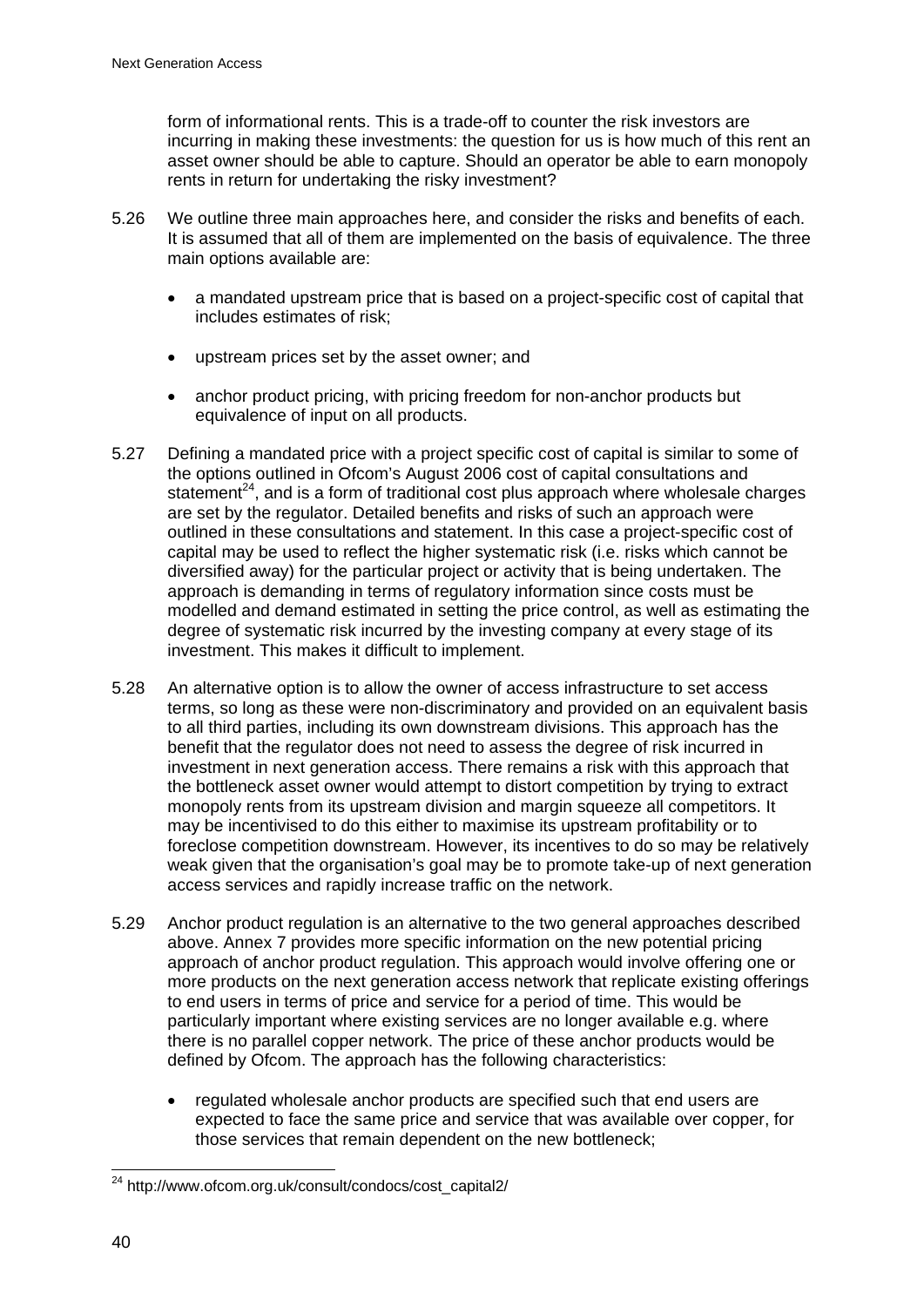form of informational rents. This is a trade-off to counter the risk investors are incurring in making these investments: the question for us is how much of this rent an asset owner should be able to capture. Should an operator be able to earn monopoly rents in return for undertaking the risky investment?

5.26 We outline three main approaches here, and consider the risks and benefits of each. It is assumed that all of them are implemented on the basis of equivalence. The three main options available are:

- a mandated upstream price that is based on a project-specific cost of capital that includes estimates of risk;
- upstream prices set by the asset owner; and
- anchor product pricing, with pricing freedom for non-anchor products but equivalence of input on all products.

5.27 Defining a mandated price with a project specific cost of capital is similar to some of the options outlined in Ofcom's August 2006 cost of capital consultations and statement[24], and is a form of traditional cost plus approach where wholesale charges are set by the regulator. Detailed benefits and risks of such an approach were outlined in these consultations and statement. In this case a project-specific cost of capital may be used to reflect the higher systematic risk (i.e. risks which cannot be diversified away) for the particular project or activity that is being undertaken. The approach is demanding in terms of regulatory information since costs must be modelled and demand estimated in setting the price control, as well as estimating the degree of systematic risk incurred by the investing company at every stage of its investment. This makes it difficult to implement.

5.28 An alternative option is to allow the owner of access infrastructure to set access terms, so long as these were non-discriminatory and provided on an equivalent basis to all third parties, including its own downstream divisions. This approach has the benefit that the regulator does not need to assess the degree of risk incurred in investment in next generation access. There remains a risk with this approach that the bottleneck asset owner would attempt to distort competition by trying to extract monopoly rents from its upstream division and margin squeeze all competitors. It may be incentivised to do this either to maximise its upstream profitability or to foreclose competition downstream. However, its incentives to do so may be relatively weak given that the organisation's goal may be to promote take-up of next generation access services and rapidly increase traffic on the network.

5.29 Anchor product regulation is an alternative to the two general approaches described above. Annex 7 provides more specific information on the new potential pricing approach of anchor product regulation. This approach would involve offering one or more products on the next generation access network that replicate existing offerings to end users in terms of price and service for a period of time. This would be particularly important where existing services are no longer available e.g. where there is no parallel copper network. The price of these anchor products would be defined by Ofcom. The approach has the following characteristics:

- regulated wholesale anchor products are specified such that end users are expected to face the same price and service that was available over copper, for those services that remain dependent on the new bottleneck;

[24] http://www.ofcom.org.uk/consult/condocs/cost_capital2/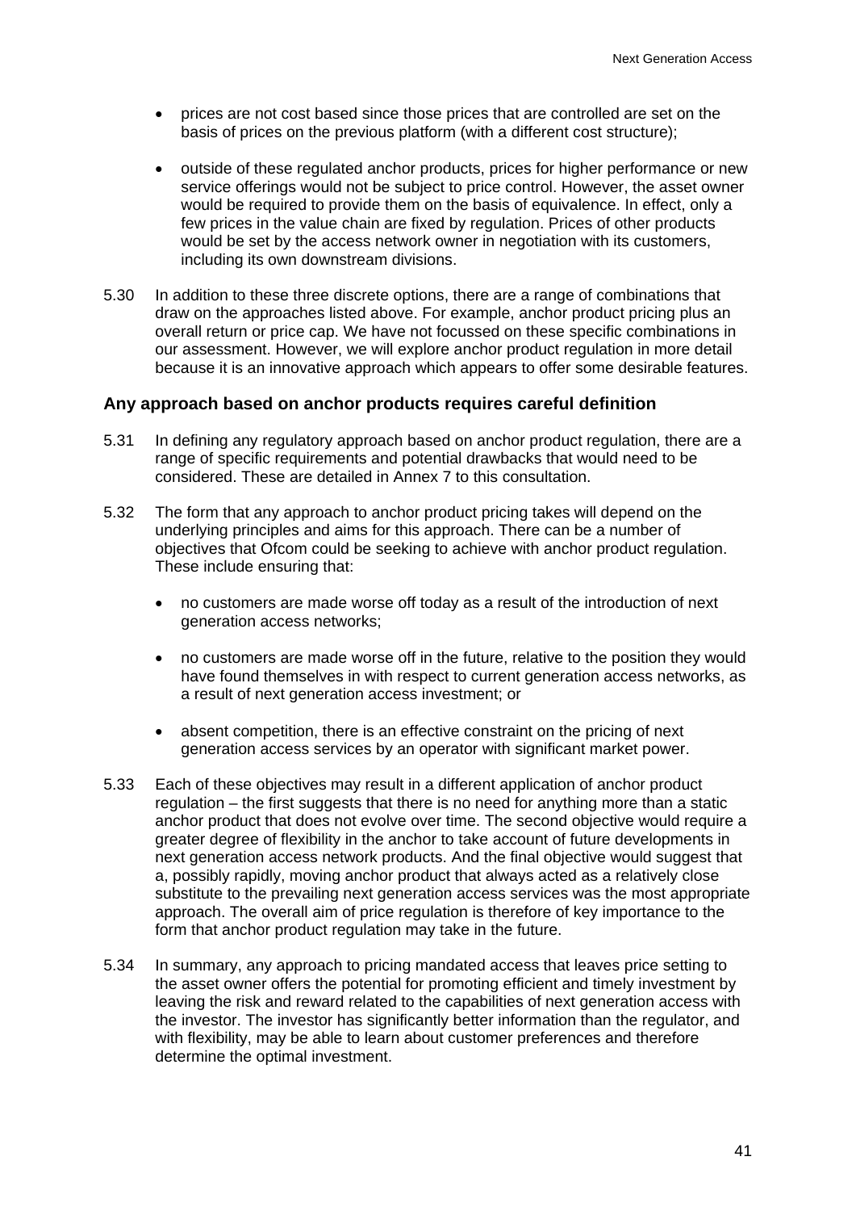- prices are not cost based since those prices that are controlled are set on the basis of prices on the previous platform (with a different cost structure);

- outside of these regulated anchor products, prices for higher performance or new service offerings would not be subject to price control. However, the asset owner would be required to provide them on the basis of equivalence. In effect, only a few prices in the value chain are fixed by regulation. Prices of other products would be set by the access network owner in negotiation with its customers, including its own downstream divisions.

5.30 In addition to these three discrete options, there are a range of combinations that draw on the approaches listed above. For example, anchor product pricing plus an overall return or price cap. We have not focussed on these specific combinations in our assessment. However, we will explore anchor product regulation in more detail because it is an innovative approach which appears to offer some desirable features.

### Any approach based on anchor products requires careful definition

5.31 In defining any regulatory approach based on anchor product regulation, there are a range of specific requirements and potential drawbacks that would need to be considered. These are detailed in Annex 7 to this consultation.

5.32 The form that any approach to anchor product pricing takes will depend on the underlying principles and aims for this approach. There can be a number of objectives that Ofcom could be seeking to achieve with anchor product regulation. These include ensuring that:

- no customers are made worse off today as a result of the introduction of next generation access networks;

- no customers are made worse off in the future, relative to the position they would have found themselves in with respect to current generation access networks, as a result of next generation access investment; or

- absent competition, there is an effective constraint on the pricing of next generation access services by an operator with significant market power.

5.33 Each of these objectives may result in a different application of anchor product regulation – the first suggests that there is no need for anything more than a static anchor product that does not evolve over time. The second objective would require a greater degree of flexibility in the anchor to take account of future developments in next generation access network products. And the final objective would suggest that a, possibly rapidly, moving anchor product that always acted as a relatively close substitute to the prevailing next generation access services was the most appropriate approach. The overall aim of price regulation is therefore of key importance to the form that anchor product regulation may take in the future.

5.34 In summary, any approach to pricing mandated access that leaves price setting to the asset owner offers the potential for promoting efficient and timely investment by leaving the risk and reward related to the capabilities of next generation access with the investor. The investor has significantly better information than the regulator, and with flexibility, may be able to learn about customer preferences and therefore determine the optimal investment.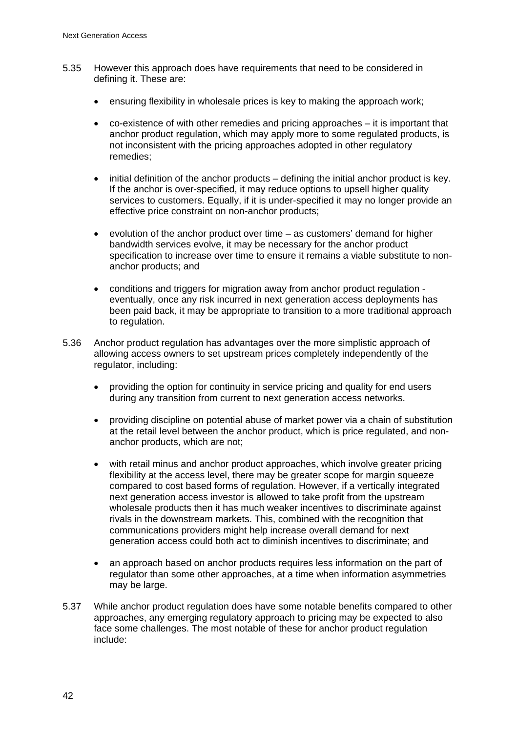5.35 However this approach does have requirements that need to be considered in defining it. These are:

- ensuring flexibility in wholesale prices is key to making the approach work;
- co-existence of with other remedies and pricing approaches – it is important that anchor product regulation, which may apply more to some regulated products, is not inconsistent with the pricing approaches adopted in other regulatory remedies;
- initial definition of the anchor products – defining the initial anchor product is key. If the anchor is over-specified, it may reduce options to upsell higher quality services to customers. Equally, if it is under-specified it may no longer provide an effective price constraint on non-anchor products;
- evolution of the anchor product over time – as customers' demand for higher bandwidth services evolve, it may be necessary for the anchor product specification to increase over time to ensure it remains a viable substitute to non-anchor products; and
- conditions and triggers for migration away from anchor product regulation - eventually, once any risk incurred in next generation access deployments has been paid back, it may be appropriate to transition to a more traditional approach to regulation.

5.36 Anchor product regulation has advantages over the more simplistic approach of allowing access owners to set upstream prices completely independently of the regulator, including:

- providing the option for continuity in service pricing and quality for end users during any transition from current to next generation access networks.
- providing discipline on potential abuse of market power via a chain of substitution at the retail level between the anchor product, which is price regulated, and non-anchor products, which are not;
- with retail minus and anchor product approaches, which involve greater pricing flexibility at the access level, there may be greater scope for margin squeeze compared to cost based forms of regulation. However, if a vertically integrated next generation access investor is allowed to take profit from the upstream wholesale products then it has much weaker incentives to discriminate against rivals in the downstream markets. This, combined with the recognition that communications providers might help increase overall demand for next generation access could both act to diminish incentives to discriminate; and
- an approach based on anchor products requires less information on the part of regulator than some other approaches, at a time when information asymmetries may be large.

5.37 While anchor product regulation does have some notable benefits compared to other approaches, any emerging regulatory approach to pricing may be expected to also face some challenges. The most notable of these for anchor product regulation include: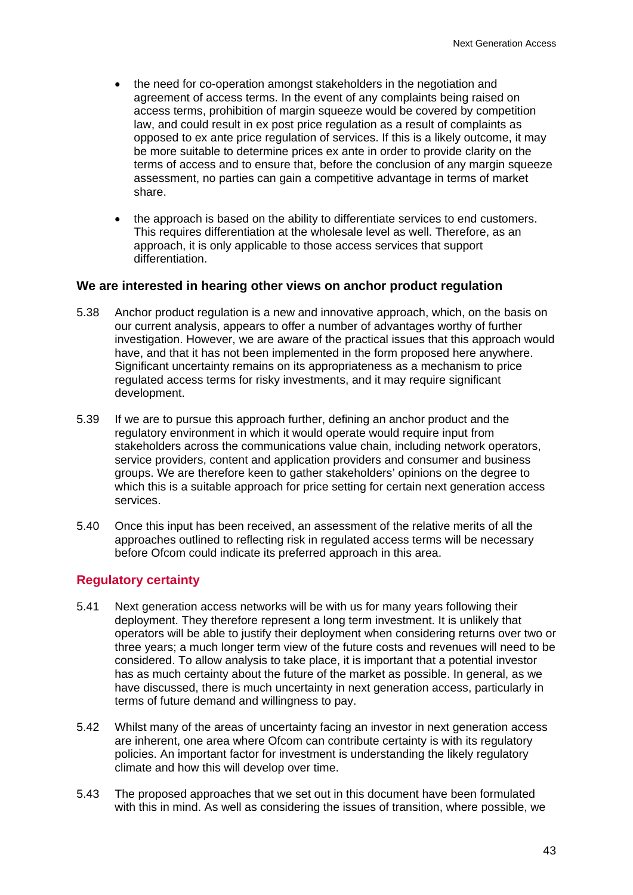- the need for co-operation amongst stakeholders in the negotiation and agreement of access terms. In the event of any complaints being raised on access terms, prohibition of margin squeeze would be covered by competition law, and could result in ex post price regulation as a result of complaints as opposed to ex ante price regulation of services. If this is a likely outcome, it may be more suitable to determine prices ex ante in order to provide clarity on the terms of access and to ensure that, before the conclusion of any margin squeeze assessment, no parties can gain a competitive advantage in terms of market share.

- the approach is based on the ability to differentiate services to end customers. This requires differentiation at the wholesale level as well. Therefore, as an approach, it is only applicable to those access services that support differentiation.

### We are interested in hearing other views on anchor product regulation

5.38 Anchor product regulation is a new and innovative approach, which, on the basis on our current analysis, appears to offer a number of advantages worthy of further investigation. However, we are aware of the practical issues that this approach would have, and that it has not been implemented in the form proposed here anywhere. Significant uncertainty remains on its appropriateness as a mechanism to price regulated access terms for risky investments, and it may require significant development.

5.39 If we are to pursue this approach further, defining an anchor product and the regulatory environment in which it would operate would require input from stakeholders across the communications value chain, including network operators, service providers, content and application providers and consumer and business groups. We are therefore keen to gather stakeholders' opinions on the degree to which this is a suitable approach for price setting for certain next generation access services.

5.40 Once this input has been received, an assessment of the relative merits of all the approaches outlined to reflecting risk in regulated access terms will be necessary before Ofcom could indicate its preferred approach in this area.

## Regulatory certainty

5.41 Next generation access networks will be with us for many years following their deployment. They therefore represent a long term investment. It is unlikely that operators will be able to justify their deployment when considering returns over two or three years; a much longer term view of the future costs and revenues will need to be considered. To allow analysis to take place, it is important that a potential investor has as much certainty about the future of the market as possible. In general, as we have discussed, there is much uncertainty in next generation access, particularly in terms of future demand and willingness to pay.

5.42 Whilst many of the areas of uncertainty facing an investor in next generation access are inherent, one area where Ofcom can contribute certainty is with its regulatory policies. An important factor for investment is understanding the likely regulatory climate and how this will develop over time.

5.43 The proposed approaches that we set out in this document have been formulated with this in mind. As well as considering the issues of transition, where possible, we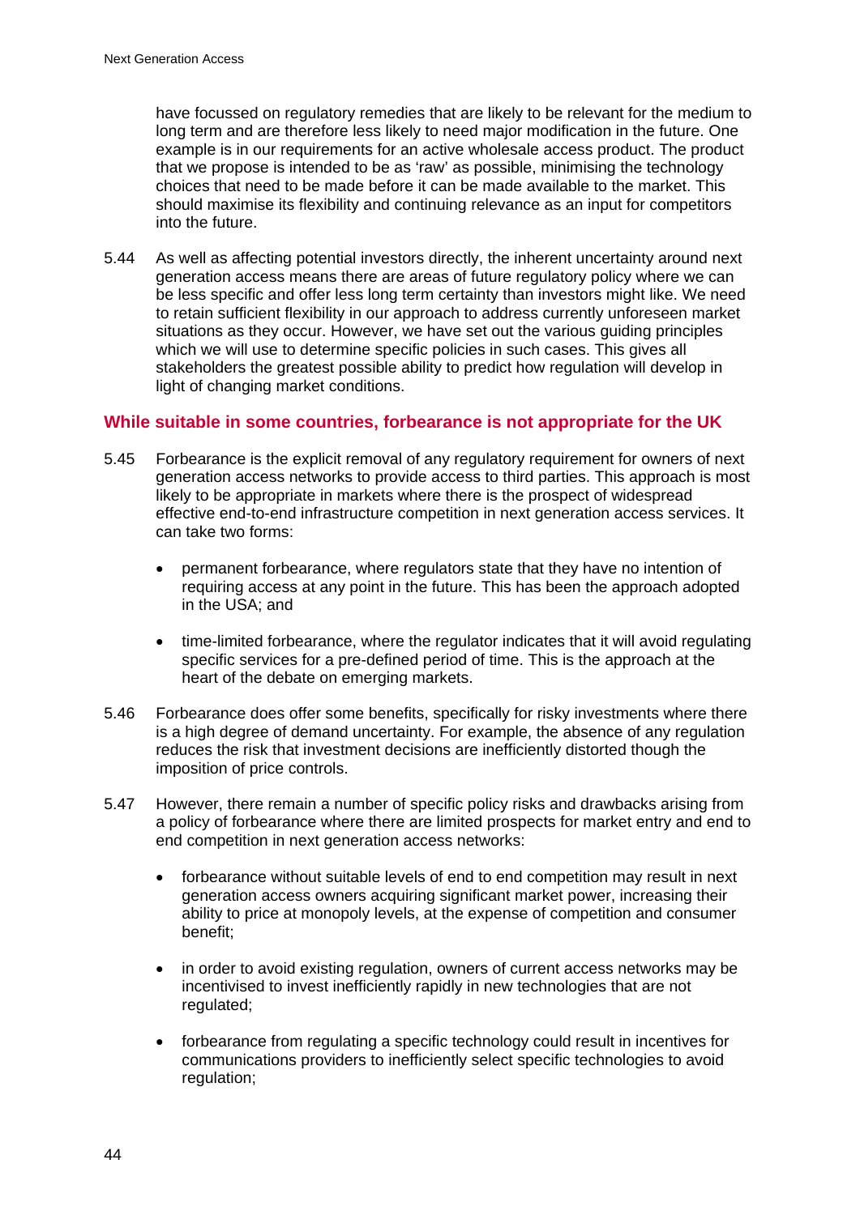have focussed on regulatory remedies that are likely to be relevant for the medium to long term and are therefore less likely to need major modification in the future. One example is in our requirements for an active wholesale access product. The product that we propose is intended to be as 'raw' as possible, minimising the technology choices that need to be made before it can be made available to the market. This should maximise its flexibility and continuing relevance as an input for competitors into the future.

5.44 As well as affecting potential investors directly, the inherent uncertainty around next generation access means there are areas of future regulatory policy where we can be less specific and offer less long term certainty than investors might like. We need to retain sufficient flexibility in our approach to address currently unforeseen market situations as they occur. However, we have set out the various guiding principles which we will use to determine specific policies in such cases. This gives all stakeholders the greatest possible ability to predict how regulation will develop in light of changing market conditions.

### While suitable in some countries, forbearance is not appropriate for the UK

5.45 Forbearance is the explicit removal of any regulatory requirement for owners of next generation access networks to provide access to third parties. This approach is most likely to be appropriate in markets where there is the prospect of widespread effective end-to-end infrastructure competition in next generation access services. It can take two forms:

- permanent forbearance, where regulators state that they have no intention of requiring access at any point in the future. This has been the approach adopted in the USA; and
- time-limited forbearance, where the regulator indicates that it will avoid regulating specific services for a pre-defined period of time. This is the approach at the heart of the debate on emerging markets.

5.46 Forbearance does offer some benefits, specifically for risky investments where there is a high degree of demand uncertainty. For example, the absence of any regulation reduces the risk that investment decisions are inefficiently distorted though the imposition of price controls.

5.47 However, there remain a number of specific policy risks and drawbacks arising from a policy of forbearance where there are limited prospects for market entry and end to end competition in next generation access networks:

- forbearance without suitable levels of end to end competition may result in next generation access owners acquiring significant market power, increasing their ability to price at monopoly levels, at the expense of competition and consumer benefit;
- in order to avoid existing regulation, owners of current access networks may be incentivised to invest inefficiently rapidly in new technologies that are not regulated;
- forbearance from regulating a specific technology could result in incentives for communications providers to inefficiently select specific technologies to avoid regulation;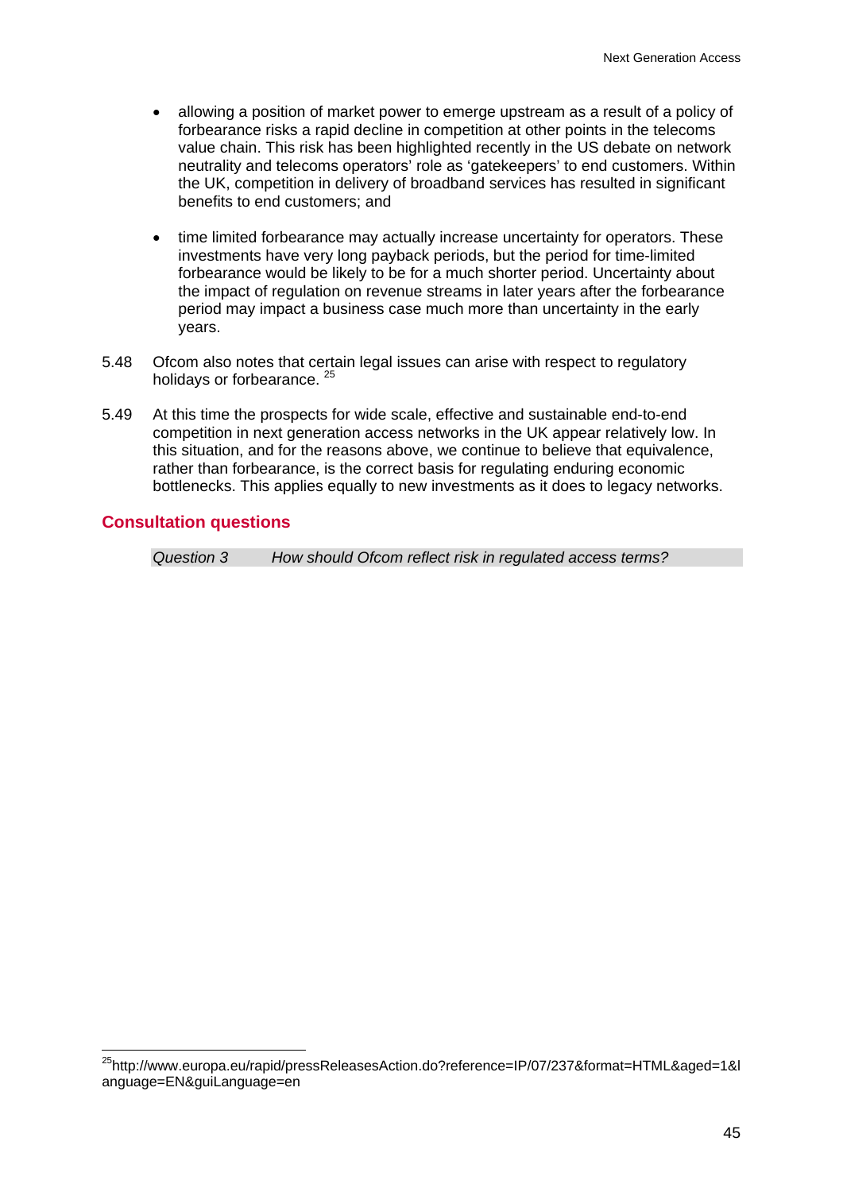- allowing a position of market power to emerge upstream as a result of a policy of forbearance risks a rapid decline in competition at other points in the telecoms value chain. This risk has been highlighted recently in the US debate on network neutrality and telecoms operators' role as 'gatekeepers' to end customers. Within the UK, competition in delivery of broadband services has resulted in significant benefits to end customers; and

- time limited forbearance may actually increase uncertainty for operators. These investments have very long payback periods, but the period for time-limited forbearance would be likely to be for a much shorter period. Uncertainty about the impact of regulation on revenue streams in later years after the forbearance period may impact a business case much more than uncertainty in the early years.

5.48 Ofcom also notes that certain legal issues can arise with respect to regulatory holidays or forbearance. [25]

5.49 At this time the prospects for wide scale, effective and sustainable end-to-end competition in next generation access networks in the UK appear relatively low. In this situation, and for the reasons above, we continue to believe that equivalence, rather than forbearance, is the correct basis for regulating enduring economic bottlenecks. This applies equally to new investments as it does to legacy networks.

## Consultation questions

*Question 3 How should Ofcom reflect risk in regulated access terms?*

[25] http://www.europa.eu/rapid/pressReleasesAction.do?reference=IP/07/237&format=HTML&aged=1&language=EN&guiLanguage=en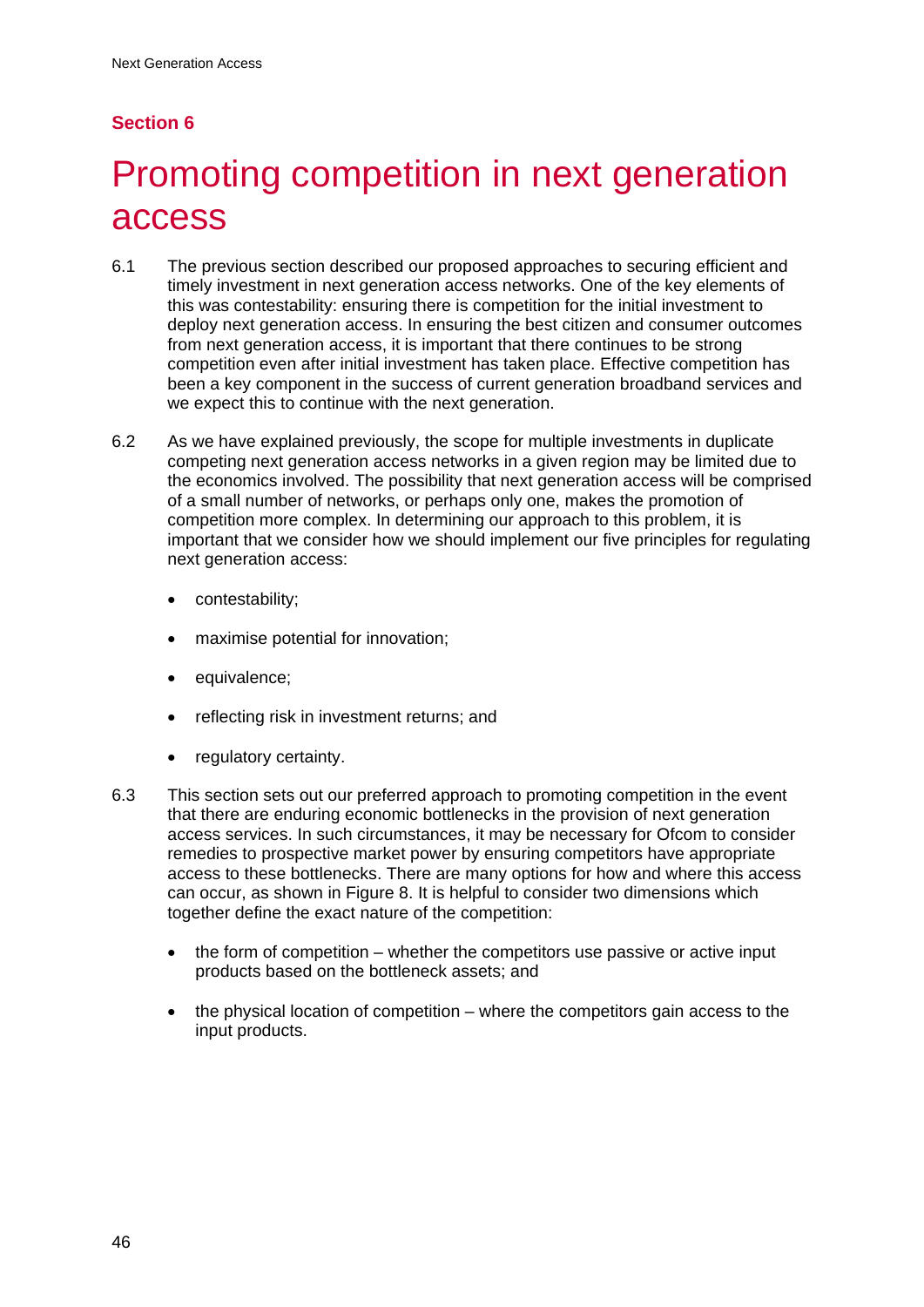## Section 6

# Promoting competition in next generation access

6.1 The previous section described our proposed approaches to securing efficient and timely investment in next generation access networks. One of the key elements of this was contestability: ensuring there is competition for the initial investment to deploy next generation access. In ensuring the best citizen and consumer outcomes from next generation access, it is important that there continues to be strong competition even after initial investment has taken place. Effective competition has been a key component in the success of current generation broadband services and we expect this to continue with the next generation.

6.2 As we have explained previously, the scope for multiple investments in duplicate competing next generation access networks in a given region may be limited due to the economics involved. The possibility that next generation access will be comprised of a small number of networks, or perhaps only one, makes the promotion of competition more complex. In determining our approach to this problem, it is important that we consider how we should implement our five principles for regulating next generation access:

- contestability;
- maximise potential for innovation;
- equivalence;
- reflecting risk in investment returns; and
- regulatory certainty.

6.3 This section sets out our preferred approach to promoting competition in the event that there are enduring economic bottlenecks in the provision of next generation access services. In such circumstances, it may be necessary for Ofcom to consider remedies to prospective market power by ensuring competitors have appropriate access to these bottlenecks. There are many options for how and where this access can occur, as shown in Figure 8. It is helpful to consider two dimensions which together define the exact nature of the competition:

- the form of competition – whether the competitors use passive or active input products based on the bottleneck assets; and
- the physical location of competition – where the competitors gain access to the input products.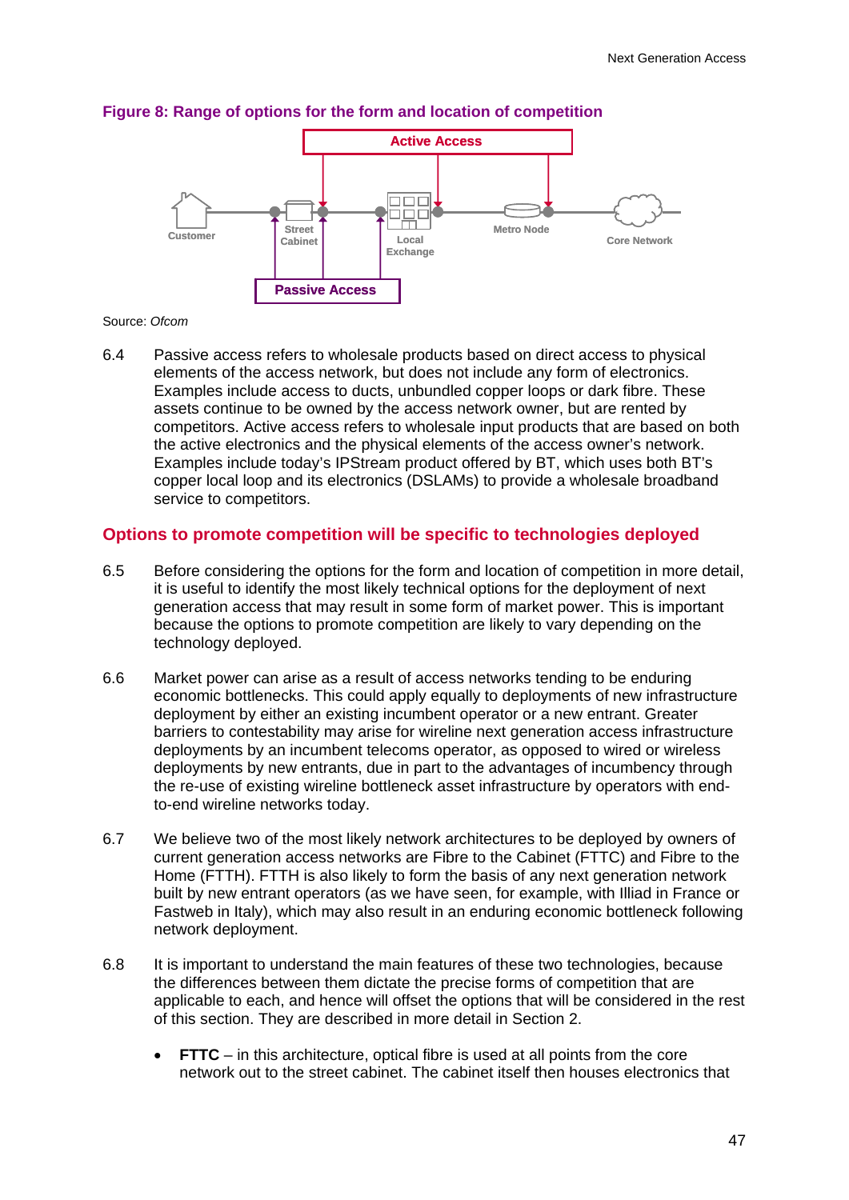**Figure 8: Range of options for the form and location of competition**

Active Access

Customer — Street Cabinet — Local Exchange — Metro Node — Core Network

Passive Access

Source: *Ofcom*

6.4 Passive access refers to wholesale products based on direct access to physical elements of the access network, but does not include any form of electronics. Examples include access to ducts, unbundled copper loops or dark fibre. These assets continue to be owned by the access network owner, but are rented by competitors. Active access refers to wholesale input products that are based on both the active electronics and the physical elements of the access owner's network. Examples include today's IPStream product offered by BT, which uses both BT's copper local loop and its electronics (DSLAMs) to provide a wholesale broadband service to competitors.

## Options to promote competition will be specific to technologies deployed

6.5 Before considering the options for the form and location of competition in more detail, it is useful to identify the most likely technical options for the deployment of next generation access that may result in some form of market power. This is important because the options to promote competition are likely to vary depending on the technology deployed.

6.6 Market power can arise as a result of access networks tending to be enduring economic bottlenecks. This could apply equally to deployments of new infrastructure deployment by either an existing incumbent operator or a new entrant. Greater barriers to contestability may arise for wireline next generation access infrastructure deployments by an incumbent telecoms operator, as opposed to wired or wireless deployments by new entrants, due in part to the advantages of incumbency through the re-use of existing wireline bottleneck asset infrastructure by operators with end-to-end wireline networks today.

6.7 We believe two of the most likely network architectures to be deployed by owners of current generation access networks are Fibre to the Cabinet (FTTC) and Fibre to the Home (FTTH). FTTH is also likely to form the basis of any next generation network built by new entrant operators (as we have seen, for example, with Illiad in France or Fastweb in Italy), which may also result in an enduring economic bottleneck following network deployment.

6.8 It is important to understand the main features of these two technologies, because the differences between them dictate the precise forms of competition that are applicable to each, and hence will offset the options that will be considered in the rest of this section. They are described in more detail in Section 2.

- **FTTC** – in this architecture, optical fibre is used at all points from the core network out to the street cabinet. The cabinet itself then houses electronics that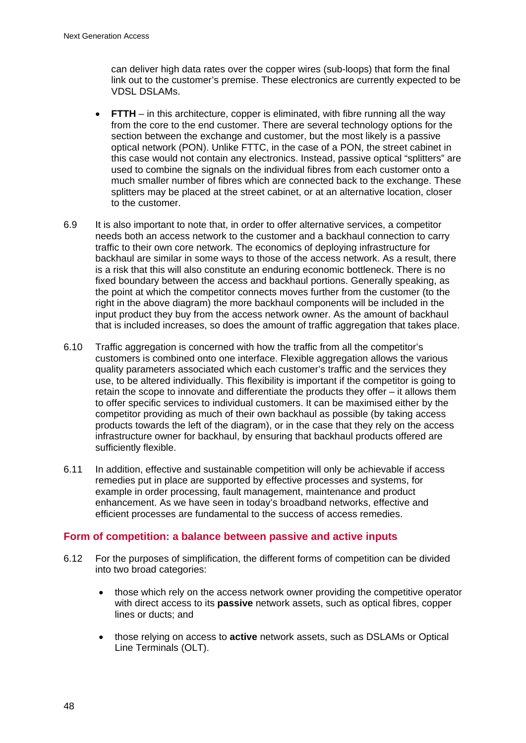can deliver high data rates over the copper wires (sub-loops) that form the final link out to the customer's premise. These electronics are currently expected to be VDSL DSLAMs.

- **FTTH** – in this architecture, copper is eliminated, with fibre running all the way from the core to the end customer. There are several technology options for the section between the exchange and customer, but the most likely is a passive optical network (PON). Unlike FTTC, in the case of a PON, the street cabinet in this case would not contain any electronics. Instead, passive optical "splitters" are used to combine the signals on the individual fibres from each customer onto a much smaller number of fibres which are connected back to the exchange. These splitters may be placed at the street cabinet, or at an alternative location, closer to the customer.

6.9 It is also important to note that, in order to offer alternative services, a competitor needs both an access network to the customer and a backhaul connection to carry traffic to their own core network. The economics of deploying infrastructure for backhaul are similar in some ways to those of the access network. As a result, there is a risk that this will also constitute an enduring economic bottleneck. There is no fixed boundary between the access and backhaul portions. Generally speaking, as the point at which the competitor connects moves further from the customer (to the right in the above diagram) the more backhaul components will be included in the input product they buy from the access network owner. As the amount of backhaul that is included increases, so does the amount of traffic aggregation that takes place.

6.10 Traffic aggregation is concerned with how the traffic from all the competitor's customers is combined onto one interface. Flexible aggregation allows the various quality parameters associated which each customer's traffic and the services they use, to be altered individually. This flexibility is important if the competitor is going to retain the scope to innovate and differentiate the products they offer – it allows them to offer specific services to individual customers. It can be maximised either by the competitor providing as much of their own backhaul as possible (by taking access products towards the left of the diagram), or in the case that they rely on the access infrastructure owner for backhaul, by ensuring that backhaul products offered are sufficiently flexible.

6.11 In addition, effective and sustainable competition will only be achievable if access remedies put in place are supported by effective processes and systems, for example in order processing, fault management, maintenance and product enhancement. As we have seen in today's broadband networks, effective and efficient processes are fundamental to the success of access remedies.

## Form of competition: a balance between passive and active inputs

6.12 For the purposes of simplification, the different forms of competition can be divided into two broad categories:

- those which rely on the access network owner providing the competitive operator with direct access to its **passive** network assets, such as optical fibres, copper lines or ducts; and

- those relying on access to **active** network assets, such as DSLAMs or Optical Line Terminals (OLT).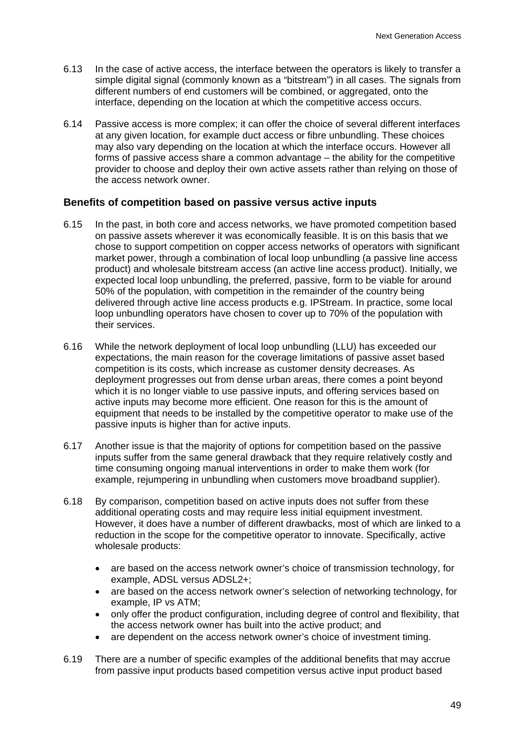6.13 In the case of active access, the interface between the operators is likely to transfer a simple digital signal (commonly known as a "bitstream") in all cases. The signals from different numbers of end customers will be combined, or aggregated, onto the interface, depending on the location at which the competitive access occurs.

6.14 Passive access is more complex; it can offer the choice of several different interfaces at any given location, for example duct access or fibre unbundling. These choices may also vary depending on the location at which the interface occurs. However all forms of passive access share a common advantage – the ability for the competitive provider to choose and deploy their own active assets rather than relying on those of the access network owner.

### Benefits of competition based on passive versus active inputs

6.15 In the past, in both core and access networks, we have promoted competition based on passive assets wherever it was economically feasible. It is on this basis that we chose to support competition on copper access networks of operators with significant market power, through a combination of local loop unbundling (a passive line access product) and wholesale bitstream access (an active line access product). Initially, we expected local loop unbundling, the preferred, passive, form to be viable for around 50% of the population, with competition in the remainder of the country being delivered through active line access products e.g. IPStream. In practice, some local loop unbundling operators have chosen to cover up to 70% of the population with their services.

6.16 While the network deployment of local loop unbundling (LLU) has exceeded our expectations, the main reason for the coverage limitations of passive asset based competition is its costs, which increase as customer density decreases. As deployment progresses out from dense urban areas, there comes a point beyond which it is no longer viable to use passive inputs, and offering services based on active inputs may become more efficient. One reason for this is the amount of equipment that needs to be installed by the competitive operator to make use of the passive inputs is higher than for active inputs.

6.17 Another issue is that the majority of options for competition based on the passive inputs suffer from the same general drawback that they require relatively costly and time consuming ongoing manual interventions in order to make them work (for example, rejumpering in unbundling when customers move broadband supplier).

6.18 By comparison, competition based on active inputs does not suffer from these additional operating costs and may require less initial equipment investment. However, it does have a number of different drawbacks, most of which are linked to a reduction in the scope for the competitive operator to innovate. Specifically, active wholesale products:

- are based on the access network owner's choice of transmission technology, for example, ADSL versus ADSL2+;
- are based on the access network owner's selection of networking technology, for example, IP vs ATM;
- only offer the product configuration, including degree of control and flexibility, that the access network owner has built into the active product; and
- are dependent on the access network owner's choice of investment timing.

6.19 There are a number of specific examples of the additional benefits that may accrue from passive input products based competition versus active input product based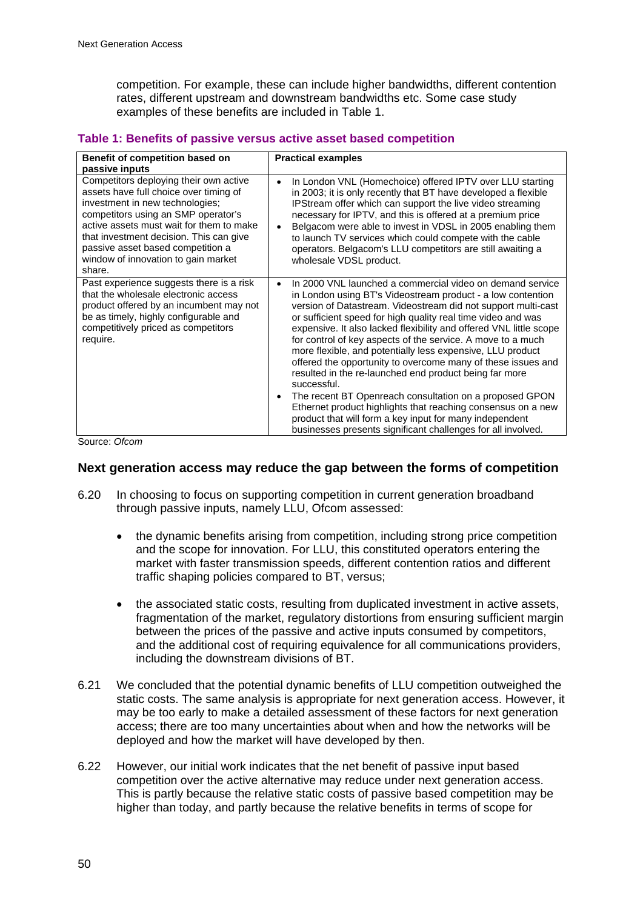competition. For example, these can include higher bandwidths, different contention rates, different upstream and downstream bandwidths etc. Some case study examples of these benefits are included in Table 1.

**Table 1: Benefits of passive versus active asset based competition**

| Benefit of competition based on passive inputs | Practical examples |
|---|---|
| Competitors deploying their own active assets have full choice over timing of investment in new technologies; competitors using an SMP operator's active assets must wait for them to make that investment decision. This can give passive asset based competition a window of innovation to gain market share. | • In London VNL (Homechoice) offered IPTV over LLU starting in 2003; it is only recently that BT have developed a flexible IPStream offer which can support the live video streaming necessary for IPTV, and this is offered at a premium price<br>• Belgacom were able to invest in VDSL in 2005 enabling them to launch TV services which could compete with the cable operators. Belgacom's LLU competitors are still awaiting a wholesale VDSL product. |
| Past experience suggests there is a risk that the wholesale electronic access product offered by an incumbent may not be as timely, highly configurable and competitively priced as competitors require. | • In 2000 VNL launched a commercial video on demand service in London using BT's Videostream product - a low contention version of Datastream. Videostream did not support multi-cast or sufficient speed for high quality real time video and was expensive. It also lacked flexibility and offered VNL little scope for control of key aspects of the service. A move to a much more flexible, and potentially less expensive, LLU product offered the opportunity to overcome many of these issues and resulted in the re-launched end product being far more successful.<br>• The recent BT Openreach consultation on a proposed GPON Ethernet product highlights that reaching consensus on a new product that will form a key input for many independent businesses presents significant challenges for all involved. |

Source: *Ofcom*

## Next generation access may reduce the gap between the forms of competition

6.20 In choosing to focus on supporting competition in current generation broadband through passive inputs, namely LLU, Ofcom assessed:

- the dynamic benefits arising from competition, including strong price competition and the scope for innovation. For LLU, this constituted operators entering the market with faster transmission speeds, different contention ratios and different traffic shaping policies compared to BT, versus;

- the associated static costs, resulting from duplicated investment in active assets, fragmentation of the market, regulatory distortions from ensuring sufficient margin between the prices of the passive and active inputs consumed by competitors, and the additional cost of requiring equivalence for all communications providers, including the downstream divisions of BT.

6.21 We concluded that the potential dynamic benefits of LLU competition outweighed the static costs. The same analysis is appropriate for next generation access. However, it may be too early to make a detailed assessment of these factors for next generation access; there are too many uncertainties about when and how the networks will be deployed and how the market will have developed by then.

6.22 However, our initial work indicates that the net benefit of passive input based competition over the active alternative may reduce under next generation access. This is partly because the relative static costs of passive based competition may be higher than today, and partly because the relative benefits in terms of scope for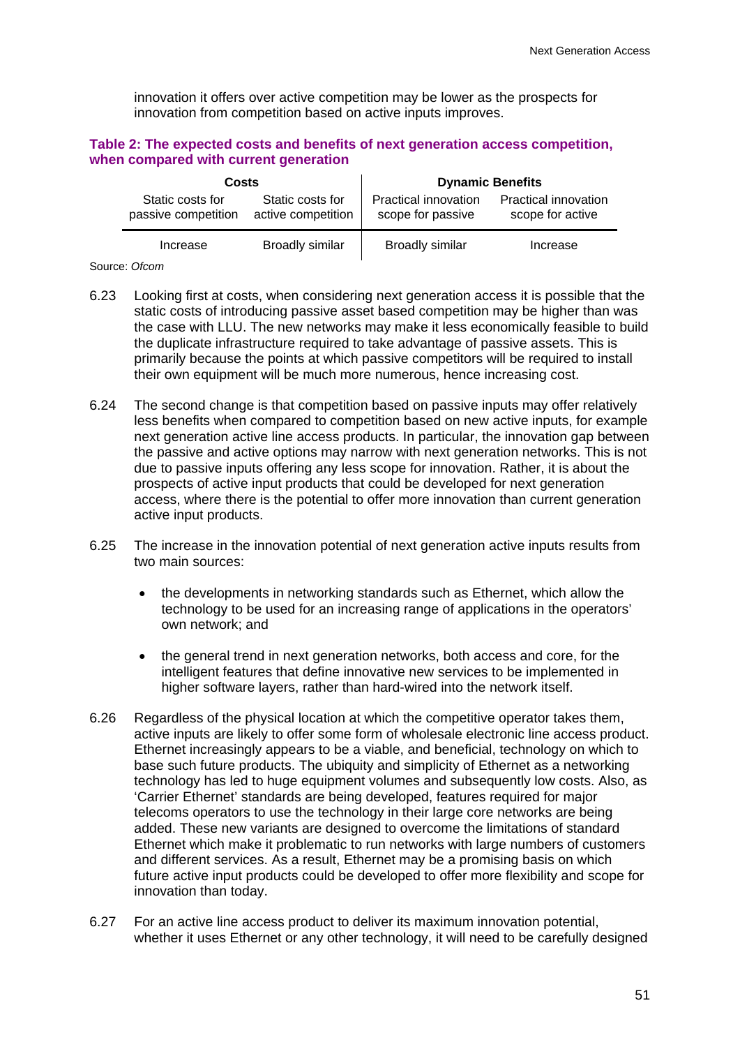innovation it offers over active competition may be lower as the prospects for innovation from competition based on active inputs improves.

**Table 2: The expected costs and benefits of next generation access competition, when compared with current generation**

| Costs | | Dynamic Benefits | |
|---|---|---|---|
| Static costs for passive competition | Static costs for active competition | Practical innovation scope for passive | Practical innovation scope for active |
| Increase | Broadly similar | Broadly similar | Increase |

Source: *Ofcom*

6.23 Looking first at costs, when considering next generation access it is possible that the static costs of introducing passive asset based competition may be higher than was the case with LLU. The new networks may make it less economically feasible to build the duplicate infrastructure required to take advantage of passive assets. This is primarily because the points at which passive competitors will be required to install their own equipment will be much more numerous, hence increasing cost.

6.24 The second change is that competition based on passive inputs may offer relatively less benefits when compared to competition based on new active inputs, for example next generation active line access products. In particular, the innovation gap between the passive and active options may narrow with next generation networks. This is not due to passive inputs offering any less scope for innovation. Rather, it is about the prospects of active input products that could be developed for next generation access, where there is the potential to offer more innovation than current generation active input products.

6.25 The increase in the innovation potential of next generation active inputs results from two main sources:

- the developments in networking standards such as Ethernet, which allow the technology to be used for an increasing range of applications in the operators' own network; and
- the general trend in next generation networks, both access and core, for the intelligent features that define innovative new services to be implemented in higher software layers, rather than hard-wired into the network itself.

6.26 Regardless of the physical location at which the competitive operator takes them, active inputs are likely to offer some form of wholesale electronic line access product. Ethernet increasingly appears to be a viable, and beneficial, technology on which to base such future products. The ubiquity and simplicity of Ethernet as a networking technology has led to huge equipment volumes and subsequently low costs. Also, as 'Carrier Ethernet' standards are being developed, features required for major telecoms operators to use the technology in their large core networks are being added. These new variants are designed to overcome the limitations of standard Ethernet which make it problematic to run networks with large numbers of customers and different services. As a result, Ethernet may be a promising basis on which future active input products could be developed to offer more flexibility and scope for innovation than today.

6.27 For an active line access product to deliver its maximum innovation potential, whether it uses Ethernet or any other technology, it will need to be carefully designed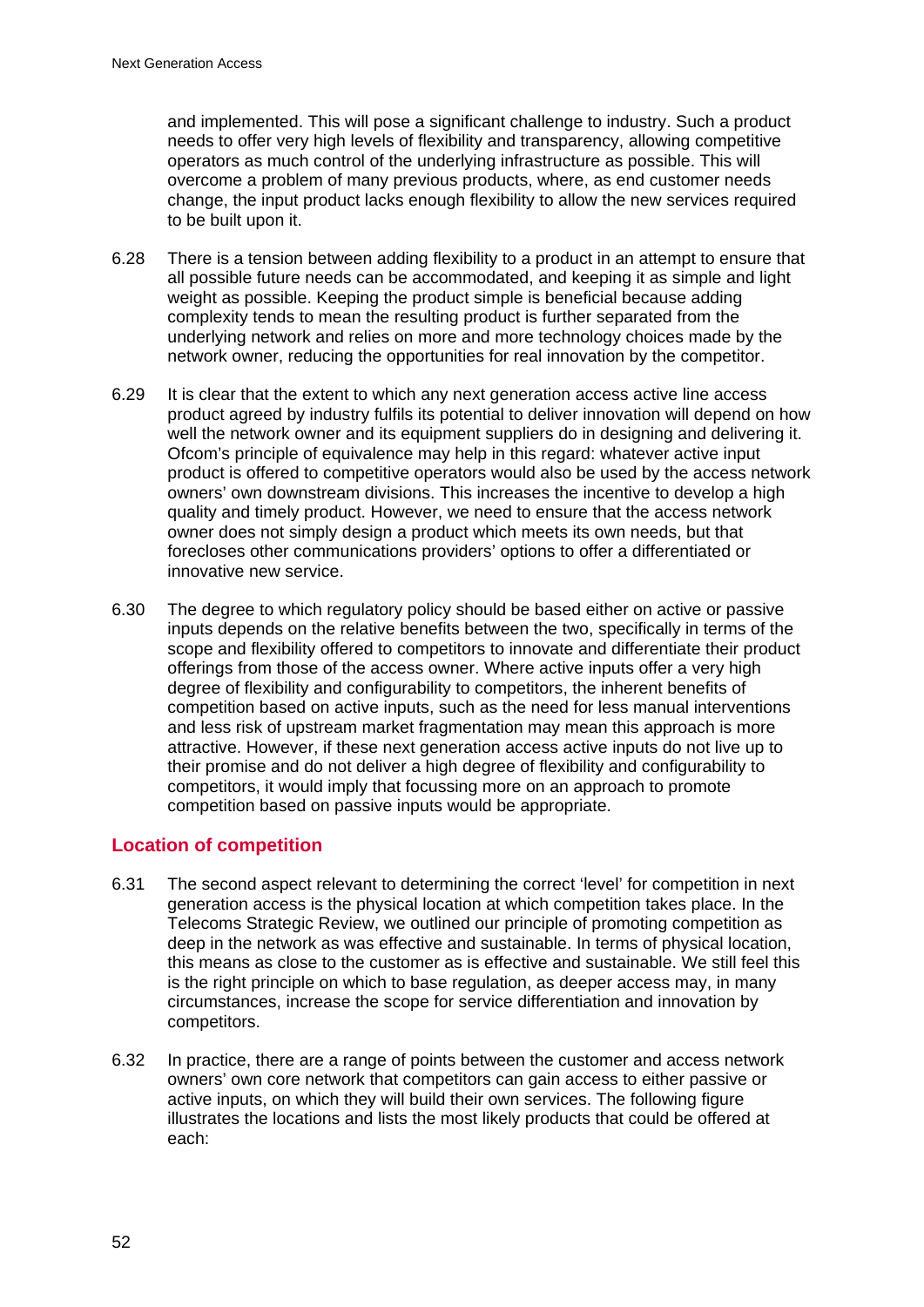and implemented. This will pose a significant challenge to industry. Such a product needs to offer very high levels of flexibility and transparency, allowing competitive operators as much control of the underlying infrastructure as possible. This will overcome a problem of many previous products, where, as end customer needs change, the input product lacks enough flexibility to allow the new services required to be built upon it.

6.28 There is a tension between adding flexibility to a product in an attempt to ensure that all possible future needs can be accommodated, and keeping it as simple and light weight as possible. Keeping the product simple is beneficial because adding complexity tends to mean the resulting product is further separated from the underlying network and relies on more and more technology choices made by the network owner, reducing the opportunities for real innovation by the competitor.

6.29 It is clear that the extent to which any next generation access active line access product agreed by industry fulfils its potential to deliver innovation will depend on how well the network owner and its equipment suppliers do in designing and delivering it. Ofcom's principle of equivalence may help in this regard: whatever active input product is offered to competitive operators would also be used by the access network owners' own downstream divisions. This increases the incentive to develop a high quality and timely product. However, we need to ensure that the access network owner does not simply design a product which meets its own needs, but that forecloses other communications providers' options to offer a differentiated or innovative new service.

6.30 The degree to which regulatory policy should be based either on active or passive inputs depends on the relative benefits between the two, specifically in terms of the scope and flexibility offered to competitors to innovate and differentiate their product offerings from those of the access owner. Where active inputs offer a very high degree of flexibility and configurability to competitors, the inherent benefits of competition based on active inputs, such as the need for less manual interventions and less risk of upstream market fragmentation may mean this approach is more attractive. However, if these next generation access active inputs do not live up to their promise and do not deliver a high degree of flexibility and configurability to competitors, it would imply that focussing more on an approach to promote competition based on passive inputs would be appropriate.

## Location of competition

6.31 The second aspect relevant to determining the correct 'level' for competition in next generation access is the physical location at which competition takes place. In the Telecoms Strategic Review, we outlined our principle of promoting competition as deep in the network as was effective and sustainable. In terms of physical location, this means as close to the customer as is effective and sustainable. We still feel this is the right principle on which to base regulation, as deeper access may, in many circumstances, increase the scope for service differentiation and innovation by competitors.

6.32 In practice, there are a range of points between the customer and access network owners' own core network that competitors can gain access to either passive or active inputs, on which they will build their own services. The following figure illustrates the locations and lists the most likely products that could be offered at each: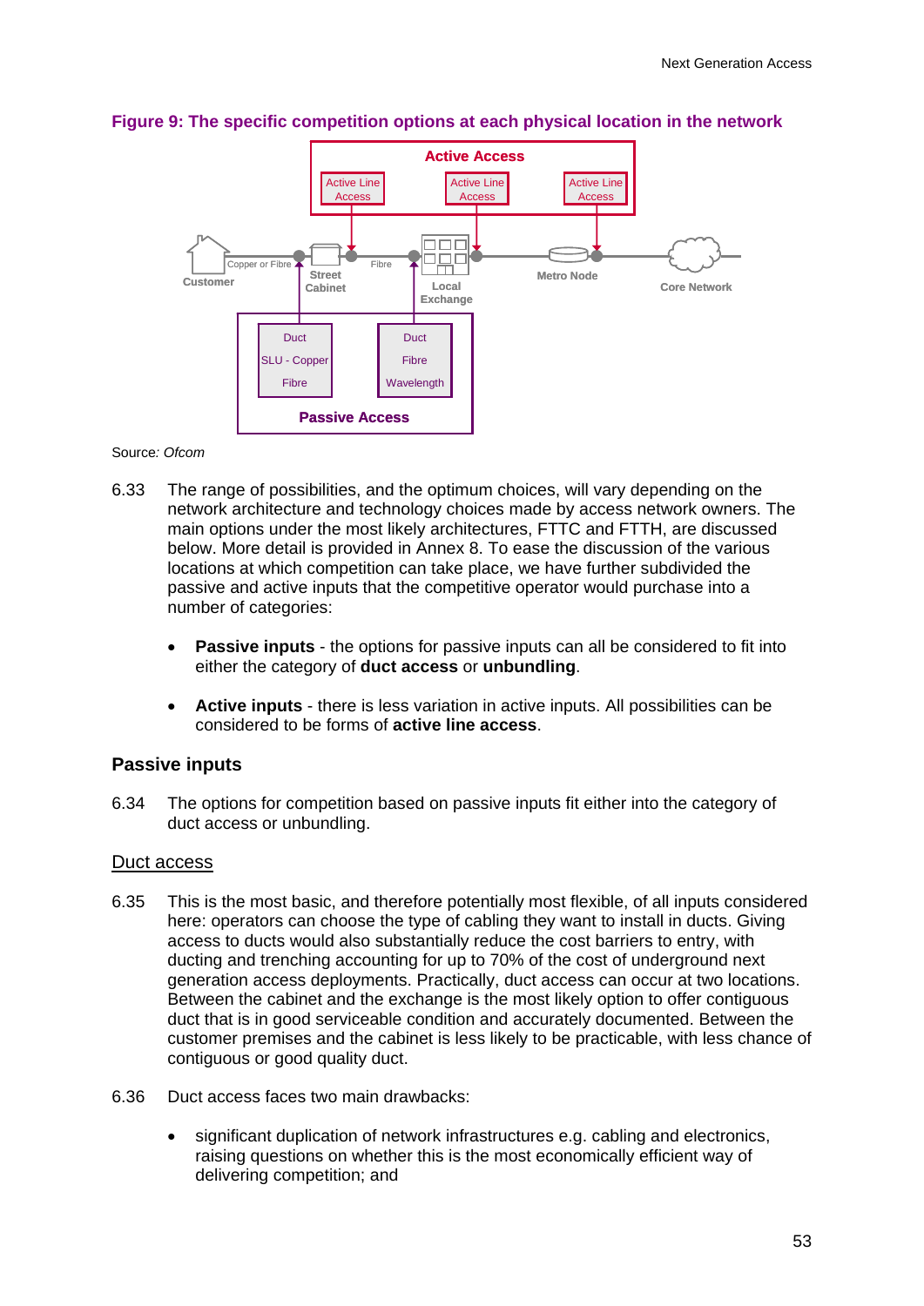**Figure 9: The specific competition options at each physical location in the network**

Source: *Ofcom*

6.33 The range of possibilities, and the optimum choices, will vary depending on the network architecture and technology choices made by access network owners. The main options under the most likely architectures, FTTC and FTTH, are discussed below. More detail is provided in Annex 8. To ease the discussion of the various locations at which competition can take place, we have further subdivided the passive and active inputs that the competitive operator would purchase into a number of categories:

- **Passive inputs** - the options for passive inputs can all be considered to fit into either the category of **duct access** or **unbundling**.
- **Active inputs** - there is less variation in active inputs. All possibilities can be considered to be forms of **active line access**.

## Passive inputs

6.34 The options for competition based on passive inputs fit either into the category of duct access or unbundling.

### Duct access

6.35 This is the most basic, and therefore potentially most flexible, of all inputs considered here: operators can choose the type of cabling they want to install in ducts. Giving access to ducts would also substantially reduce the cost barriers to entry, with ducting and trenching accounting for up to 70% of the cost of underground next generation access deployments. Practically, duct access can occur at two locations. Between the cabinet and the exchange is the most likely option to offer contiguous duct that is in good serviceable condition and accurately documented. Between the customer premises and the cabinet is less likely to be practicable, with less chance of contiguous or good quality duct.

6.36 Duct access faces two main drawbacks:

- significant duplication of network infrastructures e.g. cabling and electronics, raising questions on whether this is the most economically efficient way of delivering competition; and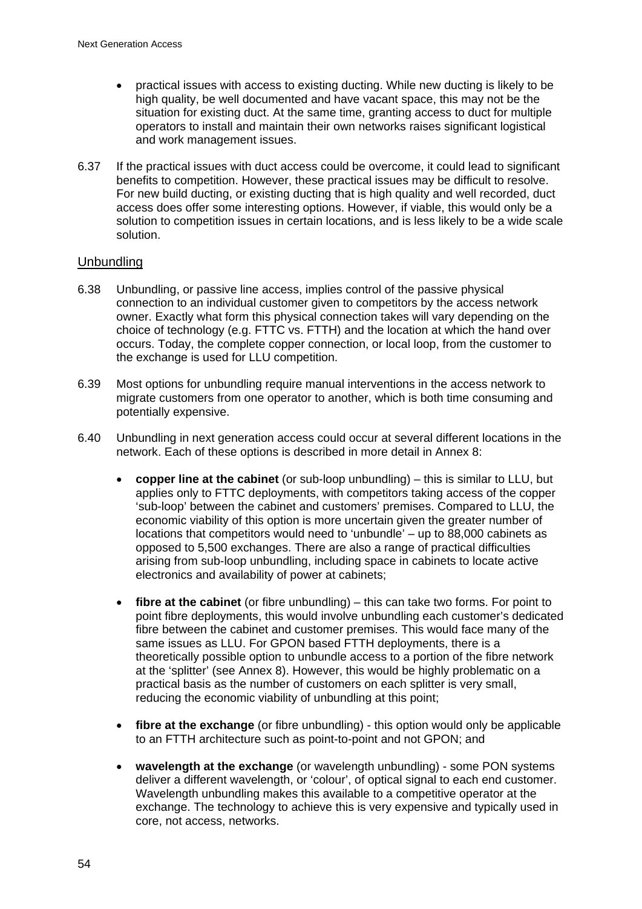- practical issues with access to existing ducting. While new ducting is likely to be high quality, be well documented and have vacant space, this may not be the situation for existing duct. At the same time, granting access to duct for multiple operators to install and maintain their own networks raises significant logistical and work management issues.

6.37 If the practical issues with duct access could be overcome, it could lead to significant benefits to competition. However, these practical issues may be difficult to resolve. For new build ducting, or existing ducting that is high quality and well recorded, duct access does offer some interesting options. However, if viable, this would only be a solution to competition issues in certain locations, and is less likely to be a wide scale solution.

## Unbundling

6.38 Unbundling, or passive line access, implies control of the passive physical connection to an individual customer given to competitors by the access network owner. Exactly what form this physical connection takes will vary depending on the choice of technology (e.g. FTTC vs. FTTH) and the location at which the hand over occurs. Today, the complete copper connection, or local loop, from the customer to the exchange is used for LLU competition.

6.39 Most options for unbundling require manual interventions in the access network to migrate customers from one operator to another, which is both time consuming and potentially expensive.

6.40 Unbundling in next generation access could occur at several different locations in the network. Each of these options is described in more detail in Annex 8:

- **copper line at the cabinet** (or sub-loop unbundling) – this is similar to LLU, but applies only to FTTC deployments, with competitors taking access of the copper 'sub-loop' between the cabinet and customers' premises. Compared to LLU, the economic viability of this option is more uncertain given the greater number of locations that competitors would need to 'unbundle' – up to 88,000 cabinets as opposed to 5,500 exchanges. There are also a range of practical difficulties arising from sub-loop unbundling, including space in cabinets to locate active electronics and availability of power at cabinets;

- **fibre at the cabinet** (or fibre unbundling) – this can take two forms. For point to point fibre deployments, this would involve unbundling each customer's dedicated fibre between the cabinet and customer premises. This would face many of the same issues as LLU. For GPON based FTTH deployments, there is a theoretically possible option to unbundle access to a portion of the fibre network at the 'splitter' (see Annex 8). However, this would be highly problematic on a practical basis as the number of customers on each splitter is very small, reducing the economic viability of unbundling at this point;

- **fibre at the exchange** (or fibre unbundling) - this option would only be applicable to an FTTH architecture such as point-to-point and not GPON; and

- **wavelength at the exchange** (or wavelength unbundling) - some PON systems deliver a different wavelength, or 'colour', of optical signal to each end customer. Wavelength unbundling makes this available to a competitive operator at the exchange. The technology to achieve this is very expensive and typically used in core, not access, networks.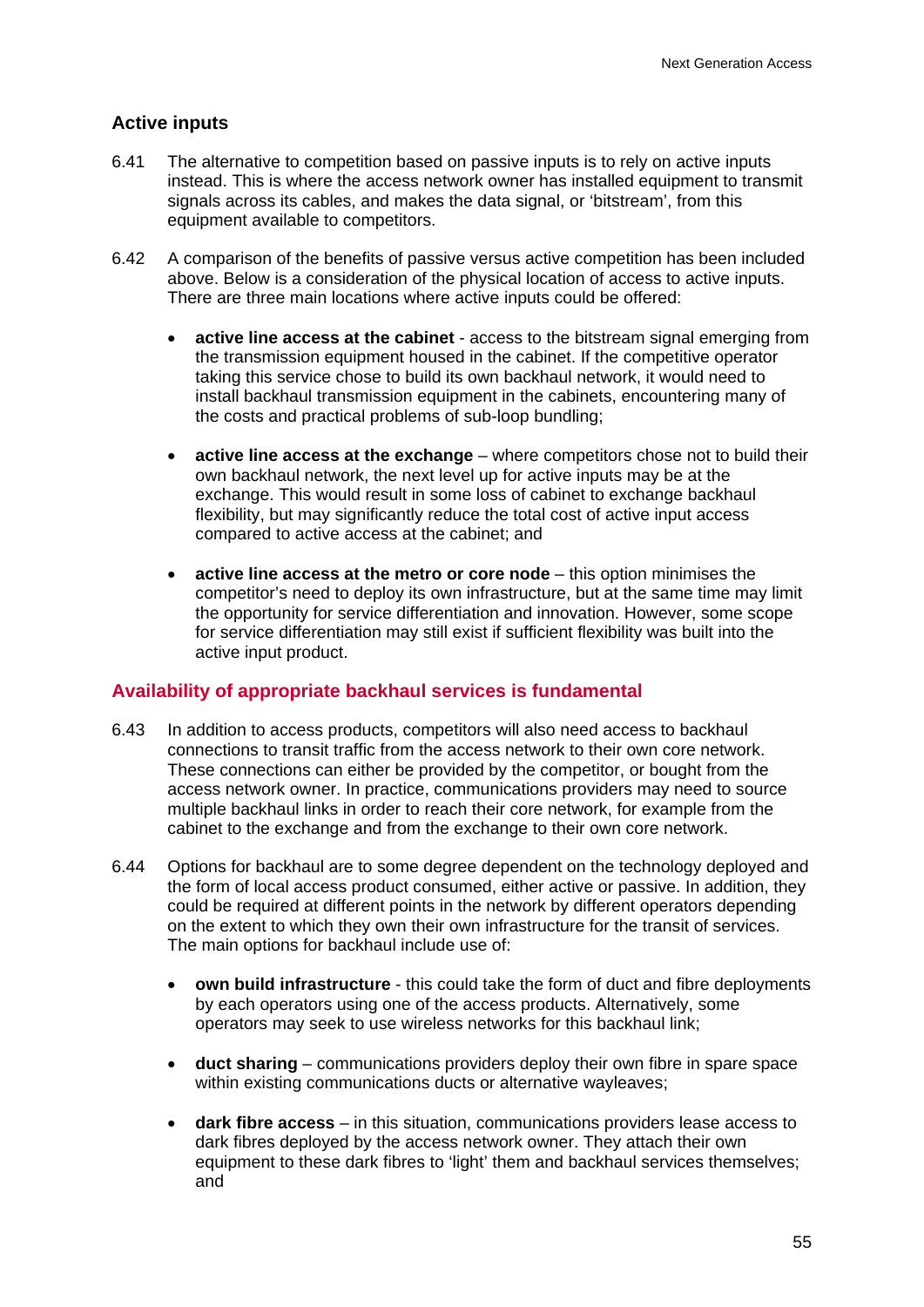### Active inputs

6.41 The alternative to competition based on passive inputs is to rely on active inputs instead. This is where the access network owner has installed equipment to transmit signals across its cables, and makes the data signal, or 'bitstream', from this equipment available to competitors.

6.42 A comparison of the benefits of passive versus active competition has been included above. Below is a consideration of the physical location of access to active inputs. There are three main locations where active inputs could be offered:

- **active line access at the cabinet** - access to the bitstream signal emerging from the transmission equipment housed in the cabinet. If the competitive operator taking this service chose to build its own backhaul network, it would need to install backhaul transmission equipment in the cabinets, encountering many of the costs and practical problems of sub-loop bundling;

- **active line access at the exchange** – where competitors chose not to build their own backhaul network, the next level up for active inputs may be at the exchange. This would result in some loss of cabinet to exchange backhaul flexibility, but may significantly reduce the total cost of active input access compared to active access at the cabinet; and

- **active line access at the metro or core node** – this option minimises the competitor's need to deploy its own infrastructure, but at the same time may limit the opportunity for service differentiation and innovation. However, some scope for service differentiation may still exist if sufficient flexibility was built into the active input product.

### Availability of appropriate backhaul services is fundamental

6.43 In addition to access products, competitors will also need access to backhaul connections to transit traffic from the access network to their own core network. These connections can either be provided by the competitor, or bought from the access network owner. In practice, communications providers may need to source multiple backhaul links in order to reach their core network, for example from the cabinet to the exchange and from the exchange to their own core network.

6.44 Options for backhaul are to some degree dependent on the technology deployed and the form of local access product consumed, either active or passive. In addition, they could be required at different points in the network by different operators depending on the extent to which they own their own infrastructure for the transit of services. The main options for backhaul include use of:

- **own build infrastructure** - this could take the form of duct and fibre deployments by each operators using one of the access products. Alternatively, some operators may seek to use wireless networks for this backhaul link;

- **duct sharing** – communications providers deploy their own fibre in spare space within existing communications ducts or alternative wayleaves;

- **dark fibre access** – in this situation, communications providers lease access to dark fibres deployed by the access network owner. They attach their own equipment to these dark fibres to 'light' them and backhaul services themselves; and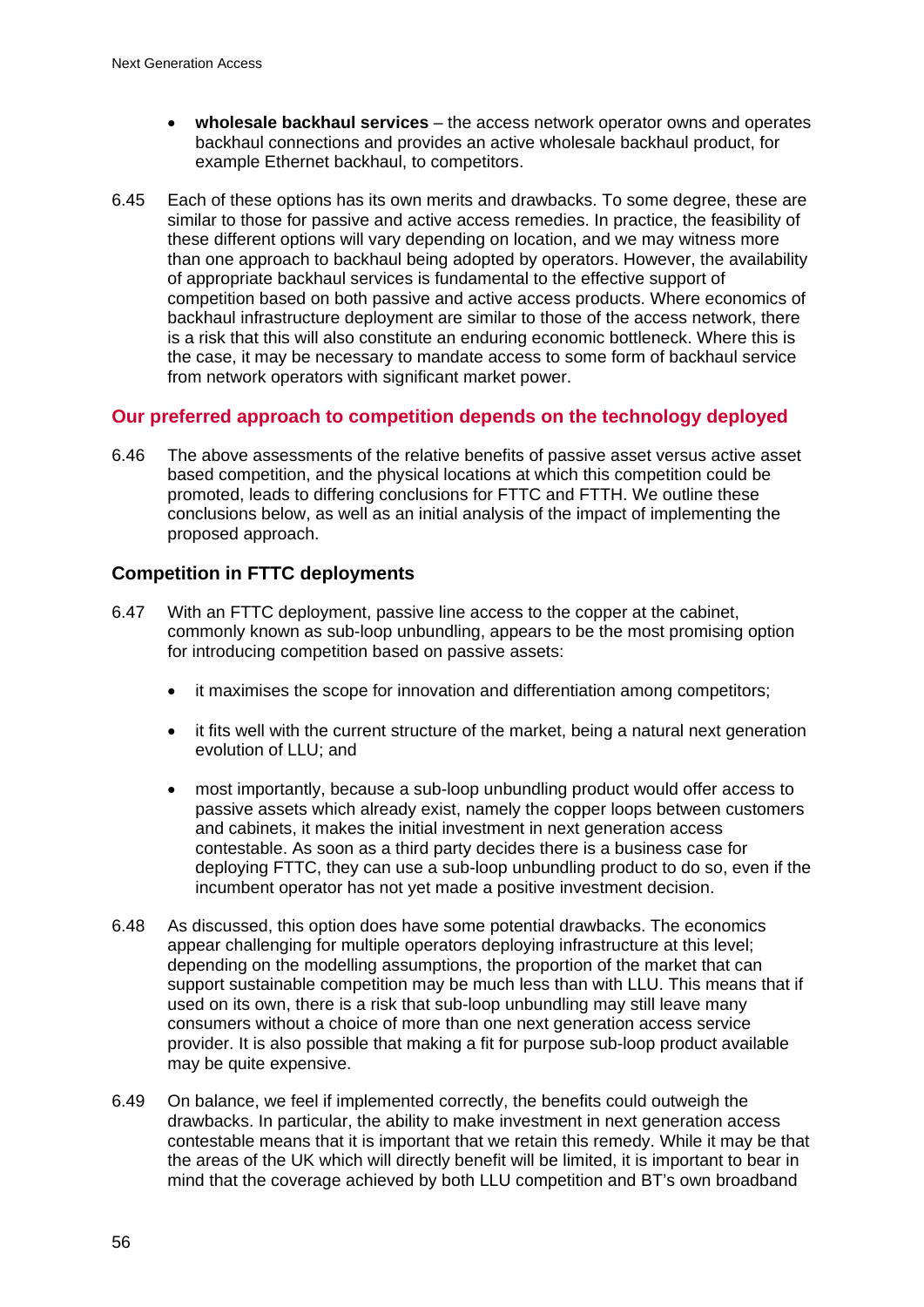- **wholesale backhaul services** – the access network operator owns and operates backhaul connections and provides an active wholesale backhaul product, for example Ethernet backhaul, to competitors.

6.45 Each of these options has its own merits and drawbacks. To some degree, these are similar to those for passive and active access remedies. In practice, the feasibility of these different options will vary depending on location, and we may witness more than one approach to backhaul being adopted by operators. However, the availability of appropriate backhaul services is fundamental to the effective support of competition based on both passive and active access products. Where economics of backhaul infrastructure deployment are similar to those of the access network, there is a risk that this will also constitute an enduring economic bottleneck. Where this is the case, it may be necessary to mandate access to some form of backhaul service from network operators with significant market power.

## Our preferred approach to competition depends on the technology deployed

6.46 The above assessments of the relative benefits of passive asset versus active asset based competition, and the physical locations at which this competition could be promoted, leads to differing conclusions for FTTC and FTTH. We outline these conclusions below, as well as an initial analysis of the impact of implementing the proposed approach.

### Competition in FTTC deployments

6.47 With an FTTC deployment, passive line access to the copper at the cabinet, commonly known as sub-loop unbundling, appears to be the most promising option for introducing competition based on passive assets:

- it maximises the scope for innovation and differentiation among competitors;
- it fits well with the current structure of the market, being a natural next generation evolution of LLU; and
- most importantly, because a sub-loop unbundling product would offer access to passive assets which already exist, namely the copper loops between customers and cabinets, it makes the initial investment in next generation access contestable. As soon as a third party decides there is a business case for deploying FTTC, they can use a sub-loop unbundling product to do so, even if the incumbent operator has not yet made a positive investment decision.

6.48 As discussed, this option does have some potential drawbacks. The economics appear challenging for multiple operators deploying infrastructure at this level; depending on the modelling assumptions, the proportion of the market that can support sustainable competition may be much less than with LLU. This means that if used on its own, there is a risk that sub-loop unbundling may still leave many consumers without a choice of more than one next generation access service provider. It is also possible that making a fit for purpose sub-loop product available may be quite expensive.

6.49 On balance, we feel if implemented correctly, the benefits could outweigh the drawbacks. In particular, the ability to make investment in next generation access contestable means that it is important that we retain this remedy. While it may be that the areas of the UK which will directly benefit will be limited, it is important to bear in mind that the coverage achieved by both LLU competition and BT's own broadband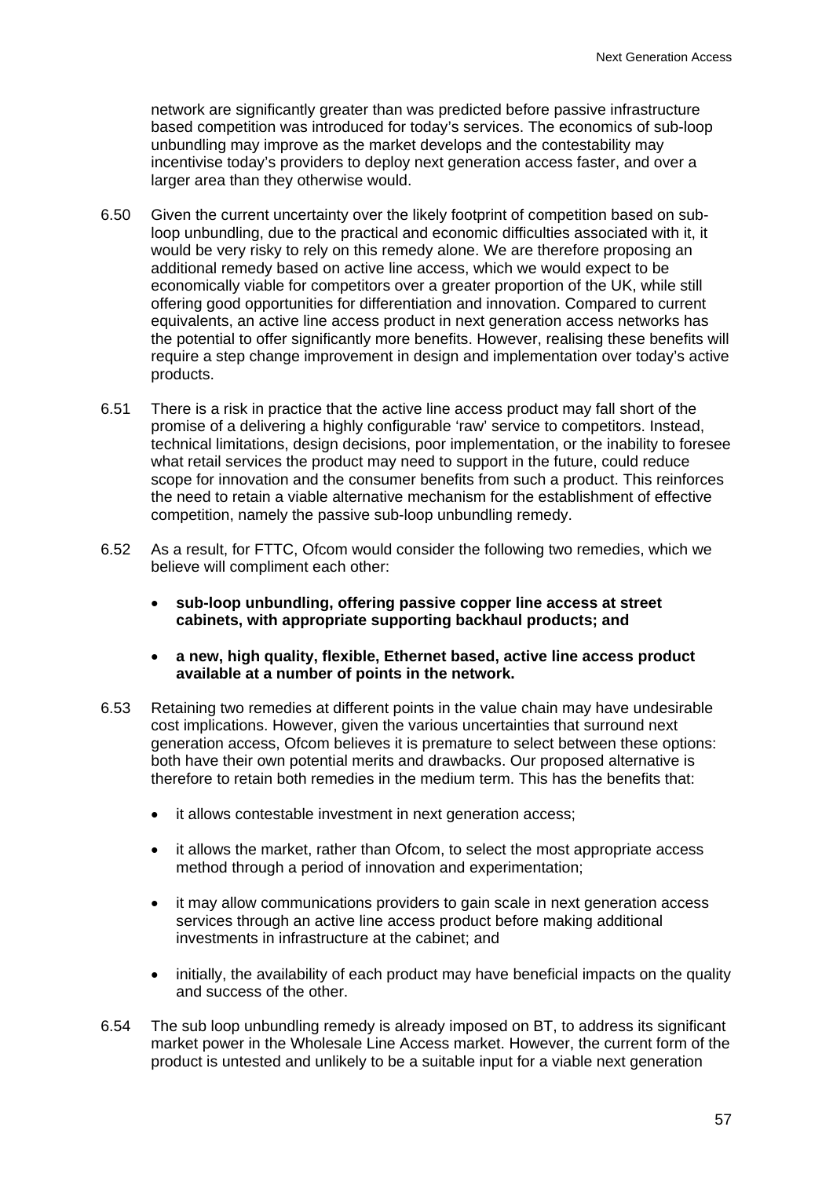network are significantly greater than was predicted before passive infrastructure based competition was introduced for today's services. The economics of sub-loop unbundling may improve as the market develops and the contestability may incentivise today's providers to deploy next generation access faster, and over a larger area than they otherwise would.

6.50 Given the current uncertainty over the likely footprint of competition based on sub-loop unbundling, due to the practical and economic difficulties associated with it, it would be very risky to rely on this remedy alone. We are therefore proposing an additional remedy based on active line access, which we would expect to be economically viable for competitors over a greater proportion of the UK, while still offering good opportunities for differentiation and innovation. Compared to current equivalents, an active line access product in next generation access networks has the potential to offer significantly more benefits. However, realising these benefits will require a step change improvement in design and implementation over today's active products.

6.51 There is a risk in practice that the active line access product may fall short of the promise of a delivering a highly configurable 'raw' service to competitors. Instead, technical limitations, design decisions, poor implementation, or the inability to foresee what retail services the product may need to support in the future, could reduce scope for innovation and the consumer benefits from such a product. This reinforces the need to retain a viable alternative mechanism for the establishment of effective competition, namely the passive sub-loop unbundling remedy.

6.52 As a result, for FTTC, Ofcom would consider the following two remedies, which we believe will compliment each other:

- **sub-loop unbundling, offering passive copper line access at street cabinets, with appropriate supporting backhaul products; and**
- **a new, high quality, flexible, Ethernet based, active line access product available at a number of points in the network.**

6.53 Retaining two remedies at different points in the value chain may have undesirable cost implications. However, given the various uncertainties that surround next generation access, Ofcom believes it is premature to select between these options: both have their own potential merits and drawbacks. Our proposed alternative is therefore to retain both remedies in the medium term. This has the benefits that:

- it allows contestable investment in next generation access;
- it allows the market, rather than Ofcom, to select the most appropriate access method through a period of innovation and experimentation;
- it may allow communications providers to gain scale in next generation access services through an active line access product before making additional investments in infrastructure at the cabinet; and
- initially, the availability of each product may have beneficial impacts on the quality and success of the other.

6.54 The sub loop unbundling remedy is already imposed on BT, to address its significant market power in the Wholesale Line Access market. However, the current form of the product is untested and unlikely to be a suitable input for a viable next generation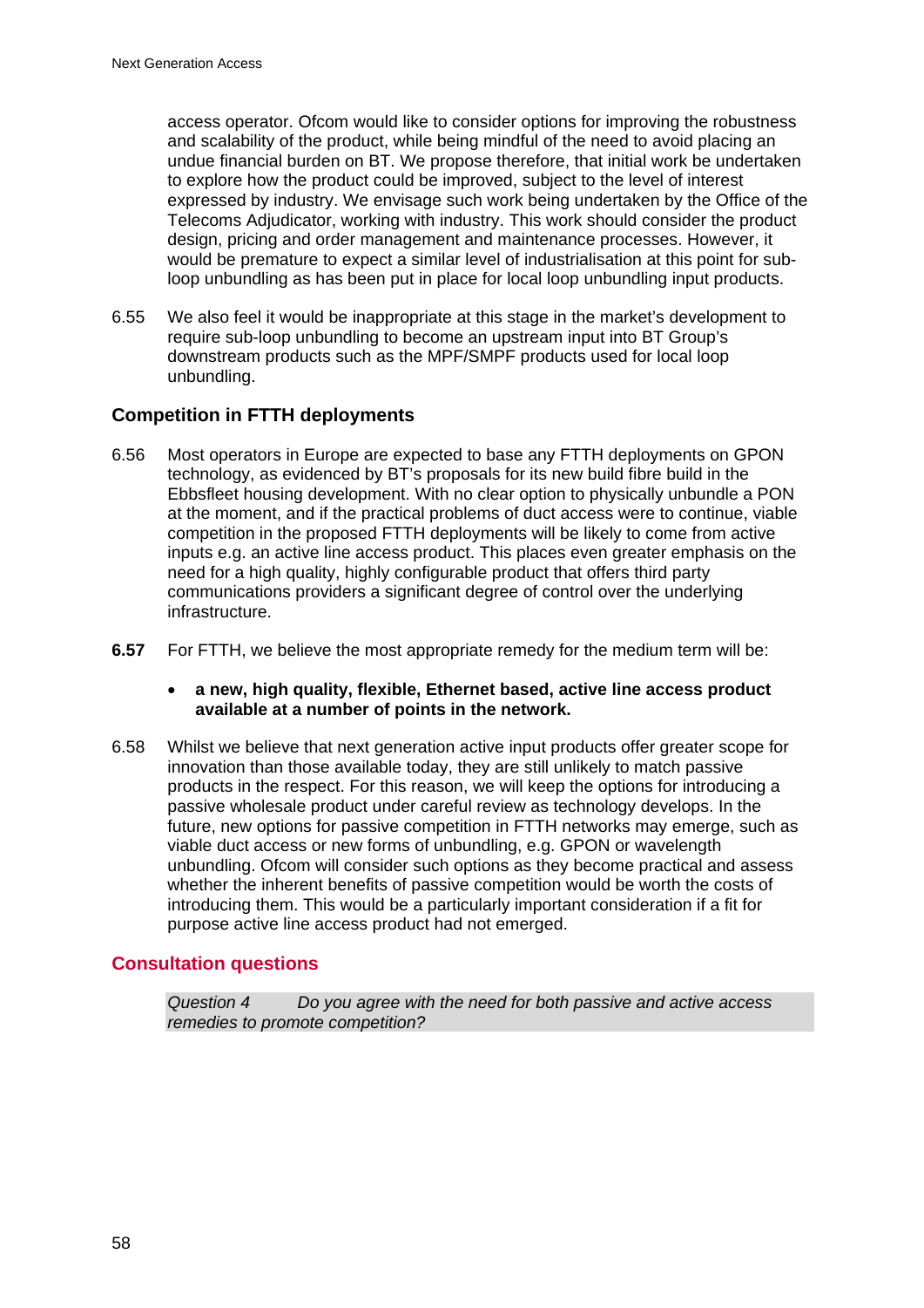access operator. Ofcom would like to consider options for improving the robustness and scalability of the product, while being mindful of the need to avoid placing an undue financial burden on BT. We propose therefore, that initial work be undertaken to explore how the product could be improved, subject to the level of interest expressed by industry. We envisage such work being undertaken by the Office of the Telecoms Adjudicator, working with industry. This work should consider the product design, pricing and order management and maintenance processes. However, it would be premature to expect a similar level of industrialisation at this point for sub-loop unbundling as has been put in place for local loop unbundling input products.

6.55 We also feel it would be inappropriate at this stage in the market's development to require sub-loop unbundling to become an upstream input into BT Group's downstream products such as the MPF/SMPF products used for local loop unbundling.

### Competition in FTTH deployments

6.56 Most operators in Europe are expected to base any FTTH deployments on GPON technology, as evidenced by BT's proposals for its new build fibre build in the Ebbsfleet housing development. With no clear option to physically unbundle a PON at the moment, and if the practical problems of duct access were to continue, viable competition in the proposed FTTH deployments will be likely to come from active inputs e.g. an active line access product. This places even greater emphasis on the need for a high quality, highly configurable product that offers third party communications providers a significant degree of control over the underlying infrastructure.

**6.57** For FTTH, we believe the most appropriate remedy for the medium term will be:

- **a new, high quality, flexible, Ethernet based, active line access product available at a number of points in the network.**

6.58 Whilst we believe that next generation active input products offer greater scope for innovation than those available today, they are still unlikely to match passive products in the respect. For this reason, we will keep the options for introducing a passive wholesale product under careful review as technology develops. In the future, new options for passive competition in FTTH networks may emerge, such as viable duct access or new forms of unbundling, e.g. GPON or wavelength unbundling. Ofcom will consider such options as they become practical and assess whether the inherent benefits of passive competition would be worth the costs of introducing them. This would be a particularly important consideration if a fit for purpose active line access product had not emerged.

## Consultation questions

*Question 4 Do you agree with the need for both passive and active access remedies to promote competition?*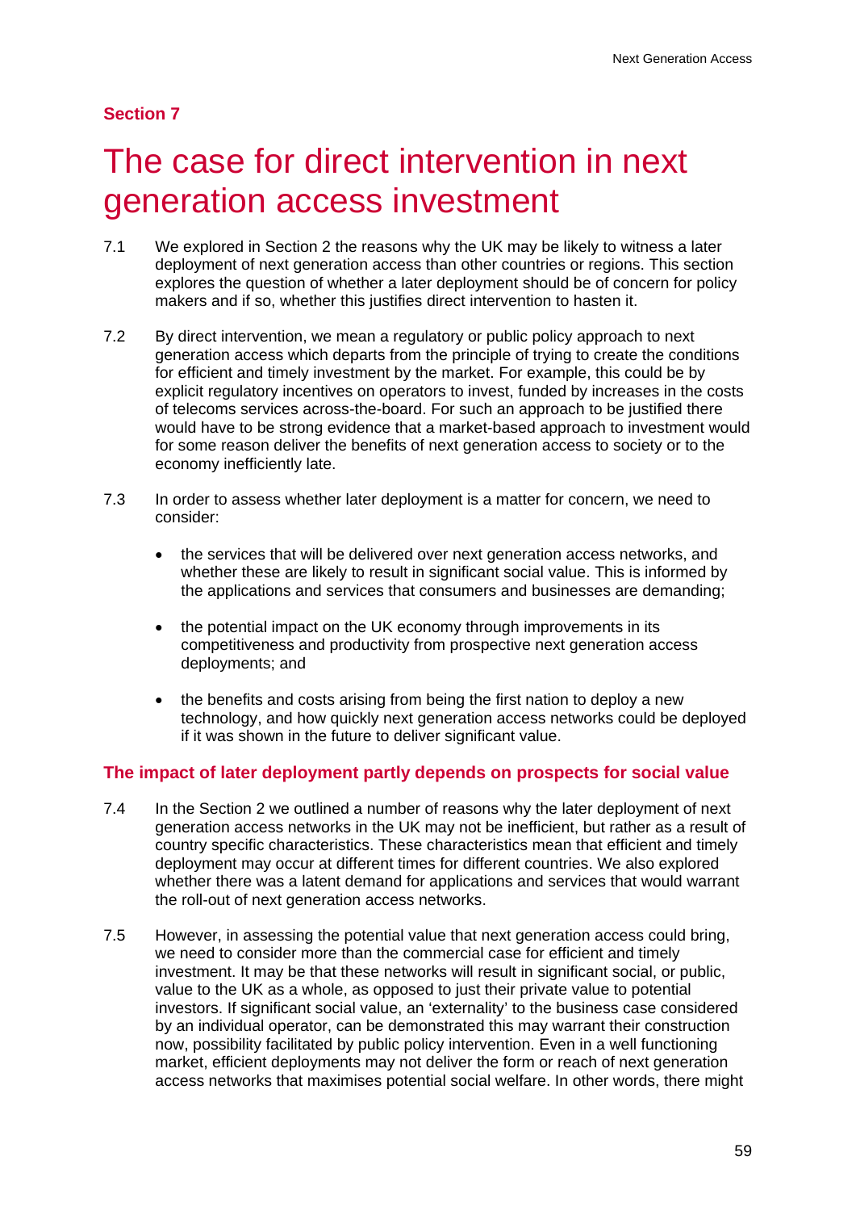## Section 7

# The case for direct intervention in next generation access investment

7.1 We explored in Section 2 the reasons why the UK may be likely to witness a later deployment of next generation access than other countries or regions. This section explores the question of whether a later deployment should be of concern for policy makers and if so, whether this justifies direct intervention to hasten it.

7.2 By direct intervention, we mean a regulatory or public policy approach to next generation access which departs from the principle of trying to create the conditions for efficient and timely investment by the market. For example, this could be by explicit regulatory incentives on operators to invest, funded by increases in the costs of telecoms services across-the-board. For such an approach to be justified there would have to be strong evidence that a market-based approach to investment would for some reason deliver the benefits of next generation access to society or to the economy inefficiently late.

7.3 In order to assess whether later deployment is a matter for concern, we need to consider:

- the services that will be delivered over next generation access networks, and whether these are likely to result in significant social value. This is informed by the applications and services that consumers and businesses are demanding;
- the potential impact on the UK economy through improvements in its competitiveness and productivity from prospective next generation access deployments; and
- the benefits and costs arising from being the first nation to deploy a new technology, and how quickly next generation access networks could be deployed if it was shown in the future to deliver significant value.

### The impact of later deployment partly depends on prospects for social value

7.4 In the Section 2 we outlined a number of reasons why the later deployment of next generation access networks in the UK may not be inefficient, but rather as a result of country specific characteristics. These characteristics mean that efficient and timely deployment may occur at different times for different countries. We also explored whether there was a latent demand for applications and services that would warrant the roll-out of next generation access networks.

7.5 However, in assessing the potential value that next generation access could bring, we need to consider more than the commercial case for efficient and timely investment. It may be that these networks will result in significant social, or public, value to the UK as a whole, as opposed to just their private value to potential investors. If significant social value, an 'externality' to the business case considered by an individual operator, can be demonstrated this may warrant their construction now, possibility facilitated by public policy intervention. Even in a well functioning market, efficient deployments may not deliver the form or reach of next generation access networks that maximises potential social welfare. In other words, there might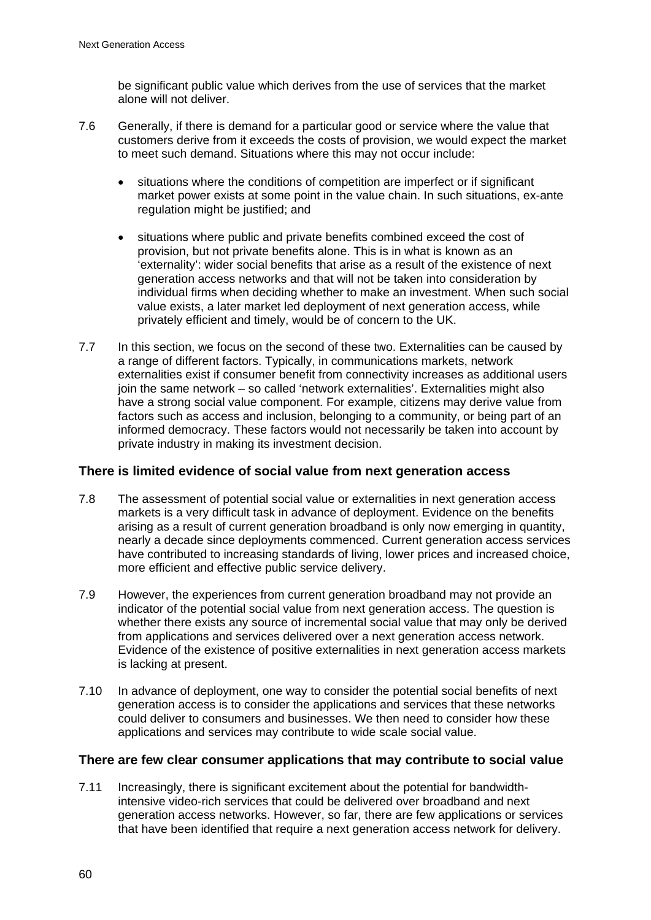be significant public value which derives from the use of services that the market alone will not deliver.

7.6 Generally, if there is demand for a particular good or service where the value that customers derive from it exceeds the costs of provision, we would expect the market to meet such demand. Situations where this may not occur include:

- situations where the conditions of competition are imperfect or if significant market power exists at some point in the value chain. In such situations, ex-ante regulation might be justified; and

- situations where public and private benefits combined exceed the cost of provision, but not private benefits alone. This is in what is known as an 'externality': wider social benefits that arise as a result of the existence of next generation access networks and that will not be taken into consideration by individual firms when deciding whether to make an investment. When such social value exists, a later market led deployment of next generation access, while privately efficient and timely, would be of concern to the UK.

7.7 In this section, we focus on the second of these two. Externalities can be caused by a range of different factors. Typically, in communications markets, network externalities exist if consumer benefit from connectivity increases as additional users join the same network – so called 'network externalities'. Externalities might also have a strong social value component. For example, citizens may derive value from factors such as access and inclusion, belonging to a community, or being part of an informed democracy. These factors would not necessarily be taken into account by private industry in making its investment decision.

### There is limited evidence of social value from next generation access

7.8 The assessment of potential social value or externalities in next generation access markets is a very difficult task in advance of deployment. Evidence on the benefits arising as a result of current generation broadband is only now emerging in quantity, nearly a decade since deployments commenced. Current generation access services have contributed to increasing standards of living, lower prices and increased choice, more efficient and effective public service delivery.

7.9 However, the experiences from current generation broadband may not provide an indicator of the potential social value from next generation access. The question is whether there exists any source of incremental social value that may only be derived from applications and services delivered over a next generation access network. Evidence of the existence of positive externalities in next generation access markets is lacking at present.

7.10 In advance of deployment, one way to consider the potential social benefits of next generation access is to consider the applications and services that these networks could deliver to consumers and businesses. We then need to consider how these applications and services may contribute to wide scale social value.

### There are few clear consumer applications that may contribute to social value

7.11 Increasingly, there is significant excitement about the potential for bandwidth-intensive video-rich services that could be delivered over broadband and next generation access networks. However, so far, there are few applications or services that have been identified that require a next generation access network for delivery.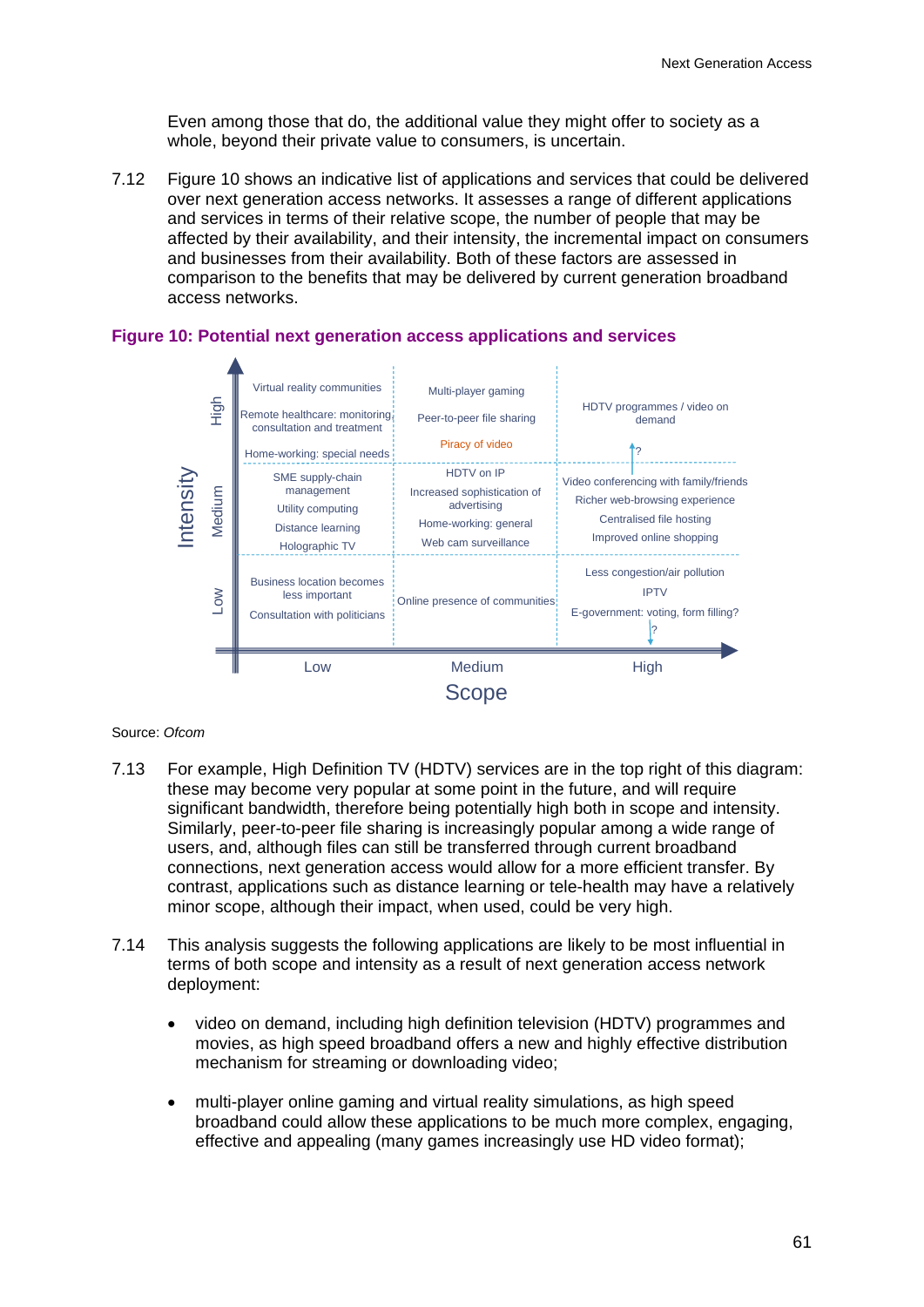Even among those that do, the additional value they might offer to society as a whole, beyond their private value to consumers, is uncertain.

7.12 Figure 10 shows an indicative list of applications and services that could be delivered over next generation access networks. It assesses a range of different applications and services in terms of their relative scope, the number of people that may be affected by their availability, and their intensity, the incremental impact on consumers and businesses from their availability. Both of these factors are assessed in comparison to the benefits that may be delivered by current generation broadband access networks.

**Figure 10: Potential next generation access applications and services**

| Intensity \ Scope | Low | Medium | High |
|---|---|---|---|
| **High** | Virtual reality communities<br>Remote healthcare: monitoring consultation and treatment<br>Home-working: special needs | Multi-player gaming<br>Peer-to-peer file sharing<br>Piracy of video | HDTV programmes / video on demand<br>↑? |
| **Medium** | SME supply-chain management<br>Utility computing<br>Distance learning<br>Holographic TV | HDTV on IP<br>Increased sophistication of advertising<br>Home-working: general<br>Web cam surveillance | Video conferencing with family/friends<br>Richer web-browsing experience<br>Centralised file hosting<br>Improved online shopping |
| **Low** | Business location becomes less important<br>Consultation with politicians | Online presence of communities | Less congestion/air pollution<br>IPTV<br>E-government: voting, form filling?<br>↓? |

Source: *Ofcom*

7.13 For example, High Definition TV (HDTV) services are in the top right of this diagram: these may become very popular at some point in the future, and will require significant bandwidth, therefore being potentially high both in scope and intensity. Similarly, peer-to-peer file sharing is increasingly popular among a wide range of users, and, although files can still be transferred through current broadband connections, next generation access would allow for a more efficient transfer. By contrast, applications such as distance learning or tele-health may have a relatively minor scope, although their impact, when used, could be very high.

7.14 This analysis suggests the following applications are likely to be most influential in terms of both scope and intensity as a result of next generation access network deployment:

- video on demand, including high definition television (HDTV) programmes and movies, as high speed broadband offers a new and highly effective distribution mechanism for streaming or downloading video;

- multi-player online gaming and virtual reality simulations, as high speed broadband could allow these applications to be much more complex, engaging, effective and appealing (many games increasingly use HD video format);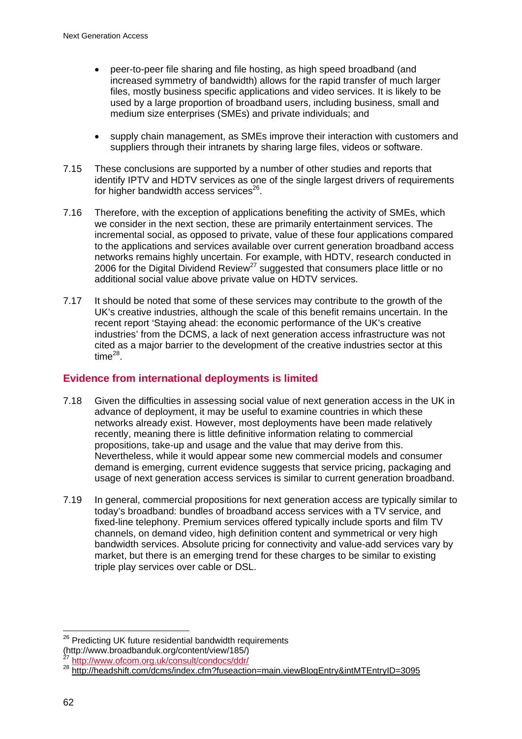- peer-to-peer file sharing and file hosting, as high speed broadband (and increased symmetry of bandwidth) allows for the rapid transfer of much larger files, mostly business specific applications and video services. It is likely to be used by a large proportion of broadband users, including business, small and medium size enterprises (SMEs) and private individuals; and

- supply chain management, as SMEs improve their interaction with customers and suppliers through their intranets by sharing large files, videos or software.

7.15 These conclusions are supported by a number of other studies and reports that identify IPTV and HDTV services as one of the single largest drivers of requirements for higher bandwidth access services[26].

7.16 Therefore, with the exception of applications benefiting the activity of SMEs, which we consider in the next section, these are primarily entertainment services. The incremental social, as opposed to private, value of these four applications compared to the applications and services available over current generation broadband access networks remains highly uncertain. For example, with HDTV, research conducted in 2006 for the Digital Dividend Review[27] suggested that consumers place little or no additional social value above private value on HDTV services.

7.17 It should be noted that some of these services may contribute to the growth of the UK's creative industries, although the scale of this benefit remains uncertain. In the recent report 'Staying ahead: the economic performance of the UK's creative industries' from the DCMS, a lack of next generation access infrastructure was not cited as a major barrier to the development of the creative industries sector at this time[28].

## Evidence from international deployments is limited

7.18 Given the difficulties in assessing social value of next generation access in the UK in advance of deployment, it may be useful to examine countries in which these networks already exist. However, most deployments have been made relatively recently, meaning there is little definitive information relating to commercial propositions, take-up and usage and the value that may derive from this. Nevertheless, while it would appear some new commercial models and consumer demand is emerging, current evidence suggests that service pricing, packaging and usage of next generation access services is similar to current generation broadband.

7.19 In general, commercial propositions for next generation access are typically similar to today's broadband: bundles of broadband access services with a TV service, and fixed-line telephony. Premium services offered typically include sports and film TV channels, on demand video, high definition content and symmetrical or very high bandwidth services. Absolute pricing for connectivity and value-add services vary by market, but there is an emerging trend for these charges to be similar to existing triple play services over cable or DSL.

---

[26] Predicting UK future residential bandwidth requirements (http://www.broadbanduk.org/content/view/185/)

[27] http://www.ofcom.org.uk/consult/condocs/ddr/

[28] http://headshift.com/dcms/index.cfm?fuseaction=main.viewBlogEntry&intMTEntryID=3095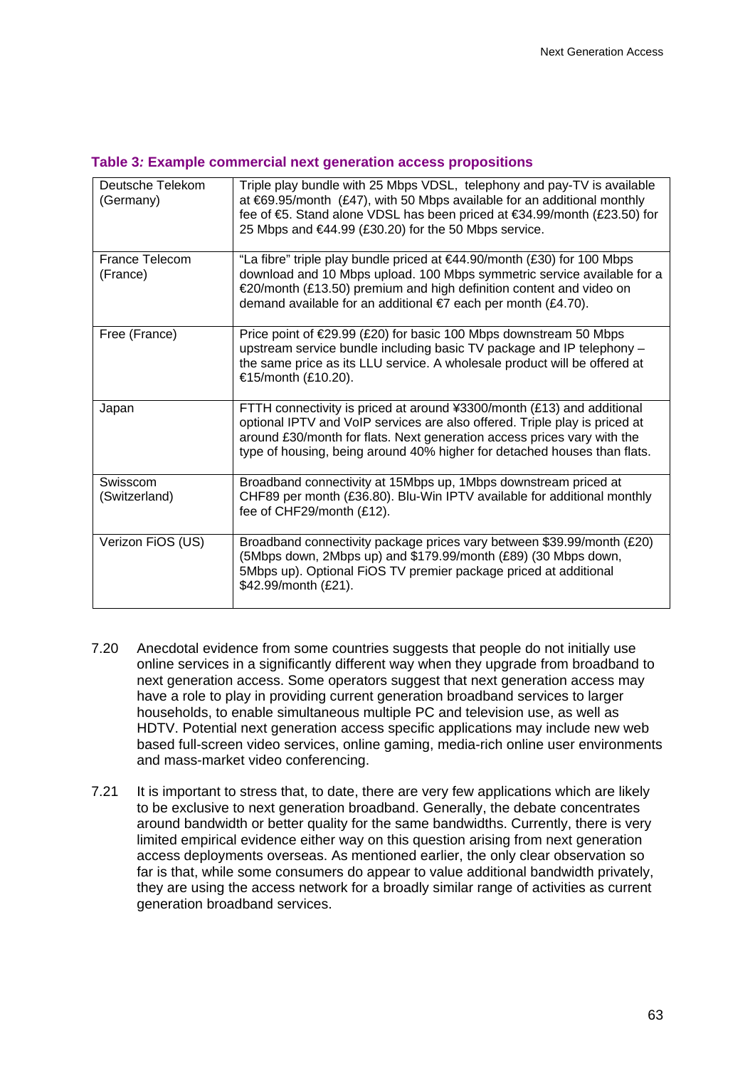**Table 3*:* Example commercial next generation access propositions**

| | |
|---|---|
| Deutsche Telekom (Germany) | Triple play bundle with 25 Mbps VDSL, telephony and pay-TV is available at €69.95/month (£47), with 50 Mbps available for an additional monthly fee of €5. Stand alone VDSL has been priced at €34.99/month (£23.50) for 25 Mbps and €44.99 (£30.20) for the 50 Mbps service. |
| France Telecom (France) | "La fibre" triple play bundle priced at €44.90/month (£30) for 100 Mbps download and 10 Mbps upload. 100 Mbps symmetric service available for a €20/month (£13.50) premium and high definition content and video on demand available for an additional €7 each per month (£4.70). |
| Free (France) | Price point of €29.99 (£20) for basic 100 Mbps downstream 50 Mbps upstream service bundle including basic TV package and IP telephony – the same price as its LLU service. A wholesale product will be offered at €15/month (£10.20). |
| Japan | FTTH connectivity is priced at around ¥3300/month (£13) and additional optional IPTV and VoIP services are also offered. Triple play is priced at around £30/month for flats. Next generation access prices vary with the type of housing, being around 40% higher for detached houses than flats. |
| Swisscom (Switzerland) | Broadband connectivity at 15Mbps up, 1Mbps downstream priced at CHF89 per month (£36.80). Blu-Win IPTV available for additional monthly fee of CHF29/month (£12). |
| Verizon FiOS (US) | Broadband connectivity package prices vary between $39.99/month (£20) (5Mbps down, 2Mbps up) and $179.99/month (£89) (30 Mbps down, 5Mbps up). Optional FiOS TV premier package priced at additional $42.99/month (£21). |

7.20 Anecdotal evidence from some countries suggests that people do not initially use online services in a significantly different way when they upgrade from broadband to next generation access. Some operators suggest that next generation access may have a role to play in providing current generation broadband services to larger households, to enable simultaneous multiple PC and television use, as well as HDTV. Potential next generation access specific applications may include new web based full-screen video services, online gaming, media-rich online user environments and mass-market video conferencing.

7.21 It is important to stress that, to date, there are very few applications which are likely to be exclusive to next generation broadband. Generally, the debate concentrates around bandwidth or better quality for the same bandwidths. Currently, there is very limited empirical evidence either way on this question arising from next generation access deployments overseas. As mentioned earlier, the only clear observation so far is that, while some consumers do appear to value additional bandwidth privately, they are using the access network for a broadly similar range of activities as current generation broadband services.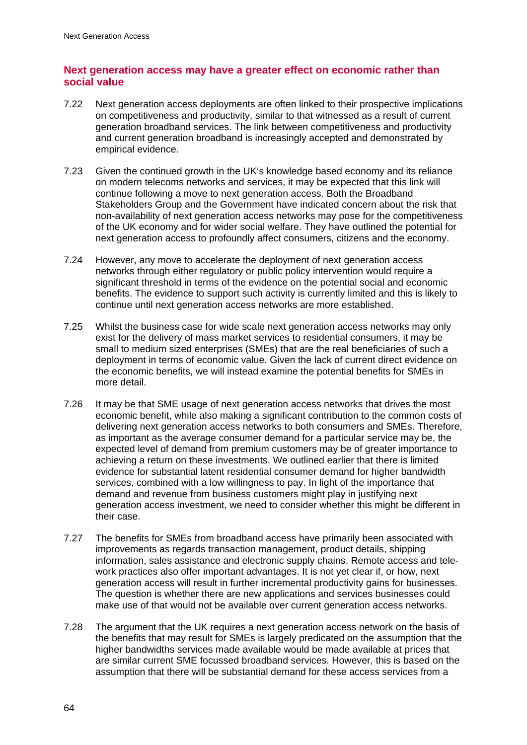## Next generation access may have a greater effect on economic rather than social value

7.22 Next generation access deployments are often linked to their prospective implications on competitiveness and productivity, similar to that witnessed as a result of current generation broadband services. The link between competitiveness and productivity and current generation broadband is increasingly accepted and demonstrated by empirical evidence.

7.23 Given the continued growth in the UK's knowledge based economy and its reliance on modern telecoms networks and services, it may be expected that this link will continue following a move to next generation access. Both the Broadband Stakeholders Group and the Government have indicated concern about the risk that non-availability of next generation access networks may pose for the competitiveness of the UK economy and for wider social welfare. They have outlined the potential for next generation access to profoundly affect consumers, citizens and the economy.

7.24 However, any move to accelerate the deployment of next generation access networks through either regulatory or public policy intervention would require a significant threshold in terms of the evidence on the potential social and economic benefits. The evidence to support such activity is currently limited and this is likely to continue until next generation access networks are more established.

7.25 Whilst the business case for wide scale next generation access networks may only exist for the delivery of mass market services to residential consumers, it may be small to medium sized enterprises (SMEs) that are the real beneficiaries of such a deployment in terms of economic value. Given the lack of current direct evidence on the economic benefits, we will instead examine the potential benefits for SMEs in more detail.

7.26 It may be that SME usage of next generation access networks that drives the most economic benefit, while also making a significant contribution to the common costs of delivering next generation access networks to both consumers and SMEs. Therefore, as important as the average consumer demand for a particular service may be, the expected level of demand from premium customers may be of greater importance to achieving a return on these investments. We outlined earlier that there is limited evidence for substantial latent residential consumer demand for higher bandwidth services, combined with a low willingness to pay. In light of the importance that demand and revenue from business customers might play in justifying next generation access investment, we need to consider whether this might be different in their case.

7.27 The benefits for SMEs from broadband access have primarily been associated with improvements as regards transaction management, product details, shipping information, sales assistance and electronic supply chains. Remote access and tele-work practices also offer important advantages. It is not yet clear if, or how, next generation access will result in further incremental productivity gains for businesses. The question is whether there are new applications and services businesses could make use of that would not be available over current generation access networks.

7.28 The argument that the UK requires a next generation access network on the basis of the benefits that may result for SMEs is largely predicated on the assumption that the higher bandwidths services made available would be made available at prices that are similar current SME focussed broadband services. However, this is based on the assumption that there will be substantial demand for these access services from a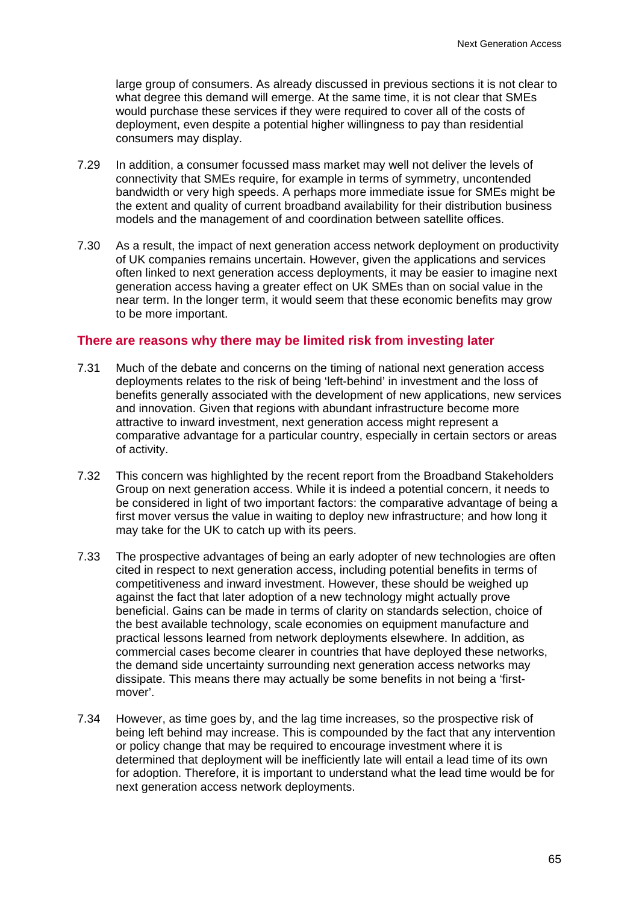large group of consumers. As already discussed in previous sections it is not clear to what degree this demand will emerge. At the same time, it is not clear that SMEs would purchase these services if they were required to cover all of the costs of deployment, even despite a potential higher willingness to pay than residential consumers may display.

7.29 In addition, a consumer focussed mass market may well not deliver the levels of connectivity that SMEs require, for example in terms of symmetry, uncontended bandwidth or very high speeds. A perhaps more immediate issue for SMEs might be the extent and quality of current broadband availability for their distribution business models and the management of and coordination between satellite offices.

7.30 As a result, the impact of next generation access network deployment on productivity of UK companies remains uncertain. However, given the applications and services often linked to next generation access deployments, it may be easier to imagine next generation access having a greater effect on UK SMEs than on social value in the near term. In the longer term, it would seem that these economic benefits may grow to be more important.

### There are reasons why there may be limited risk from investing later

7.31 Much of the debate and concerns on the timing of national next generation access deployments relates to the risk of being 'left-behind' in investment and the loss of benefits generally associated with the development of new applications, new services and innovation. Given that regions with abundant infrastructure become more attractive to inward investment, next generation access might represent a comparative advantage for a particular country, especially in certain sectors or areas of activity.

7.32 This concern was highlighted by the recent report from the Broadband Stakeholders Group on next generation access. While it is indeed a potential concern, it needs to be considered in light of two important factors: the comparative advantage of being a first mover versus the value in waiting to deploy new infrastructure; and how long it may take for the UK to catch up with its peers.

7.33 The prospective advantages of being an early adopter of new technologies are often cited in respect to next generation access, including potential benefits in terms of competitiveness and inward investment. However, these should be weighed up against the fact that later adoption of a new technology might actually prove beneficial. Gains can be made in terms of clarity on standards selection, choice of the best available technology, scale economies on equipment manufacture and practical lessons learned from network deployments elsewhere. In addition, as commercial cases become clearer in countries that have deployed these networks, the demand side uncertainty surrounding next generation access networks may dissipate. This means there may actually be some benefits in not being a 'first-mover'.

7.34 However, as time goes by, and the lag time increases, so the prospective risk of being left behind may increase. This is compounded by the fact that any intervention or policy change that may be required to encourage investment where it is determined that deployment will be inefficiently late will entail a lead time of its own for adoption. Therefore, it is important to understand what the lead time would be for next generation access network deployments.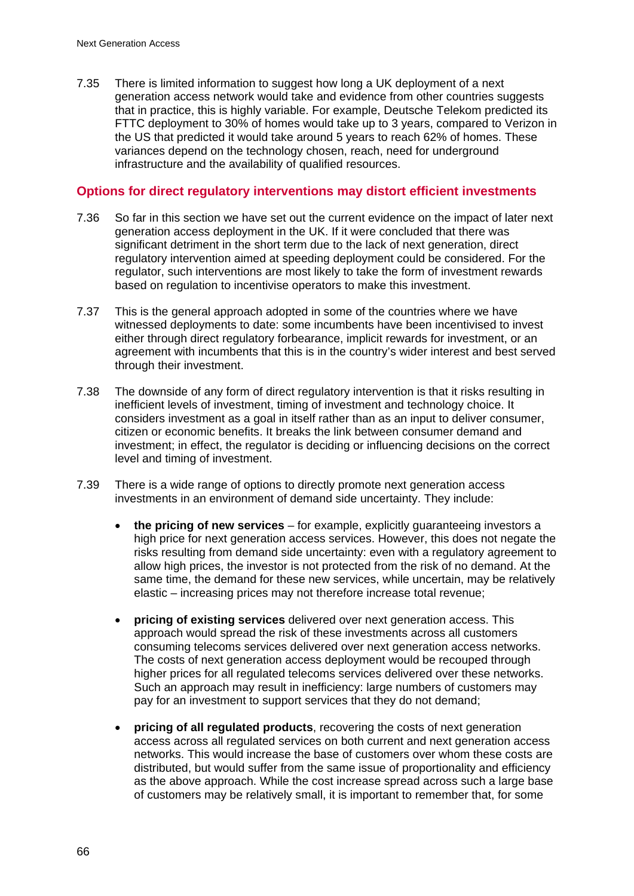7.35 There is limited information to suggest how long a UK deployment of a next generation access network would take and evidence from other countries suggests that in practice, this is highly variable. For example, Deutsche Telekom predicted its FTTC deployment to 30% of homes would take up to 3 years, compared to Verizon in the US that predicted it would take around 5 years to reach 62% of homes. These variances depend on the technology chosen, reach, need for underground infrastructure and the availability of qualified resources.

## Options for direct regulatory interventions may distort efficient investments

7.36 So far in this section we have set out the current evidence on the impact of later next generation access deployment in the UK. If it were concluded that there was significant detriment in the short term due to the lack of next generation, direct regulatory intervention aimed at speeding deployment could be considered. For the regulator, such interventions are most likely to take the form of investment rewards based on regulation to incentivise operators to make this investment.

7.37 This is the general approach adopted in some of the countries where we have witnessed deployments to date: some incumbents have been incentivised to invest either through direct regulatory forbearance, implicit rewards for investment, or an agreement with incumbents that this is in the country's wider interest and best served through their investment.

7.38 The downside of any form of direct regulatory intervention is that it risks resulting in inefficient levels of investment, timing of investment and technology choice. It considers investment as a goal in itself rather than as an input to deliver consumer, citizen or economic benefits. It breaks the link between consumer demand and investment; in effect, the regulator is deciding or influencing decisions on the correct level and timing of investment.

7.39 There is a wide range of options to directly promote next generation access investments in an environment of demand side uncertainty. They include:

- **the pricing of new services** – for example, explicitly guaranteeing investors a high price for next generation access services. However, this does not negate the risks resulting from demand side uncertainty: even with a regulatory agreement to allow high prices, the investor is not protected from the risk of no demand. At the same time, the demand for these new services, while uncertain, may be relatively elastic – increasing prices may not therefore increase total revenue;

- **pricing of existing services** delivered over next generation access. This approach would spread the risk of these investments across all customers consuming telecoms services delivered over next generation access networks. The costs of next generation access deployment would be recouped through higher prices for all regulated telecoms services delivered over these networks. Such an approach may result in inefficiency: large numbers of customers may pay for an investment to support services that they do not demand;

- **pricing of all regulated products**, recovering the costs of next generation access across all regulated services on both current and next generation access networks. This would increase the base of customers over whom these costs are distributed, but would suffer from the same issue of proportionality and efficiency as the above approach. While the cost increase spread across such a large base of customers may be relatively small, it is important to remember that, for some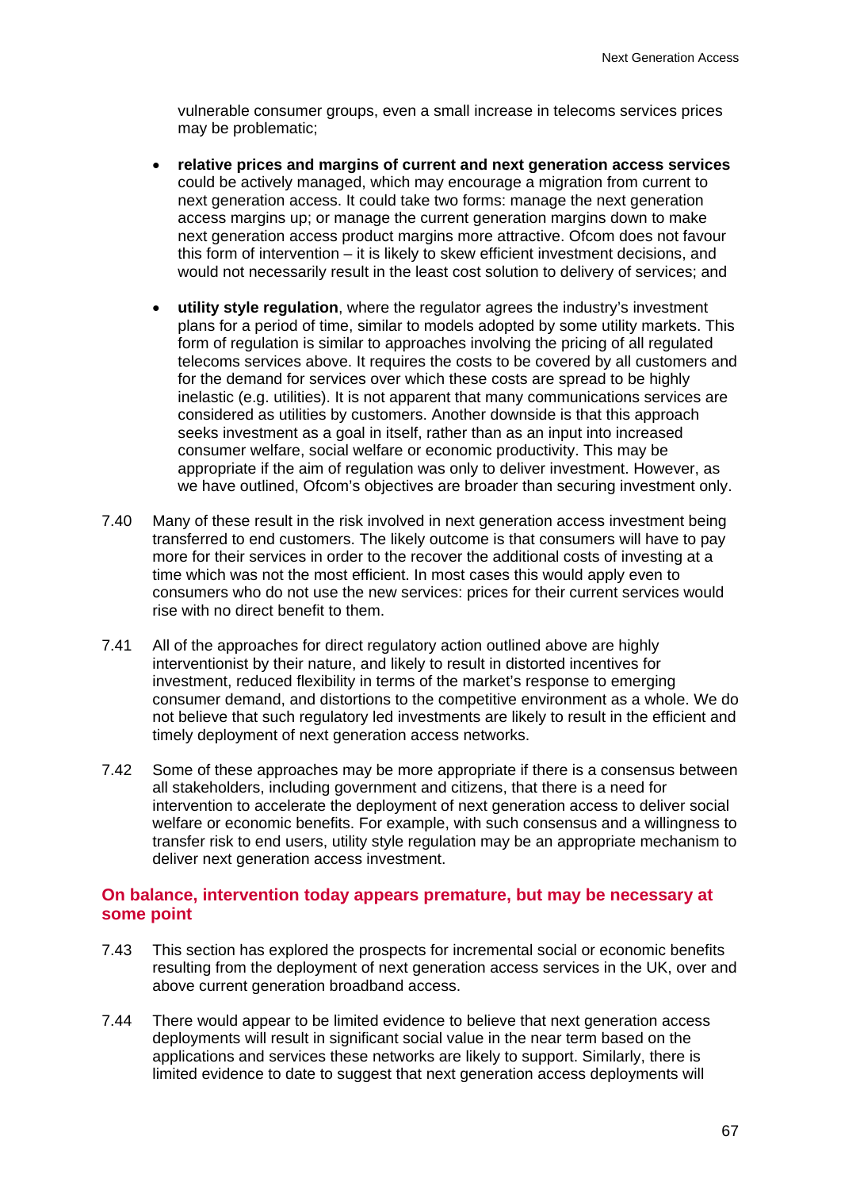vulnerable consumer groups, even a small increase in telecoms services prices may be problematic;

- **relative prices and margins of current and next generation access services** could be actively managed, which may encourage a migration from current to next generation access. It could take two forms: manage the next generation access margins up; or manage the current generation margins down to make next generation access product margins more attractive. Ofcom does not favour this form of intervention – it is likely to skew efficient investment decisions, and would not necessarily result in the least cost solution to delivery of services; and

- **utility style regulation**, where the regulator agrees the industry's investment plans for a period of time, similar to models adopted by some utility markets. This form of regulation is similar to approaches involving the pricing of all regulated telecoms services above. It requires the costs to be covered by all customers and for the demand for services over which these costs are spread to be highly inelastic (e.g. utilities). It is not apparent that many communications services are considered as utilities by customers. Another downside is that this approach seeks investment as a goal in itself, rather than as an input into increased consumer welfare, social welfare or economic productivity. This may be appropriate if the aim of regulation was only to deliver investment. However, as we have outlined, Ofcom's objectives are broader than securing investment only.

7.40 Many of these result in the risk involved in next generation access investment being transferred to end customers. The likely outcome is that consumers will have to pay more for their services in order to the recover the additional costs of investing at a time which was not the most efficient. In most cases this would apply even to consumers who do not use the new services: prices for their current services would rise with no direct benefit to them.

7.41 All of the approaches for direct regulatory action outlined above are highly interventionist by their nature, and likely to result in distorted incentives for investment, reduced flexibility in terms of the market's response to emerging consumer demand, and distortions to the competitive environment as a whole. We do not believe that such regulatory led investments are likely to result in the efficient and timely deployment of next generation access networks.

7.42 Some of these approaches may be more appropriate if there is a consensus between all stakeholders, including government and citizens, that there is a need for intervention to accelerate the deployment of next generation access to deliver social welfare or economic benefits. For example, with such consensus and a willingness to transfer risk to end users, utility style regulation may be an appropriate mechanism to deliver next generation access investment.

### On balance, intervention today appears premature, but may be necessary at some point

7.43 This section has explored the prospects for incremental social or economic benefits resulting from the deployment of next generation access services in the UK, over and above current generation broadband access.

7.44 There would appear to be limited evidence to believe that next generation access deployments will result in significant social value in the near term based on the applications and services these networks are likely to support. Similarly, there is limited evidence to date to suggest that next generation access deployments will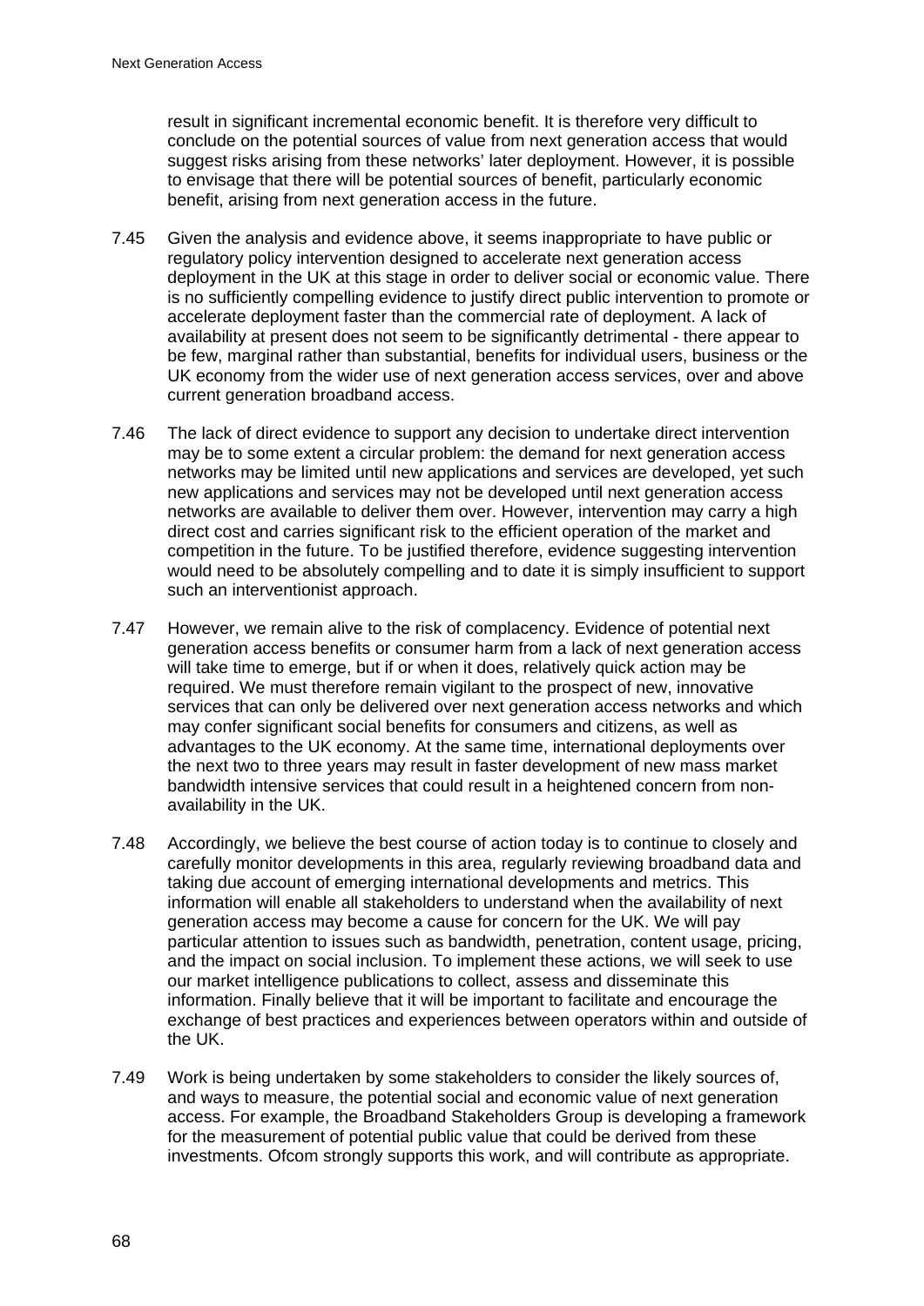result in significant incremental economic benefit. It is therefore very difficult to conclude on the potential sources of value from next generation access that would suggest risks arising from these networks' later deployment. However, it is possible to envisage that there will be potential sources of benefit, particularly economic benefit, arising from next generation access in the future.

7.45 Given the analysis and evidence above, it seems inappropriate to have public or regulatory policy intervention designed to accelerate next generation access deployment in the UK at this stage in order to deliver social or economic value. There is no sufficiently compelling evidence to justify direct public intervention to promote or accelerate deployment faster than the commercial rate of deployment. A lack of availability at present does not seem to be significantly detrimental - there appear to be few, marginal rather than substantial, benefits for individual users, business or the UK economy from the wider use of next generation access services, over and above current generation broadband access.

7.46 The lack of direct evidence to support any decision to undertake direct intervention may be to some extent a circular problem: the demand for next generation access networks may be limited until new applications and services are developed, yet such new applications and services may not be developed until next generation access networks are available to deliver them over. However, intervention may carry a high direct cost and carries significant risk to the efficient operation of the market and competition in the future. To be justified therefore, evidence suggesting intervention would need to be absolutely compelling and to date it is simply insufficient to support such an interventionist approach.

7.47 However, we remain alive to the risk of complacency. Evidence of potential next generation access benefits or consumer harm from a lack of next generation access will take time to emerge, but if or when it does, relatively quick action may be required. We must therefore remain vigilant to the prospect of new, innovative services that can only be delivered over next generation access networks and which may confer significant social benefits for consumers and citizens, as well as advantages to the UK economy. At the same time, international deployments over the next two to three years may result in faster development of new mass market bandwidth intensive services that could result in a heightened concern from non-availability in the UK.

7.48 Accordingly, we believe the best course of action today is to continue to closely and carefully monitor developments in this area, regularly reviewing broadband data and taking due account of emerging international developments and metrics. This information will enable all stakeholders to understand when the availability of next generation access may become a cause for concern for the UK. We will pay particular attention to issues such as bandwidth, penetration, content usage, pricing, and the impact on social inclusion. To implement these actions, we will seek to use our market intelligence publications to collect, assess and disseminate this information. Finally believe that it will be important to facilitate and encourage the exchange of best practices and experiences between operators within and outside of the UK.

7.49 Work is being undertaken by some stakeholders to consider the likely sources of, and ways to measure, the potential social and economic value of next generation access. For example, the Broadband Stakeholders Group is developing a framework for the measurement of potential public value that could be derived from these investments. Ofcom strongly supports this work, and will contribute as appropriate.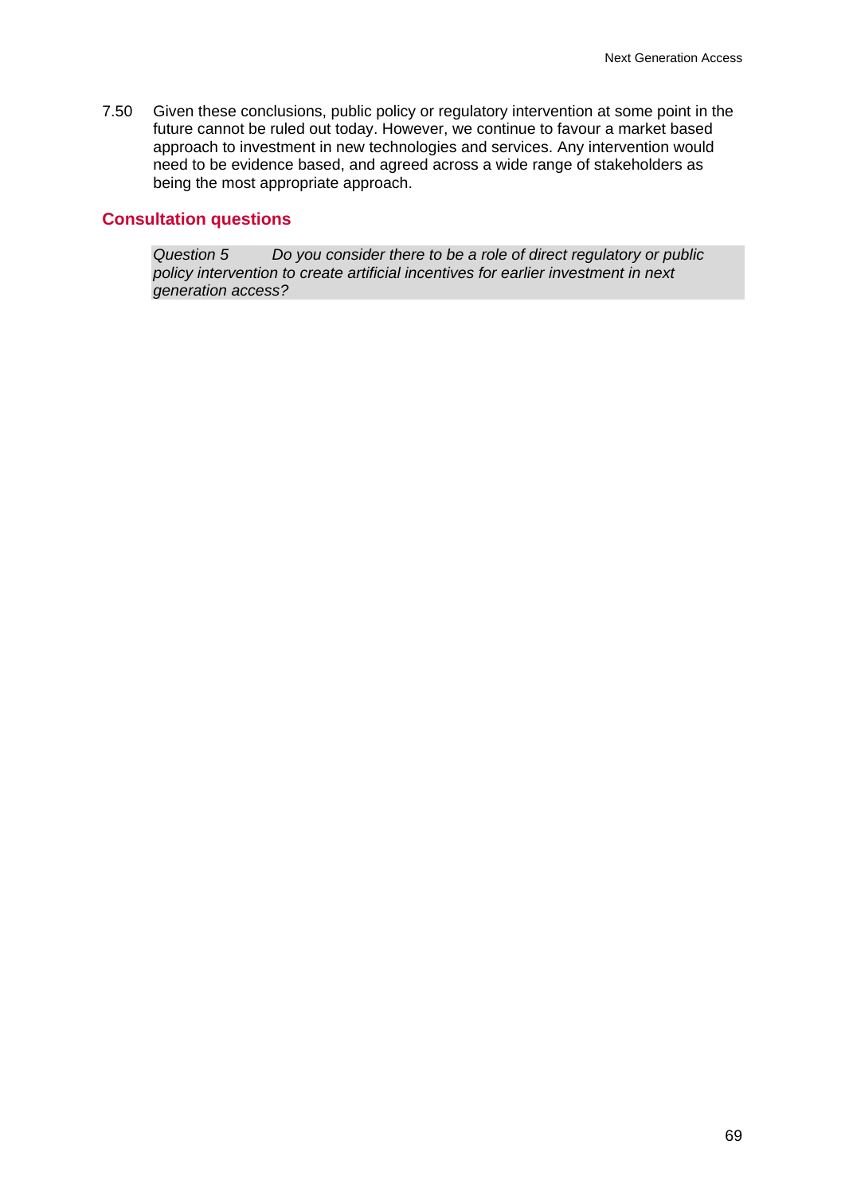7.50 Given these conclusions, public policy or regulatory intervention at some point in the future cannot be ruled out today. However, we continue to favour a market based approach to investment in new technologies and services. Any intervention would need to be evidence based, and agreed across a wide range of stakeholders as being the most appropriate approach.

## Consultation questions

> *Question 5 Do you consider there to be a role of direct regulatory or public policy intervention to create artificial incentives for earlier investment in next generation access?*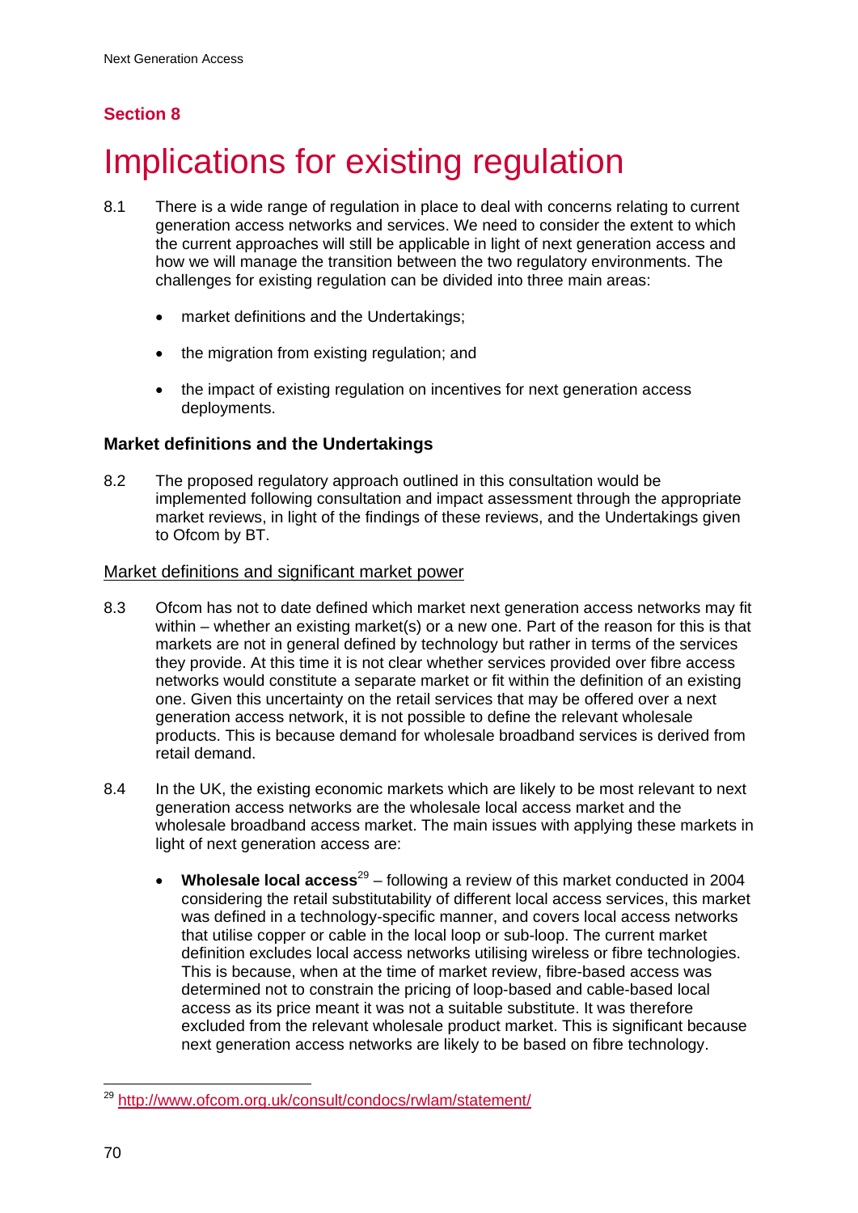## Section 8

# Implications for existing regulation

8.1 There is a wide range of regulation in place to deal with concerns relating to current generation access networks and services. We need to consider the extent to which the current approaches will still be applicable in light of next generation access and how we will manage the transition between the two regulatory environments. The challenges for existing regulation can be divided into three main areas:

- market definitions and the Undertakings;
- the migration from existing regulation; and
- the impact of existing regulation on incentives for next generation access deployments.

### Market definitions and the Undertakings

8.2 The proposed regulatory approach outlined in this consultation would be implemented following consultation and impact assessment through the appropriate market reviews, in light of the findings of these reviews, and the Undertakings given to Ofcom by BT.

#### Market definitions and significant market power

8.3 Ofcom has not to date defined which market next generation access networks may fit within – whether an existing market(s) or a new one. Part of the reason for this is that markets are not in general defined by technology but rather in terms of the services they provide. At this time it is not clear whether services provided over fibre access networks would constitute a separate market or fit within the definition of an existing one. Given this uncertainty on the retail services that may be offered over a next generation access network, it is not possible to define the relevant wholesale products. This is because demand for wholesale broadband services is derived from retail demand.

8.4 In the UK, the existing economic markets which are likely to be most relevant to next generation access networks are the wholesale local access market and the wholesale broadband access market. The main issues with applying these markets in light of next generation access are:

- **Wholesale local access**[29] – following a review of this market conducted in 2004 considering the retail substitutability of different local access services, this market was defined in a technology-specific manner, and covers local access networks that utilise copper or cable in the local loop or sub-loop. The current market definition excludes local access networks utilising wireless or fibre technologies. This is because, when at the time of market review, fibre-based access was determined not to constrain the pricing of loop-based and cable-based local access as its price meant it was not a suitable substitute. It was therefore excluded from the relevant wholesale product market. This is significant because next generation access networks are likely to be based on fibre technology.

[29] http://www.ofcom.org.uk/consult/condocs/rwlam/statement/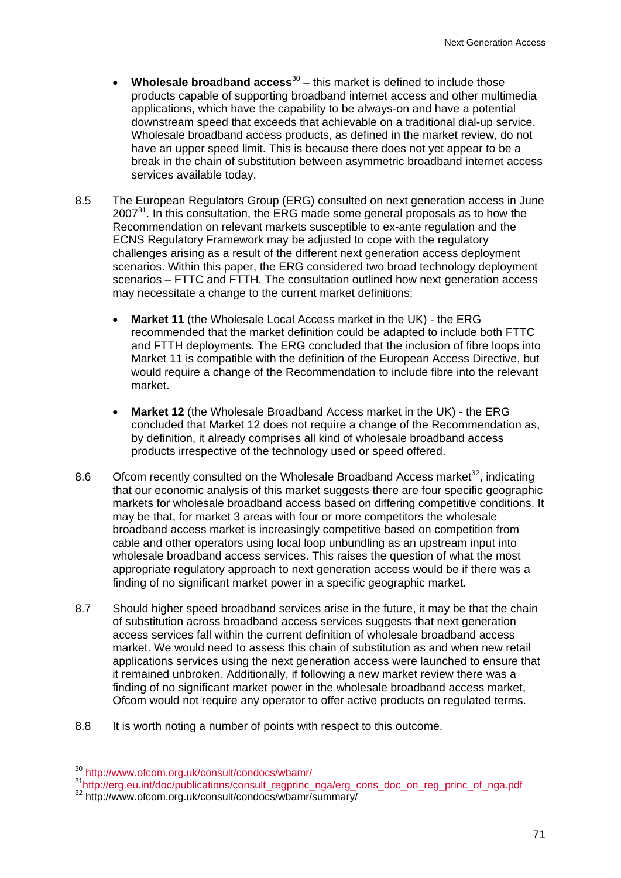- **Wholesale broadband access**[30] – this market is defined to include those products capable of supporting broadband internet access and other multimedia applications, which have the capability to be always-on and have a potential downstream speed that exceeds that achievable on a traditional dial-up service. Wholesale broadband access products, as defined in the market review, do not have an upper speed limit. This is because there does not yet appear to be a break in the chain of substitution between asymmetric broadband internet access services available today.

8.5 The European Regulators Group (ERG) consulted on next generation access in June 2007[31]. In this consultation, the ERG made some general proposals as to how the Recommendation on relevant markets susceptible to ex-ante regulation and the ECNS Regulatory Framework may be adjusted to cope with the regulatory challenges arising as a result of the different next generation access deployment scenarios. Within this paper, the ERG considered two broad technology deployment scenarios – FTTC and FTTH. The consultation outlined how next generation access may necessitate a change to the current market definitions:

- **Market 11** (the Wholesale Local Access market in the UK) - the ERG recommended that the market definition could be adapted to include both FTTC and FTTH deployments. The ERG concluded that the inclusion of fibre loops into Market 11 is compatible with the definition of the European Access Directive, but would require a change of the Recommendation to include fibre into the relevant market.

- **Market 12** (the Wholesale Broadband Access market in the UK) - the ERG concluded that Market 12 does not require a change of the Recommendation as, by definition, it already comprises all kind of wholesale broadband access products irrespective of the technology used or speed offered.

8.6 Ofcom recently consulted on the Wholesale Broadband Access market[32], indicating that our economic analysis of this market suggests there are four specific geographic markets for wholesale broadband access based on differing competitive conditions. It may be that, for market 3 areas with four or more competitors the wholesale broadband access market is increasingly competitive based on competition from cable and other operators using local loop unbundling as an upstream input into wholesale broadband access services. This raises the question of what the most appropriate regulatory approach to next generation access would be if there was a finding of no significant market power in a specific geographic market.

8.7 Should higher speed broadband services arise in the future, it may be that the chain of substitution across broadband access services suggests that next generation access services fall within the current definition of wholesale broadband access market. We would need to assess this chain of substitution as and when new retail applications services using the next generation access were launched to ensure that it remained unbroken. Additionally, if following a new market review there was a finding of no significant market power in the wholesale broadband access market, Ofcom would not require any operator to offer active products on regulated terms.

8.8 It is worth noting a number of points with respect to this outcome.

---

[30] http://www.ofcom.org.uk/consult/condocs/wbamr/

[31] http://erg.eu.int/doc/publications/consult_regprinc_nga/erg_cons_doc_on_reg_princ_of_nga.pdf

[32] http://www.ofcom.org.uk/consult/condocs/wbamr/summary/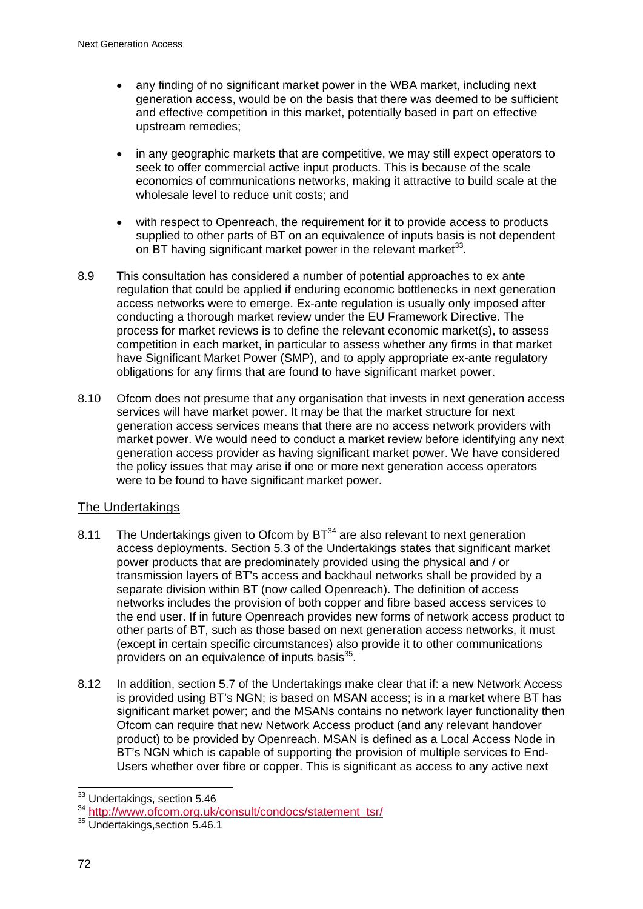- any finding of no significant market power in the WBA market, including next generation access, would be on the basis that there was deemed to be sufficient and effective competition in this market, potentially based in part on effective upstream remedies;

- in any geographic markets that are competitive, we may still expect operators to seek to offer commercial active input products. This is because of the scale economics of communications networks, making it attractive to build scale at the wholesale level to reduce unit costs; and

- with respect to Openreach, the requirement for it to provide access to products supplied to other parts of BT on an equivalence of inputs basis is not dependent on BT having significant market power in the relevant market[33].

8.9 This consultation has considered a number of potential approaches to ex ante regulation that could be applied if enduring economic bottlenecks in next generation access networks were to emerge. Ex-ante regulation is usually only imposed after conducting a thorough market review under the EU Framework Directive. The process for market reviews is to define the relevant economic market(s), to assess competition in each market, in particular to assess whether any firms in that market have Significant Market Power (SMP), and to apply appropriate ex-ante regulatory obligations for any firms that are found to have significant market power.

8.10 Ofcom does not presume that any organisation that invests in next generation access services will have market power. It may be that the market structure for next generation access services means that there are no access network providers with market power. We would need to conduct a market review before identifying any next generation access provider as having significant market power. We have considered the policy issues that may arise if one or more next generation access operators were to be found to have significant market power.

## The Undertakings

8.11 The Undertakings given to Ofcom by BT[34] are also relevant to next generation access deployments. Section 5.3 of the Undertakings states that significant market power products that are predominately provided using the physical and / or transmission layers of BT's access and backhaul networks shall be provided by a separate division within BT (now called Openreach). The definition of access networks includes the provision of both copper and fibre based access services to the end user. If in future Openreach provides new forms of network access product to other parts of BT, such as those based on next generation access networks, it must (except in certain specific circumstances) also provide it to other communications providers on an equivalence of inputs basis[35].

8.12 In addition, section 5.7 of the Undertakings make clear that if: a new Network Access is provided using BT's NGN; is based on MSAN access; is in a market where BT has significant market power; and the MSANs contains no network layer functionality then Ofcom can require that new Network Access product (and any relevant handover product) to be provided by Openreach. MSAN is defined as a Local Access Node in BT's NGN which is capable of supporting the provision of multiple services to End-Users whether over fibre or copper. This is significant as access to any active next

[33] Undertakings, section 5.46

[34] http://www.ofcom.org.uk/consult/condocs/statement_tsr/

[35] Undertakings,section 5.46.1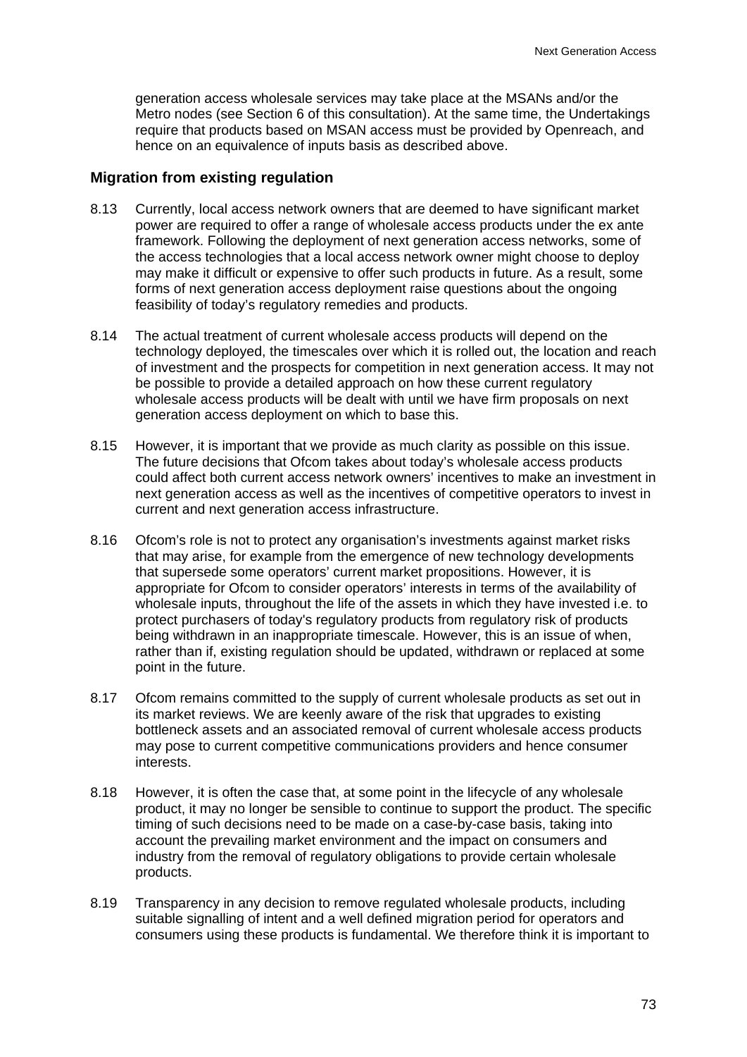generation access wholesale services may take place at the MSANs and/or the Metro nodes (see Section 6 of this consultation). At the same time, the Undertakings require that products based on MSAN access must be provided by Openreach, and hence on an equivalence of inputs basis as described above.

## Migration from existing regulation

8.13 Currently, local access network owners that are deemed to have significant market power are required to offer a range of wholesale access products under the ex ante framework. Following the deployment of next generation access networks, some of the access technologies that a local access network owner might choose to deploy may make it difficult or expensive to offer such products in future. As a result, some forms of next generation access deployment raise questions about the ongoing feasibility of today's regulatory remedies and products.

8.14 The actual treatment of current wholesale access products will depend on the technology deployed, the timescales over which it is rolled out, the location and reach of investment and the prospects for competition in next generation access. It may not be possible to provide a detailed approach on how these current regulatory wholesale access products will be dealt with until we have firm proposals on next generation access deployment on which to base this.

8.15 However, it is important that we provide as much clarity as possible on this issue. The future decisions that Ofcom takes about today's wholesale access products could affect both current access network owners' incentives to make an investment in next generation access as well as the incentives of competitive operators to invest in current and next generation access infrastructure.

8.16 Ofcom's role is not to protect any organisation's investments against market risks that may arise, for example from the emergence of new technology developments that supersede some operators' current market propositions. However, it is appropriate for Ofcom to consider operators' interests in terms of the availability of wholesale inputs, throughout the life of the assets in which they have invested i.e. to protect purchasers of today's regulatory products from regulatory risk of products being withdrawn in an inappropriate timescale. However, this is an issue of when, rather than if, existing regulation should be updated, withdrawn or replaced at some point in the future.

8.17 Ofcom remains committed to the supply of current wholesale products as set out in its market reviews. We are keenly aware of the risk that upgrades to existing bottleneck assets and an associated removal of current wholesale access products may pose to current competitive communications providers and hence consumer interests.

8.18 However, it is often the case that, at some point in the lifecycle of any wholesale product, it may no longer be sensible to continue to support the product. The specific timing of such decisions need to be made on a case-by-case basis, taking into account the prevailing market environment and the impact on consumers and industry from the removal of regulatory obligations to provide certain wholesale products.

8.19 Transparency in any decision to remove regulated wholesale products, including suitable signalling of intent and a well defined migration period for operators and consumers using these products is fundamental. We therefore think it is important to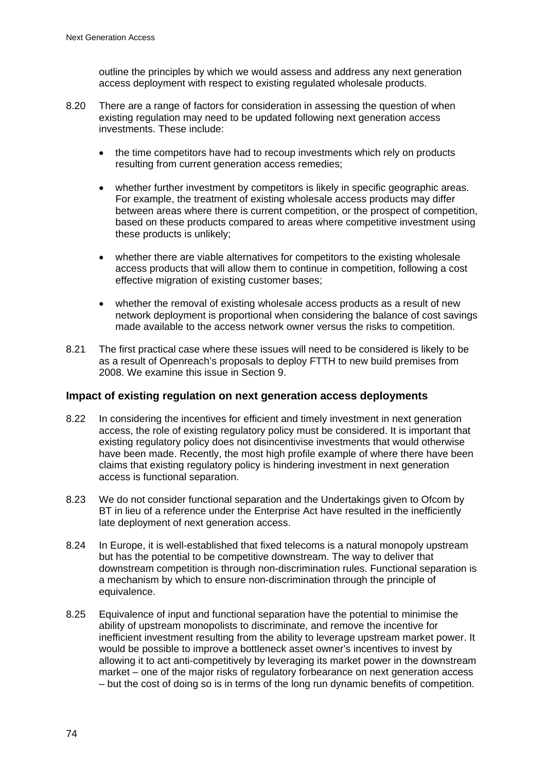outline the principles by which we would assess and address any next generation access deployment with respect to existing regulated wholesale products.

8.20 There are a range of factors for consideration in assessing the question of when existing regulation may need to be updated following next generation access investments. These include:

- the time competitors have had to recoup investments which rely on products resulting from current generation access remedies;
- whether further investment by competitors is likely in specific geographic areas. For example, the treatment of existing wholesale access products may differ between areas where there is current competition, or the prospect of competition, based on these products compared to areas where competitive investment using these products is unlikely;
- whether there are viable alternatives for competitors to the existing wholesale access products that will allow them to continue in competition, following a cost effective migration of existing customer bases;
- whether the removal of existing wholesale access products as a result of new network deployment is proportional when considering the balance of cost savings made available to the access network owner versus the risks to competition.

8.21 The first practical case where these issues will need to be considered is likely to be as a result of Openreach's proposals to deploy FTTH to new build premises from 2008. We examine this issue in Section 9.

### Impact of existing regulation on next generation access deployments

8.22 In considering the incentives for efficient and timely investment in next generation access, the role of existing regulatory policy must be considered. It is important that existing regulatory policy does not disincentivise investments that would otherwise have been made. Recently, the most high profile example of where there have been claims that existing regulatory policy is hindering investment in next generation access is functional separation.

8.23 We do not consider functional separation and the Undertakings given to Ofcom by BT in lieu of a reference under the Enterprise Act have resulted in the inefficiently late deployment of next generation access.

8.24 In Europe, it is well-established that fixed telecoms is a natural monopoly upstream but has the potential to be competitive downstream. The way to deliver that downstream competition is through non-discrimination rules. Functional separation is a mechanism by which to ensure non-discrimination through the principle of equivalence.

8.25 Equivalence of input and functional separation have the potential to minimise the ability of upstream monopolists to discriminate, and remove the incentive for inefficient investment resulting from the ability to leverage upstream market power. It would be possible to improve a bottleneck asset owner's incentives to invest by allowing it to act anti-competitively by leveraging its market power in the downstream market – one of the major risks of regulatory forbearance on next generation access – but the cost of doing so is in terms of the long run dynamic benefits of competition.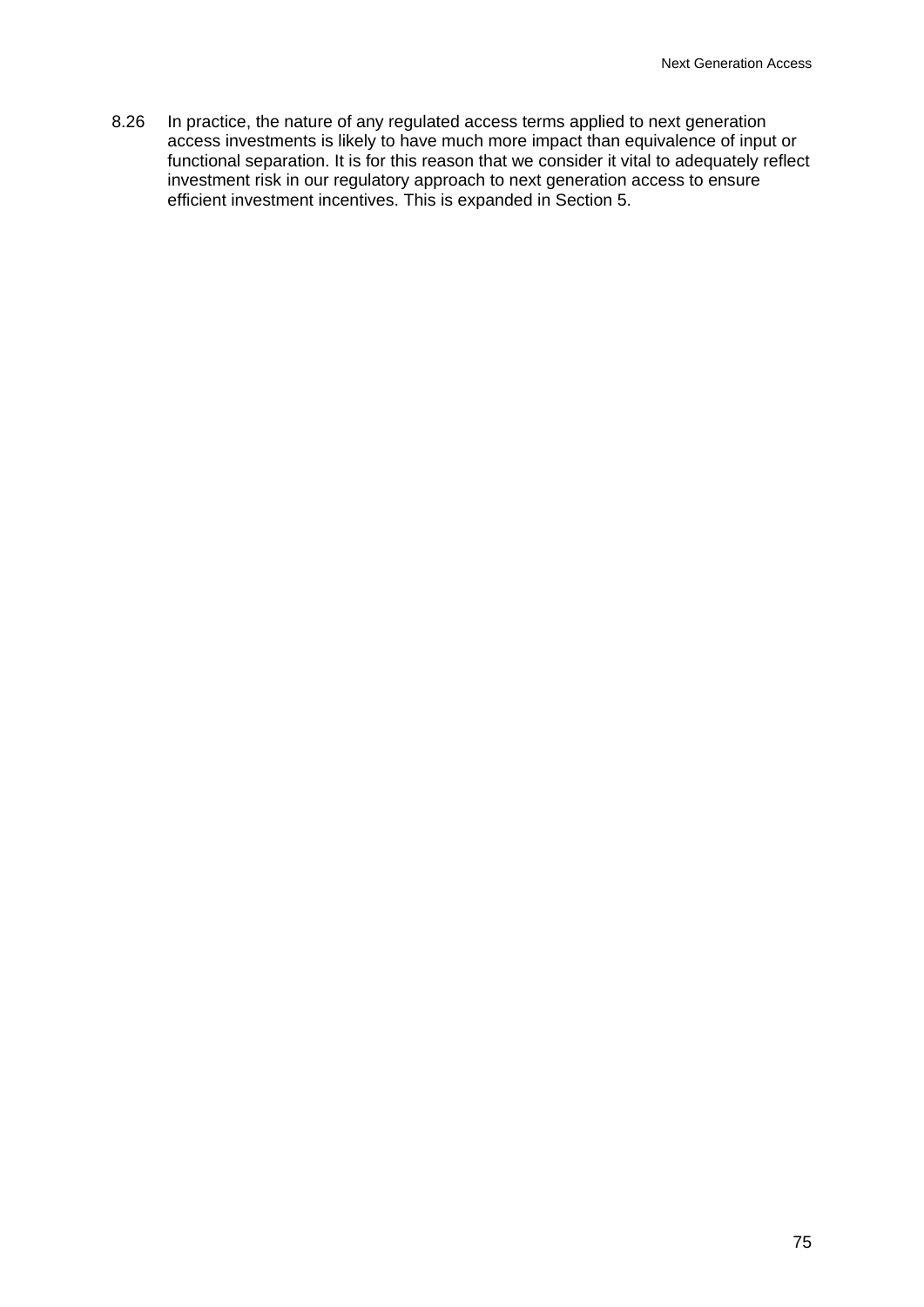8.26 In practice, the nature of any regulated access terms applied to next generation access investments is likely to have much more impact than equivalence of input or functional separation. It is for this reason that we consider it vital to adequately reflect investment risk in our regulatory approach to next generation access to ensure efficient investment incentives. This is expanded in Section 5.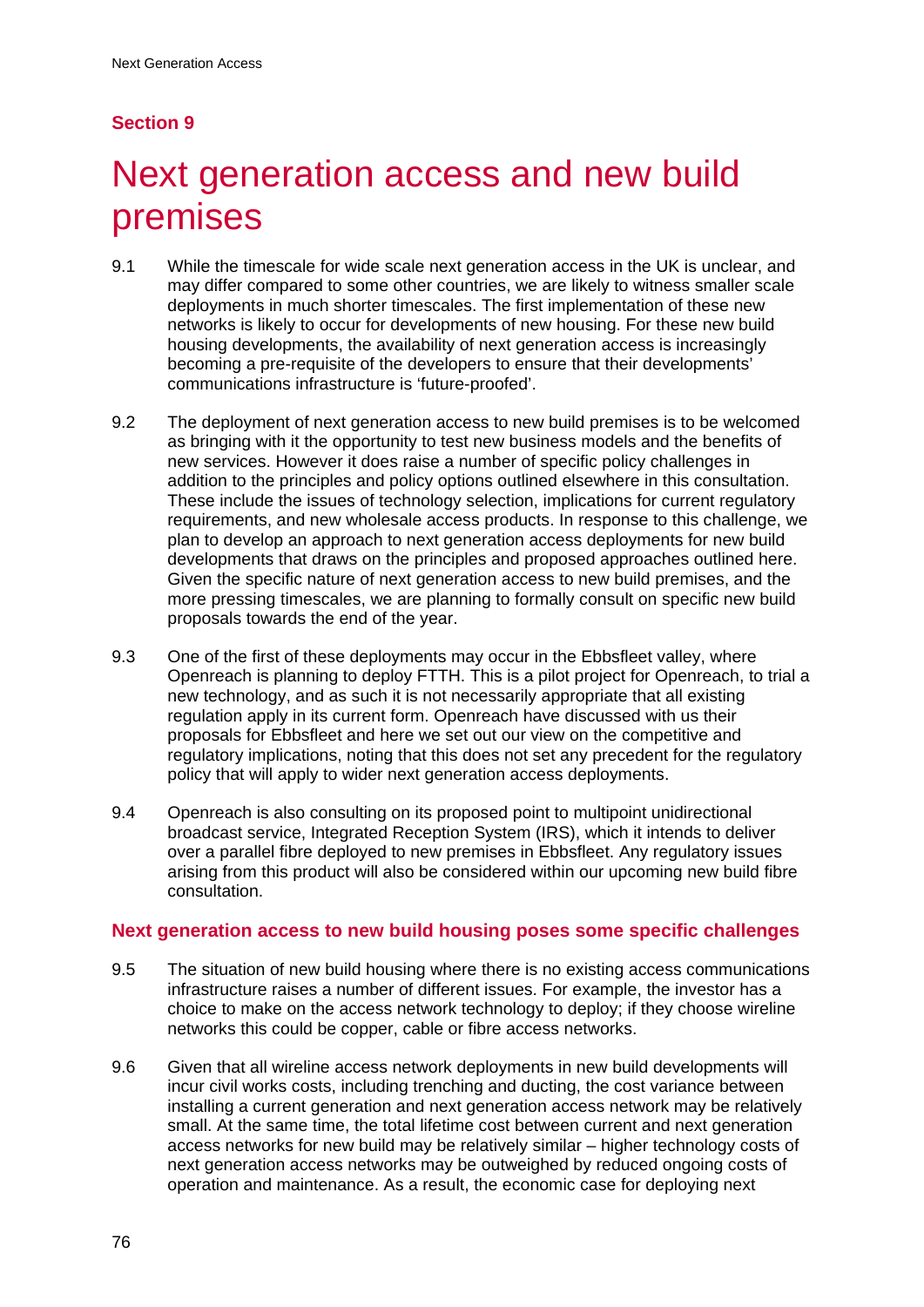## Section 9

# Next generation access and new build premises

9.1 While the timescale for wide scale next generation access in the UK is unclear, and may differ compared to some other countries, we are likely to witness smaller scale deployments in much shorter timescales. The first implementation of these new networks is likely to occur for developments of new housing. For these new build housing developments, the availability of next generation access is increasingly becoming a pre-requisite of the developers to ensure that their developments' communications infrastructure is 'future-proofed'.

9.2 The deployment of next generation access to new build premises is to be welcomed as bringing with it the opportunity to test new business models and the benefits of new services. However it does raise a number of specific policy challenges in addition to the principles and policy options outlined elsewhere in this consultation. These include the issues of technology selection, implications for current regulatory requirements, and new wholesale access products. In response to this challenge, we plan to develop an approach to next generation access deployments for new build developments that draws on the principles and proposed approaches outlined here. Given the specific nature of next generation access to new build premises, and the more pressing timescales, we are planning to formally consult on specific new build proposals towards the end of the year.

9.3 One of the first of these deployments may occur in the Ebbsfleet valley, where Openreach is planning to deploy FTTH. This is a pilot project for Openreach, to trial a new technology, and as such it is not necessarily appropriate that all existing regulation apply in its current form. Openreach have discussed with us their proposals for Ebbsfleet and here we set out our view on the competitive and regulatory implications, noting that this does not set any precedent for the regulatory policy that will apply to wider next generation access deployments.

9.4 Openreach is also consulting on its proposed point to multipoint unidirectional broadcast service, Integrated Reception System (IRS), which it intends to deliver over a parallel fibre deployed to new premises in Ebbsfleet. Any regulatory issues arising from this product will also be considered within our upcoming new build fibre consultation.

### Next generation access to new build housing poses some specific challenges

9.5 The situation of new build housing where there is no existing access communications infrastructure raises a number of different issues. For example, the investor has a choice to make on the access network technology to deploy; if they choose wireline networks this could be copper, cable or fibre access networks.

9.6 Given that all wireline access network deployments in new build developments will incur civil works costs, including trenching and ducting, the cost variance between installing a current generation and next generation access network may be relatively small. At the same time, the total lifetime cost between current and next generation access networks for new build may be relatively similar – higher technology costs of next generation access networks may be outweighed by reduced ongoing costs of operation and maintenance. As a result, the economic case for deploying next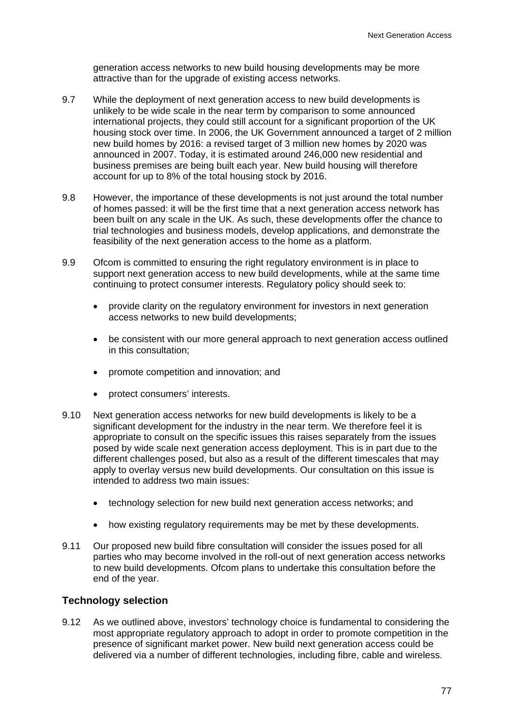generation access networks to new build housing developments may be more attractive than for the upgrade of existing access networks.

9.7 While the deployment of next generation access to new build developments is unlikely to be wide scale in the near term by comparison to some announced international projects, they could still account for a significant proportion of the UK housing stock over time. In 2006, the UK Government announced a target of 2 million new build homes by 2016: a revised target of 3 million new homes by 2020 was announced in 2007. Today, it is estimated around 246,000 new residential and business premises are being built each year. New build housing will therefore account for up to 8% of the total housing stock by 2016.

9.8 However, the importance of these developments is not just around the total number of homes passed: it will be the first time that a next generation access network has been built on any scale in the UK. As such, these developments offer the chance to trial technologies and business models, develop applications, and demonstrate the feasibility of the next generation access to the home as a platform.

9.9 Ofcom is committed to ensuring the right regulatory environment is in place to support next generation access to new build developments, while at the same time continuing to protect consumer interests. Regulatory policy should seek to:

- provide clarity on the regulatory environment for investors in next generation access networks to new build developments;
- be consistent with our more general approach to next generation access outlined in this consultation;
- promote competition and innovation; and
- protect consumers' interests.

9.10 Next generation access networks for new build developments is likely to be a significant development for the industry in the near term. We therefore feel it is appropriate to consult on the specific issues this raises separately from the issues posed by wide scale next generation access deployment. This is in part due to the different challenges posed, but also as a result of the different timescales that may apply to overlay versus new build developments. Our consultation on this issue is intended to address two main issues:

- technology selection for new build next generation access networks; and
- how existing regulatory requirements may be met by these developments.

9.11 Our proposed new build fibre consultation will consider the issues posed for all parties who may become involved in the roll-out of next generation access networks to new build developments. Ofcom plans to undertake this consultation before the end of the year.

### Technology selection

9.12 As we outlined above, investors' technology choice is fundamental to considering the most appropriate regulatory approach to adopt in order to promote competition in the presence of significant market power. New build next generation access could be delivered via a number of different technologies, including fibre, cable and wireless.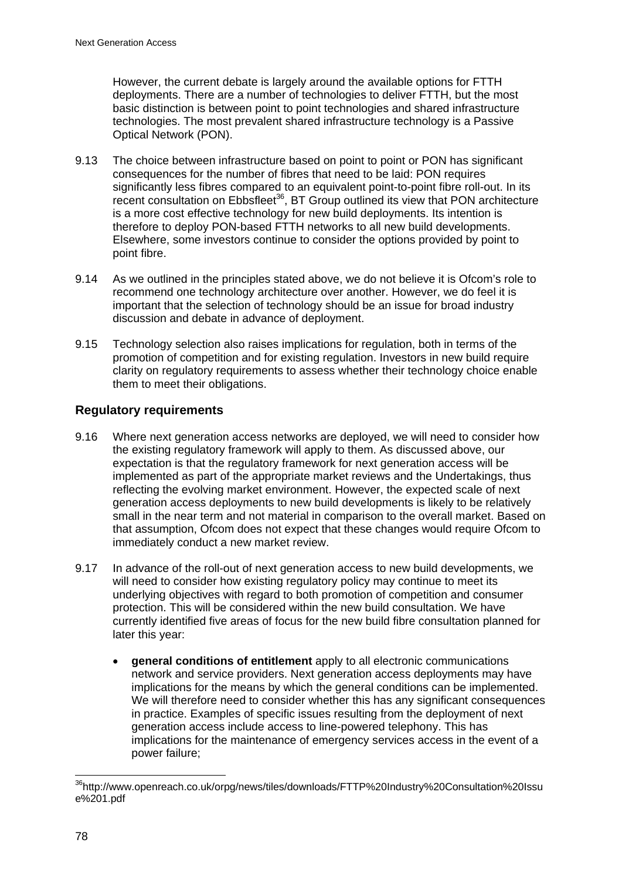However, the current debate is largely around the available options for FTTH deployments. There are a number of technologies to deliver FTTH, but the most basic distinction is between point to point technologies and shared infrastructure technologies. The most prevalent shared infrastructure technology is a Passive Optical Network (PON).

9.13 The choice between infrastructure based on point to point or PON has significant consequences for the number of fibres that need to be laid: PON requires significantly less fibres compared to an equivalent point-to-point fibre roll-out. In its recent consultation on Ebbsfleet[36], BT Group outlined its view that PON architecture is a more cost effective technology for new build deployments. Its intention is therefore to deploy PON-based FTTH networks to all new build developments. Elsewhere, some investors continue to consider the options provided by point to point fibre.

9.14 As we outlined in the principles stated above, we do not believe it is Ofcom's role to recommend one technology architecture over another. However, we do feel it is important that the selection of technology should be an issue for broad industry discussion and debate in advance of deployment.

9.15 Technology selection also raises implications for regulation, both in terms of the promotion of competition and for existing regulation. Investors in new build require clarity on regulatory requirements to assess whether their technology choice enable them to meet their obligations.

### Regulatory requirements

9.16 Where next generation access networks are deployed, we will need to consider how the existing regulatory framework will apply to them. As discussed above, our expectation is that the regulatory framework for next generation access will be implemented as part of the appropriate market reviews and the Undertakings, thus reflecting the evolving market environment. However, the expected scale of next generation access deployments to new build developments is likely to be relatively small in the near term and not material in comparison to the overall market. Based on that assumption, Ofcom does not expect that these changes would require Ofcom to immediately conduct a new market review.

9.17 In advance of the roll-out of next generation access to new build developments, we will need to consider how existing regulatory policy may continue to meet its underlying objectives with regard to both promotion of competition and consumer protection. This will be considered within the new build consultation. We have currently identified five areas of focus for the new build fibre consultation planned for later this year:

- **general conditions of entitlement** apply to all electronic communications network and service providers. Next generation access deployments may have implications for the means by which the general conditions can be implemented. We will therefore need to consider whether this has any significant consequences in practice. Examples of specific issues resulting from the deployment of next generation access include access to line-powered telephony. This has implications for the maintenance of emergency services access in the event of a power failure;

---

[36] http://www.openreach.co.uk/orpg/news/tiles/downloads/FTTP%20Industry%20Consultation%20Issue%201.pdf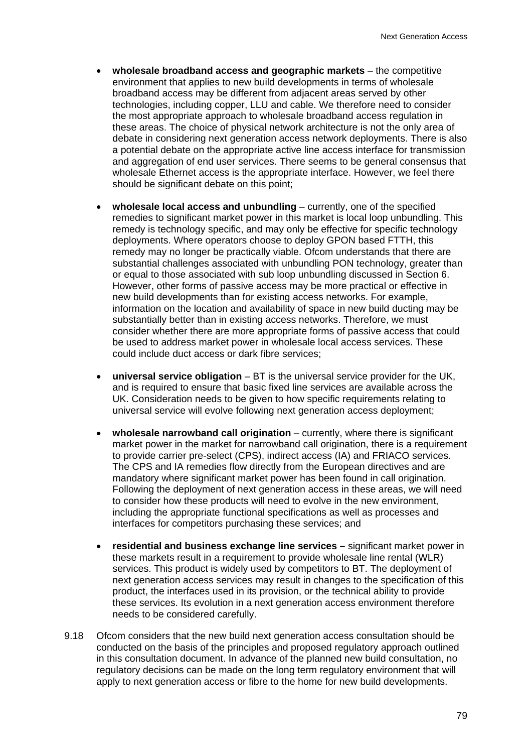- **wholesale broadband access and geographic markets** – the competitive environment that applies to new build developments in terms of wholesale broadband access may be different from adjacent areas served by other technologies, including copper, LLU and cable. We therefore need to consider the most appropriate approach to wholesale broadband access regulation in these areas. The choice of physical network architecture is not the only area of debate in considering next generation access network deployments. There is also a potential debate on the appropriate active line access interface for transmission and aggregation of end user services. There seems to be general consensus that wholesale Ethernet access is the appropriate interface. However, we feel there should be significant debate on this point;

- **wholesale local access and unbundling** – currently, one of the specified remedies to significant market power in this market is local loop unbundling. This remedy is technology specific, and may only be effective for specific technology deployments. Where operators choose to deploy GPON based FTTH, this remedy may no longer be practically viable. Ofcom understands that there are substantial challenges associated with unbundling PON technology, greater than or equal to those associated with sub loop unbundling discussed in Section 6. However, other forms of passive access may be more practical or effective in new build developments than for existing access networks. For example, information on the location and availability of space in new build ducting may be substantially better than in existing access networks. Therefore, we must consider whether there are more appropriate forms of passive access that could be used to address market power in wholesale local access services. These could include duct access or dark fibre services;

- **universal service obligation** – BT is the universal service provider for the UK, and is required to ensure that basic fixed line services are available across the UK. Consideration needs to be given to how specific requirements relating to universal service will evolve following next generation access deployment;

- **wholesale narrowband call origination** – currently, where there is significant market power in the market for narrowband call origination, there is a requirement to provide carrier pre-select (CPS), indirect access (IA) and FRIACO services. The CPS and IA remedies flow directly from the European directives and are mandatory where significant market power has been found in call origination. Following the deployment of next generation access in these areas, we will need to consider how these products will need to evolve in the new environment, including the appropriate functional specifications as well as processes and interfaces for competitors purchasing these services; and

- **residential and business exchange line services –** significant market power in these markets result in a requirement to provide wholesale line rental (WLR) services. This product is widely used by competitors to BT. The deployment of next generation access services may result in changes to the specification of this product, the interfaces used in its provision, or the technical ability to provide these services. Its evolution in a next generation access environment therefore needs to be considered carefully.

9.18 Ofcom considers that the new build next generation access consultation should be conducted on the basis of the principles and proposed regulatory approach outlined in this consultation document. In advance of the planned new build consultation, no regulatory decisions can be made on the long term regulatory environment that will apply to next generation access or fibre to the home for new build developments.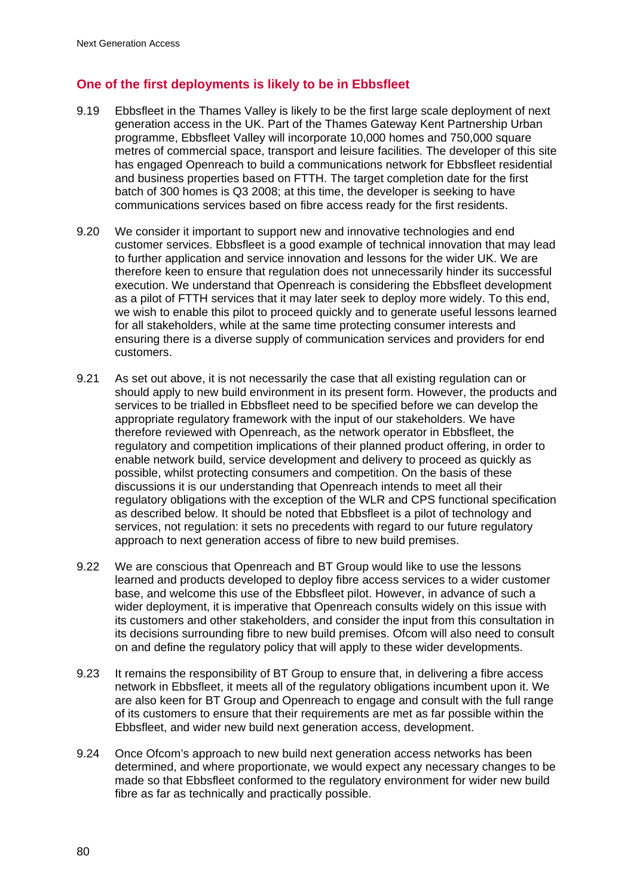## One of the first deployments is likely to be in Ebbsfleet

9.19 Ebbsfleet in the Thames Valley is likely to be the first large scale deployment of next generation access in the UK. Part of the Thames Gateway Kent Partnership Urban programme, Ebbsfleet Valley will incorporate 10,000 homes and 750,000 square metres of commercial space, transport and leisure facilities. The developer of this site has engaged Openreach to build a communications network for Ebbsfleet residential and business properties based on FTTH. The target completion date for the first batch of 300 homes is Q3 2008; at this time, the developer is seeking to have communications services based on fibre access ready for the first residents.

9.20 We consider it important to support new and innovative technologies and end customer services. Ebbsfleet is a good example of technical innovation that may lead to further application and service innovation and lessons for the wider UK. We are therefore keen to ensure that regulation does not unnecessarily hinder its successful execution. We understand that Openreach is considering the Ebbsfleet development as a pilot of FTTH services that it may later seek to deploy more widely. To this end, we wish to enable this pilot to proceed quickly and to generate useful lessons learned for all stakeholders, while at the same time protecting consumer interests and ensuring there is a diverse supply of communication services and providers for end customers.

9.21 As set out above, it is not necessarily the case that all existing regulation can or should apply to new build environment in its present form. However, the products and services to be trialled in Ebbsfleet need to be specified before we can develop the appropriate regulatory framework with the input of our stakeholders. We have therefore reviewed with Openreach, as the network operator in Ebbsfleet, the regulatory and competition implications of their planned product offering, in order to enable network build, service development and delivery to proceed as quickly as possible, whilst protecting consumers and competition. On the basis of these discussions it is our understanding that Openreach intends to meet all their regulatory obligations with the exception of the WLR and CPS functional specification as described below. It should be noted that Ebbsfleet is a pilot of technology and services, not regulation: it sets no precedents with regard to our future regulatory approach to next generation access of fibre to new build premises.

9.22 We are conscious that Openreach and BT Group would like to use the lessons learned and products developed to deploy fibre access services to a wider customer base, and welcome this use of the Ebbsfleet pilot. However, in advance of such a wider deployment, it is imperative that Openreach consults widely on this issue with its customers and other stakeholders, and consider the input from this consultation in its decisions surrounding fibre to new build premises. Ofcom will also need to consult on and define the regulatory policy that will apply to these wider developments.

9.23 It remains the responsibility of BT Group to ensure that, in delivering a fibre access network in Ebbsfleet, it meets all of the regulatory obligations incumbent upon it. We are also keen for BT Group and Openreach to engage and consult with the full range of its customers to ensure that their requirements are met as far possible within the Ebbsfleet, and wider new build next generation access, development.

9.24 Once Ofcom's approach to new build next generation access networks has been determined, and where proportionate, we would expect any necessary changes to be made so that Ebbsfleet conformed to the regulatory environment for wider new build fibre as far as technically and practically possible.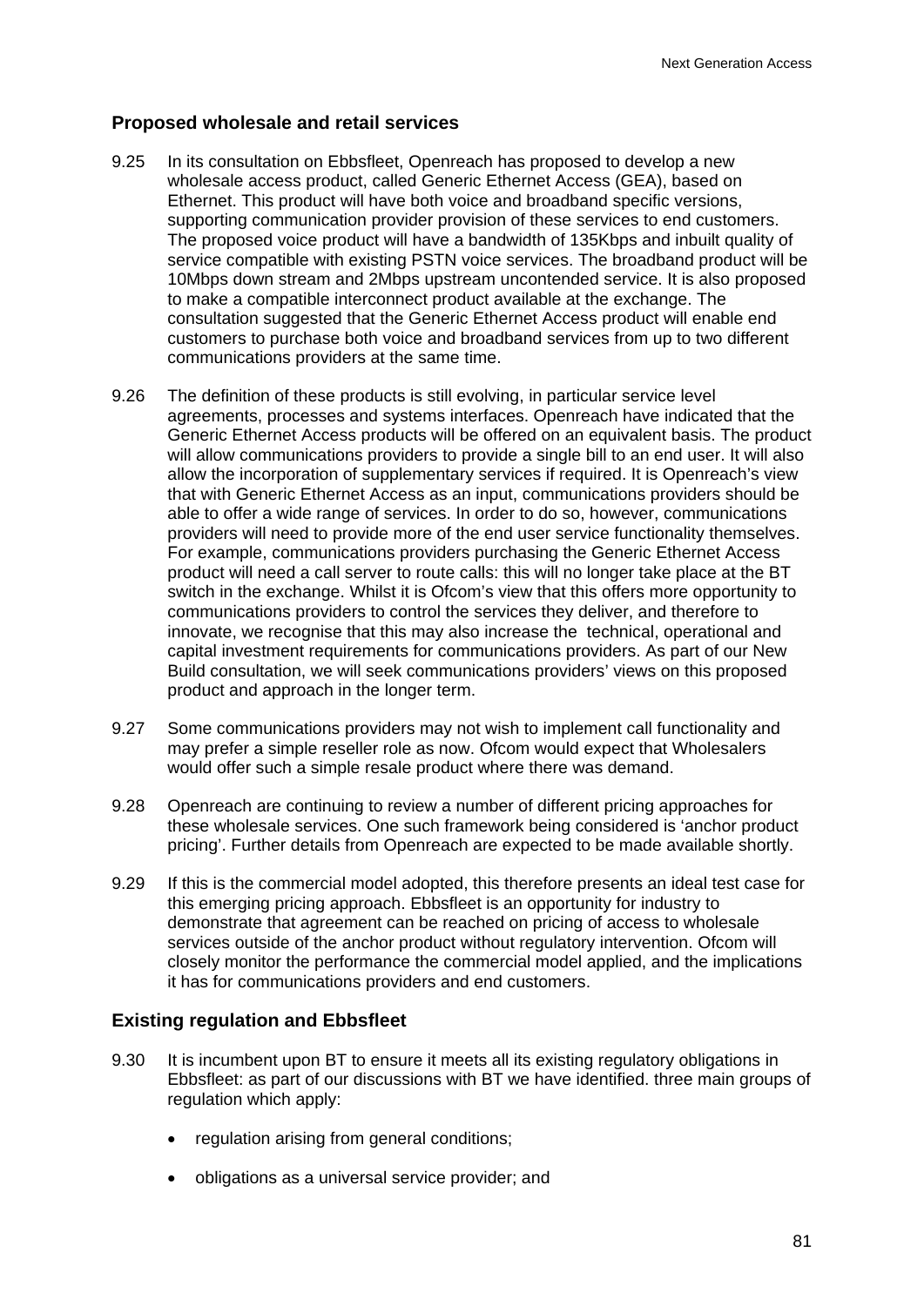## Proposed wholesale and retail services

9.25 In its consultation on Ebbsfleet, Openreach has proposed to develop a new wholesale access product, called Generic Ethernet Access (GEA), based on Ethernet. This product will have both voice and broadband specific versions, supporting communication provider provision of these services to end customers. The proposed voice product will have a bandwidth of 135Kbps and inbuilt quality of service compatible with existing PSTN voice services. The broadband product will be 10Mbps down stream and 2Mbps upstream uncontended service. It is also proposed to make a compatible interconnect product available at the exchange. The consultation suggested that the Generic Ethernet Access product will enable end customers to purchase both voice and broadband services from up to two different communications providers at the same time.

9.26 The definition of these products is still evolving, in particular service level agreements, processes and systems interfaces. Openreach have indicated that the Generic Ethernet Access products will be offered on an equivalent basis. The product will allow communications providers to provide a single bill to an end user. It will also allow the incorporation of supplementary services if required. It is Openreach's view that with Generic Ethernet Access as an input, communications providers should be able to offer a wide range of services. In order to do so, however, communications providers will need to provide more of the end user service functionality themselves. For example, communications providers purchasing the Generic Ethernet Access product will need a call server to route calls: this will no longer take place at the BT switch in the exchange. Whilst it is Ofcom's view that this offers more opportunity to communications providers to control the services they deliver, and therefore to innovate, we recognise that this may also increase the technical, operational and capital investment requirements for communications providers. As part of our New Build consultation, we will seek communications providers' views on this proposed product and approach in the longer term.

9.27 Some communications providers may not wish to implement call functionality and may prefer a simple reseller role as now. Ofcom would expect that Wholesalers would offer such a simple resale product where there was demand.

9.28 Openreach are continuing to review a number of different pricing approaches for these wholesale services. One such framework being considered is 'anchor product pricing'. Further details from Openreach are expected to be made available shortly.

9.29 If this is the commercial model adopted, this therefore presents an ideal test case for this emerging pricing approach. Ebbsfleet is an opportunity for industry to demonstrate that agreement can be reached on pricing of access to wholesale services outside of the anchor product without regulatory intervention. Ofcom will closely monitor the performance the commercial model applied, and the implications it has for communications providers and end customers.

## Existing regulation and Ebbsfleet

9.30 It is incumbent upon BT to ensure it meets all its existing regulatory obligations in Ebbsfleet: as part of our discussions with BT we have identified. three main groups of regulation which apply:

- regulation arising from general conditions;
- obligations as a universal service provider; and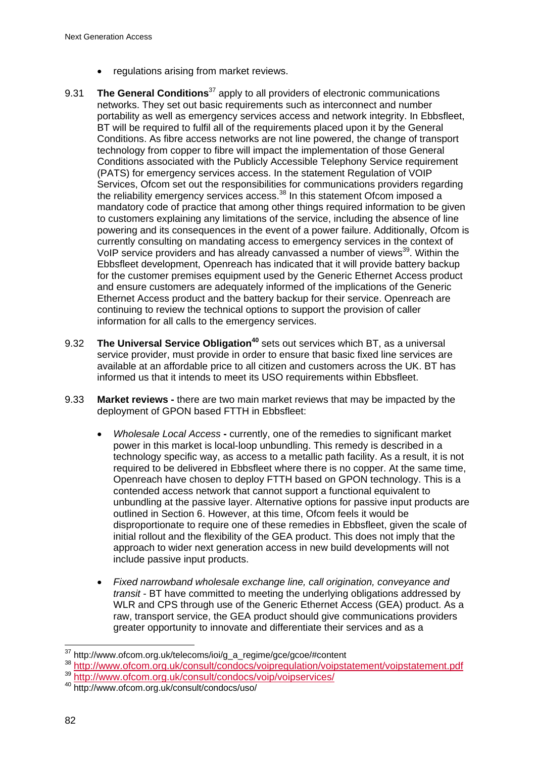- regulations arising from market reviews.

9.31 **The General Conditions**[37] apply to all providers of electronic communications networks. They set out basic requirements such as interconnect and number portability as well as emergency services access and network integrity. In Ebbsfleet, BT will be required to fulfil all of the requirements placed upon it by the General Conditions. As fibre access networks are not line powered, the change of transport technology from copper to fibre will impact the implementation of those General Conditions associated with the Publicly Accessible Telephony Service requirement (PATS) for emergency services access. In the statement Regulation of VOIP Services, Ofcom set out the responsibilities for communications providers regarding the reliability emergency services access.[38] In this statement Ofcom imposed a mandatory code of practice that among other things required information to be given to customers explaining any limitations of the service, including the absence of line powering and its consequences in the event of a power failure. Additionally, Ofcom is currently consulting on mandating access to emergency services in the context of VoIP service providers and has already canvassed a number of views[39]. Within the Ebbsfleet development, Openreach has indicated that it will provide battery backup for the customer premises equipment used by the Generic Ethernet Access product and ensure customers are adequately informed of the implications of the Generic Ethernet Access product and the battery backup for their service. Openreach are continuing to review the technical options to support the provision of caller information for all calls to the emergency services.

9.32 **The Universal Service Obligation**[40] sets out services which BT, as a universal service provider, must provide in order to ensure that basic fixed line services are available at an affordable price to all citizen and customers across the UK. BT has informed us that it intends to meet its USO requirements within Ebbsfleet.

9.33 **Market reviews -** there are two main market reviews that may be impacted by the deployment of GPON based FTTH in Ebbsfleet:

- *Wholesale Local Access* **-** currently, one of the remedies to significant market power in this market is local-loop unbundling. This remedy is described in a technology specific way, as access to a metallic path facility. As a result, it is not required to be delivered in Ebbsfleet where there is no copper. At the same time, Openreach have chosen to deploy FTTH based on GPON technology. This is a contended access network that cannot support a functional equivalent to unbundling at the passive layer. Alternative options for passive input products are outlined in Section 6. However, at this time, Ofcom feels it would be disproportionate to require one of these remedies in Ebbsfleet, given the scale of initial rollout and the flexibility of the GEA product. This does not imply that the approach to wider next generation access in new build developments will not include passive input products.

- *Fixed narrowband wholesale exchange line, call origination, conveyance and transit* - BT have committed to meeting the underlying obligations addressed by WLR and CPS through use of the Generic Ethernet Access (GEA) product. As a raw, transport service, the GEA product should give communications providers greater opportunity to innovate and differentiate their services and as a

---

[37] http://www.ofcom.org.uk/telecoms/ioi/g_a_regime/gce/gcoe/#content

[38] http://www.ofcom.org.uk/consult/condocs/voipregulation/voipstatement/voipstatement.pdf

[39] http://www.ofcom.org.uk/consult/condocs/voip/voipservices/

[40] http://www.ofcom.org.uk/consult/condocs/uso/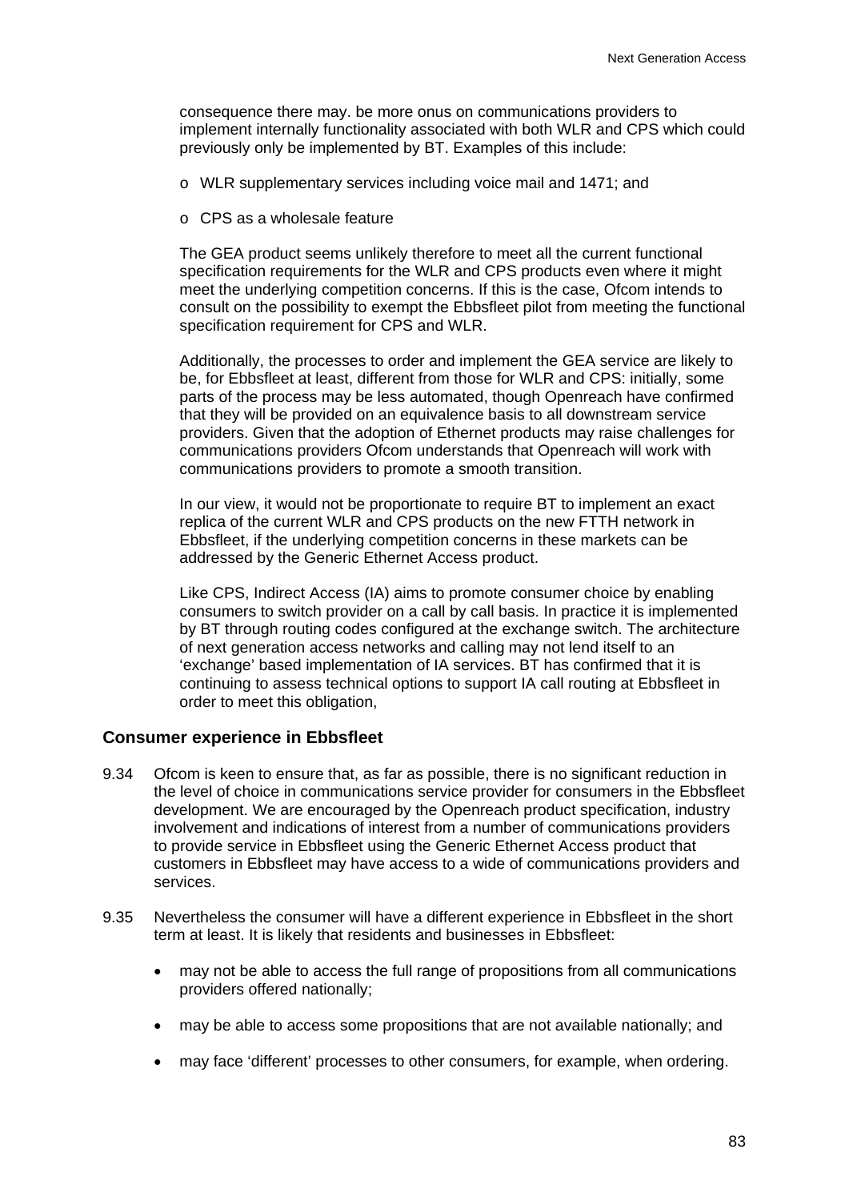consequence there may. be more onus on communications providers to implement internally functionality associated with both WLR and CPS which could previously only be implemented by BT. Examples of this include:

- o WLR supplementary services including voice mail and 1471; and
- o CPS as a wholesale feature

The GEA product seems unlikely therefore to meet all the current functional specification requirements for the WLR and CPS products even where it might meet the underlying competition concerns. If this is the case, Ofcom intends to consult on the possibility to exempt the Ebbsfleet pilot from meeting the functional specification requirement for CPS and WLR.

Additionally, the processes to order and implement the GEA service are likely to be, for Ebbsfleet at least, different from those for WLR and CPS: initially, some parts of the process may be less automated, though Openreach have confirmed that they will be provided on an equivalence basis to all downstream service providers. Given that the adoption of Ethernet products may raise challenges for communications providers Ofcom understands that Openreach will work with communications providers to promote a smooth transition.

In our view, it would not be proportionate to require BT to implement an exact replica of the current WLR and CPS products on the new FTTH network in Ebbsfleet, if the underlying competition concerns in these markets can be addressed by the Generic Ethernet Access product.

Like CPS, Indirect Access (IA) aims to promote consumer choice by enabling consumers to switch provider on a call by call basis. In practice it is implemented by BT through routing codes configured at the exchange switch. The architecture of next generation access networks and calling may not lend itself to an 'exchange' based implementation of IA services. BT has confirmed that it is continuing to assess technical options to support IA call routing at Ebbsfleet in order to meet this obligation,

### Consumer experience in Ebbsfleet

9.34 Ofcom is keen to ensure that, as far as possible, there is no significant reduction in the level of choice in communications service provider for consumers in the Ebbsfleet development. We are encouraged by the Openreach product specification, industry involvement and indications of interest from a number of communications providers to provide service in Ebbsfleet using the Generic Ethernet Access product that customers in Ebbsfleet may have access to a wide of communications providers and services.

9.35 Nevertheless the consumer will have a different experience in Ebbsfleet in the short term at least. It is likely that residents and businesses in Ebbsfleet:

- may not be able to access the full range of propositions from all communications providers offered nationally;
- may be able to access some propositions that are not available nationally; and
- may face 'different' processes to other consumers, for example, when ordering.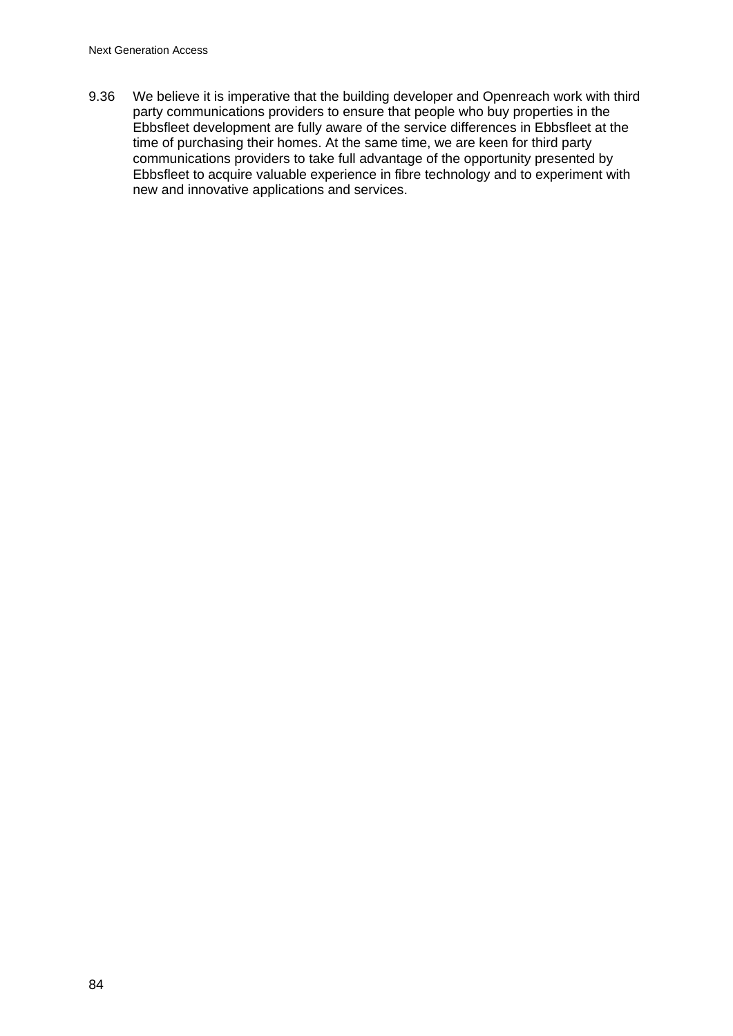9.36 We believe it is imperative that the building developer and Openreach work with third party communications providers to ensure that people who buy properties in the Ebbsfleet development are fully aware of the service differences in Ebbsfleet at the time of purchasing their homes. At the same time, we are keen for third party communications providers to take full advantage of the opportunity presented by Ebbsfleet to acquire valuable experience in fibre technology and to experiment with new and innovative applications and services.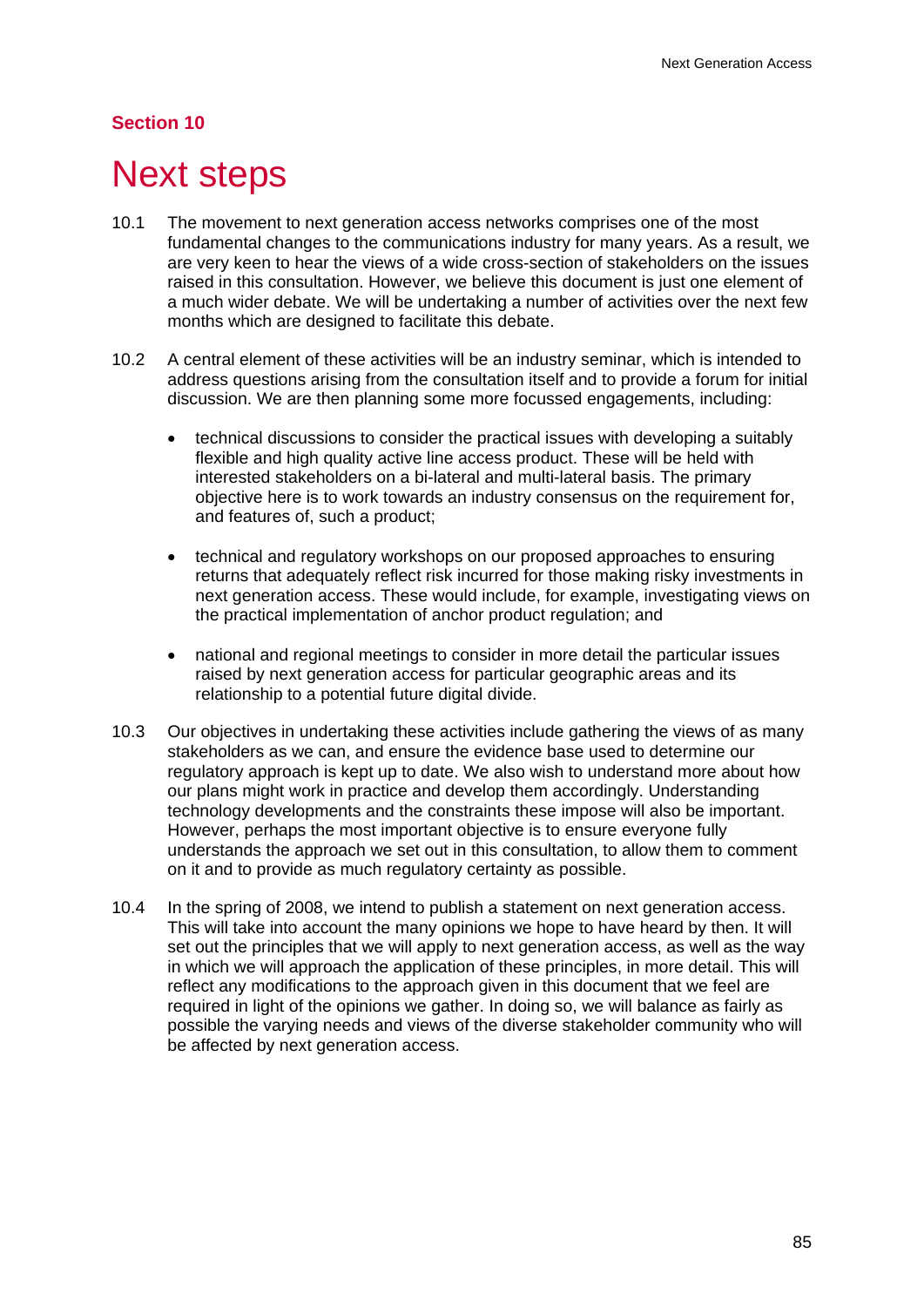**Section 10**

# Next steps

10.1 The movement to next generation access networks comprises one of the most fundamental changes to the communications industry for many years. As a result, we are very keen to hear the views of a wide cross-section of stakeholders on the issues raised in this consultation. However, we believe this document is just one element of a much wider debate. We will be undertaking a number of activities over the next few months which are designed to facilitate this debate.

10.2 A central element of these activities will be an industry seminar, which is intended to address questions arising from the consultation itself and to provide a forum for initial discussion. We are then planning some more focussed engagements, including:

- technical discussions to consider the practical issues with developing a suitably flexible and high quality active line access product. These will be held with interested stakeholders on a bi-lateral and multi-lateral basis. The primary objective here is to work towards an industry consensus on the requirement for, and features of, such a product;

- technical and regulatory workshops on our proposed approaches to ensuring returns that adequately reflect risk incurred for those making risky investments in next generation access. These would include, for example, investigating views on the practical implementation of anchor product regulation; and

- national and regional meetings to consider in more detail the particular issues raised by next generation access for particular geographic areas and its relationship to a potential future digital divide.

10.3 Our objectives in undertaking these activities include gathering the views of as many stakeholders as we can, and ensure the evidence base used to determine our regulatory approach is kept up to date. We also wish to understand more about how our plans might work in practice and develop them accordingly. Understanding technology developments and the constraints these impose will also be important. However, perhaps the most important objective is to ensure everyone fully understands the approach we set out in this consultation, to allow them to comment on it and to provide as much regulatory certainty as possible.

10.4 In the spring of 2008, we intend to publish a statement on next generation access. This will take into account the many opinions we hope to have heard by then. It will set out the principles that we will apply to next generation access, as well as the way in which we will approach the application of these principles, in more detail. This will reflect any modifications to the approach given in this document that we feel are required in light of the opinions we gather. In doing so, we will balance as fairly as possible the varying needs and views of the diverse stakeholder community who will be affected by next generation access.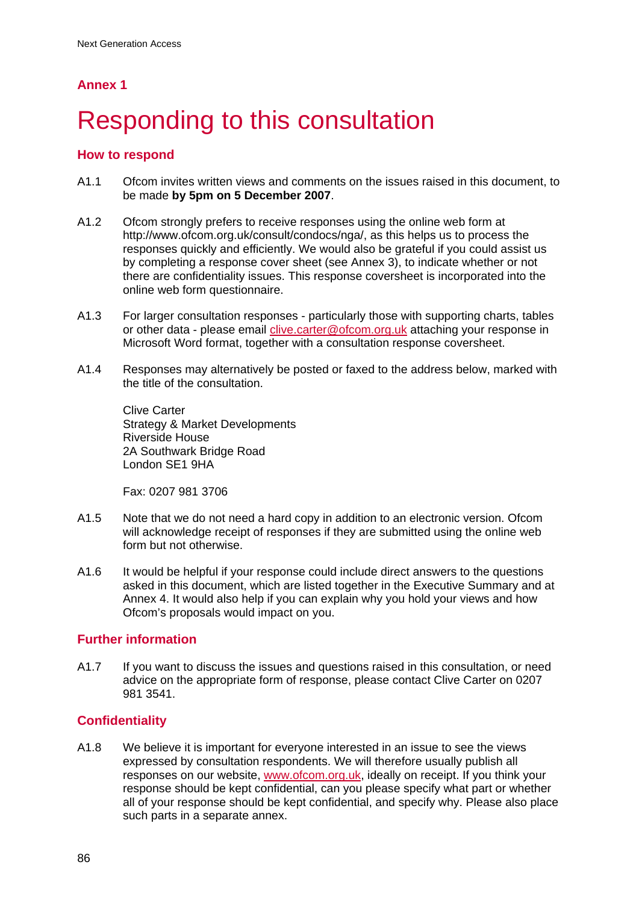## Annex 1

# Responding to this consultation

### How to respond

A1.1 Ofcom invites written views and comments on the issues raised in this document, to be made **by 5pm on 5 December 2007**.

A1.2 Ofcom strongly prefers to receive responses using the online web form at http://www.ofcom.org.uk/consult/condocs/nga/, as this helps us to process the responses quickly and efficiently. We would also be grateful if you could assist us by completing a response cover sheet (see Annex 3), to indicate whether or not there are confidentiality issues. This response coversheet is incorporated into the online web form questionnaire.

A1.3 For larger consultation responses - particularly those with supporting charts, tables or other data - please email clive.carter@ofcom.org.uk attaching your response in Microsoft Word format, together with a consultation response coversheet.

A1.4 Responses may alternatively be posted or faxed to the address below, marked with the title of the consultation.

Clive Carter
Strategy & Market Developments
Riverside House
2A Southwark Bridge Road
London SE1 9HA

Fax: 0207 981 3706

A1.5 Note that we do not need a hard copy in addition to an electronic version. Ofcom will acknowledge receipt of responses if they are submitted using the online web form but not otherwise.

A1.6 It would be helpful if your response could include direct answers to the questions asked in this document, which are listed together in the Executive Summary and at Annex 4. It would also help if you can explain why you hold your views and how Ofcom's proposals would impact on you.

### Further information

A1.7 If you want to discuss the issues and questions raised in this consultation, or need advice on the appropriate form of response, please contact Clive Carter on 0207 981 3541.

### Confidentiality

A1.8 We believe it is important for everyone interested in an issue to see the views expressed by consultation respondents. We will therefore usually publish all responses on our website, www.ofcom.org.uk, ideally on receipt. If you think your response should be kept confidential, can you please specify what part or whether all of your response should be kept confidential, and specify why. Please also place such parts in a separate annex.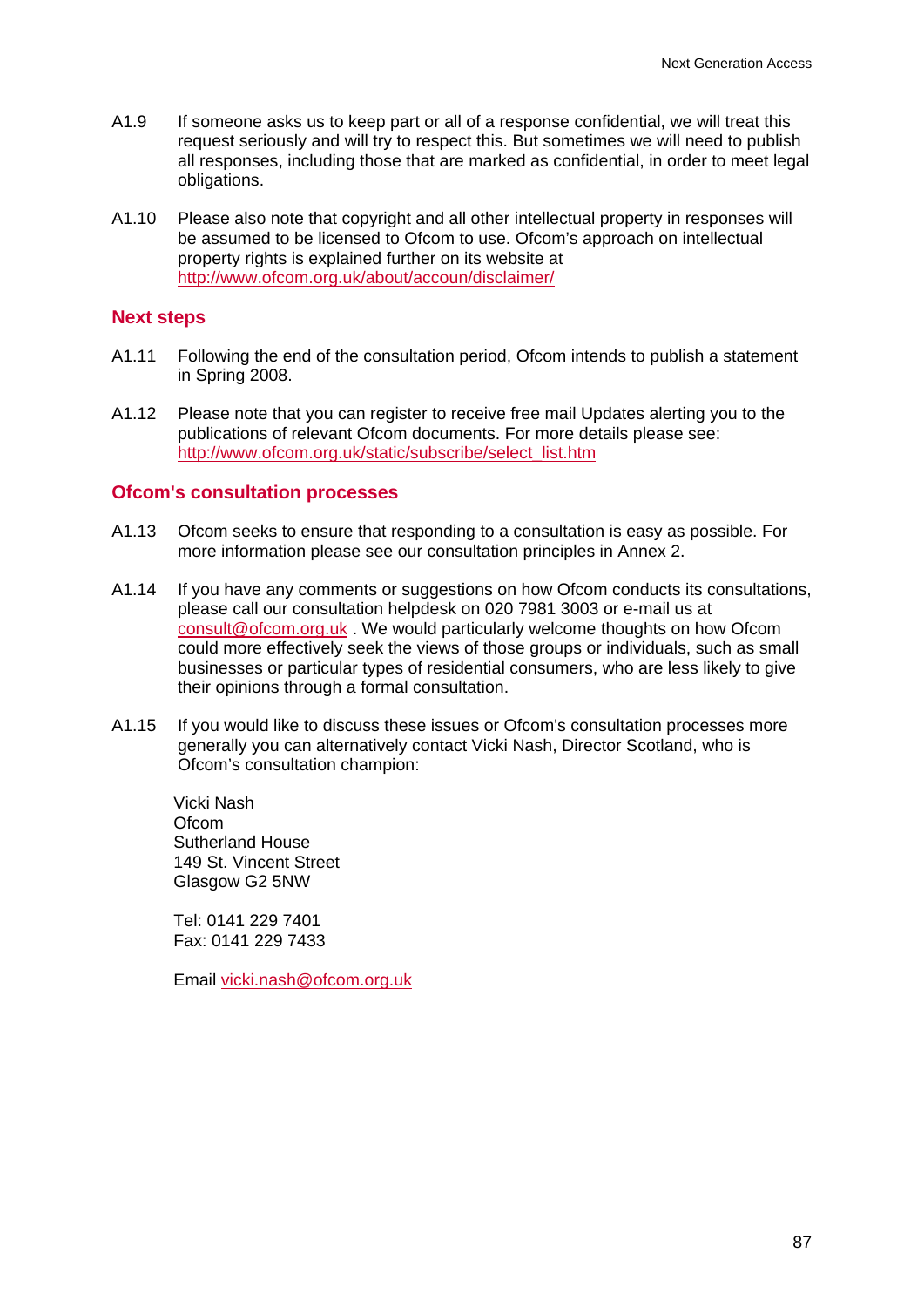A1.9 If someone asks us to keep part or all of a response confidential, we will treat this request seriously and will try to respect this. But sometimes we will need to publish all responses, including those that are marked as confidential, in order to meet legal obligations.

A1.10 Please also note that copyright and all other intellectual property in responses will be assumed to be licensed to Ofcom to use. Ofcom's approach on intellectual property rights is explained further on its website at http://www.ofcom.org.uk/about/accoun/disclaimer/

## Next steps

A1.11 Following the end of the consultation period, Ofcom intends to publish a statement in Spring 2008.

A1.12 Please note that you can register to receive free mail Updates alerting you to the publications of relevant Ofcom documents. For more details please see: http://www.ofcom.org.uk/static/subscribe/select_list.htm

## Ofcom's consultation processes

A1.13 Ofcom seeks to ensure that responding to a consultation is easy as possible. For more information please see our consultation principles in Annex 2.

A1.14 If you have any comments or suggestions on how Ofcom conducts its consultations, please call our consultation helpdesk on 020 7981 3003 or e-mail us at consult@ofcom.org.uk . We would particularly welcome thoughts on how Ofcom could more effectively seek the views of those groups or individuals, such as small businesses or particular types of residential consumers, who are less likely to give their opinions through a formal consultation.

A1.15 If you would like to discuss these issues or Ofcom's consultation processes more generally you can alternatively contact Vicki Nash, Director Scotland, who is Ofcom's consultation champion:

Vicki Nash
Ofcom
Sutherland House
149 St. Vincent Street
Glasgow G2 5NW

Tel: 0141 229 7401
Fax: 0141 229 7433

Email vicki.nash@ofcom.org.uk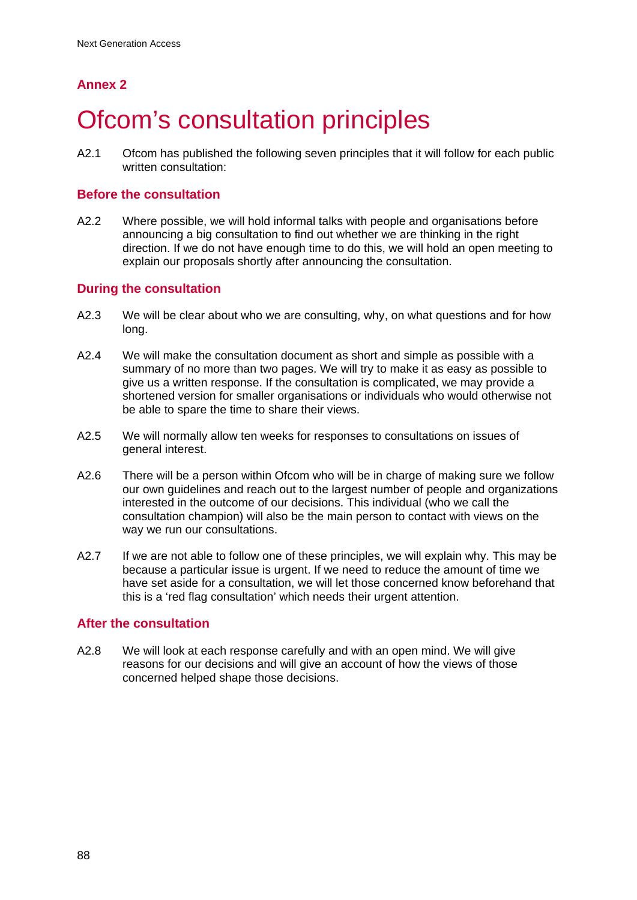## Annex 2

# Ofcom's consultation principles

A2.1 Ofcom has published the following seven principles that it will follow for each public written consultation:

### Before the consultation

A2.2 Where possible, we will hold informal talks with people and organisations before announcing a big consultation to find out whether we are thinking in the right direction. If we do not have enough time to do this, we will hold an open meeting to explain our proposals shortly after announcing the consultation.

### During the consultation

A2.3 We will be clear about who we are consulting, why, on what questions and for how long.

A2.4 We will make the consultation document as short and simple as possible with a summary of no more than two pages. We will try to make it as easy as possible to give us a written response. If the consultation is complicated, we may provide a shortened version for smaller organisations or individuals who would otherwise not be able to spare the time to share their views.

A2.5 We will normally allow ten weeks for responses to consultations on issues of general interest.

A2.6 There will be a person within Ofcom who will be in charge of making sure we follow our own guidelines and reach out to the largest number of people and organizations interested in the outcome of our decisions. This individual (who we call the consultation champion) will also be the main person to contact with views on the way we run our consultations.

A2.7 If we are not able to follow one of these principles, we will explain why. This may be because a particular issue is urgent. If we need to reduce the amount of time we have set aside for a consultation, we will let those concerned know beforehand that this is a 'red flag consultation' which needs their urgent attention.

### After the consultation

A2.8 We will look at each response carefully and with an open mind. We will give reasons for our decisions and will give an account of how the views of those concerned helped shape those decisions.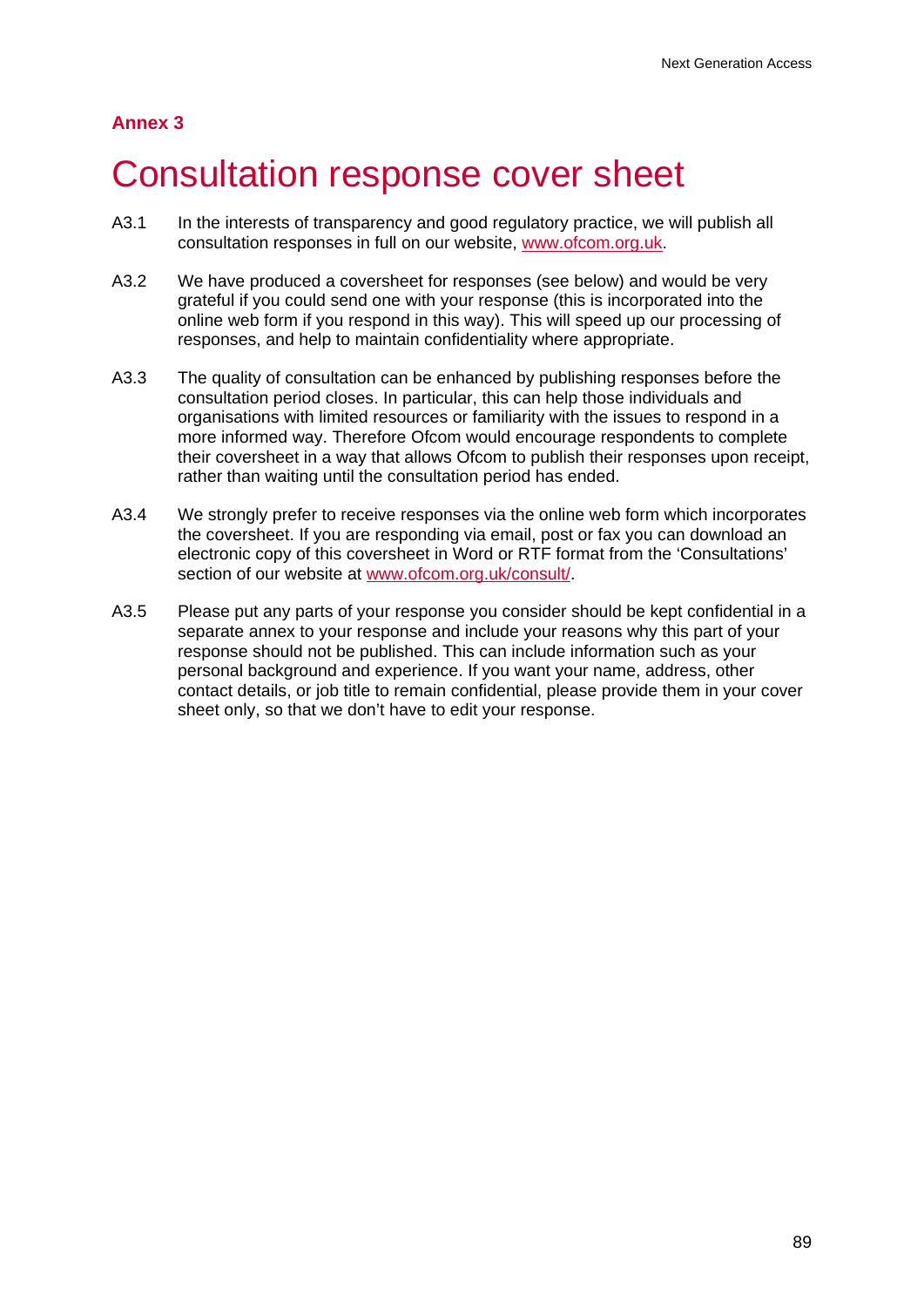## Annex 3

# Consultation response cover sheet

A3.1 In the interests of transparency and good regulatory practice, we will publish all consultation responses in full on our website, www.ofcom.org.uk.

A3.2 We have produced a coversheet for responses (see below) and would be very grateful if you could send one with your response (this is incorporated into the online web form if you respond in this way). This will speed up our processing of responses, and help to maintain confidentiality where appropriate.

A3.3 The quality of consultation can be enhanced by publishing responses before the consultation period closes. In particular, this can help those individuals and organisations with limited resources or familiarity with the issues to respond in a more informed way. Therefore Ofcom would encourage respondents to complete their coversheet in a way that allows Ofcom to publish their responses upon receipt, rather than waiting until the consultation period has ended.

A3.4 We strongly prefer to receive responses via the online web form which incorporates the coversheet. If you are responding via email, post or fax you can download an electronic copy of this coversheet in Word or RTF format from the 'Consultations' section of our website at www.ofcom.org.uk/consult/.

A3.5 Please put any parts of your response you consider should be kept confidential in a separate annex to your response and include your reasons why this part of your response should not be published. This can include information such as your personal background and experience. If you want your name, address, other contact details, or job title to remain confidential, please provide them in your cover sheet only, so that we don't have to edit your response.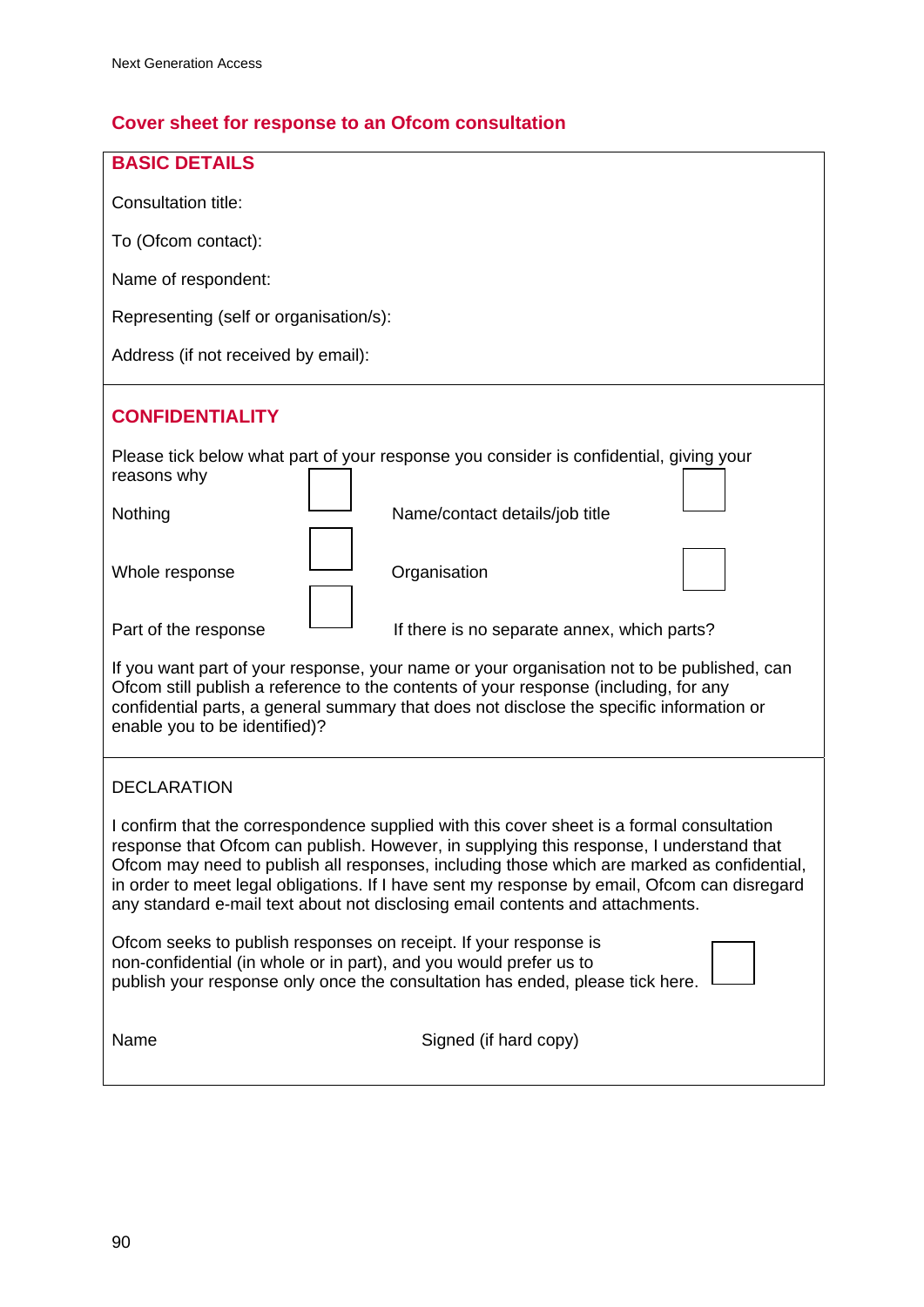## Cover sheet for response to an Ofcom consultation

### BASIC DETAILS

Consultation title:

To (Ofcom contact):

Name of respondent:

Representing (self or organisation/s):

Address (if not received by email):

### CONFIDENTIALITY

Please tick below what part of your response you consider is confidential, giving your reasons why

| | | | |
|---|---|---|---|
| Nothing | ☐ | Name/contact details/job title | ☐ |
| Whole response | ☐ | Organisation | ☐ |
| Part of the response | ☐ | If there is no separate annex, which parts? | |

If you want part of your response, your name or your organisation not to be published, can Ofcom still publish a reference to the contents of your response (including, for any confidential parts, a general summary that does not disclose the specific information or enable you to be identified)?

DECLARATION

I confirm that the correspondence supplied with this cover sheet is a formal consultation response that Ofcom can publish. However, in supplying this response, I understand that Ofcom may need to publish all responses, including those which are marked as confidential, in order to meet legal obligations. If I have sent my response by email, Ofcom can disregard any standard e-mail text about not disclosing email contents and attachments.

Ofcom seeks to publish responses on receipt. If your response is non-confidential (in whole or in part), and you would prefer us to publish your response only once the consultation has ended, please tick here. ☐

Name | Signed (if hard copy)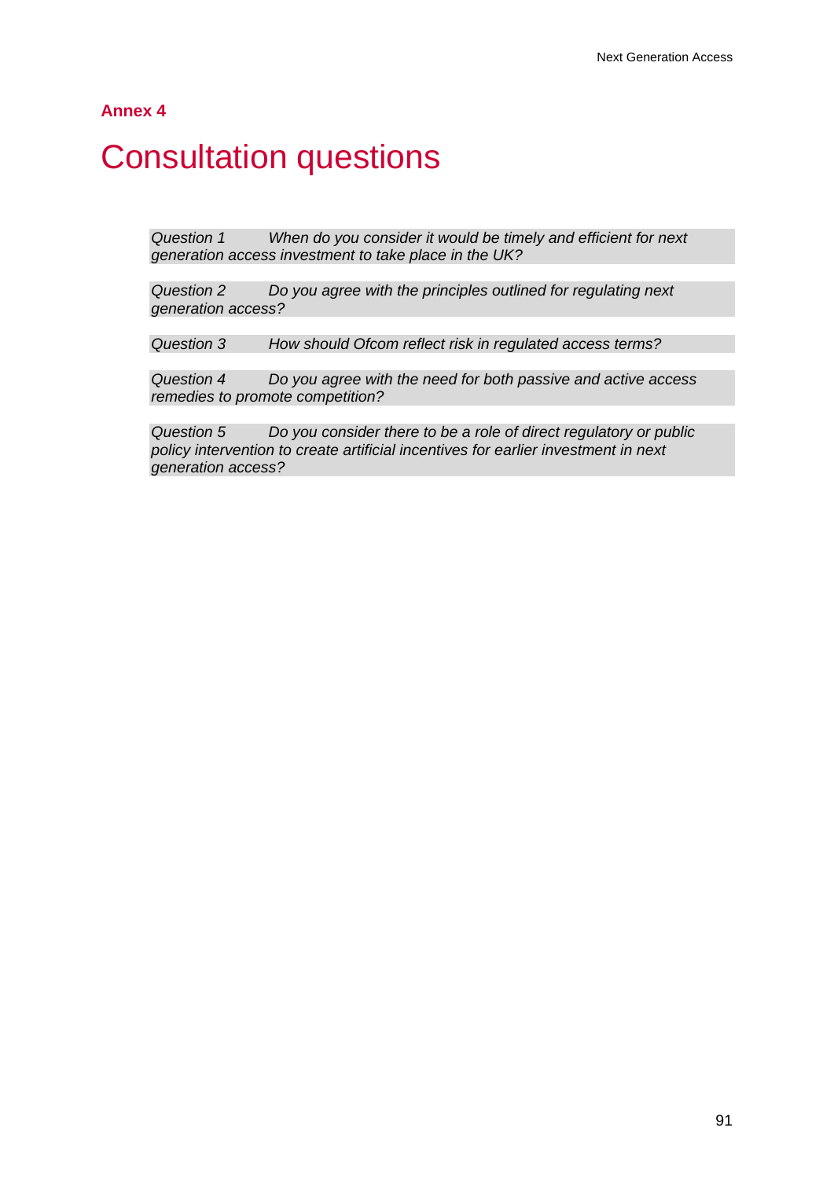**Annex 4**

# Consultation questions

*Question 1 When do you consider it would be timely and efficient for next generation access investment to take place in the UK?*

*Question 2 Do you agree with the principles outlined for regulating next generation access?*

*Question 3 How should Ofcom reflect risk in regulated access terms?*

*Question 4 Do you agree with the need for both passive and active access remedies to promote competition?*

*Question 5 Do you consider there to be a role of direct regulatory or public policy intervention to create artificial incentives for earlier investment in next generation access?*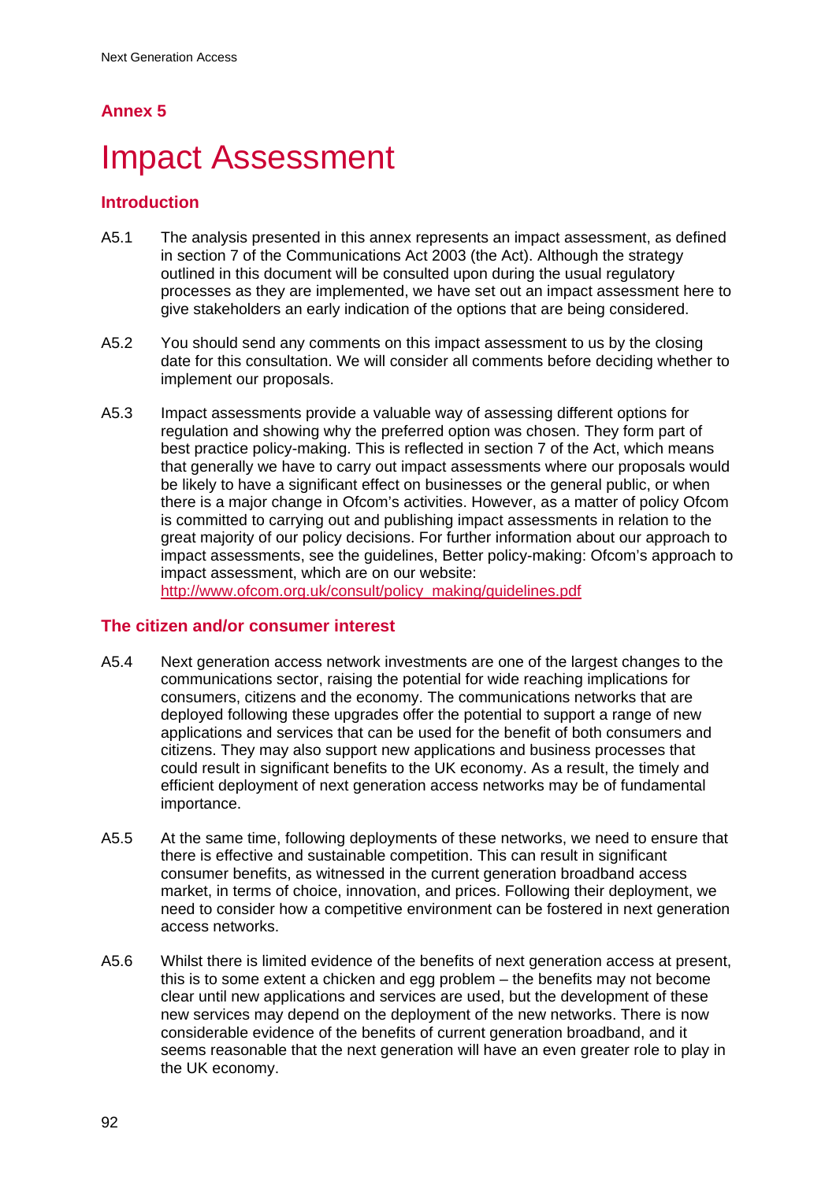## Annex 5

# Impact Assessment

### Introduction

A5.1 The analysis presented in this annex represents an impact assessment, as defined in section 7 of the Communications Act 2003 (the Act). Although the strategy outlined in this document will be consulted upon during the usual regulatory processes as they are implemented, we have set out an impact assessment here to give stakeholders an early indication of the options that are being considered.

A5.2 You should send any comments on this impact assessment to us by the closing date for this consultation. We will consider all comments before deciding whether to implement our proposals.

A5.3 Impact assessments provide a valuable way of assessing different options for regulation and showing why the preferred option was chosen. They form part of best practice policy-making. This is reflected in section 7 of the Act, which means that generally we have to carry out impact assessments where our proposals would be likely to have a significant effect on businesses or the general public, or when there is a major change in Ofcom's activities. However, as a matter of policy Ofcom is committed to carrying out and publishing impact assessments in relation to the great majority of our policy decisions. For further information about our approach to impact assessments, see the guidelines, Better policy-making: Ofcom's approach to impact assessment, which are on our website: http://www.ofcom.org.uk/consult/policy_making/guidelines.pdf

### The citizen and/or consumer interest

A5.4 Next generation access network investments are one of the largest changes to the communications sector, raising the potential for wide reaching implications for consumers, citizens and the economy. The communications networks that are deployed following these upgrades offer the potential to support a range of new applications and services that can be used for the benefit of both consumers and citizens. They may also support new applications and business processes that could result in significant benefits to the UK economy. As a result, the timely and efficient deployment of next generation access networks may be of fundamental importance.

A5.5 At the same time, following deployments of these networks, we need to ensure that there is effective and sustainable competition. This can result in significant consumer benefits, as witnessed in the current generation broadband access market, in terms of choice, innovation, and prices. Following their deployment, we need to consider how a competitive environment can be fostered in next generation access networks.

A5.6 Whilst there is limited evidence of the benefits of next generation access at present, this is to some extent a chicken and egg problem – the benefits may not become clear until new applications and services are used, but the development of these new services may depend on the deployment of the new networks. There is now considerable evidence of the benefits of current generation broadband, and it seems reasonable that the next generation will have an even greater role to play in the UK economy.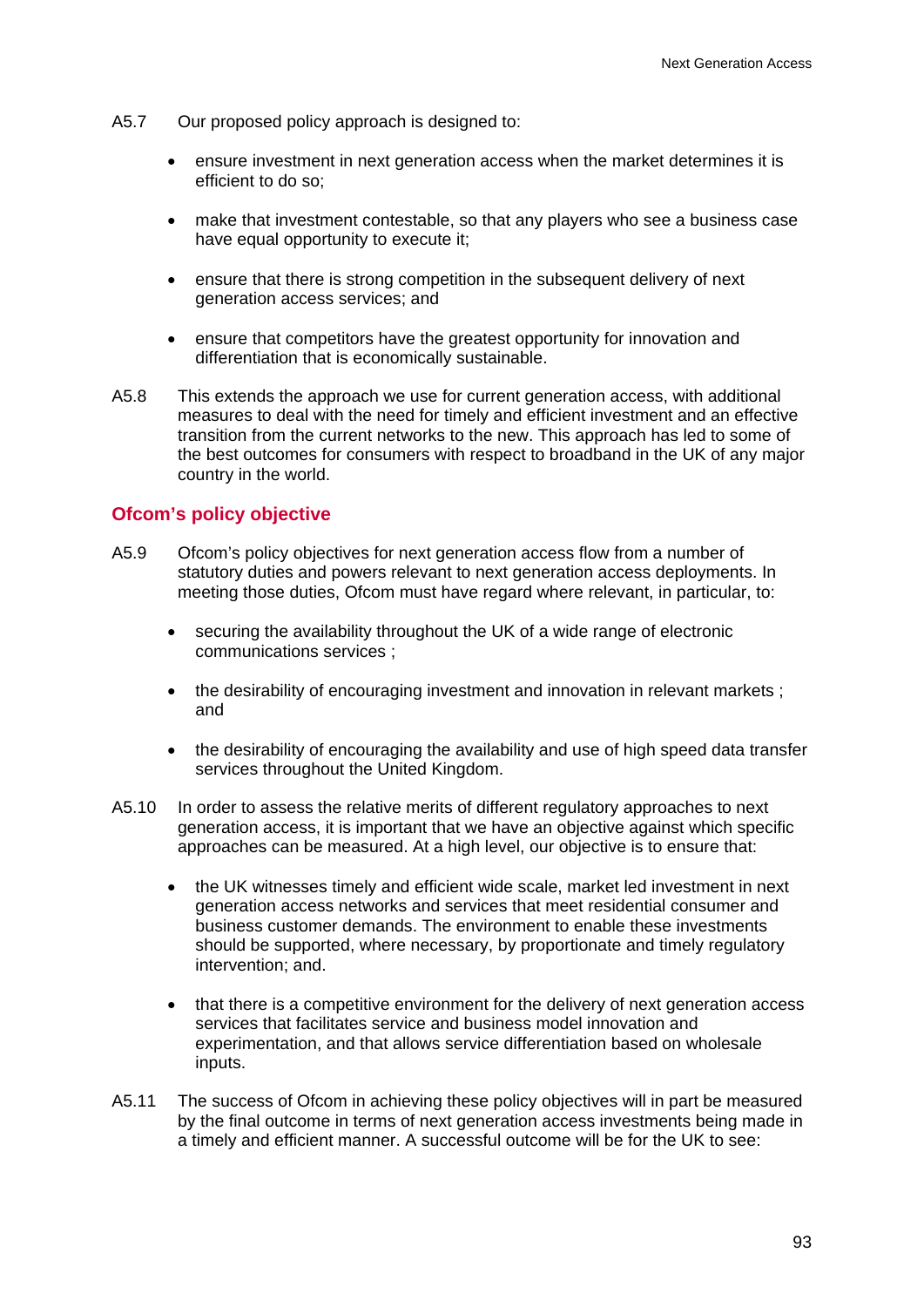A5.7 Our proposed policy approach is designed to:

- ensure investment in next generation access when the market determines it is efficient to do so;
- make that investment contestable, so that any players who see a business case have equal opportunity to execute it;
- ensure that there is strong competition in the subsequent delivery of next generation access services; and
- ensure that competitors have the greatest opportunity for innovation and differentiation that is economically sustainable.

A5.8 This extends the approach we use for current generation access, with additional measures to deal with the need for timely and efficient investment and an effective transition from the current networks to the new. This approach has led to some of the best outcomes for consumers with respect to broadband in the UK of any major country in the world.

## Ofcom's policy objective

A5.9 Ofcom's policy objectives for next generation access flow from a number of statutory duties and powers relevant to next generation access deployments. In meeting those duties, Ofcom must have regard where relevant, in particular, to:

- securing the availability throughout the UK of a wide range of electronic communications services ;
- the desirability of encouraging investment and innovation in relevant markets ; and
- the desirability of encouraging the availability and use of high speed data transfer services throughout the United Kingdom.

A5.10 In order to assess the relative merits of different regulatory approaches to next generation access, it is important that we have an objective against which specific approaches can be measured. At a high level, our objective is to ensure that:

- the UK witnesses timely and efficient wide scale, market led investment in next generation access networks and services that meet residential consumer and business customer demands. The environment to enable these investments should be supported, where necessary, by proportionate and timely regulatory intervention; and.
- that there is a competitive environment for the delivery of next generation access services that facilitates service and business model innovation and experimentation, and that allows service differentiation based on wholesale inputs.

A5.11 The success of Ofcom in achieving these policy objectives will in part be measured by the final outcome in terms of next generation access investments being made in a timely and efficient manner. A successful outcome will be for the UK to see: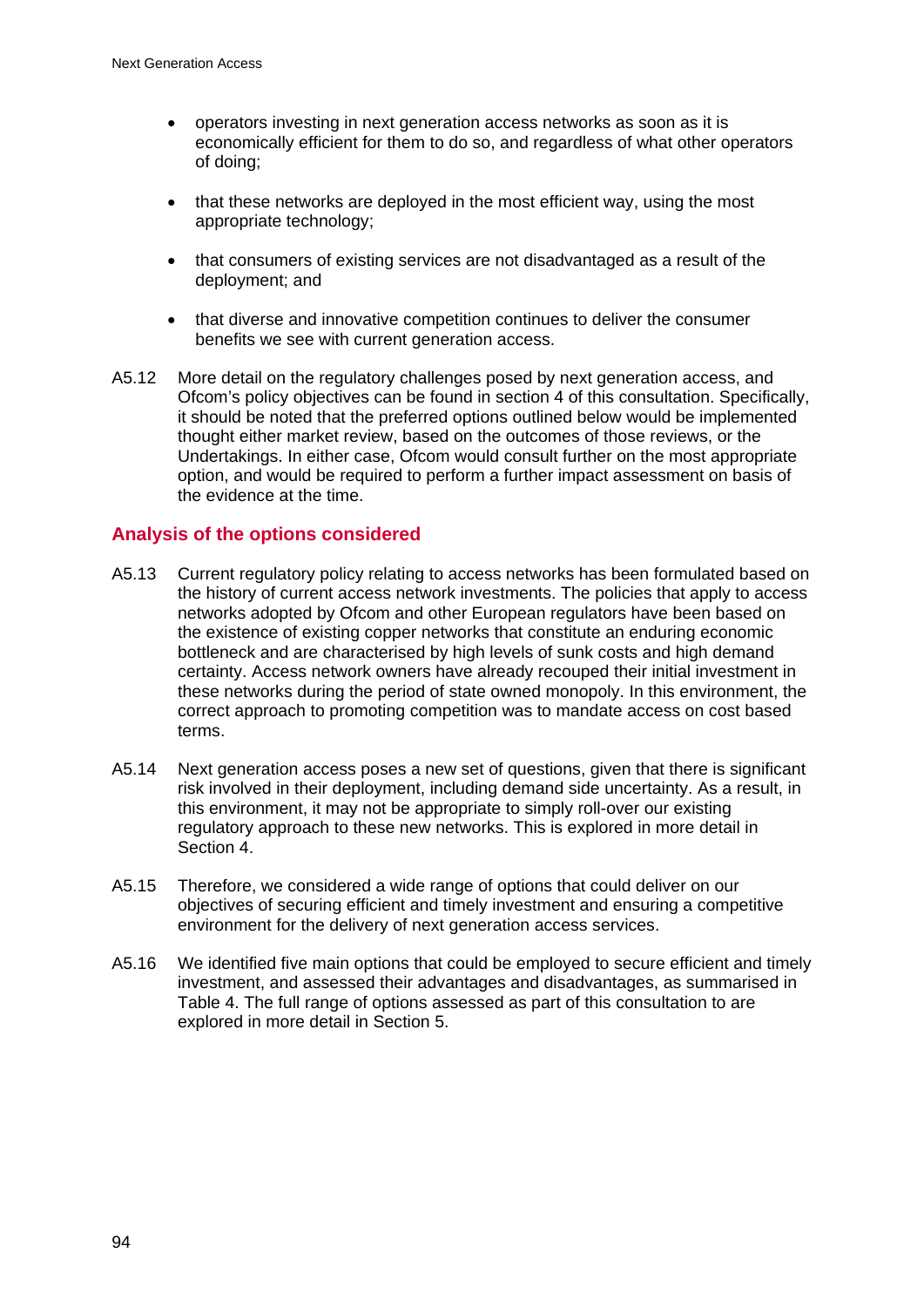- operators investing in next generation access networks as soon as it is economically efficient for them to do so, and regardless of what other operators of doing;
- that these networks are deployed in the most efficient way, using the most appropriate technology;
- that consumers of existing services are not disadvantaged as a result of the deployment; and
- that diverse and innovative competition continues to deliver the consumer benefits we see with current generation access.

A5.12 More detail on the regulatory challenges posed by next generation access, and Ofcom's policy objectives can be found in section 4 of this consultation. Specifically, it should be noted that the preferred options outlined below would be implemented thought either market review, based on the outcomes of those reviews, or the Undertakings. In either case, Ofcom would consult further on the most appropriate option, and would be required to perform a further impact assessment on basis of the evidence at the time.

## Analysis of the options considered

A5.13 Current regulatory policy relating to access networks has been formulated based on the history of current access network investments. The policies that apply to access networks adopted by Ofcom and other European regulators have been based on the existence of existing copper networks that constitute an enduring economic bottleneck and are characterised by high levels of sunk costs and high demand certainty. Access network owners have already recouped their initial investment in these networks during the period of state owned monopoly. In this environment, the correct approach to promoting competition was to mandate access on cost based terms.

A5.14 Next generation access poses a new set of questions, given that there is significant risk involved in their deployment, including demand side uncertainty. As a result, in this environment, it may not be appropriate to simply roll-over our existing regulatory approach to these new networks. This is explored in more detail in Section 4.

A5.15 Therefore, we considered a wide range of options that could deliver on our objectives of securing efficient and timely investment and ensuring a competitive environment for the delivery of next generation access services.

A5.16 We identified five main options that could be employed to secure efficient and timely investment, and assessed their advantages and disadvantages, as summarised in Table 4. The full range of options assessed as part of this consultation to are explored in more detail in Section 5.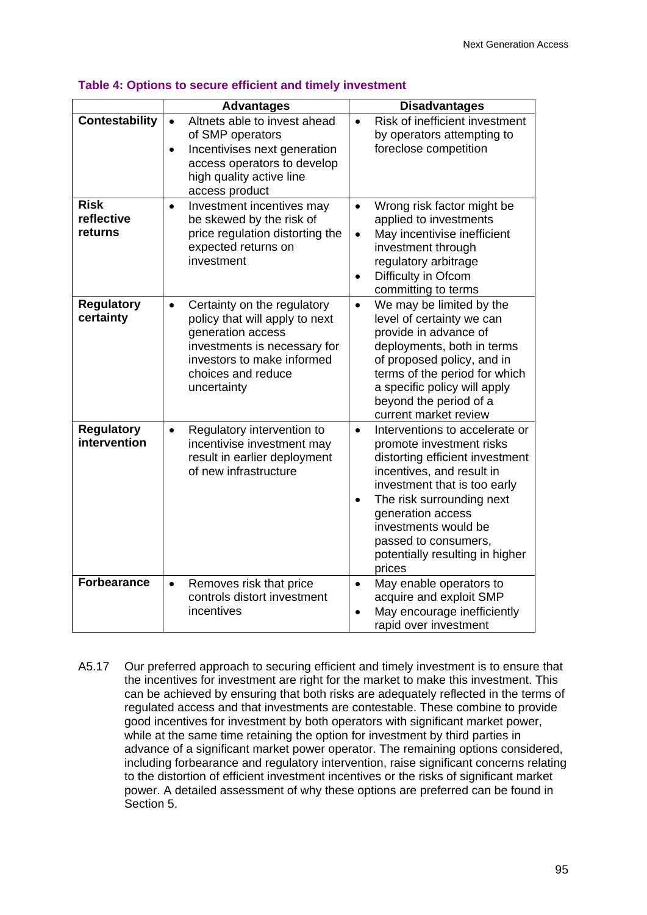**Table 4: Options to secure efficient and timely investment**

| | Advantages | Disadvantages |
|---|---|---|
| **Contestability** | • Altnets able to invest ahead of SMP operators<br>• Incentivises next generation access operators to develop high quality active line access product | • Risk of inefficient investment by operators attempting to foreclose competition |
| **Risk reflective returns** | • Investment incentives may be skewed by the risk of price regulation distorting the expected returns on investment | • Wrong risk factor might be applied to investments<br>• May incentivise inefficient investment through regulatory arbitrage<br>• Difficulty in Ofcom committing to terms |
| **Regulatory certainty** | • Certainty on the regulatory policy that will apply to next generation access investments is necessary for investors to make informed choices and reduce uncertainty | • We may be limited by the level of certainty we can provide in advance of deployments, both in terms of proposed policy, and in terms of the period for which a specific policy will apply beyond the period of a current market review |
| **Regulatory intervention** | • Regulatory intervention to incentivise investment may result in earlier deployment of new infrastructure | • Interventions to accelerate or promote investment risks distorting efficient investment incentives, and result in investment that is too early<br>• The risk surrounding next generation access investments would be passed to consumers, potentially resulting in higher prices |
| **Forbearance** | • Removes risk that price controls distort investment incentives | • May enable operators to acquire and exploit SMP<br>• May encourage inefficiently rapid over investment |

A5.17 Our preferred approach to securing efficient and timely investment is to ensure that the incentives for investment are right for the market to make this investment. This can be achieved by ensuring that both risks are adequately reflected in the terms of regulated access and that investments are contestable. These combine to provide good incentives for investment by both operators with significant market power, while at the same time retaining the option for investment by third parties in advance of a significant market power operator. The remaining options considered, including forbearance and regulatory intervention, raise significant concerns relating to the distortion of efficient investment incentives or the risks of significant market power. A detailed assessment of why these options are preferred can be found in Section 5.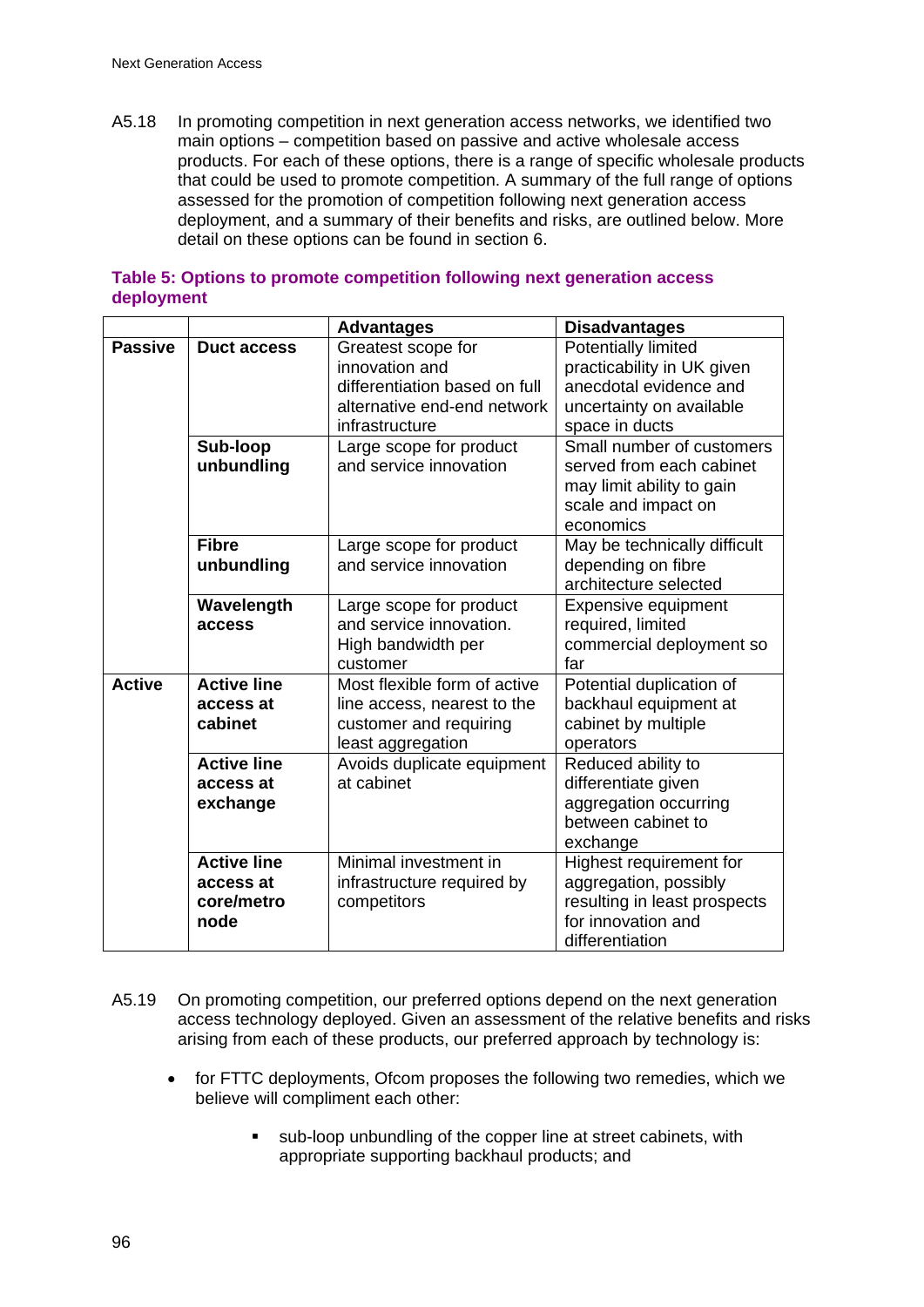A5.18 In promoting competition in next generation access networks, we identified two main options – competition based on passive and active wholesale access products. For each of these options, there is a range of specific wholesale products that could be used to promote competition. A summary of the full range of options assessed for the promotion of competition following next generation access deployment, and a summary of their benefits and risks, are outlined below. More detail on these options can be found in section 6.

**Table 5: Options to promote competition following next generation access deployment**

| | | Advantages | Disadvantages |
|---|---|---|---|
| **Passive** | **Duct access** | Greatest scope for innovation and differentiation based on full alternative end-end network infrastructure | Potentially limited practicability in UK given anecdotal evidence and uncertainty on available space in ducts |
| | **Sub-loop unbundling** | Large scope for product and service innovation | Small number of customers served from each cabinet may limit ability to gain scale and impact on economics |
| | **Fibre unbundling** | Large scope for product and service innovation | May be technically difficult depending on fibre architecture selected |
| | **Wavelength access** | Large scope for product and service innovation. High bandwidth per customer | Expensive equipment required, limited commercial deployment so far |
| **Active** | **Active line access at cabinet** | Most flexible form of active line access, nearest to the customer and requiring least aggregation | Potential duplication of backhaul equipment at cabinet by multiple operators |
| | **Active line access at exchange** | Avoids duplicate equipment at cabinet | Reduced ability to differentiate given aggregation occurring between cabinet to exchange |
| | **Active line access at core/metro node** | Minimal investment in infrastructure required by competitors | Highest requirement for aggregation, possibly resulting in least prospects for innovation and differentiation |

A5.19 On promoting competition, our preferred options depend on the next generation access technology deployed. Given an assessment of the relative benefits and risks arising from each of these products, our preferred approach by technology is:

- for FTTC deployments, Ofcom proposes the following two remedies, which we believe will compliment each other:
  - sub-loop unbundling of the copper line at street cabinets, with appropriate supporting backhaul products; and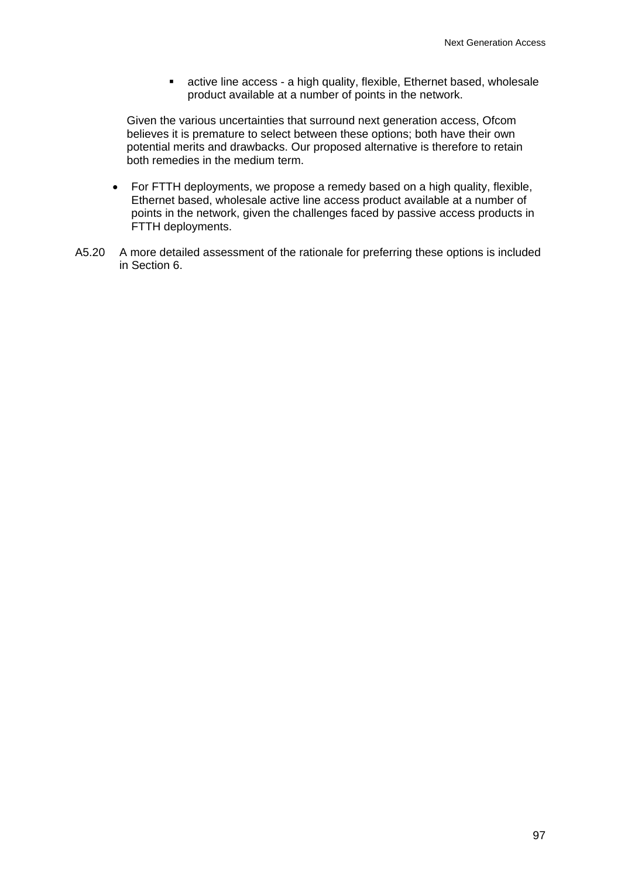- active line access - a high quality, flexible, Ethernet based, wholesale product available at a number of points in the network.

  Given the various uncertainties that surround next generation access, Ofcom believes it is premature to select between these options; both have their own potential merits and drawbacks. Our proposed alternative is therefore to retain both remedies in the medium term.

- For FTTH deployments, we propose a remedy based on a high quality, flexible, Ethernet based, wholesale active line access product available at a number of points in the network, given the challenges faced by passive access products in FTTH deployments.

A5.20 A more detailed assessment of the rationale for preferring these options is included in Section 6.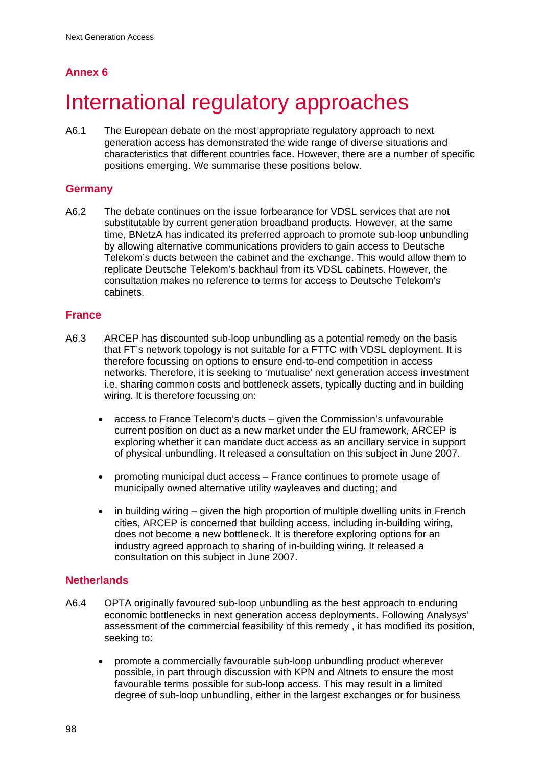## Annex 6

# International regulatory approaches

A6.1 The European debate on the most appropriate regulatory approach to next generation access has demonstrated the wide range of diverse situations and characteristics that different countries face. However, there are a number of specific positions emerging. We summarise these positions below.

### Germany

A6.2 The debate continues on the issue forbearance for VDSL services that are not substitutable by current generation broadband products. However, at the same time, BNetzA has indicated its preferred approach to promote sub-loop unbundling by allowing alternative communications providers to gain access to Deutsche Telekom's ducts between the cabinet and the exchange. This would allow them to replicate Deutsche Telekom's backhaul from its VDSL cabinets. However, the consultation makes no reference to terms for access to Deutsche Telekom's cabinets.

### France

A6.3 ARCEP has discounted sub-loop unbundling as a potential remedy on the basis that FT's network topology is not suitable for a FTTC with VDSL deployment. It is therefore focussing on options to ensure end-to-end competition in access networks. Therefore, it is seeking to 'mutualise' next generation access investment i.e. sharing common costs and bottleneck assets, typically ducting and in building wiring. It is therefore focussing on:

- access to France Telecom's ducts – given the Commission's unfavourable current position on duct as a new market under the EU framework, ARCEP is exploring whether it can mandate duct access as an ancillary service in support of physical unbundling. It released a consultation on this subject in June 2007.
- promoting municipal duct access – France continues to promote usage of municipally owned alternative utility wayleaves and ducting; and
- in building wiring – given the high proportion of multiple dwelling units in French cities, ARCEP is concerned that building access, including in-building wiring, does not become a new bottleneck. It is therefore exploring options for an industry agreed approach to sharing of in-building wiring. It released a consultation on this subject in June 2007.

### Netherlands

A6.4 OPTA originally favoured sub-loop unbundling as the best approach to enduring economic bottlenecks in next generation access deployments. Following Analysys' assessment of the commercial feasibility of this remedy , it has modified its position, seeking to:

- promote a commercially favourable sub-loop unbundling product wherever possible, in part through discussion with KPN and Altnets to ensure the most favourable terms possible for sub-loop access. This may result in a limited degree of sub-loop unbundling, either in the largest exchanges or for business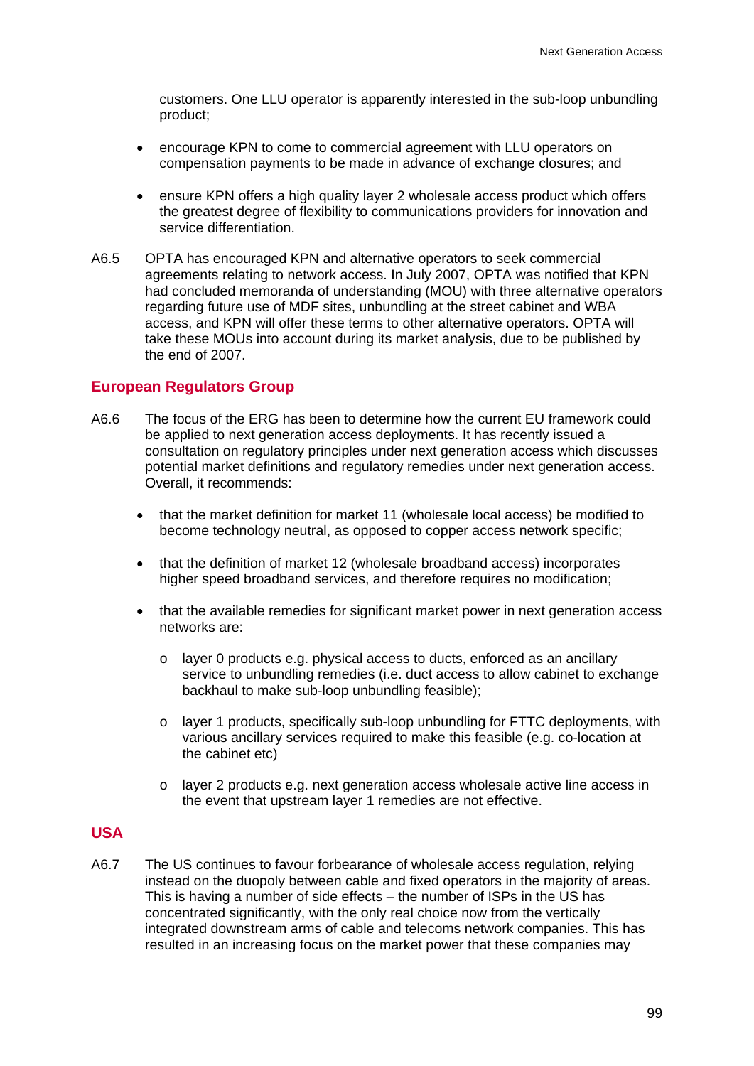customers. One LLU operator is apparently interested in the sub-loop unbundling product;

- encourage KPN to come to commercial agreement with LLU operators on compensation payments to be made in advance of exchange closures; and
- ensure KPN offers a high quality layer 2 wholesale access product which offers the greatest degree of flexibility to communications providers for innovation and service differentiation.

A6.5 OPTA has encouraged KPN and alternative operators to seek commercial agreements relating to network access. In July 2007, OPTA was notified that KPN had concluded memoranda of understanding (MOU) with three alternative operators regarding future use of MDF sites, unbundling at the street cabinet and WBA access, and KPN will offer these terms to other alternative operators. OPTA will take these MOUs into account during its market analysis, due to be published by the end of 2007.

## European Regulators Group

A6.6 The focus of the ERG has been to determine how the current EU framework could be applied to next generation access deployments. It has recently issued a consultation on regulatory principles under next generation access which discusses potential market definitions and regulatory remedies under next generation access. Overall, it recommends:

- that the market definition for market 11 (wholesale local access) be modified to become technology neutral, as opposed to copper access network specific;
- that the definition of market 12 (wholesale broadband access) incorporates higher speed broadband services, and therefore requires no modification;
- that the available remedies for significant market power in next generation access networks are:
  - layer 0 products e.g. physical access to ducts, enforced as an ancillary service to unbundling remedies (i.e. duct access to allow cabinet to exchange backhaul to make sub-loop unbundling feasible);
  - layer 1 products, specifically sub-loop unbundling for FTTC deployments, with various ancillary services required to make this feasible (e.g. co-location at the cabinet etc)
  - layer 2 products e.g. next generation access wholesale active line access in the event that upstream layer 1 remedies are not effective.

## USA

A6.7 The US continues to favour forbearance of wholesale access regulation, relying instead on the duopoly between cable and fixed operators in the majority of areas. This is having a number of side effects – the number of ISPs in the US has concentrated significantly, with the only real choice now from the vertically integrated downstream arms of cable and telecoms network companies. This has resulted in an increasing focus on the market power that these companies may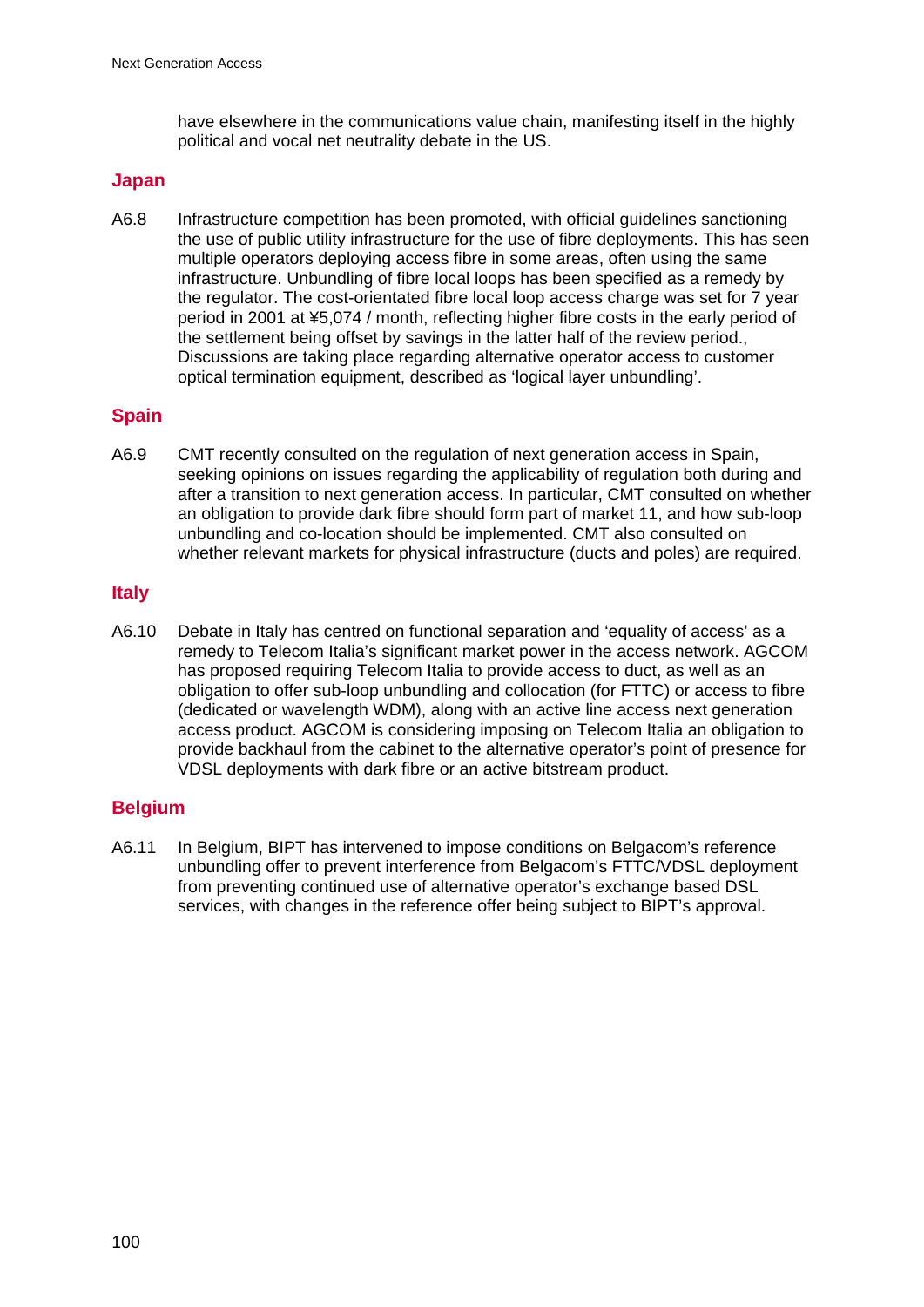have elsewhere in the communications value chain, manifesting itself in the highly political and vocal net neutrality debate in the US.

## Japan

A6.8 Infrastructure competition has been promoted, with official guidelines sanctioning the use of public utility infrastructure for the use of fibre deployments. This has seen multiple operators deploying access fibre in some areas, often using the same infrastructure. Unbundling of fibre local loops has been specified as a remedy by the regulator. The cost-orientated fibre local loop access charge was set for 7 year period in 2001 at ¥5,074 / month, reflecting higher fibre costs in the early period of the settlement being offset by savings in the latter half of the review period., Discussions are taking place regarding alternative operator access to customer optical termination equipment, described as 'logical layer unbundling'.

## Spain

A6.9 CMT recently consulted on the regulation of next generation access in Spain, seeking opinions on issues regarding the applicability of regulation both during and after a transition to next generation access. In particular, CMT consulted on whether an obligation to provide dark fibre should form part of market 11, and how sub-loop unbundling and co-location should be implemented. CMT also consulted on whether relevant markets for physical infrastructure (ducts and poles) are required.

## Italy

A6.10 Debate in Italy has centred on functional separation and 'equality of access' as a remedy to Telecom Italia's significant market power in the access network. AGCOM has proposed requiring Telecom Italia to provide access to duct, as well as an obligation to offer sub-loop unbundling and collocation (for FTTC) or access to fibre (dedicated or wavelength WDM), along with an active line access next generation access product. AGCOM is considering imposing on Telecom Italia an obligation to provide backhaul from the cabinet to the alternative operator's point of presence for VDSL deployments with dark fibre or an active bitstream product.

## Belgium

A6.11 In Belgium, BIPT has intervened to impose conditions on Belgacom's reference unbundling offer to prevent interference from Belgacom's FTTC/VDSL deployment from preventing continued use of alternative operator's exchange based DSL services, with changes in the reference offer being subject to BIPT's approval.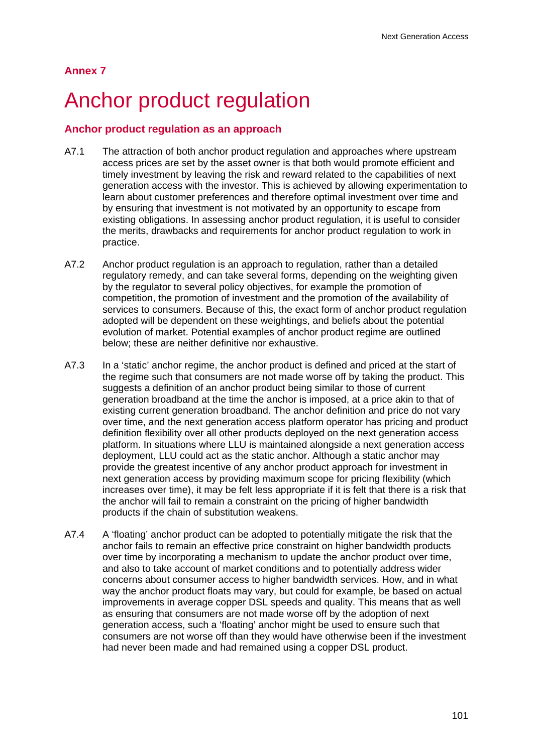## Annex 7

# Anchor product regulation

### Anchor product regulation as an approach

A7.1 The attraction of both anchor product regulation and approaches where upstream access prices are set by the asset owner is that both would promote efficient and timely investment by leaving the risk and reward related to the capabilities of next generation access with the investor. This is achieved by allowing experimentation to learn about customer preferences and therefore optimal investment over time and by ensuring that investment is not motivated by an opportunity to escape from existing obligations. In assessing anchor product regulation, it is useful to consider the merits, drawbacks and requirements for anchor product regulation to work in practice.

A7.2 Anchor product regulation is an approach to regulation, rather than a detailed regulatory remedy, and can take several forms, depending on the weighting given by the regulator to several policy objectives, for example the promotion of competition, the promotion of investment and the promotion of the availability of services to consumers. Because of this, the exact form of anchor product regulation adopted will be dependent on these weightings, and beliefs about the potential evolution of market. Potential examples of anchor product regime are outlined below; these are neither definitive nor exhaustive.

A7.3 In a 'static' anchor regime, the anchor product is defined and priced at the start of the regime such that consumers are not made worse off by taking the product. This suggests a definition of an anchor product being similar to those of current generation broadband at the time the anchor is imposed, at a price akin to that of existing current generation broadband. The anchor definition and price do not vary over time, and the next generation access platform operator has pricing and product definition flexibility over all other products deployed on the next generation access platform. In situations where LLU is maintained alongside a next generation access deployment, LLU could act as the static anchor. Although a static anchor may provide the greatest incentive of any anchor product approach for investment in next generation access by providing maximum scope for pricing flexibility (which increases over time), it may be felt less appropriate if it is felt that there is a risk that the anchor will fail to remain a constraint on the pricing of higher bandwidth products if the chain of substitution weakens.

A7.4 A 'floating' anchor product can be adopted to potentially mitigate the risk that the anchor fails to remain an effective price constraint on higher bandwidth products over time by incorporating a mechanism to update the anchor product over time, and also to take account of market conditions and to potentially address wider concerns about consumer access to higher bandwidth services. How, and in what way the anchor product floats may vary, but could for example, be based on actual improvements in average copper DSL speeds and quality. This means that as well as ensuring that consumers are not made worse off by the adoption of next generation access, such a 'floating' anchor might be used to ensure such that consumers are not worse off than they would have otherwise been if the investment had never been made and had remained using a copper DSL product.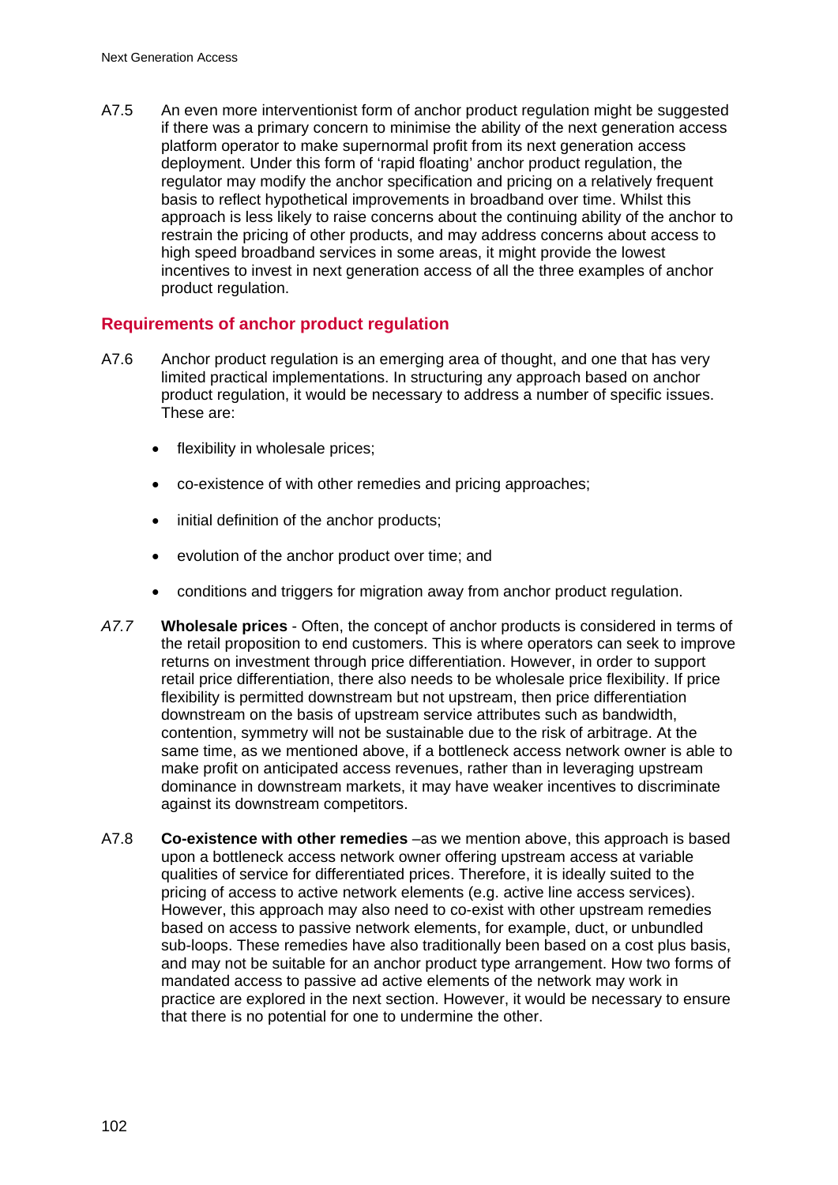A7.5 An even more interventionist form of anchor product regulation might be suggested if there was a primary concern to minimise the ability of the next generation access platform operator to make supernormal profit from its next generation access deployment. Under this form of 'rapid floating' anchor product regulation, the regulator may modify the anchor specification and pricing on a relatively frequent basis to reflect hypothetical improvements in broadband over time. Whilst this approach is less likely to raise concerns about the continuing ability of the anchor to restrain the pricing of other products, and may address concerns about access to high speed broadband services in some areas, it might provide the lowest incentives to invest in next generation access of all the three examples of anchor product regulation.

## Requirements of anchor product regulation

A7.6 Anchor product regulation is an emerging area of thought, and one that has very limited practical implementations. In structuring any approach based on anchor product regulation, it would be necessary to address a number of specific issues. These are:

- flexibility in wholesale prices;
- co-existence of with other remedies and pricing approaches;
- initial definition of the anchor products;
- evolution of the anchor product over time; and
- conditions and triggers for migration away from anchor product regulation.

*A7.7* **Wholesale prices** - Often, the concept of anchor products is considered in terms of the retail proposition to end customers. This is where operators can seek to improve returns on investment through price differentiation. However, in order to support retail price differentiation, there also needs to be wholesale price flexibility. If price flexibility is permitted downstream but not upstream, then price differentiation downstream on the basis of upstream service attributes such as bandwidth, contention, symmetry will not be sustainable due to the risk of arbitrage. At the same time, as we mentioned above, if a bottleneck access network owner is able to make profit on anticipated access revenues, rather than in leveraging upstream dominance in downstream markets, it may have weaker incentives to discriminate against its downstream competitors.

A7.8 **Co-existence with other remedies** –as we mention above, this approach is based upon a bottleneck access network owner offering upstream access at variable qualities of service for differentiated prices. Therefore, it is ideally suited to the pricing of access to active network elements (e.g. active line access services). However, this approach may also need to co-exist with other upstream remedies based on access to passive network elements, for example, duct, or unbundled sub-loops. These remedies have also traditionally been based on a cost plus basis, and may not be suitable for an anchor product type arrangement. How two forms of mandated access to passive ad active elements of the network may work in practice are explored in the next section. However, it would be necessary to ensure that there is no potential for one to undermine the other.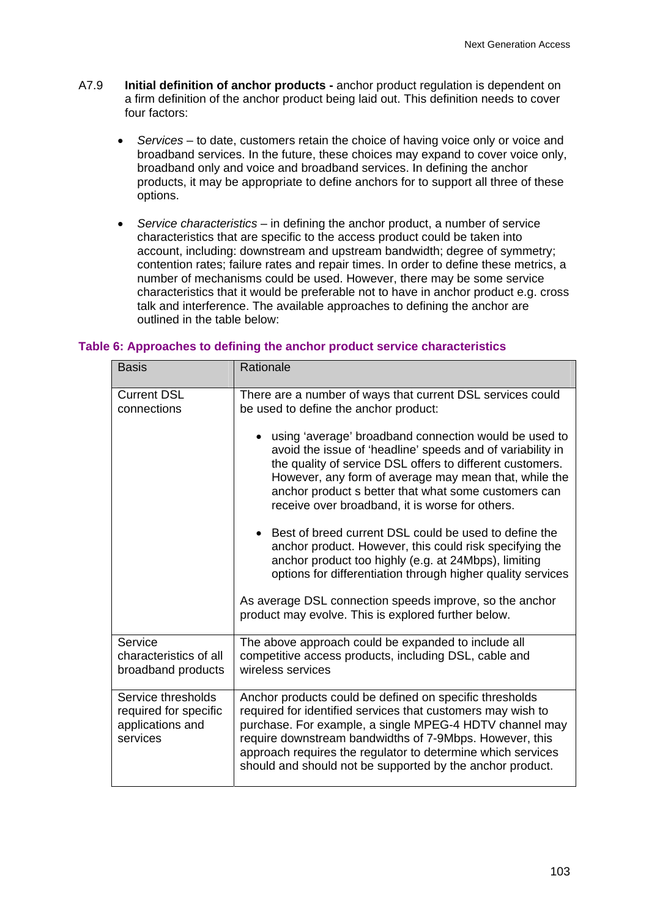A7.9 **Initial definition of anchor products -** anchor product regulation is dependent on a firm definition of the anchor product being laid out. This definition needs to cover four factors:

- *Services* – to date, customers retain the choice of having voice only or voice and broadband services. In the future, these choices may expand to cover voice only, broadband only and voice and broadband services. In defining the anchor products, it may be appropriate to define anchors for to support all three of these options.

- *Service characteristics* – in defining the anchor product, a number of service characteristics that are specific to the access product could be taken into account, including: downstream and upstream bandwidth; degree of symmetry; contention rates; failure rates and repair times. In order to define these metrics, a number of mechanisms could be used. However, there may be some service characteristics that it would be preferable not to have in anchor product e.g. cross talk and interference. The available approaches to defining the anchor are outlined in the table below:

**Table 6: Approaches to defining the anchor product service characteristics**

| Basis | Rationale |
|---|---|
| Current DSL connections | There are a number of ways that current DSL services could be used to define the anchor product:<br><br>• using 'average' broadband connection would be used to avoid the issue of 'headline' speeds and of variability in the quality of service DSL offers to different customers. However, any form of average may mean that, while the anchor product s better that what some customers can receive over broadband, it is worse for others.<br><br>• Best of breed current DSL could be used to define the anchor product. However, this could risk specifying the anchor product too highly (e.g. at 24Mbps), limiting options for differentiation through higher quality services<br><br>As average DSL connection speeds improve, so the anchor product may evolve. This is explored further below. |
| Service characteristics of all broadband products | The above approach could be expanded to include all competitive access products, including DSL, cable and wireless services |
| Service thresholds required for specific applications and services | Anchor products could be defined on specific thresholds required for identified services that customers may wish to purchase. For example, a single MPEG-4 HDTV channel may require downstream bandwidths of 7-9Mbps. However, this approach requires the regulator to determine which services should and should not be supported by the anchor product. |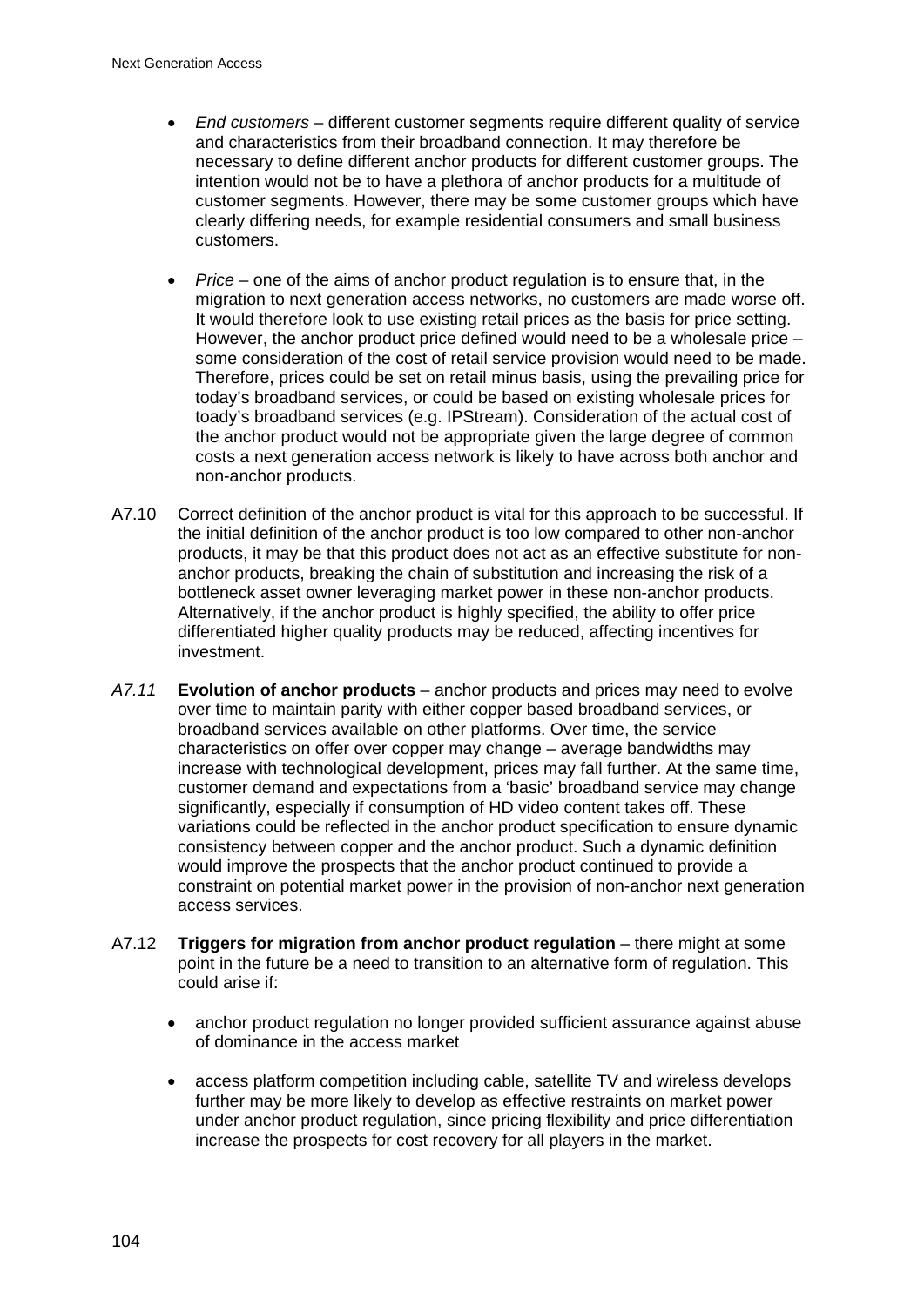- *End customers* – different customer segments require different quality of service and characteristics from their broadband connection. It may therefore be necessary to define different anchor products for different customer groups. The intention would not be to have a plethora of anchor products for a multitude of customer segments. However, there may be some customer groups which have clearly differing needs, for example residential consumers and small business customers.

- *Price* – one of the aims of anchor product regulation is to ensure that, in the migration to next generation access networks, no customers are made worse off. It would therefore look to use existing retail prices as the basis for price setting. However, the anchor product price defined would need to be a wholesale price – some consideration of the cost of retail service provision would need to be made. Therefore, prices could be set on retail minus basis, using the prevailing price for today's broadband services, or could be based on existing wholesale prices for toady's broadband services (e.g. IPStream). Consideration of the actual cost of the anchor product would not be appropriate given the large degree of common costs a next generation access network is likely to have across both anchor and non-anchor products.

A7.10 Correct definition of the anchor product is vital for this approach to be successful. If the initial definition of the anchor product is too low compared to other non-anchor products, it may be that this product does not act as an effective substitute for non-anchor products, breaking the chain of substitution and increasing the risk of a bottleneck asset owner leveraging market power in these non-anchor products. Alternatively, if the anchor product is highly specified, the ability to offer price differentiated higher quality products may be reduced, affecting incentives for investment.

*A7.11* **Evolution of anchor products** – anchor products and prices may need to evolve over time to maintain parity with either copper based broadband services, or broadband services available on other platforms. Over time, the service characteristics on offer over copper may change – average bandwidths may increase with technological development, prices may fall further. At the same time, customer demand and expectations from a 'basic' broadband service may change significantly, especially if consumption of HD video content takes off. These variations could be reflected in the anchor product specification to ensure dynamic consistency between copper and the anchor product. Such a dynamic definition would improve the prospects that the anchor product continued to provide a constraint on potential market power in the provision of non-anchor next generation access services.

A7.12 **Triggers for migration from anchor product regulation** – there might at some point in the future be a need to transition to an alternative form of regulation. This could arise if:

- anchor product regulation no longer provided sufficient assurance against abuse of dominance in the access market

- access platform competition including cable, satellite TV and wireless develops further may be more likely to develop as effective restraints on market power under anchor product regulation, since pricing flexibility and price differentiation increase the prospects for cost recovery for all players in the market.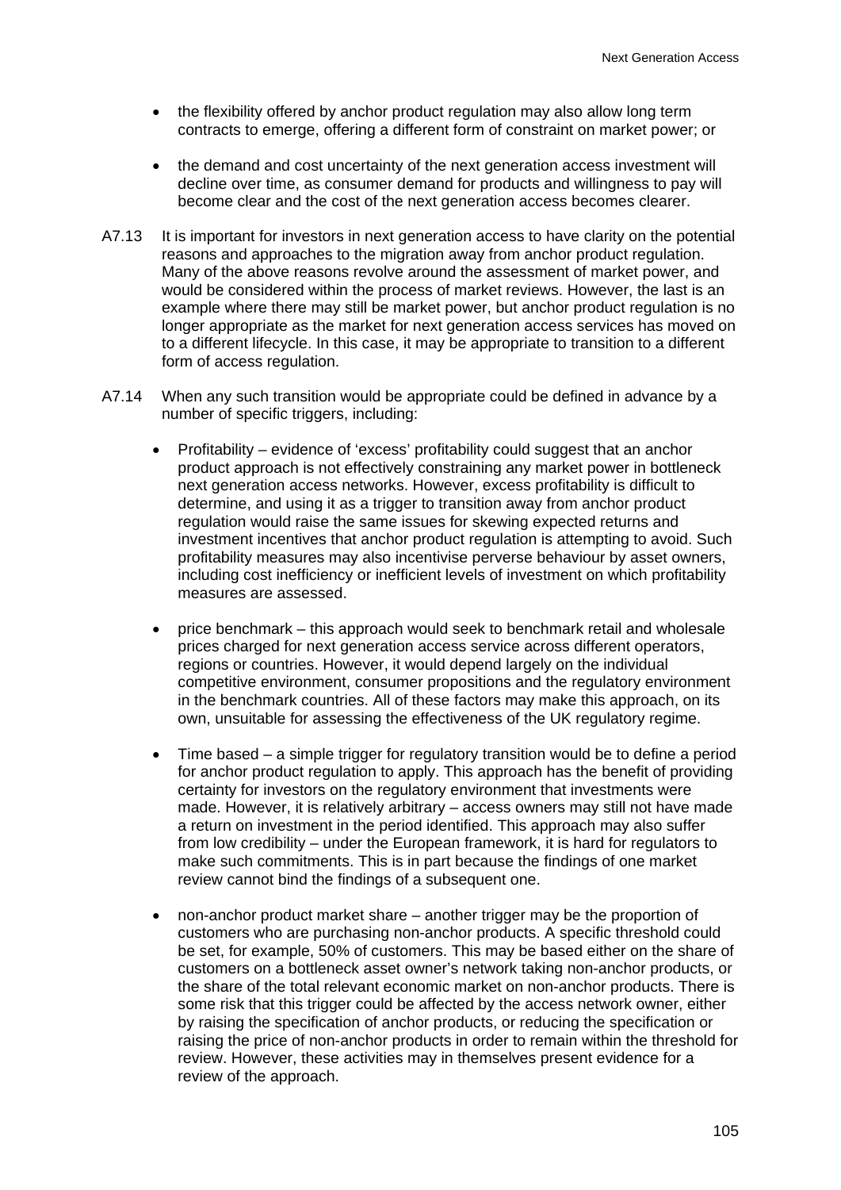- the flexibility offered by anchor product regulation may also allow long term contracts to emerge, offering a different form of constraint on market power; or

- the demand and cost uncertainty of the next generation access investment will decline over time, as consumer demand for products and willingness to pay will become clear and the cost of the next generation access becomes clearer.

A7.13 It is important for investors in next generation access to have clarity on the potential reasons and approaches to the migration away from anchor product regulation. Many of the above reasons revolve around the assessment of market power, and would be considered within the process of market reviews. However, the last is an example where there may still be market power, but anchor product regulation is no longer appropriate as the market for next generation access services has moved on to a different lifecycle. In this case, it may be appropriate to transition to a different form of access regulation.

A7.14 When any such transition would be appropriate could be defined in advance by a number of specific triggers, including:

- Profitability – evidence of 'excess' profitability could suggest that an anchor product approach is not effectively constraining any market power in bottleneck next generation access networks. However, excess profitability is difficult to determine, and using it as a trigger to transition away from anchor product regulation would raise the same issues for skewing expected returns and investment incentives that anchor product regulation is attempting to avoid. Such profitability measures may also incentivise perverse behaviour by asset owners, including cost inefficiency or inefficient levels of investment on which profitability measures are assessed.

- price benchmark – this approach would seek to benchmark retail and wholesale prices charged for next generation access service across different operators, regions or countries. However, it would depend largely on the individual competitive environment, consumer propositions and the regulatory environment in the benchmark countries. All of these factors may make this approach, on its own, unsuitable for assessing the effectiveness of the UK regulatory regime.

- Time based – a simple trigger for regulatory transition would be to define a period for anchor product regulation to apply. This approach has the benefit of providing certainty for investors on the regulatory environment that investments were made. However, it is relatively arbitrary – access owners may still not have made a return on investment in the period identified. This approach may also suffer from low credibility – under the European framework, it is hard for regulators to make such commitments. This is in part because the findings of one market review cannot bind the findings of a subsequent one.

- non-anchor product market share – another trigger may be the proportion of customers who are purchasing non-anchor products. A specific threshold could be set, for example, 50% of customers. This may be based either on the share of customers on a bottleneck asset owner's network taking non-anchor products, or the share of the total relevant economic market on non-anchor products. There is some risk that this trigger could be affected by the access network owner, either by raising the specification of anchor products, or reducing the specification or raising the price of non-anchor products in order to remain within the threshold for review. However, these activities may in themselves present evidence for a review of the approach.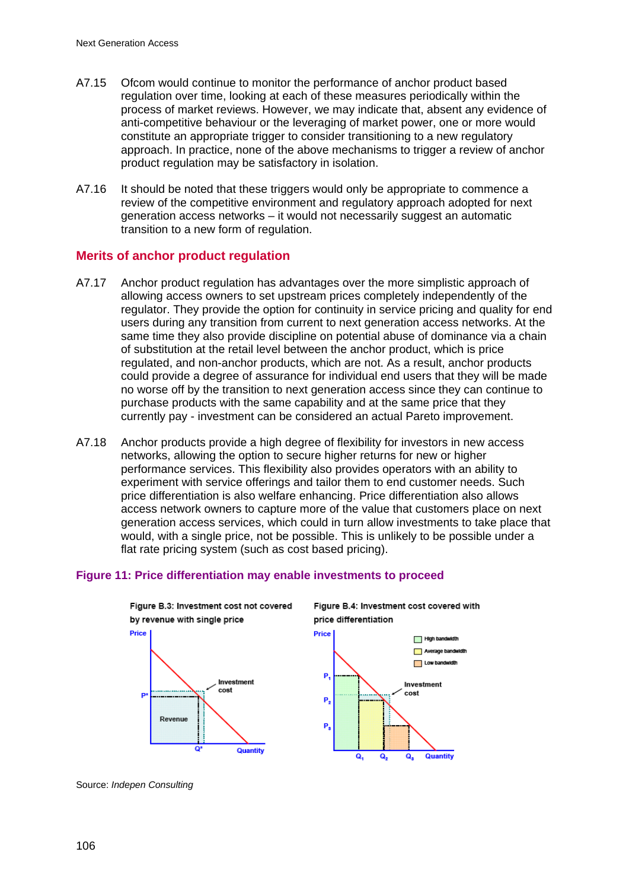A7.15 Ofcom would continue to monitor the performance of anchor product based regulation over time, looking at each of these measures periodically within the process of market reviews. However, we may indicate that, absent any evidence of anti-competitive behaviour or the leveraging of market power, one or more would constitute an appropriate trigger to consider transitioning to a new regulatory approach. In practice, none of the above mechanisms to trigger a review of anchor product regulation may be satisfactory in isolation.

A7.16 It should be noted that these triggers would only be appropriate to commence a review of the competitive environment and regulatory approach adopted for next generation access networks – it would not necessarily suggest an automatic transition to a new form of regulation.

## Merits of anchor product regulation

A7.17 Anchor product regulation has advantages over the more simplistic approach of allowing access owners to set upstream prices completely independently of the regulator. They provide the option for continuity in service pricing and quality for end users during any transition from current to next generation access networks. At the same time they also provide discipline on potential abuse of dominance via a chain of substitution at the retail level between the anchor product, which is price regulated, and non-anchor products, which are not. As a result, anchor products could provide a degree of assurance for individual end users that they will be made no worse off by the transition to next generation access since they can continue to purchase products with the same capability and at the same price that they currently pay - investment can be considered an actual Pareto improvement.

A7.18 Anchor products provide a high degree of flexibility for investors in new access networks, allowing the option to secure higher returns for new or higher performance services. This flexibility also provides operators with an ability to experiment with service offerings and tailor them to end customer needs. Such price differentiation is also welfare enhancing. Price differentiation also allows access network owners to capture more of the value that customers place on next generation access services, which could in turn allow investments to take place that would, with a single price, not be possible. This is unlikely to be possible under a flat rate pricing system (such as cost based pricing).

**Figure 11: Price differentiation may enable investments to proceed**

Figure B.3: Investment cost not covered by revenue with single price

Figure B.4: Investment cost covered with price differentiation

Source: *Indepen Consulting*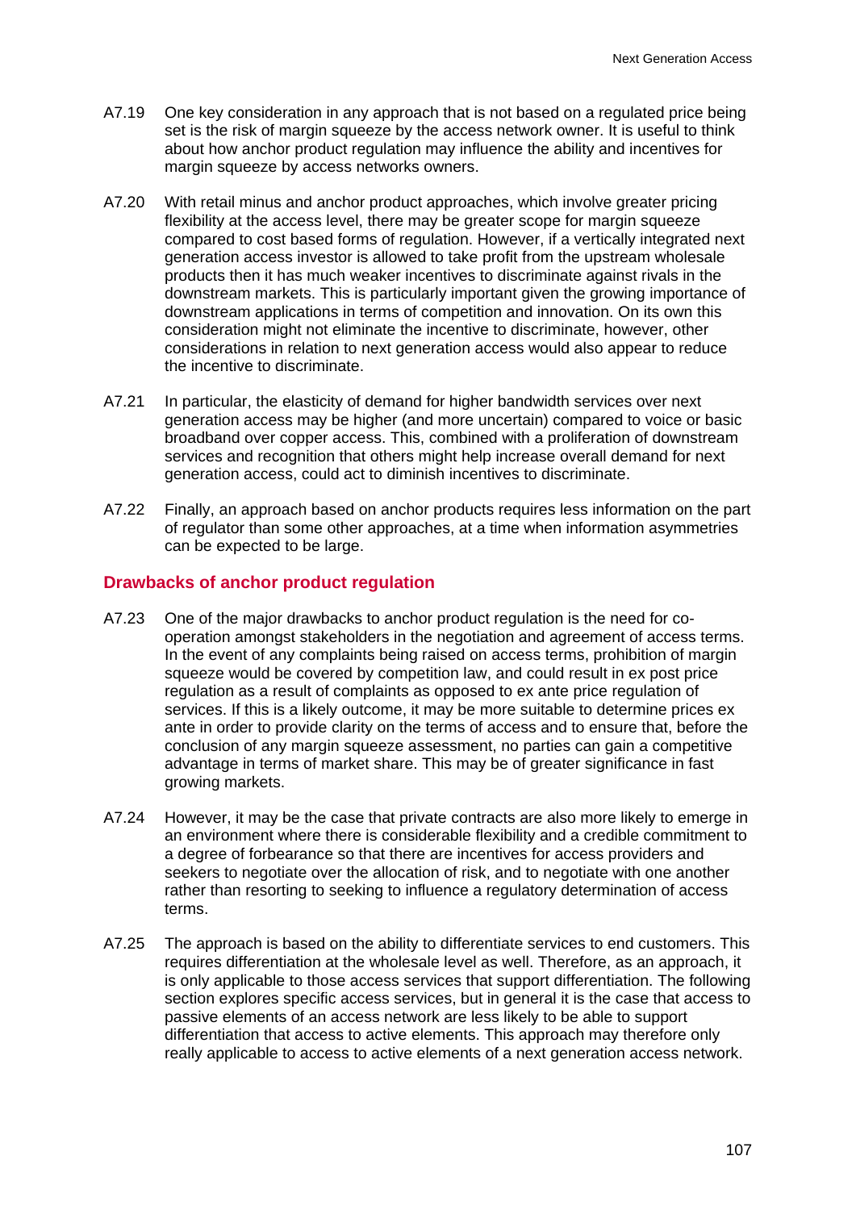A7.19 One key consideration in any approach that is not based on a regulated price being set is the risk of margin squeeze by the access network owner. It is useful to think about how anchor product regulation may influence the ability and incentives for margin squeeze by access networks owners.

A7.20 With retail minus and anchor product approaches, which involve greater pricing flexibility at the access level, there may be greater scope for margin squeeze compared to cost based forms of regulation. However, if a vertically integrated next generation access investor is allowed to take profit from the upstream wholesale products then it has much weaker incentives to discriminate against rivals in the downstream markets. This is particularly important given the growing importance of downstream applications in terms of competition and innovation. On its own this consideration might not eliminate the incentive to discriminate, however, other considerations in relation to next generation access would also appear to reduce the incentive to discriminate.

A7.21 In particular, the elasticity of demand for higher bandwidth services over next generation access may be higher (and more uncertain) compared to voice or basic broadband over copper access. This, combined with a proliferation of downstream services and recognition that others might help increase overall demand for next generation access, could act to diminish incentives to discriminate.

A7.22 Finally, an approach based on anchor products requires less information on the part of regulator than some other approaches, at a time when information asymmetries can be expected to be large.

## Drawbacks of anchor product regulation

A7.23 One of the major drawbacks to anchor product regulation is the need for co-operation amongst stakeholders in the negotiation and agreement of access terms. In the event of any complaints being raised on access terms, prohibition of margin squeeze would be covered by competition law, and could result in ex post price regulation as a result of complaints as opposed to ex ante price regulation of services. If this is a likely outcome, it may be more suitable to determine prices ex ante in order to provide clarity on the terms of access and to ensure that, before the conclusion of any margin squeeze assessment, no parties can gain a competitive advantage in terms of market share. This may be of greater significance in fast growing markets.

A7.24 However, it may be the case that private contracts are also more likely to emerge in an environment where there is considerable flexibility and a credible commitment to a degree of forbearance so that there are incentives for access providers and seekers to negotiate over the allocation of risk, and to negotiate with one another rather than resorting to seeking to influence a regulatory determination of access terms.

A7.25 The approach is based on the ability to differentiate services to end customers. This requires differentiation at the wholesale level as well. Therefore, as an approach, it is only applicable to those access services that support differentiation. The following section explores specific access services, but in general it is the case that access to passive elements of an access network are less likely to be able to support differentiation that access to active elements. This approach may therefore only really applicable to access to active elements of a next generation access network.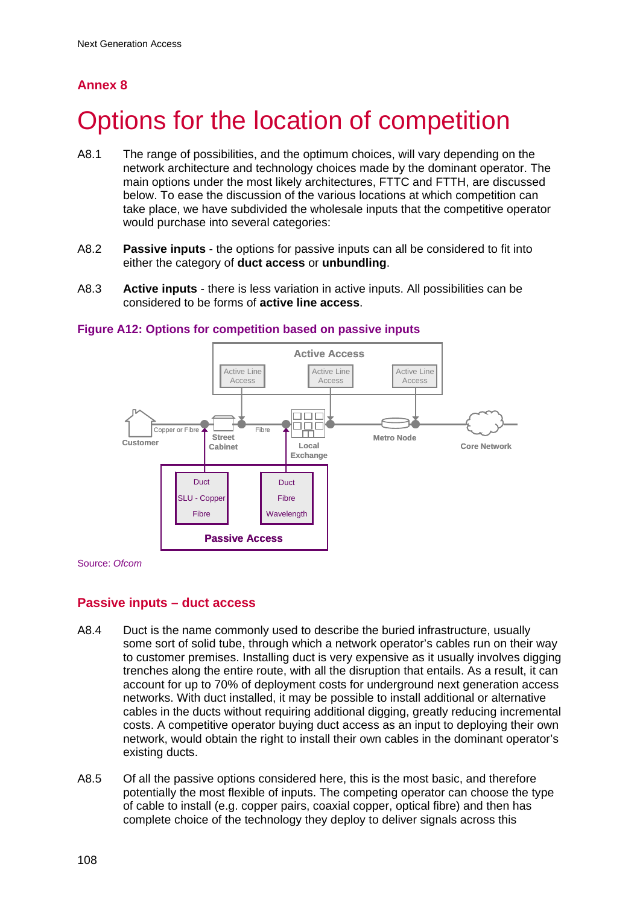## Annex 8

# Options for the location of competition

A8.1 The range of possibilities, and the optimum choices, will vary depending on the network architecture and technology choices made by the dominant operator. The main options under the most likely architectures, FTTC and FTTH, are discussed below. To ease the discussion of the various locations at which competition can take place, we have subdivided the wholesale inputs that the competitive operator would purchase into several categories:

A8.2 **Passive inputs** - the options for passive inputs can all be considered to fit into either the category of **duct access** or **unbundling**.

A8.3 **Active inputs** - there is less variation in active inputs. All possibilities can be considered to be forms of **active line access**.

**Figure A12: Options for competition based on passive inputs**

Active Access

Active Line Access | Active Line Access | Active Line Access

Customer — Copper or Fibre — Street Cabinet — Fibre — Local Exchange — Metro Node — Core Network

Duct / SLU - Copper / Fibre | Duct / Fibre / Wavelength

Passive Access

Source: *Ofcom*

## Passive inputs – duct access

A8.4 Duct is the name commonly used to describe the buried infrastructure, usually some sort of solid tube, through which a network operator's cables run on their way to customer premises. Installing duct is very expensive as it usually involves digging trenches along the entire route, with all the disruption that entails. As a result, it can account for up to 70% of deployment costs for underground next generation access networks. With duct installed, it may be possible to install additional or alternative cables in the ducts without requiring additional digging, greatly reducing incremental costs. A competitive operator buying duct access as an input to deploying their own network, would obtain the right to install their own cables in the dominant operator's existing ducts.

A8.5 Of all the passive options considered here, this is the most basic, and therefore potentially the most flexible of inputs. The competing operator can choose the type of cable to install (e.g. copper pairs, coaxial copper, optical fibre) and then has complete choice of the technology they deploy to deliver signals across this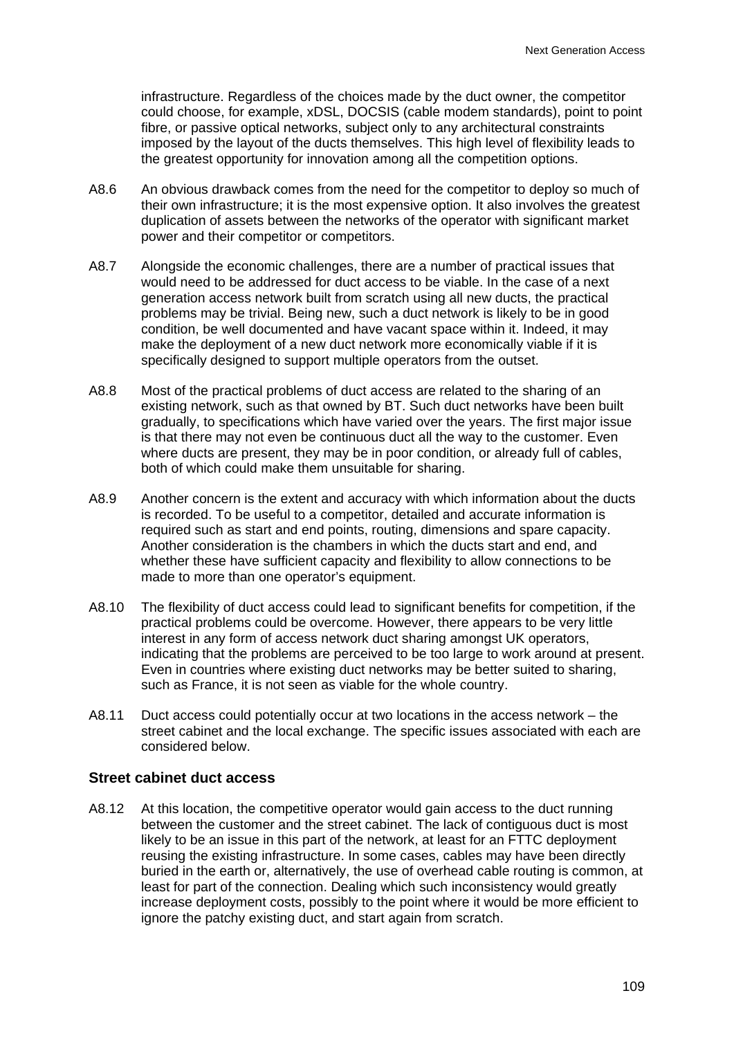infrastructure. Regardless of the choices made by the duct owner, the competitor could choose, for example, xDSL, DOCSIS (cable modem standards), point to point fibre, or passive optical networks, subject only to any architectural constraints imposed by the layout of the ducts themselves. This high level of flexibility leads to the greatest opportunity for innovation among all the competition options.

A8.6 An obvious drawback comes from the need for the competitor to deploy so much of their own infrastructure; it is the most expensive option. It also involves the greatest duplication of assets between the networks of the operator with significant market power and their competitor or competitors.

A8.7 Alongside the economic challenges, there are a number of practical issues that would need to be addressed for duct access to be viable. In the case of a next generation access network built from scratch using all new ducts, the practical problems may be trivial. Being new, such a duct network is likely to be in good condition, be well documented and have vacant space within it. Indeed, it may make the deployment of a new duct network more economically viable if it is specifically designed to support multiple operators from the outset.

A8.8 Most of the practical problems of duct access are related to the sharing of an existing network, such as that owned by BT. Such duct networks have been built gradually, to specifications which have varied over the years. The first major issue is that there may not even be continuous duct all the way to the customer. Even where ducts are present, they may be in poor condition, or already full of cables, both of which could make them unsuitable for sharing.

A8.9 Another concern is the extent and accuracy with which information about the ducts is recorded. To be useful to a competitor, detailed and accurate information is required such as start and end points, routing, dimensions and spare capacity. Another consideration is the chambers in which the ducts start and end, and whether these have sufficient capacity and flexibility to allow connections to be made to more than one operator's equipment.

A8.10 The flexibility of duct access could lead to significant benefits for competition, if the practical problems could be overcome. However, there appears to be very little interest in any form of access network duct sharing amongst UK operators, indicating that the problems are perceived to be too large to work around at present. Even in countries where existing duct networks may be better suited to sharing, such as France, it is not seen as viable for the whole country.

A8.11 Duct access could potentially occur at two locations in the access network – the street cabinet and the local exchange. The specific issues associated with each are considered below.

### Street cabinet duct access

A8.12 At this location, the competitive operator would gain access to the duct running between the customer and the street cabinet. The lack of contiguous duct is most likely to be an issue in this part of the network, at least for an FTTC deployment reusing the existing infrastructure. In some cases, cables may have been directly buried in the earth or, alternatively, the use of overhead cable routing is common, at least for part of the connection. Dealing which such inconsistency would greatly increase deployment costs, possibly to the point where it would be more efficient to ignore the patchy existing duct, and start again from scratch.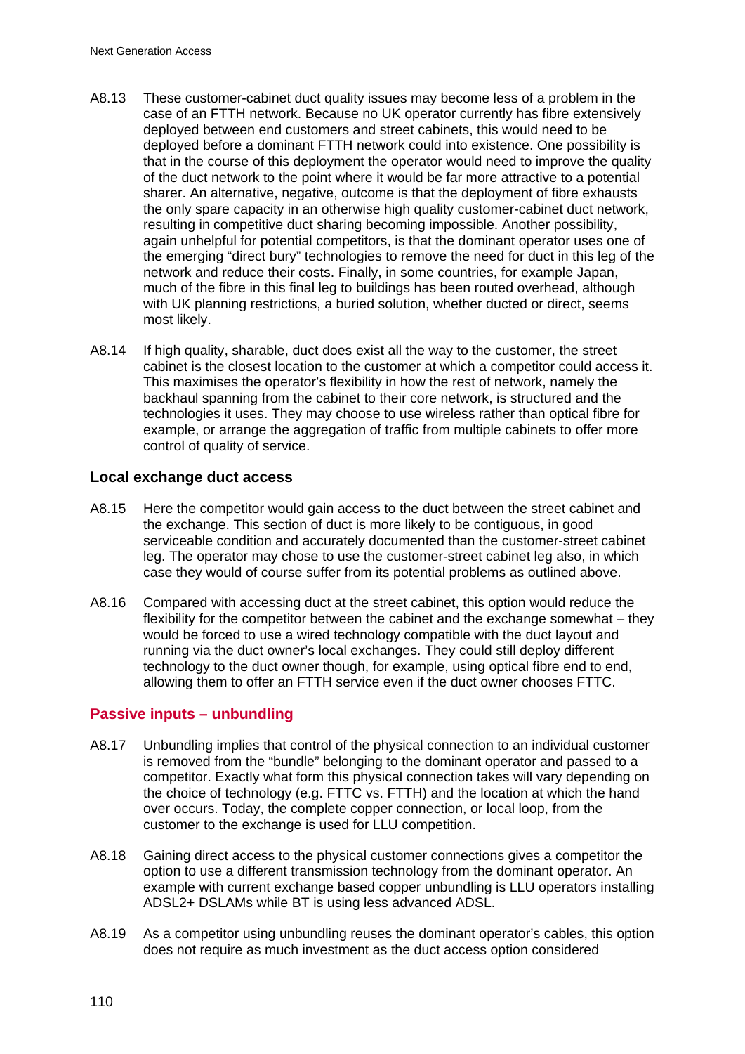A8.13 These customer-cabinet duct quality issues may become less of a problem in the case of an FTTH network. Because no UK operator currently has fibre extensively deployed between end customers and street cabinets, this would need to be deployed before a dominant FTTH network could into existence. One possibility is that in the course of this deployment the operator would need to improve the quality of the duct network to the point where it would be far more attractive to a potential sharer. An alternative, negative, outcome is that the deployment of fibre exhausts the only spare capacity in an otherwise high quality customer-cabinet duct network, resulting in competitive duct sharing becoming impossible. Another possibility, again unhelpful for potential competitors, is that the dominant operator uses one of the emerging "direct bury" technologies to remove the need for duct in this leg of the network and reduce their costs. Finally, in some countries, for example Japan, much of the fibre in this final leg to buildings has been routed overhead, although with UK planning restrictions, a buried solution, whether ducted or direct, seems most likely.

A8.14 If high quality, sharable, duct does exist all the way to the customer, the street cabinet is the closest location to the customer at which a competitor could access it. This maximises the operator's flexibility in how the rest of network, namely the backhaul spanning from the cabinet to their core network, is structured and the technologies it uses. They may choose to use wireless rather than optical fibre for example, or arrange the aggregation of traffic from multiple cabinets to offer more control of quality of service.

### Local exchange duct access

A8.15 Here the competitor would gain access to the duct between the street cabinet and the exchange. This section of duct is more likely to be contiguous, in good serviceable condition and accurately documented than the customer-street cabinet leg. The operator may chose to use the customer-street cabinet leg also, in which case they would of course suffer from its potential problems as outlined above.

A8.16 Compared with accessing duct at the street cabinet, this option would reduce the flexibility for the competitor between the cabinet and the exchange somewhat – they would be forced to use a wired technology compatible with the duct layout and running via the duct owner's local exchanges. They could still deploy different technology to the duct owner though, for example, using optical fibre end to end, allowing them to offer an FTTH service even if the duct owner chooses FTTC.

## Passive inputs – unbundling

A8.17 Unbundling implies that control of the physical connection to an individual customer is removed from the "bundle" belonging to the dominant operator and passed to a competitor. Exactly what form this physical connection takes will vary depending on the choice of technology (e.g. FTTC vs. FTTH) and the location at which the hand over occurs. Today, the complete copper connection, or local loop, from the customer to the exchange is used for LLU competition.

A8.18 Gaining direct access to the physical customer connections gives a competitor the option to use a different transmission technology from the dominant operator. An example with current exchange based copper unbundling is LLU operators installing ADSL2+ DSLAMs while BT is using less advanced ADSL.

A8.19 As a competitor using unbundling reuses the dominant operator's cables, this option does not require as much investment as the duct access option considered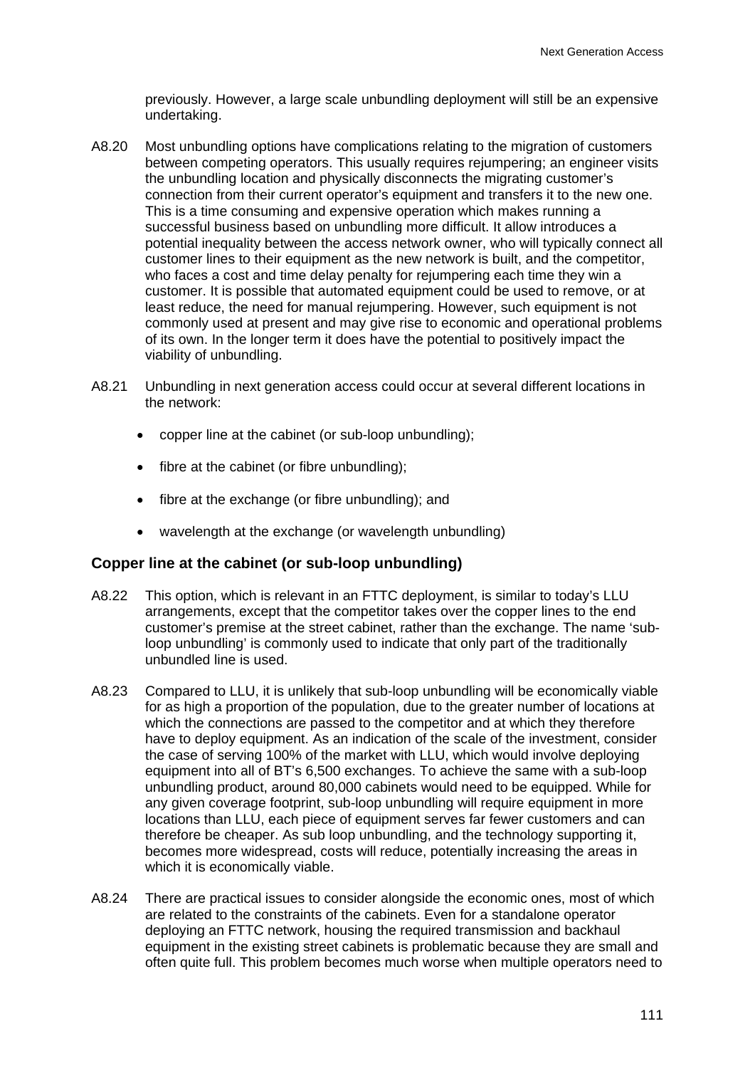previously. However, a large scale unbundling deployment will still be an expensive undertaking.

A8.20 Most unbundling options have complications relating to the migration of customers between competing operators. This usually requires rejumpering; an engineer visits the unbundling location and physically disconnects the migrating customer's connection from their current operator's equipment and transfers it to the new one. This is a time consuming and expensive operation which makes running a successful business based on unbundling more difficult. It allow introduces a potential inequality between the access network owner, who will typically connect all customer lines to their equipment as the new network is built, and the competitor, who faces a cost and time delay penalty for rejumpering each time they win a customer. It is possible that automated equipment could be used to remove, or at least reduce, the need for manual rejumpering. However, such equipment is not commonly used at present and may give rise to economic and operational problems of its own. In the longer term it does have the potential to positively impact the viability of unbundling.

A8.21 Unbundling in next generation access could occur at several different locations in the network:

- copper line at the cabinet (or sub-loop unbundling);
- fibre at the cabinet (or fibre unbundling);
- fibre at the exchange (or fibre unbundling); and
- wavelength at the exchange (or wavelength unbundling)

### Copper line at the cabinet (or sub-loop unbundling)

A8.22 This option, which is relevant in an FTTC deployment, is similar to today's LLU arrangements, except that the competitor takes over the copper lines to the end customer's premise at the street cabinet, rather than the exchange. The name 'sub-loop unbundling' is commonly used to indicate that only part of the traditionally unbundled line is used.

A8.23 Compared to LLU, it is unlikely that sub-loop unbundling will be economically viable for as high a proportion of the population, due to the greater number of locations at which the connections are passed to the competitor and at which they therefore have to deploy equipment. As an indication of the scale of the investment, consider the case of serving 100% of the market with LLU, which would involve deploying equipment into all of BT's 6,500 exchanges. To achieve the same with a sub-loop unbundling product, around 80,000 cabinets would need to be equipped. While for any given coverage footprint, sub-loop unbundling will require equipment in more locations than LLU, each piece of equipment serves far fewer customers and can therefore be cheaper. As sub loop unbundling, and the technology supporting it, becomes more widespread, costs will reduce, potentially increasing the areas in which it is economically viable.

A8.24 There are practical issues to consider alongside the economic ones, most of which are related to the constraints of the cabinets. Even for a standalone operator deploying an FTTC network, housing the required transmission and backhaul equipment in the existing street cabinets is problematic because they are small and often quite full. This problem becomes much worse when multiple operators need to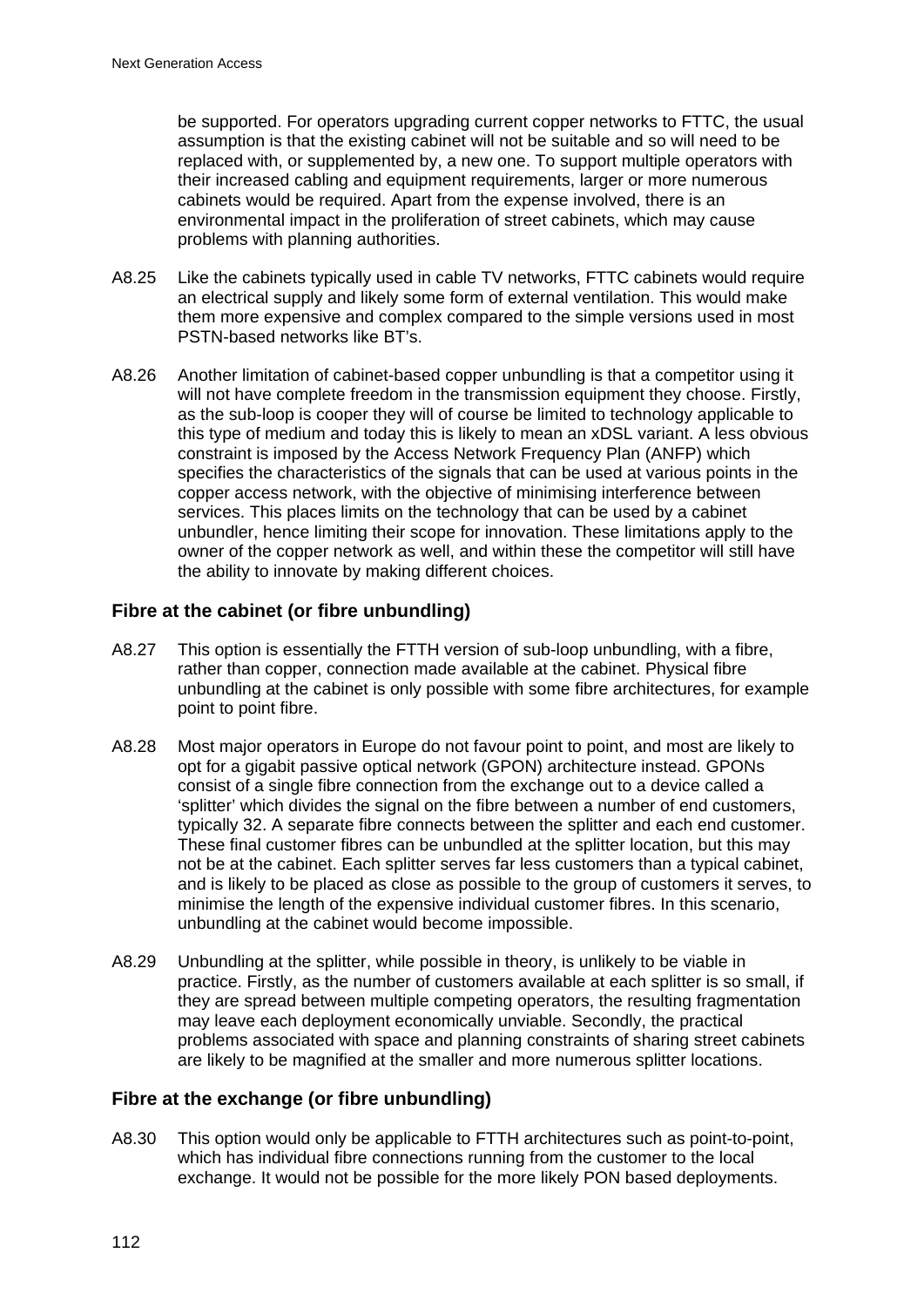be supported. For operators upgrading current copper networks to FTTC, the usual assumption is that the existing cabinet will not be suitable and so will need to be replaced with, or supplemented by, a new one. To support multiple operators with their increased cabling and equipment requirements, larger or more numerous cabinets would be required. Apart from the expense involved, there is an environmental impact in the proliferation of street cabinets, which may cause problems with planning authorities.

A8.25 Like the cabinets typically used in cable TV networks, FTTC cabinets would require an electrical supply and likely some form of external ventilation. This would make them more expensive and complex compared to the simple versions used in most PSTN-based networks like BT's.

A8.26 Another limitation of cabinet-based copper unbundling is that a competitor using it will not have complete freedom in the transmission equipment they choose. Firstly, as the sub-loop is cooper they will of course be limited to technology applicable to this type of medium and today this is likely to mean an xDSL variant. A less obvious constraint is imposed by the Access Network Frequency Plan (ANFP) which specifies the characteristics of the signals that can be used at various points in the copper access network, with the objective of minimising interference between services. This places limits on the technology that can be used by a cabinet unbundler, hence limiting their scope for innovation. These limitations apply to the owner of the copper network as well, and within these the competitor will still have the ability to innovate by making different choices.

### Fibre at the cabinet (or fibre unbundling)

A8.27 This option is essentially the FTTH version of sub-loop unbundling, with a fibre, rather than copper, connection made available at the cabinet. Physical fibre unbundling at the cabinet is only possible with some fibre architectures, for example point to point fibre.

A8.28 Most major operators in Europe do not favour point to point, and most are likely to opt for a gigabit passive optical network (GPON) architecture instead. GPONs consist of a single fibre connection from the exchange out to a device called a 'splitter' which divides the signal on the fibre between a number of end customers, typically 32. A separate fibre connects between the splitter and each end customer. These final customer fibres can be unbundled at the splitter location, but this may not be at the cabinet. Each splitter serves far less customers than a typical cabinet, and is likely to be placed as close as possible to the group of customers it serves, to minimise the length of the expensive individual customer fibres. In this scenario, unbundling at the cabinet would become impossible.

A8.29 Unbundling at the splitter, while possible in theory, is unlikely to be viable in practice. Firstly, as the number of customers available at each splitter is so small, if they are spread between multiple competing operators, the resulting fragmentation may leave each deployment economically unviable. Secondly, the practical problems associated with space and planning constraints of sharing street cabinets are likely to be magnified at the smaller and more numerous splitter locations.

### Fibre at the exchange (or fibre unbundling)

A8.30 This option would only be applicable to FTTH architectures such as point-to-point, which has individual fibre connections running from the customer to the local exchange. It would not be possible for the more likely PON based deployments.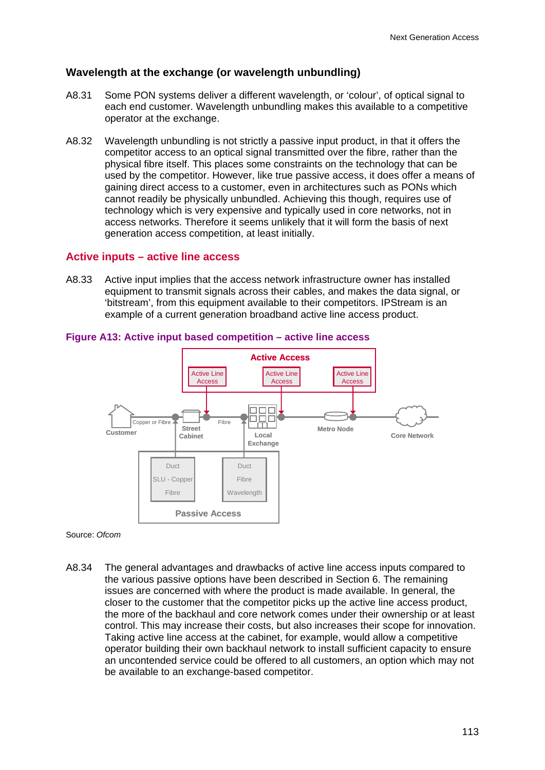### Wavelength at the exchange (or wavelength unbundling)

A8.31 Some PON systems deliver a different wavelength, or 'colour', of optical signal to each end customer. Wavelength unbundling makes this available to a competitive operator at the exchange.

A8.32 Wavelength unbundling is not strictly a passive input product, in that it offers the competitor access to an optical signal transmitted over the fibre, rather than the physical fibre itself. This places some constraints on the technology that can be used by the competitor. However, like true passive access, it does offer a means of gaining direct access to a customer, even in architectures such as PONs which cannot readily be physically unbundled. Achieving this though, requires use of technology which is very expensive and typically used in core networks, not in access networks. Therefore it seems unlikely that it will form the basis of next generation access competition, at least initially.

## Active inputs – active line access

A8.33 Active input implies that the access network infrastructure owner has installed equipment to transmit signals across their cables, and makes the data signal, or 'bitstream', from this equipment available to their competitors. IPStream is an example of a current generation broadband active line access product.

**Figure A13: Active input based competition – active line access**

Source: *Ofcom*

A8.34 The general advantages and drawbacks of active line access inputs compared to the various passive options have been described in Section 6. The remaining issues are concerned with where the product is made available. In general, the closer to the customer that the competitor picks up the active line access product, the more of the backhaul and core network comes under their ownership or at least control. This may increase their costs, but also increases their scope for innovation. Taking active line access at the cabinet, for example, would allow a competitive operator building their own backhaul network to install sufficient capacity to ensure an uncontended service could be offered to all customers, an option which may not be available to an exchange-based competitor.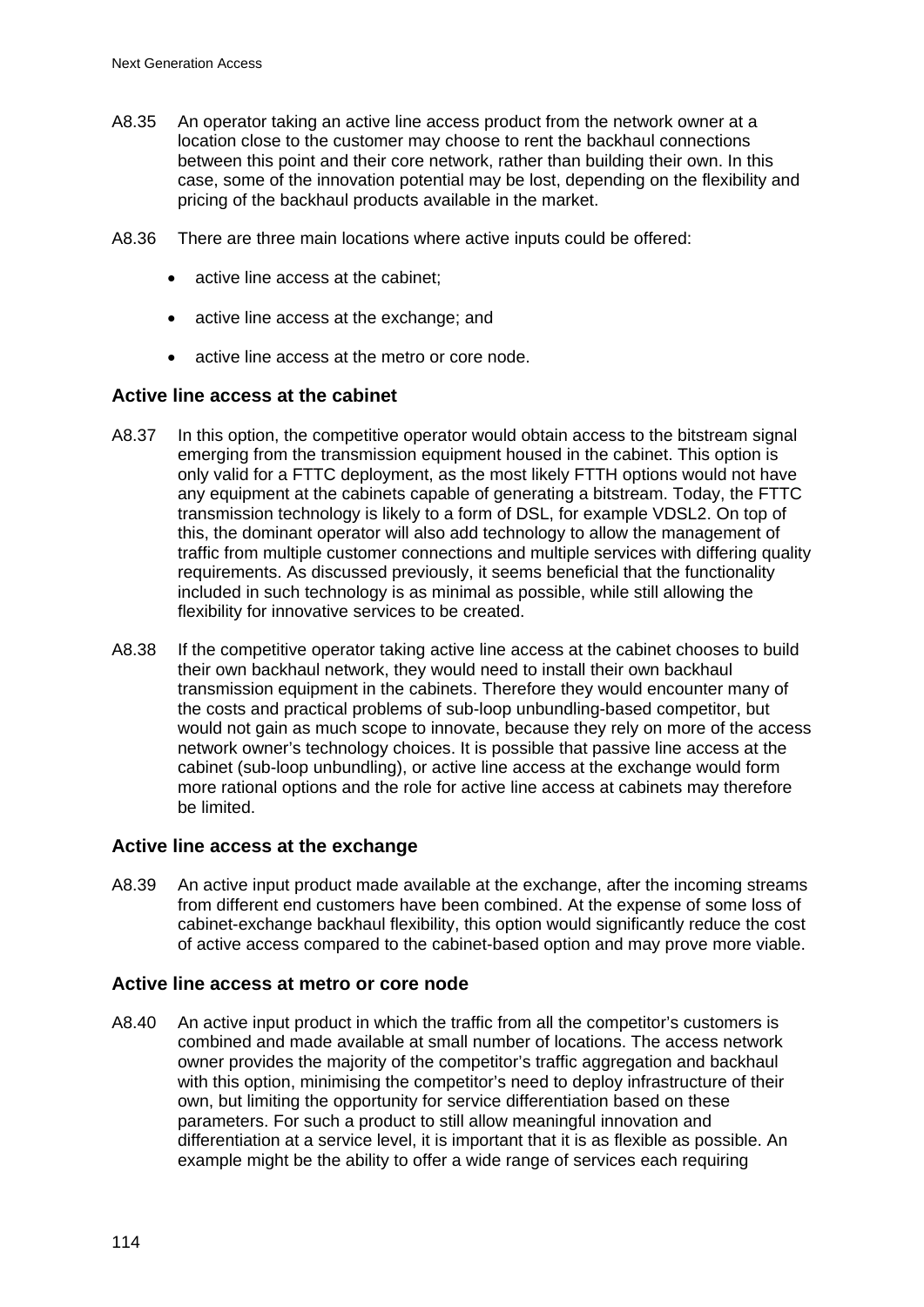A8.35 An operator taking an active line access product from the network owner at a location close to the customer may choose to rent the backhaul connections between this point and their core network, rather than building their own. In this case, some of the innovation potential may be lost, depending on the flexibility and pricing of the backhaul products available in the market.

A8.36 There are three main locations where active inputs could be offered:

- active line access at the cabinet;
- active line access at the exchange; and
- active line access at the metro or core node.

### Active line access at the cabinet

A8.37 In this option, the competitive operator would obtain access to the bitstream signal emerging from the transmission equipment housed in the cabinet. This option is only valid for a FTTC deployment, as the most likely FTTH options would not have any equipment at the cabinets capable of generating a bitstream. Today, the FTTC transmission technology is likely to a form of DSL, for example VDSL2. On top of this, the dominant operator will also add technology to allow the management of traffic from multiple customer connections and multiple services with differing quality requirements. As discussed previously, it seems beneficial that the functionality included in such technology is as minimal as possible, while still allowing the flexibility for innovative services to be created.

A8.38 If the competitive operator taking active line access at the cabinet chooses to build their own backhaul network, they would need to install their own backhaul transmission equipment in the cabinets. Therefore they would encounter many of the costs and practical problems of sub-loop unbundling-based competitor, but would not gain as much scope to innovate, because they rely on more of the access network owner's technology choices. It is possible that passive line access at the cabinet (sub-loop unbundling), or active line access at the exchange would form more rational options and the role for active line access at cabinets may therefore be limited.

### Active line access at the exchange

A8.39 An active input product made available at the exchange, after the incoming streams from different end customers have been combined. At the expense of some loss of cabinet-exchange backhaul flexibility, this option would significantly reduce the cost of active access compared to the cabinet-based option and may prove more viable.

### Active line access at metro or core node

A8.40 An active input product in which the traffic from all the competitor's customers is combined and made available at small number of locations. The access network owner provides the majority of the competitor's traffic aggregation and backhaul with this option, minimising the competitor's need to deploy infrastructure of their own, but limiting the opportunity for service differentiation based on these parameters. For such a product to still allow meaningful innovation and differentiation at a service level, it is important that it is as flexible as possible. An example might be the ability to offer a wide range of services each requiring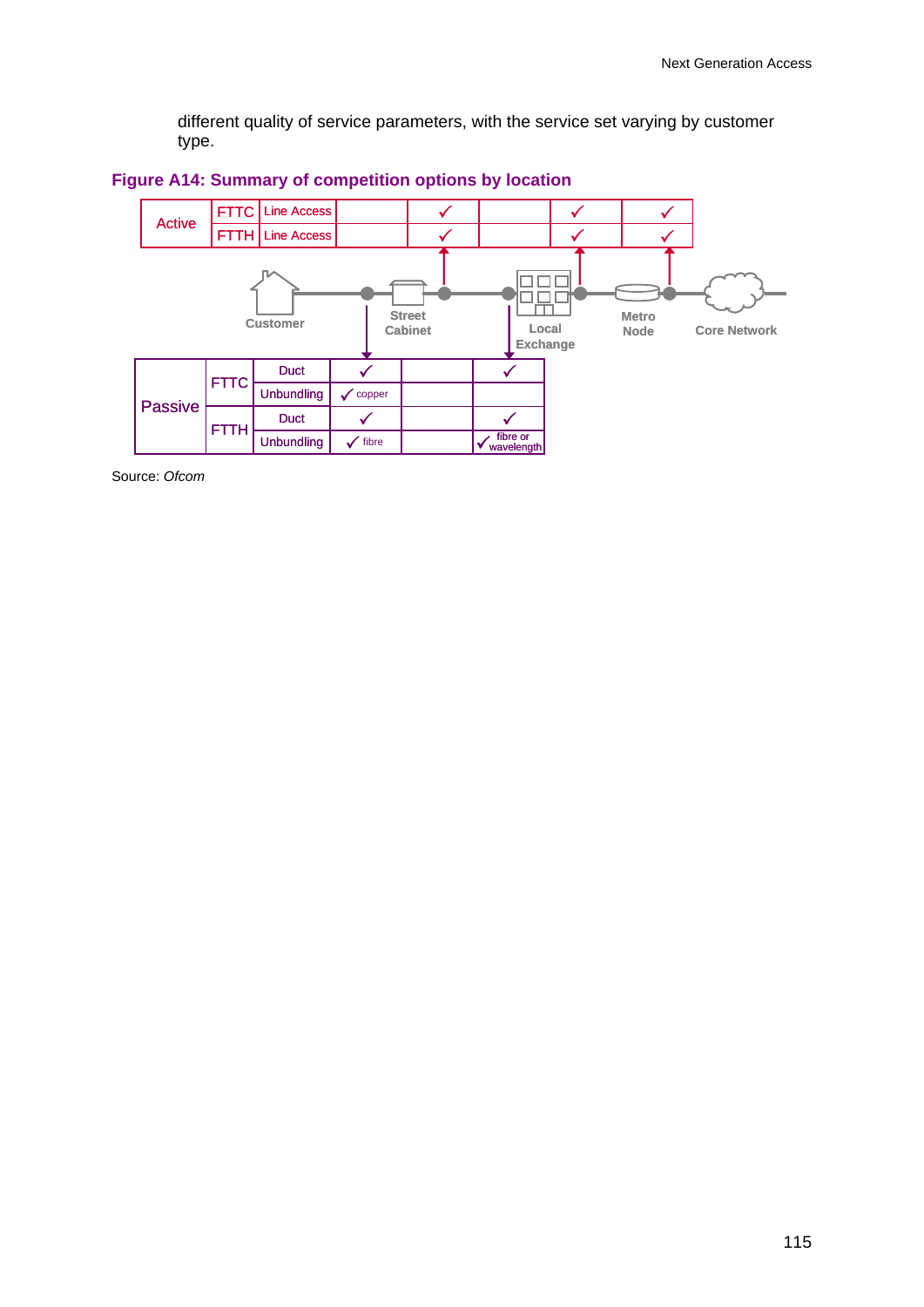different quality of service parameters, with the service set varying by customer type.

**Figure A14: Summary of competition options by location**

| | | | | | | | |
|---|---|---|---|---|---|---|---|
| Active | FTTC | Line Access | | ✓ | | ✓ | ✓ |
| | FTTH | Line Access | | ✓ | | ✓ | ✓ |

Customer

Street Cabinet

Local Exchange

Metro Node

Core Network

| | | | | | |
|---|---|---|---|---|---|
| Passive | FTTC | Duct | ✓ | | ✓ |
| | | Unbundling | ✓ copper | | |
| | FTTH | Duct | ✓ | | ✓ |
| | | Unbundling | ✓ fibre | | ✓ fibre or wavelength |

Source: *Ofcom*